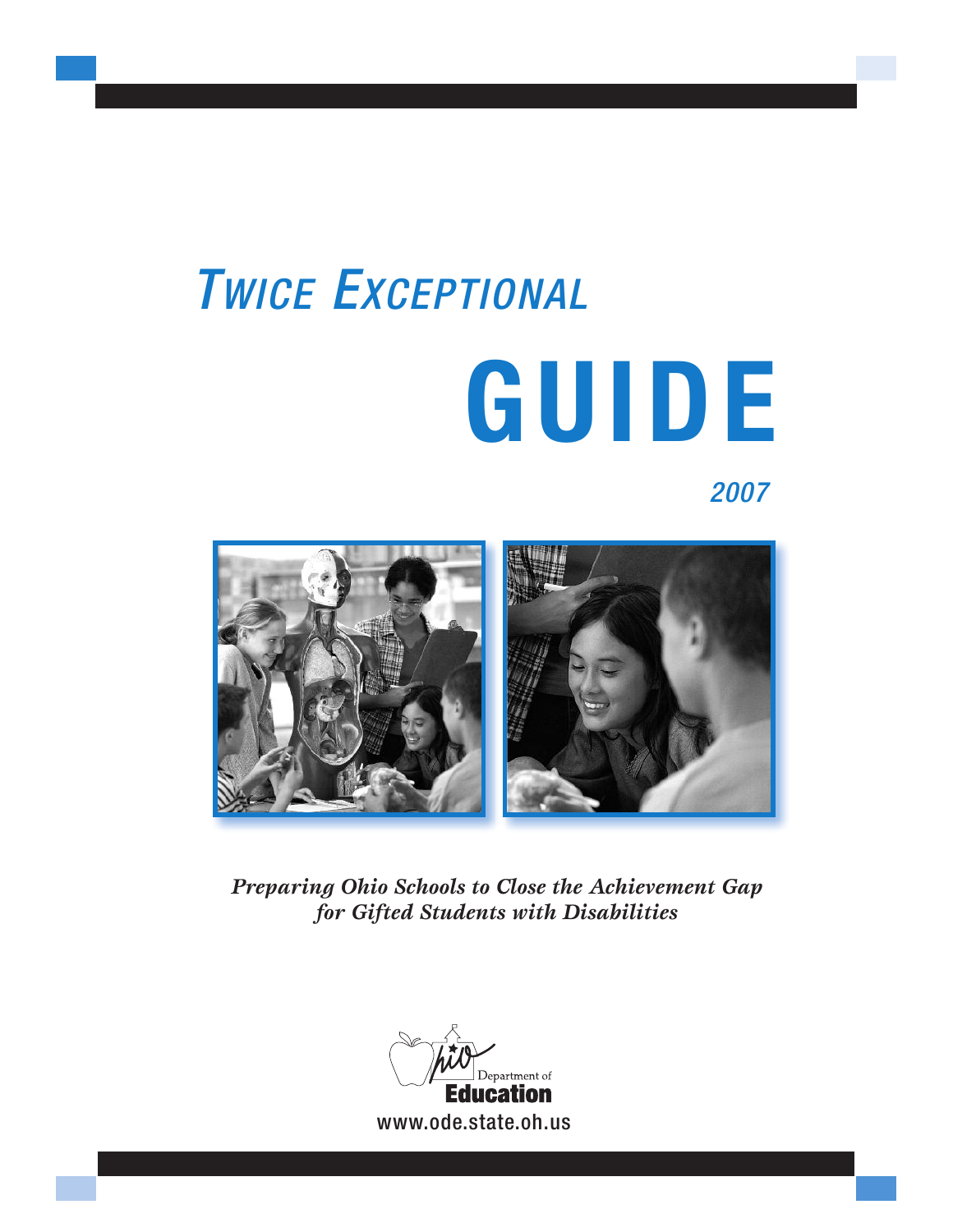# *TWICE EXCEPTIONAL*

# GUIDE

*2007*

***Preparing Ohio Schools to Close the Achievement Gap for Gifted Students with Disabilities***

Ohio Department of Education

www.ode.state.oh.us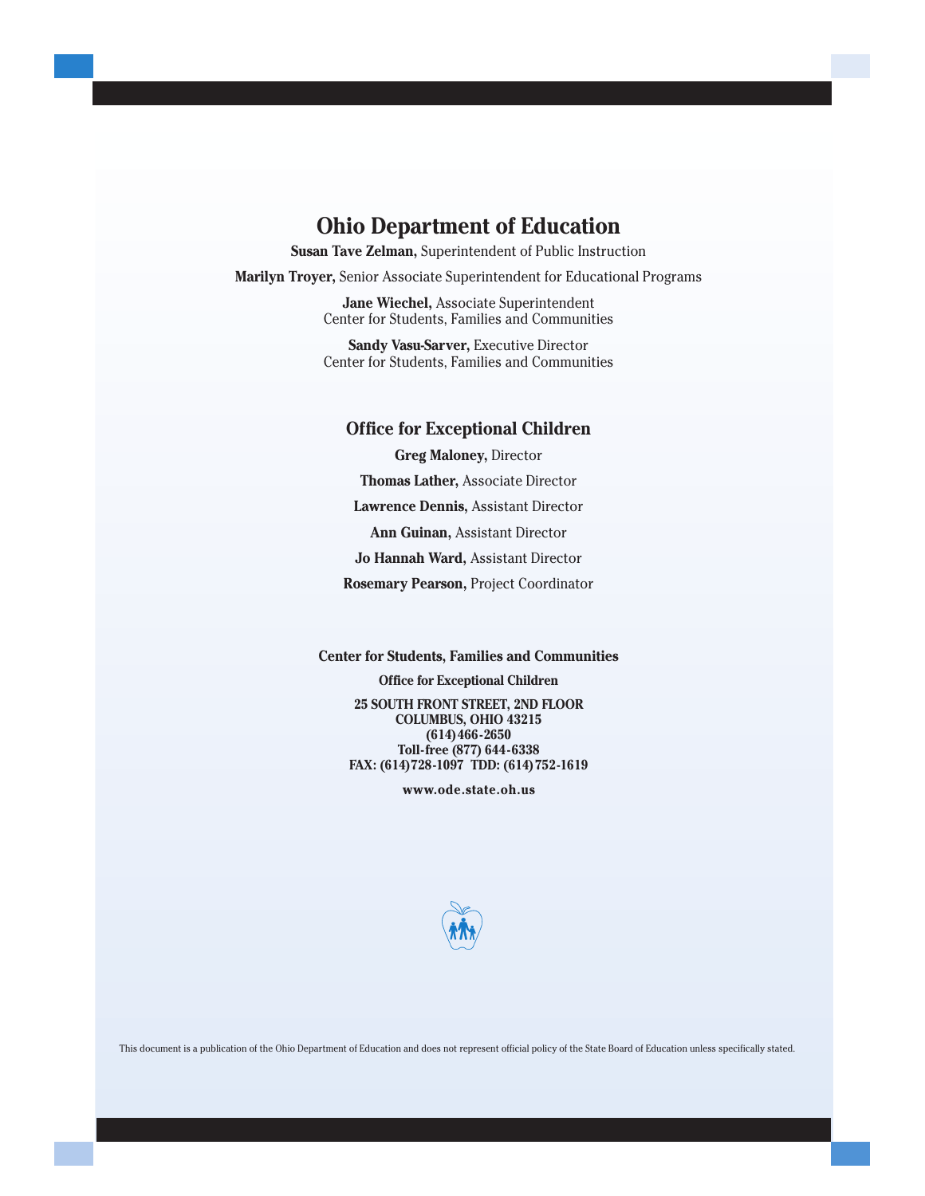# Ohio Department of Education

**Susan Tave Zelman,** Superintendent of Public Instruction

**Marilyn Troyer,** Senior Associate Superintendent for Educational Programs

**Jane Wiechel,** Associate Superintendent
Center for Students, Families and Communities

**Sandy Vasu-Sarver,** Executive Director
Center for Students, Families and Communities

## Office for Exceptional Children

**Greg Maloney,** Director

**Thomas Lather,** Associate Director

**Lawrence Dennis,** Assistant Director

**Ann Guinan,** Assistant Director

**Jo Hannah Ward,** Assistant Director

**Rosemary Pearson,** Project Coordinator

**Center for Students, Families and Communities**

**Office for Exceptional Children**

**25 SOUTH FRONT STREET, 2ND FLOOR**
**COLUMBUS, OHIO 43215**
**(614) 466-2650**
**Toll-free (877) 644-6338**
**FAX: (614) 728-1097 TDD: (614) 752-1619**

**www.ode.state.oh.us**

This document is a publication of the Ohio Department of Education and does not represent official policy of the State Board of Education unless specifically stated.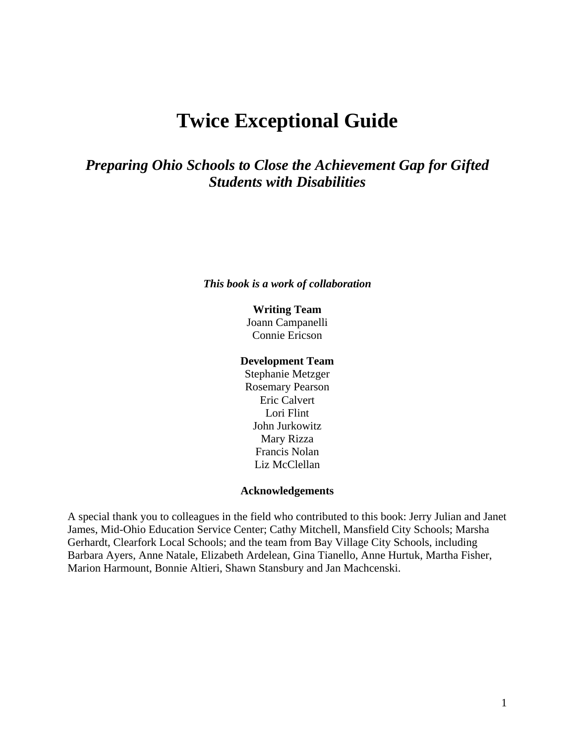# Twice Exceptional Guide

## *Preparing Ohio Schools to Close the Achievement Gap for Gifted Students with Disabilities*

***This book is a work of collaboration***

**Writing Team**
Joann Campanelli
Connie Ericson

**Development Team**
Stephanie Metzger
Rosemary Pearson
Eric Calvert
Lori Flint
John Jurkowitz
Mary Rizza
Francis Nolan
Liz McClellan

**Acknowledgements**

A special thank you to colleagues in the field who contributed to this book: Jerry Julian and Janet James, Mid-Ohio Education Service Center; Cathy Mitchell, Mansfield City Schools; Marsha Gerhardt, Clearfork Local Schools; and the team from Bay Village City Schools, including Barbara Ayers, Anne Natale, Elizabeth Ardelean, Gina Tianello, Anne Hurtuk, Martha Fisher, Marion Harmount, Bonnie Altieri, Shawn Stansbury and Jan Machcenski.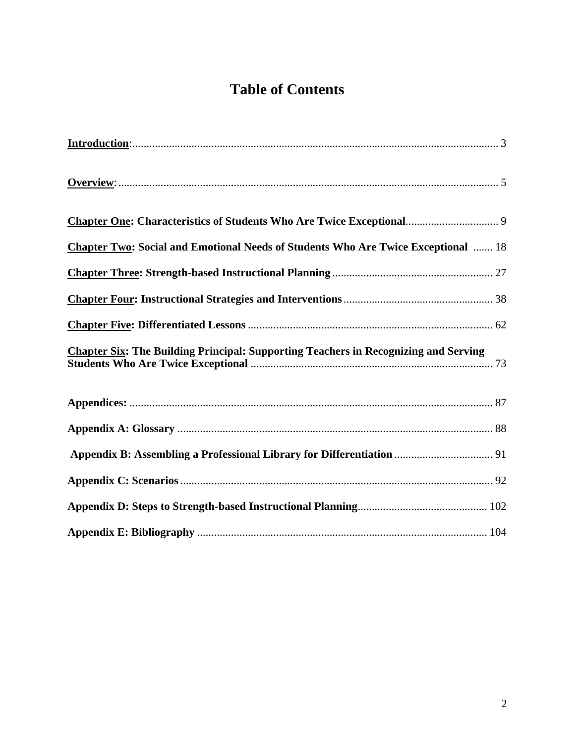# Table of Contents

**Introduction**: ........................................................................................................................ 3

**Overview**: .............................................................................................................................. 5

**Chapter One: Characteristics of Students Who Are Twice Exceptional** ................................. 9

**Chapter Two: Social and Emotional Needs of Students Who Are Twice Exceptional** ....... 18

**Chapter Three: Strength-based Instructional Planning** ......................................................... 27

**Chapter Four: Instructional Strategies and Interventions** ..................................................... 38

**Chapter Five: Differentiated Lessons** ...................................................................................... 62

**Chapter Six: The Building Principal: Supporting Teachers in Recognizing and Serving Students Who Are Twice Exceptional** ..................................................................................... 73

**Appendices:** ................................................................................................................................ 87

**Appendix A: Glossary** ................................................................................................................ 88

**Appendix B: Assembling a Professional Library for Differentiation** ................................... 91

**Appendix C: Scenarios** ............................................................................................................... 92

**Appendix D: Steps to Strength-based Instructional Planning** .............................................. 102

**Appendix E: Bibliography** ....................................................................................................... 104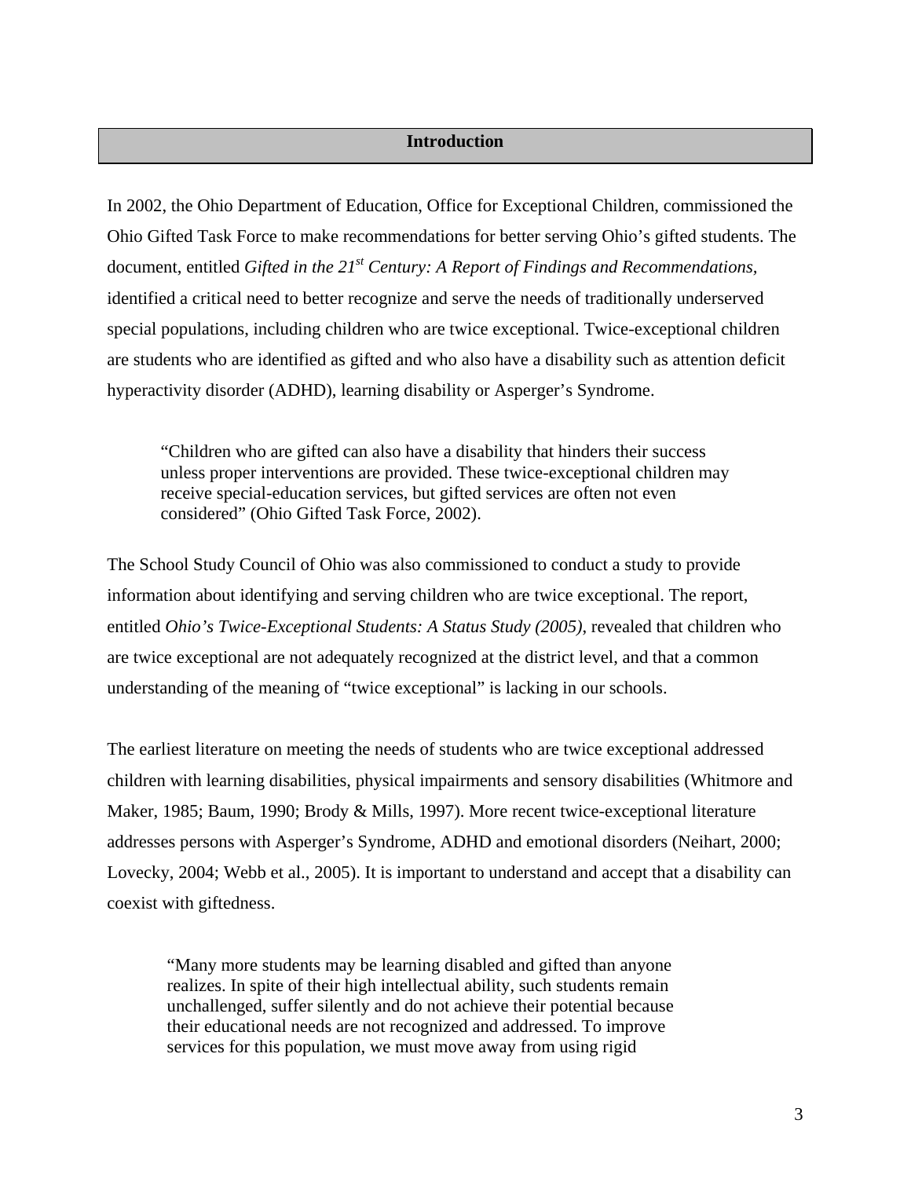## Introduction

In 2002, the Ohio Department of Education, Office for Exceptional Children, commissioned the Ohio Gifted Task Force to make recommendations for better serving Ohio's gifted students. The document, entitled *Gifted in the 21st Century: A Report of Findings and Recommendations,* identified a critical need to better recognize and serve the needs of traditionally underserved special populations, including children who are twice exceptional. Twice-exceptional children are students who are identified as gifted and who also have a disability such as attention deficit hyperactivity disorder (ADHD), learning disability or Asperger's Syndrome.

> "Children who are gifted can also have a disability that hinders their success unless proper interventions are provided. These twice-exceptional children may receive special-education services, but gifted services are often not even considered" (Ohio Gifted Task Force, 2002).

The School Study Council of Ohio was also commissioned to conduct a study to provide information about identifying and serving children who are twice exceptional. The report, entitled *Ohio's Twice-Exceptional Students: A Status Study (2005)*, revealed that children who are twice exceptional are not adequately recognized at the district level, and that a common understanding of the meaning of "twice exceptional" is lacking in our schools.

The earliest literature on meeting the needs of students who are twice exceptional addressed children with learning disabilities, physical impairments and sensory disabilities (Whitmore and Maker, 1985; Baum, 1990; Brody & Mills, 1997). More recent twice-exceptional literature addresses persons with Asperger's Syndrome, ADHD and emotional disorders (Neihart, 2000; Lovecky, 2004; Webb et al., 2005). It is important to understand and accept that a disability can coexist with giftedness.

> "Many more students may be learning disabled and gifted than anyone realizes. In spite of their high intellectual ability, such students remain unchallenged, suffer silently and do not achieve their potential because their educational needs are not recognized and addressed. To improve services for this population, we must move away from using rigid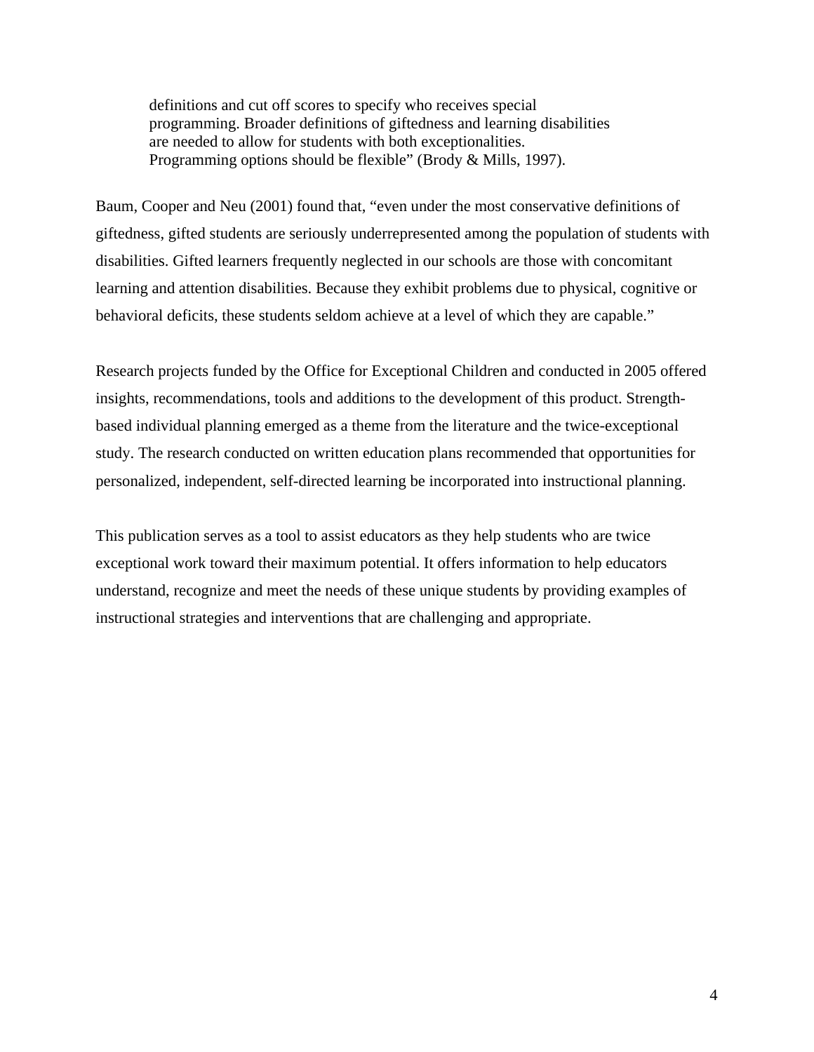> definitions and cut off scores to specify who receives special programming. Broader definitions of giftedness and learning disabilities are needed to allow for students with both exceptionalities. Programming options should be flexible" (Brody & Mills, 1997).

Baum, Cooper and Neu (2001) found that, "even under the most conservative definitions of giftedness, gifted students are seriously underrepresented among the population of students with disabilities. Gifted learners frequently neglected in our schools are those with concomitant learning and attention disabilities. Because they exhibit problems due to physical, cognitive or behavioral deficits, these students seldom achieve at a level of which they are capable."

Research projects funded by the Office for Exceptional Children and conducted in 2005 offered insights, recommendations, tools and additions to the development of this product. Strength-based individual planning emerged as a theme from the literature and the twice-exceptional study. The research conducted on written education plans recommended that opportunities for personalized, independent, self-directed learning be incorporated into instructional planning.

This publication serves as a tool to assist educators as they help students who are twice exceptional work toward their maximum potential. It offers information to help educators understand, recognize and meet the needs of these unique students by providing examples of instructional strategies and interventions that are challenging and appropriate.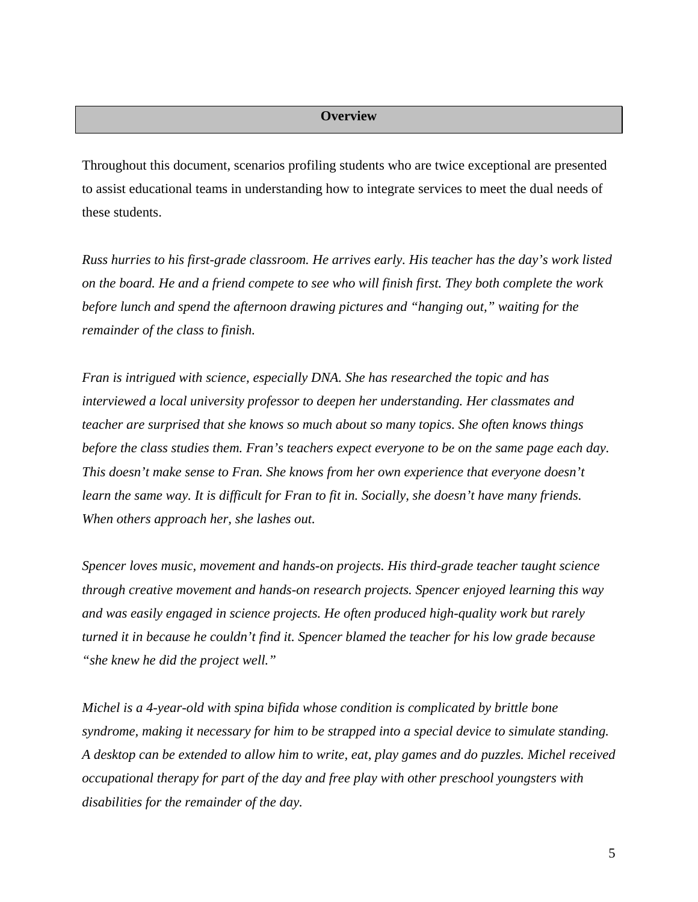## Overview

Throughout this document, scenarios profiling students who are twice exceptional are presented to assist educational teams in understanding how to integrate services to meet the dual needs of these students.

*Russ hurries to his first-grade classroom. He arrives early. His teacher has the day's work listed on the board. He and a friend compete to see who will finish first. They both complete the work before lunch and spend the afternoon drawing pictures and "hanging out," waiting for the remainder of the class to finish.*

*Fran is intrigued with science, especially DNA. She has researched the topic and has interviewed a local university professor to deepen her understanding. Her classmates and teacher are surprised that she knows so much about so many topics. She often knows things before the class studies them. Fran's teachers expect everyone to be on the same page each day. This doesn't make sense to Fran. She knows from her own experience that everyone doesn't learn the same way. It is difficult for Fran to fit in. Socially, she doesn't have many friends. When others approach her, she lashes out.*

*Spencer loves music, movement and hands-on projects. His third-grade teacher taught science through creative movement and hands-on research projects. Spencer enjoyed learning this way and was easily engaged in science projects. He often produced high-quality work but rarely turned it in because he couldn't find it. Spencer blamed the teacher for his low grade because "she knew he did the project well."*

*Michel is a 4-year-old with spina bifida whose condition is complicated by brittle bone syndrome, making it necessary for him to be strapped into a special device to simulate standing. A desktop can be extended to allow him to write, eat, play games and do puzzles. Michel received occupational therapy for part of the day and free play with other preschool youngsters with disabilities for the remainder of the day.*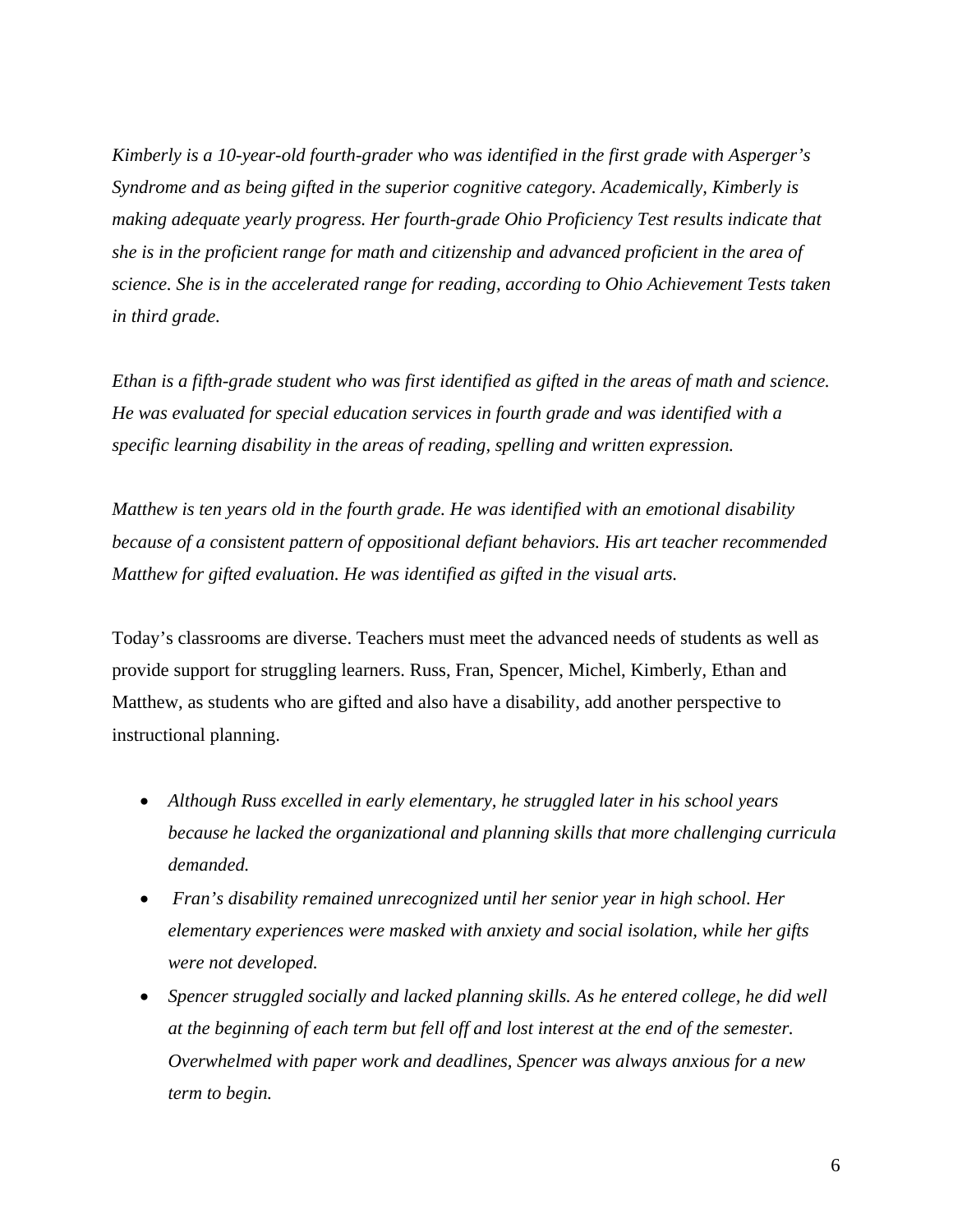*Kimberly is a 10-year-old fourth-grader who was identified in the first grade with Asperger's Syndrome and as being gifted in the superior cognitive category. Academically, Kimberly is making adequate yearly progress. Her fourth-grade Ohio Proficiency Test results indicate that she is in the proficient range for math and citizenship and advanced proficient in the area of science. She is in the accelerated range for reading, according to Ohio Achievement Tests taken in third grade.*

*Ethan is a fifth-grade student who was first identified as gifted in the areas of math and science. He was evaluated for special education services in fourth grade and was identified with a specific learning disability in the areas of reading, spelling and written expression.*

*Matthew is ten years old in the fourth grade. He was identified with an emotional disability because of a consistent pattern of oppositional defiant behaviors. His art teacher recommended Matthew for gifted evaluation. He was identified as gifted in the visual arts.*

Today's classrooms are diverse. Teachers must meet the advanced needs of students as well as provide support for struggling learners. Russ, Fran, Spencer, Michel, Kimberly, Ethan and Matthew, as students who are gifted and also have a disability, add another perspective to instructional planning.

- *Although Russ excelled in early elementary, he struggled later in his school years because he lacked the organizational and planning skills that more challenging curricula demanded.*
- *Fran's disability remained unrecognized until her senior year in high school. Her elementary experiences were masked with anxiety and social isolation, while her gifts were not developed.*
- *Spencer struggled socially and lacked planning skills. As he entered college, he did well at the beginning of each term but fell off and lost interest at the end of the semester. Overwhelmed with paper work and deadlines, Spencer was always anxious for a new term to begin.*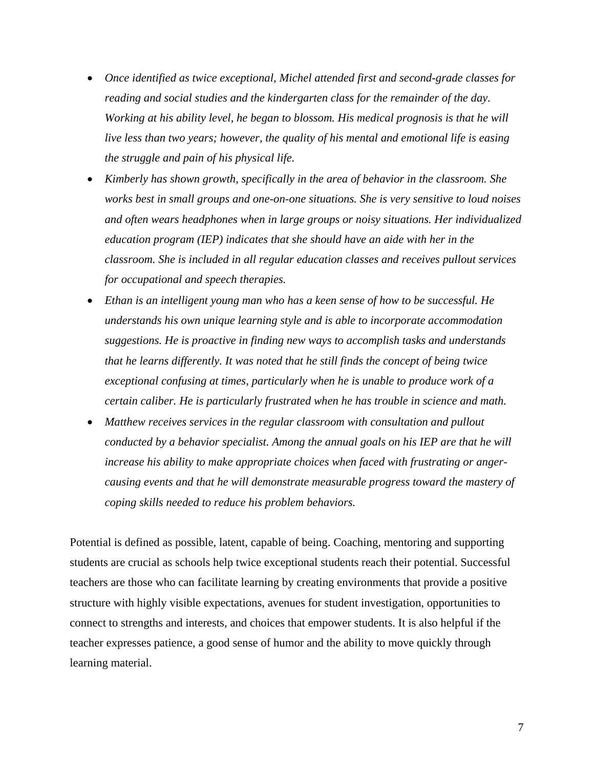- *Once identified as twice exceptional, Michel attended first and second-grade classes for reading and social studies and the kindergarten class for the remainder of the day. Working at his ability level, he began to blossom. His medical prognosis is that he will live less than two years; however, the quality of his mental and emotional life is easing the struggle and pain of his physical life.*
- *Kimberly has shown growth, specifically in the area of behavior in the classroom. She works best in small groups and one-on-one situations. She is very sensitive to loud noises and often wears headphones when in large groups or noisy situations. Her individualized education program (IEP) indicates that she should have an aide with her in the classroom. She is included in all regular education classes and receives pullout services for occupational and speech therapies.*
- *Ethan is an intelligent young man who has a keen sense of how to be successful. He understands his own unique learning style and is able to incorporate accommodation suggestions. He is proactive in finding new ways to accomplish tasks and understands that he learns differently. It was noted that he still finds the concept of being twice exceptional confusing at times, particularly when he is unable to produce work of a certain caliber. He is particularly frustrated when he has trouble in science and math.*
- *Matthew receives services in the regular classroom with consultation and pullout conducted by a behavior specialist. Among the annual goals on his IEP are that he will increase his ability to make appropriate choices when faced with frustrating or anger-causing events and that he will demonstrate measurable progress toward the mastery of coping skills needed to reduce his problem behaviors.*

Potential is defined as possible, latent, capable of being. Coaching, mentoring and supporting students are crucial as schools help twice exceptional students reach their potential. Successful teachers are those who can facilitate learning by creating environments that provide a positive structure with highly visible expectations, avenues for student investigation, opportunities to connect to strengths and interests, and choices that empower students. It is also helpful if the teacher expresses patience, a good sense of humor and the ability to move quickly through learning material.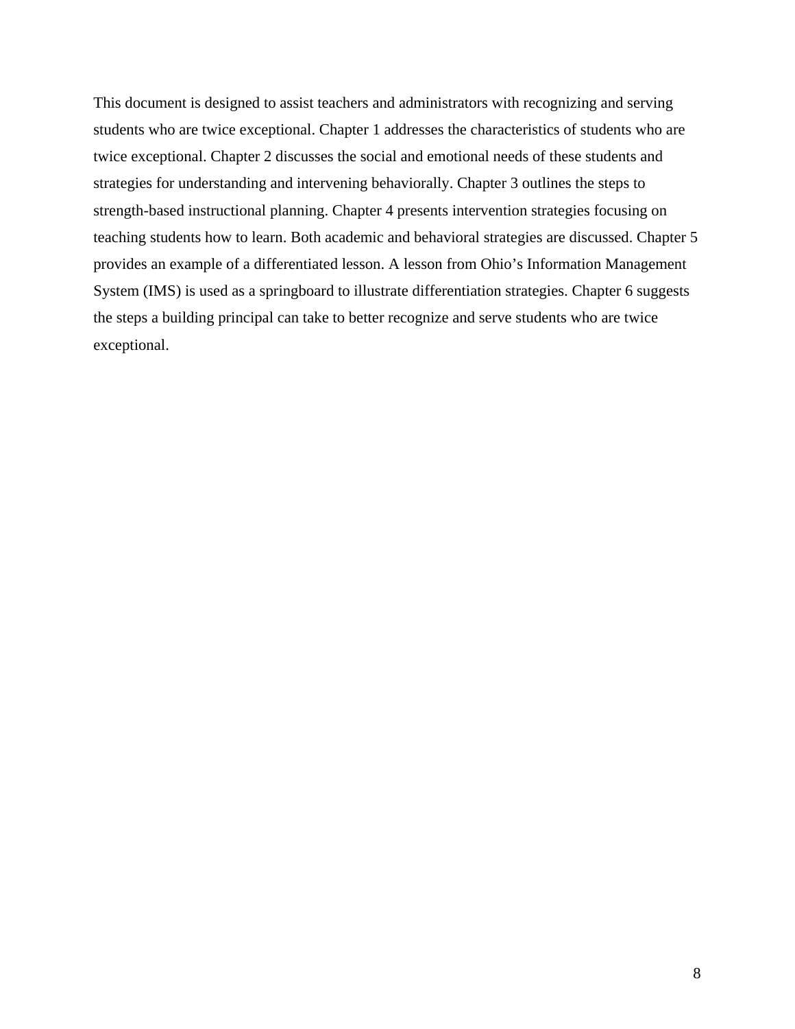This document is designed to assist teachers and administrators with recognizing and serving students who are twice exceptional. Chapter 1 addresses the characteristics of students who are twice exceptional. Chapter 2 discusses the social and emotional needs of these students and strategies for understanding and intervening behaviorally. Chapter 3 outlines the steps to strength-based instructional planning. Chapter 4 presents intervention strategies focusing on teaching students how to learn. Both academic and behavioral strategies are discussed. Chapter 5 provides an example of a differentiated lesson. A lesson from Ohio's Information Management System (IMS) is used as a springboard to illustrate differentiation strategies. Chapter 6 suggests the steps a building principal can take to better recognize and serve students who are twice exceptional.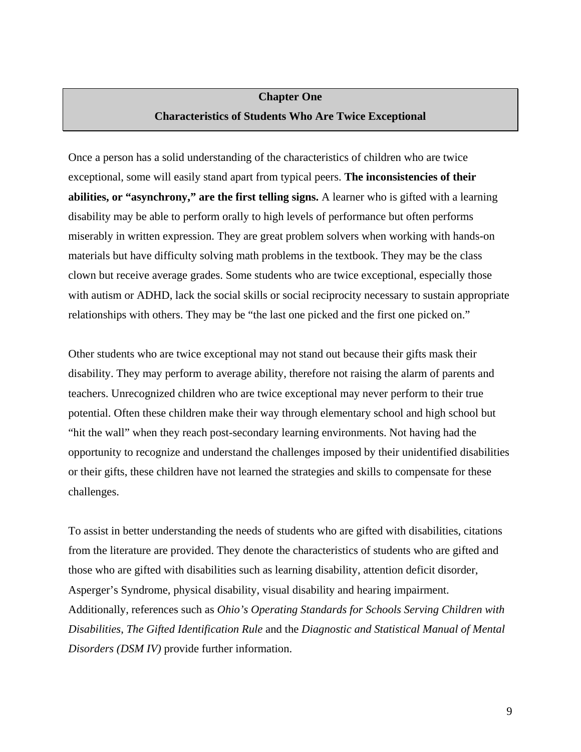# Chapter One

## Characteristics of Students Who Are Twice Exceptional

Once a person has a solid understanding of the characteristics of children who are twice exceptional, some will easily stand apart from typical peers. **The inconsistencies of their abilities, or "asynchrony," are the first telling signs.** A learner who is gifted with a learning disability may be able to perform orally to high levels of performance but often performs miserably in written expression. They are great problem solvers when working with hands-on materials but have difficulty solving math problems in the textbook. They may be the class clown but receive average grades. Some students who are twice exceptional, especially those with autism or ADHD, lack the social skills or social reciprocity necessary to sustain appropriate relationships with others. They may be "the last one picked and the first one picked on."

Other students who are twice exceptional may not stand out because their gifts mask their disability. They may perform to average ability, therefore not raising the alarm of parents and teachers. Unrecognized children who are twice exceptional may never perform to their true potential. Often these children make their way through elementary school and high school but "hit the wall" when they reach post-secondary learning environments. Not having had the opportunity to recognize and understand the challenges imposed by their unidentified disabilities or their gifts, these children have not learned the strategies and skills to compensate for these challenges.

To assist in better understanding the needs of students who are gifted with disabilities, citations from the literature are provided. They denote the characteristics of students who are gifted and those who are gifted with disabilities such as learning disability, attention deficit disorder, Asperger's Syndrome, physical disability, visual disability and hearing impairment. Additionally, references such as *Ohio's Operating Standards for Schools Serving Children with Disabilities*, *The Gifted Identification Rule* and the *Diagnostic and Statistical Manual of Mental Disorders (DSM IV)* provide further information.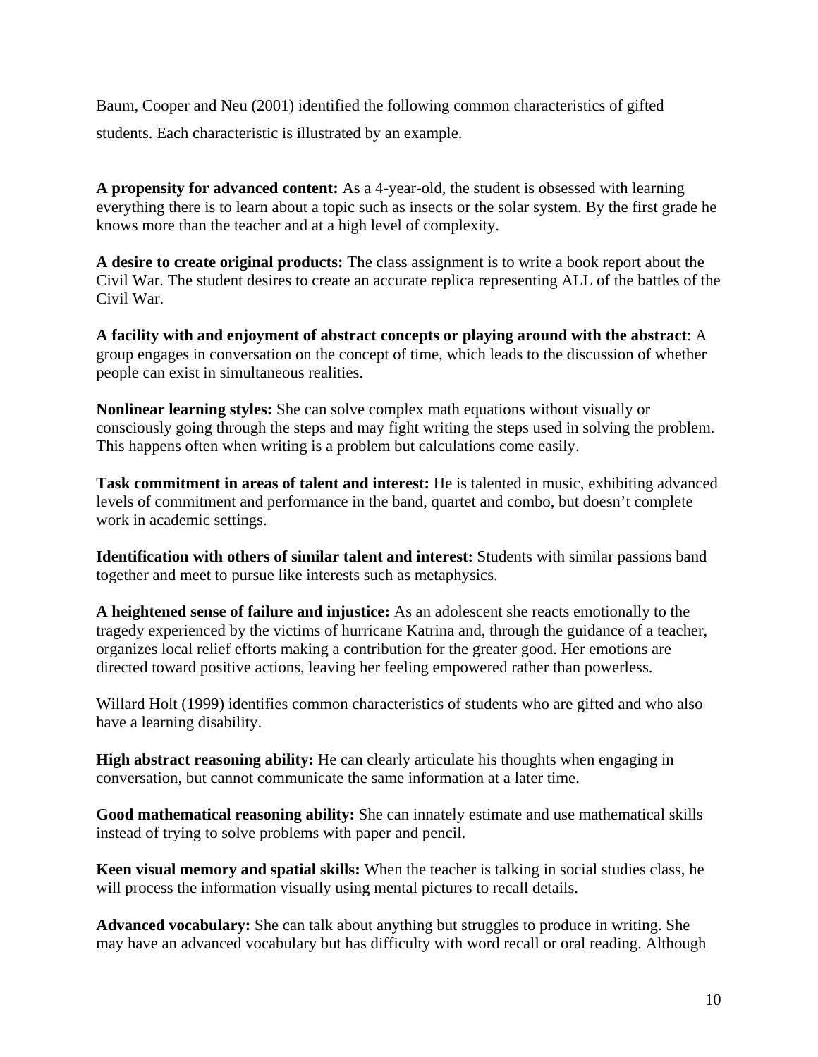Baum, Cooper and Neu (2001) identified the following common characteristics of gifted students. Each characteristic is illustrated by an example.

**A propensity for advanced content:** As a 4-year-old, the student is obsessed with learning everything there is to learn about a topic such as insects or the solar system. By the first grade he knows more than the teacher and at a high level of complexity.

**A desire to create original products:** The class assignment is to write a book report about the Civil War. The student desires to create an accurate replica representing ALL of the battles of the Civil War.

**A facility with and enjoyment of abstract concepts or playing around with the abstract**: A group engages in conversation on the concept of time, which leads to the discussion of whether people can exist in simultaneous realities.

**Nonlinear learning styles:** She can solve complex math equations without visually or consciously going through the steps and may fight writing the steps used in solving the problem. This happens often when writing is a problem but calculations come easily.

**Task commitment in areas of talent and interest:** He is talented in music, exhibiting advanced levels of commitment and performance in the band, quartet and combo, but doesn't complete work in academic settings.

**Identification with others of similar talent and interest:** Students with similar passions band together and meet to pursue like interests such as metaphysics.

**A heightened sense of failure and injustice:** As an adolescent she reacts emotionally to the tragedy experienced by the victims of hurricane Katrina and, through the guidance of a teacher, organizes local relief efforts making a contribution for the greater good. Her emotions are directed toward positive actions, leaving her feeling empowered rather than powerless.

Willard Holt (1999) identifies common characteristics of students who are gifted and who also have a learning disability.

**High abstract reasoning ability:** He can clearly articulate his thoughts when engaging in conversation, but cannot communicate the same information at a later time.

**Good mathematical reasoning ability:** She can innately estimate and use mathematical skills instead of trying to solve problems with paper and pencil.

**Keen visual memory and spatial skills:** When the teacher is talking in social studies class, he will process the information visually using mental pictures to recall details.

**Advanced vocabulary:** She can talk about anything but struggles to produce in writing. She may have an advanced vocabulary but has difficulty with word recall or oral reading. Although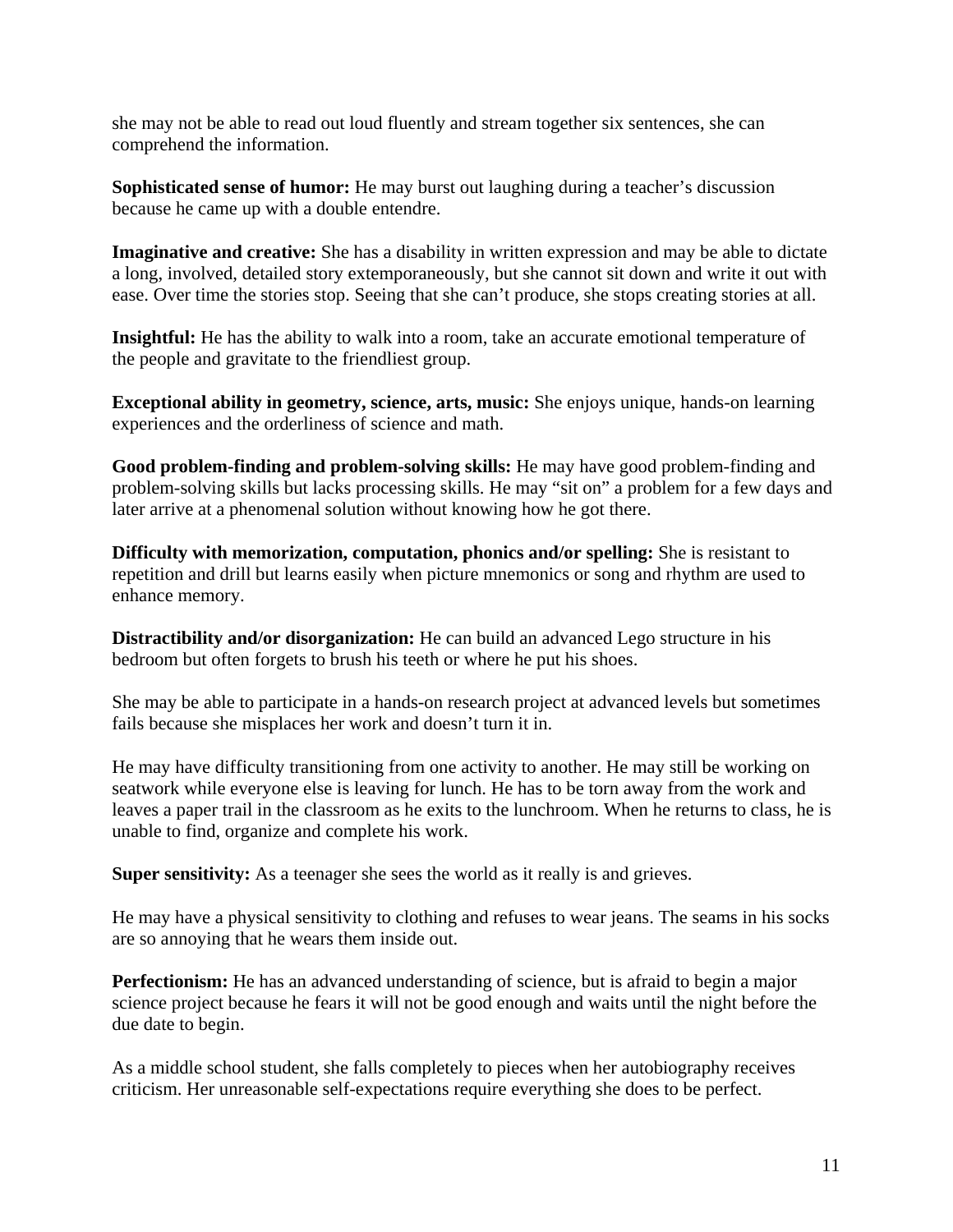she may not be able to read out loud fluently and stream together six sentences, she can comprehend the information.

**Sophisticated sense of humor:** He may burst out laughing during a teacher's discussion because he came up with a double entendre.

**Imaginative and creative:** She has a disability in written expression and may be able to dictate a long, involved, detailed story extemporaneously, but she cannot sit down and write it out with ease. Over time the stories stop. Seeing that she can't produce, she stops creating stories at all.

**Insightful:** He has the ability to walk into a room, take an accurate emotional temperature of the people and gravitate to the friendliest group.

**Exceptional ability in geometry, science, arts, music:** She enjoys unique, hands-on learning experiences and the orderliness of science and math.

**Good problem-finding and problem-solving skills:** He may have good problem-finding and problem-solving skills but lacks processing skills. He may "sit on" a problem for a few days and later arrive at a phenomenal solution without knowing how he got there.

**Difficulty with memorization, computation, phonics and/or spelling:** She is resistant to repetition and drill but learns easily when picture mnemonics or song and rhythm are used to enhance memory.

**Distractibility and/or disorganization:** He can build an advanced Lego structure in his bedroom but often forgets to brush his teeth or where he put his shoes.

She may be able to participate in a hands-on research project at advanced levels but sometimes fails because she misplaces her work and doesn't turn it in.

He may have difficulty transitioning from one activity to another. He may still be working on seatwork while everyone else is leaving for lunch. He has to be torn away from the work and leaves a paper trail in the classroom as he exits to the lunchroom. When he returns to class, he is unable to find, organize and complete his work.

**Super sensitivity:** As a teenager she sees the world as it really is and grieves.

He may have a physical sensitivity to clothing and refuses to wear jeans. The seams in his socks are so annoying that he wears them inside out.

**Perfectionism:** He has an advanced understanding of science, but is afraid to begin a major science project because he fears it will not be good enough and waits until the night before the due date to begin.

As a middle school student, she falls completely to pieces when her autobiography receives criticism. Her unreasonable self-expectations require everything she does to be perfect.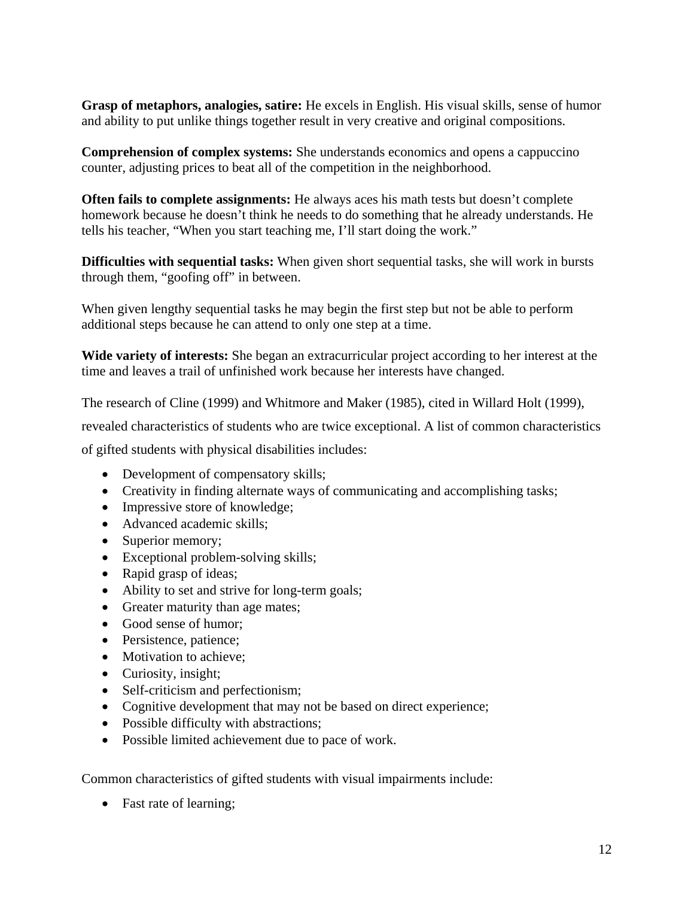**Grasp of metaphors, analogies, satire:** He excels in English. His visual skills, sense of humor and ability to put unlike things together result in very creative and original compositions.

**Comprehension of complex systems:** She understands economics and opens a cappuccino counter, adjusting prices to beat all of the competition in the neighborhood.

**Often fails to complete assignments:** He always aces his math tests but doesn't complete homework because he doesn't think he needs to do something that he already understands. He tells his teacher, "When you start teaching me, I'll start doing the work."

**Difficulties with sequential tasks:** When given short sequential tasks, she will work in bursts through them, "goofing off" in between.

When given lengthy sequential tasks he may begin the first step but not be able to perform additional steps because he can attend to only one step at a time.

**Wide variety of interests:** She began an extracurricular project according to her interest at the time and leaves a trail of unfinished work because her interests have changed.

The research of Cline (1999) and Whitmore and Maker (1985), cited in Willard Holt (1999), revealed characteristics of students who are twice exceptional. A list of common characteristics of gifted students with physical disabilities includes:

- Development of compensatory skills;
- Creativity in finding alternate ways of communicating and accomplishing tasks;
- Impressive store of knowledge;
- Advanced academic skills;
- Superior memory;
- Exceptional problem-solving skills;
- Rapid grasp of ideas;
- Ability to set and strive for long-term goals;
- Greater maturity than age mates;
- Good sense of humor;
- Persistence, patience;
- Motivation to achieve;
- Curiosity, insight;
- Self-criticism and perfectionism;
- Cognitive development that may not be based on direct experience;
- Possible difficulty with abstractions;
- Possible limited achievement due to pace of work.

Common characteristics of gifted students with visual impairments include:

- Fast rate of learning;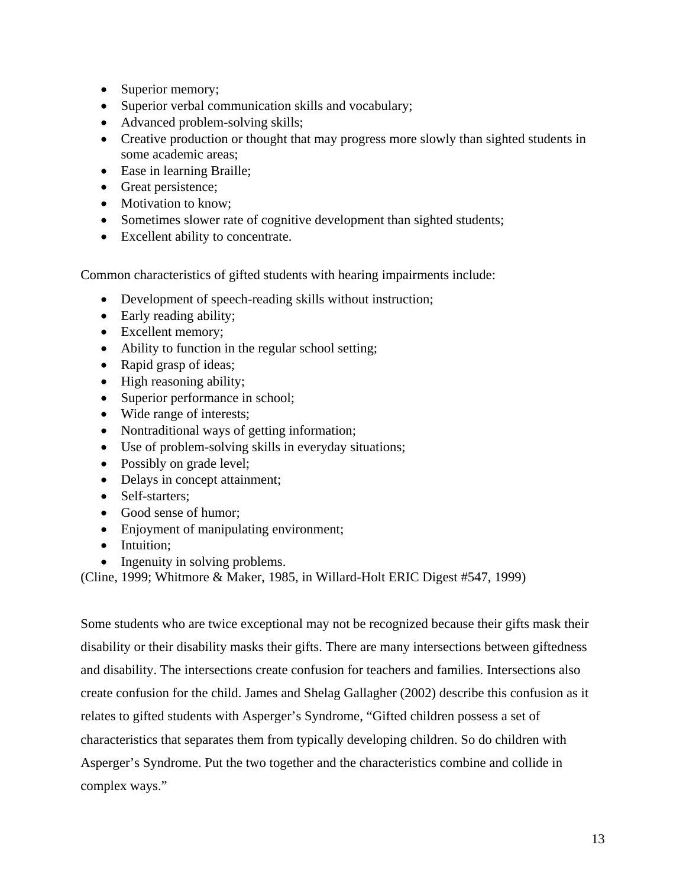- Superior memory;
- Superior verbal communication skills and vocabulary;
- Advanced problem-solving skills;
- Creative production or thought that may progress more slowly than sighted students in some academic areas;
- Ease in learning Braille;
- Great persistence;
- Motivation to know;
- Sometimes slower rate of cognitive development than sighted students;
- Excellent ability to concentrate.

Common characteristics of gifted students with hearing impairments include:

- Development of speech-reading skills without instruction;
- Early reading ability;
- Excellent memory;
- Ability to function in the regular school setting;
- Rapid grasp of ideas;
- High reasoning ability;
- Superior performance in school;
- Wide range of interests;
- Nontraditional ways of getting information;
- Use of problem-solving skills in everyday situations;
- Possibly on grade level;
- Delays in concept attainment;
- Self-starters;
- Good sense of humor;
- Enjoyment of manipulating environment;
- Intuition;
- Ingenuity in solving problems.

(Cline, 1999; Whitmore & Maker, 1985, in Willard-Holt ERIC Digest #547, 1999)

Some students who are twice exceptional may not be recognized because their gifts mask their disability or their disability masks their gifts. There are many intersections between giftedness and disability. The intersections create confusion for teachers and families. Intersections also create confusion for the child. James and Shelag Gallagher (2002) describe this confusion as it relates to gifted students with Asperger's Syndrome, "Gifted children possess a set of characteristics that separates them from typically developing children. So do children with Asperger's Syndrome. Put the two together and the characteristics combine and collide in complex ways."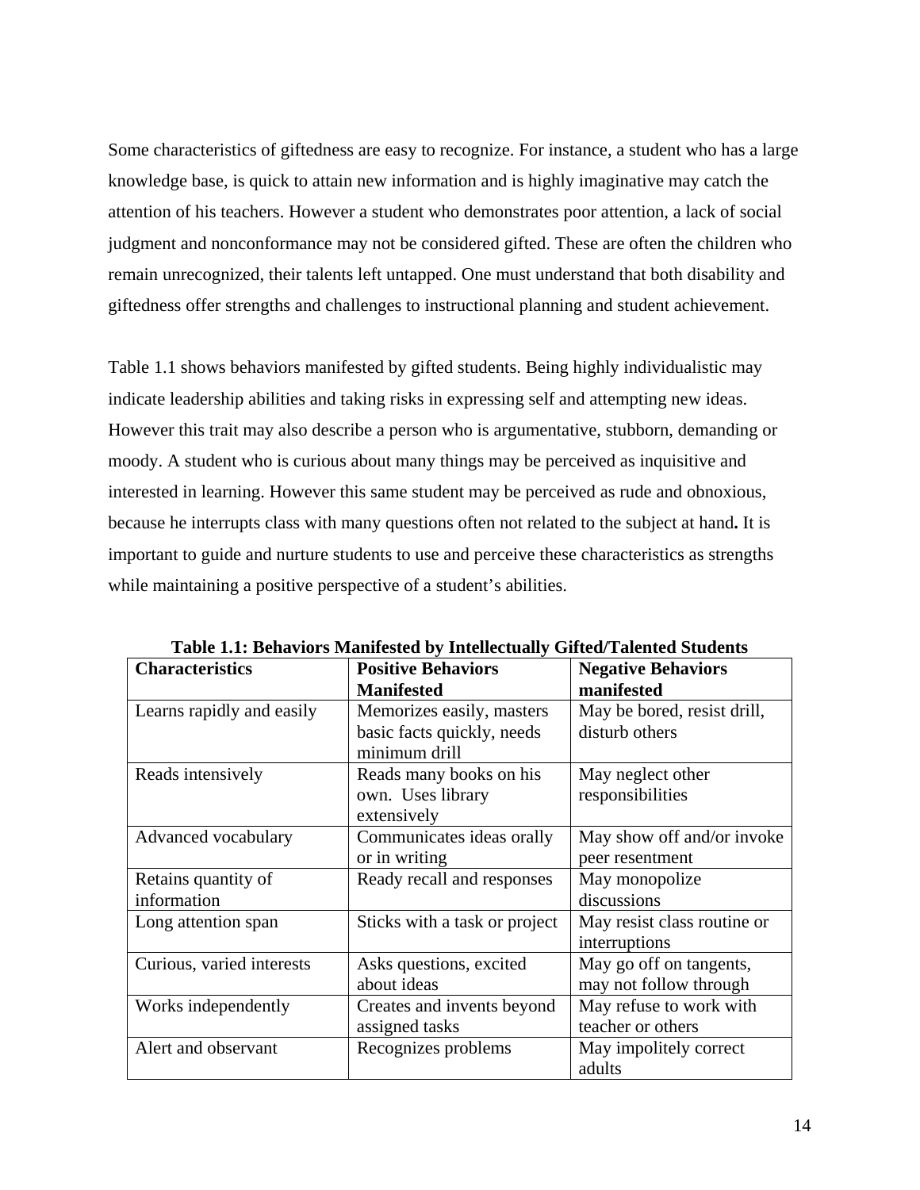Some characteristics of giftedness are easy to recognize. For instance, a student who has a large knowledge base, is quick to attain new information and is highly imaginative may catch the attention of his teachers. However a student who demonstrates poor attention, a lack of social judgment and nonconformance may not be considered gifted. These are often the children who remain unrecognized, their talents left untapped. One must understand that both disability and giftedness offer strengths and challenges to instructional planning and student achievement.

Table 1.1 shows behaviors manifested by gifted students. Being highly individualistic may indicate leadership abilities and taking risks in expressing self and attempting new ideas. However this trait may also describe a person who is argumentative, stubborn, demanding or moody. A student who is curious about many things may be perceived as inquisitive and interested in learning. However this same student may be perceived as rude and obnoxious, because he interrupts class with many questions often not related to the subject at hand**.** It is important to guide and nurture students to use and perceive these characteristics as strengths while maintaining a positive perspective of a student's abilities.

**Table 1.1: Behaviors Manifested by Intellectually Gifted/Talented Students**

| Characteristics | Positive Behaviors Manifested | Negative Behaviors manifested |
|---|---|---|
| Learns rapidly and easily | Memorizes easily, masters basic facts quickly, needs minimum drill | May be bored, resist drill, disturb others |
| Reads intensively | Reads many books on his own. Uses library extensively | May neglect other responsibilities |
| Advanced vocabulary | Communicates ideas orally or in writing | May show off and/or invoke peer resentment |
| Retains quantity of information | Ready recall and responses | May monopolize discussions |
| Long attention span | Sticks with a task or project | May resist class routine or interruptions |
| Curious, varied interests | Asks questions, excited about ideas | May go off on tangents, may not follow through |
| Works independently | Creates and invents beyond assigned tasks | May refuse to work with teacher or others |
| Alert and observant | Recognizes problems | May impolitely correct adults |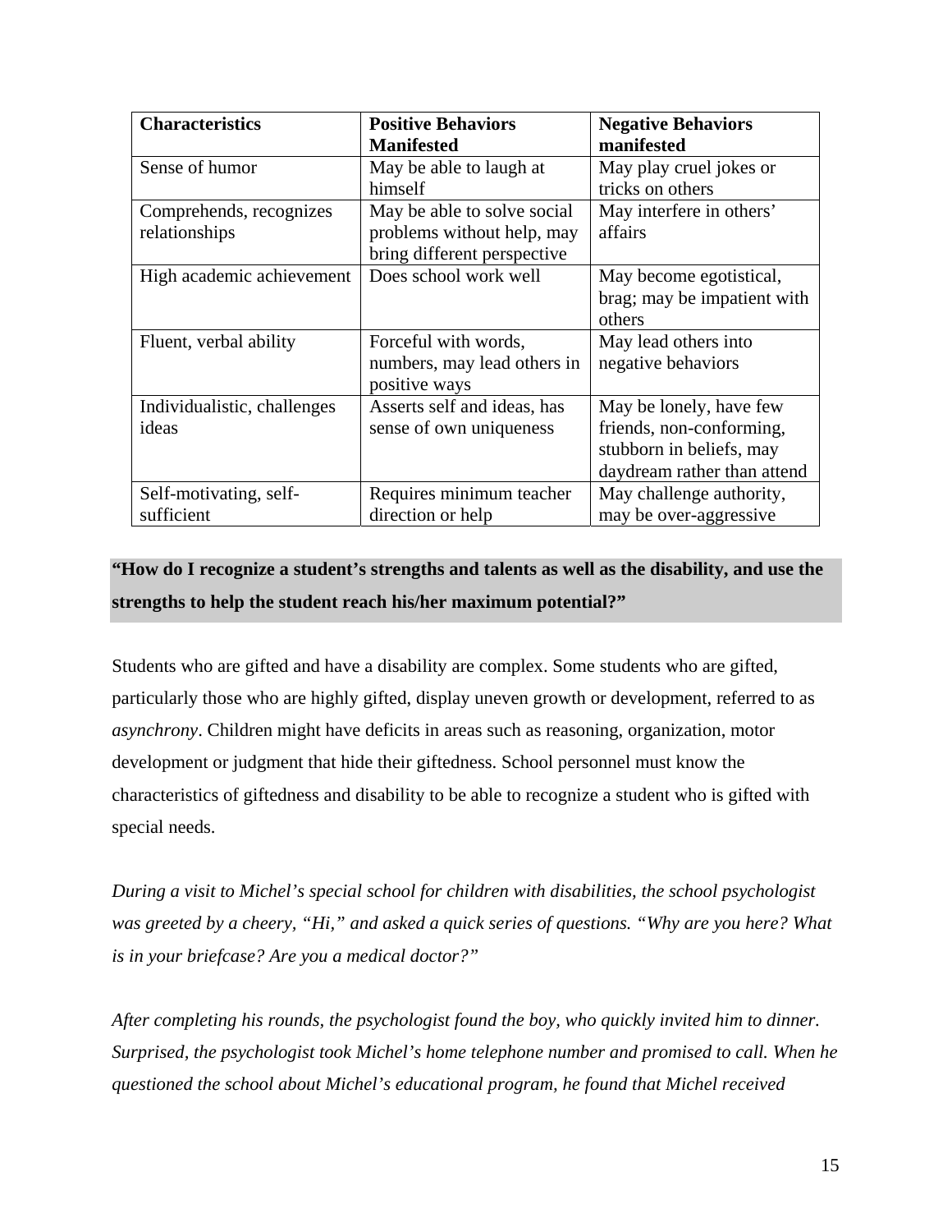| Characteristics | Positive Behaviors Manifested | Negative Behaviors manifested |
| --- | --- | --- |
| Sense of humor | May be able to laugh at himself | May play cruel jokes or tricks on others |
| Comprehends, recognizes relationships | May be able to solve social problems without help, may bring different perspective | May interfere in others' affairs |
| High academic achievement | Does school work well | May become egotistical, brag; may be impatient with others |
| Fluent, verbal ability | Forceful with words, numbers, may lead others in positive ways | May lead others into negative behaviors |
| Individualistic, challenges ideas | Asserts self and ideas, has sense of own uniqueness | May be lonely, have few friends, non-conforming, stubborn in beliefs, may daydream rather than attend |
| Self-motivating, self-sufficient | Requires minimum teacher direction or help | May challenge authority, may be over-aggressive |

**"How do I recognize a student's strengths and talents as well as the disability, and use the strengths to help the student reach his/her maximum potential?"**

Students who are gifted and have a disability are complex. Some students who are gifted, particularly those who are highly gifted, display uneven growth or development, referred to as *asynchrony*. Children might have deficits in areas such as reasoning, organization, motor development or judgment that hide their giftedness. School personnel must know the characteristics of giftedness and disability to be able to recognize a student who is gifted with special needs.

*During a visit to Michel's special school for children with disabilities, the school psychologist was greeted by a cheery, "Hi," and asked a quick series of questions. "Why are you here? What is in your briefcase? Are you a medical doctor?"*

*After completing his rounds, the psychologist found the boy, who quickly invited him to dinner. Surprised, the psychologist took Michel's home telephone number and promised to call. When he questioned the school about Michel's educational program, he found that Michel received*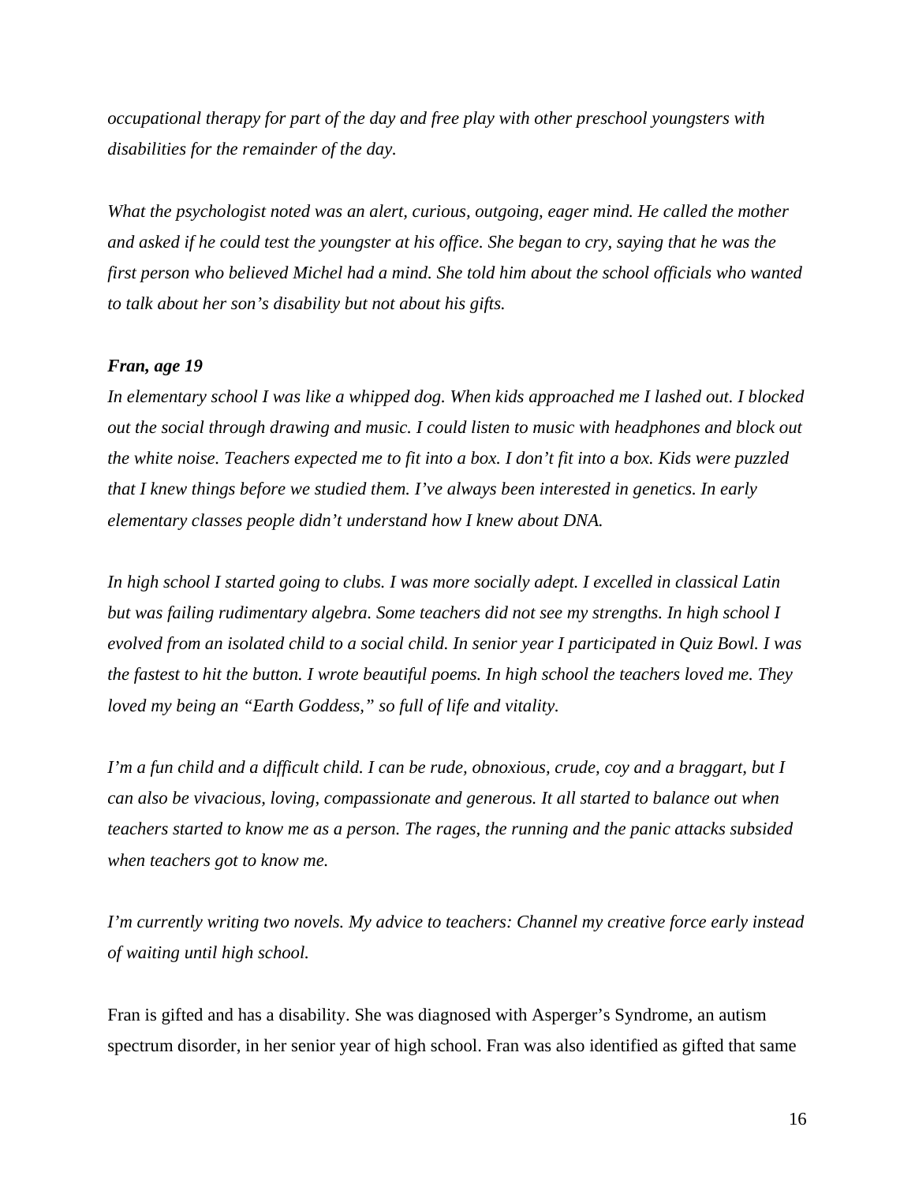*occupational therapy for part of the day and free play with other preschool youngsters with disabilities for the remainder of the day.*

*What the psychologist noted was an alert, curious, outgoing, eager mind. He called the mother and asked if he could test the youngster at his office. She began to cry, saying that he was the first person who believed Michel had a mind. She told him about the school officials who wanted to talk about her son's disability but not about his gifts.*

***Fran, age 19***

*In elementary school I was like a whipped dog. When kids approached me I lashed out. I blocked out the social through drawing and music. I could listen to music with headphones and block out the white noise. Teachers expected me to fit into a box. I don't fit into a box. Kids were puzzled that I knew things before we studied them. I've always been interested in genetics. In early elementary classes people didn't understand how I knew about DNA.*

*In high school I started going to clubs. I was more socially adept. I excelled in classical Latin but was failing rudimentary algebra. Some teachers did not see my strengths. In high school I evolved from an isolated child to a social child. In senior year I participated in Quiz Bowl. I was the fastest to hit the button. I wrote beautiful poems. In high school the teachers loved me. They loved my being an "Earth Goddess," so full of life and vitality.*

*I'm a fun child and a difficult child. I can be rude, obnoxious, crude, coy and a braggart, but I can also be vivacious, loving, compassionate and generous. It all started to balance out when teachers started to know me as a person. The rages, the running and the panic attacks subsided when teachers got to know me.*

*I'm currently writing two novels. My advice to teachers: Channel my creative force early instead of waiting until high school.*

Fran is gifted and has a disability. She was diagnosed with Asperger's Syndrome, an autism spectrum disorder, in her senior year of high school. Fran was also identified as gifted that same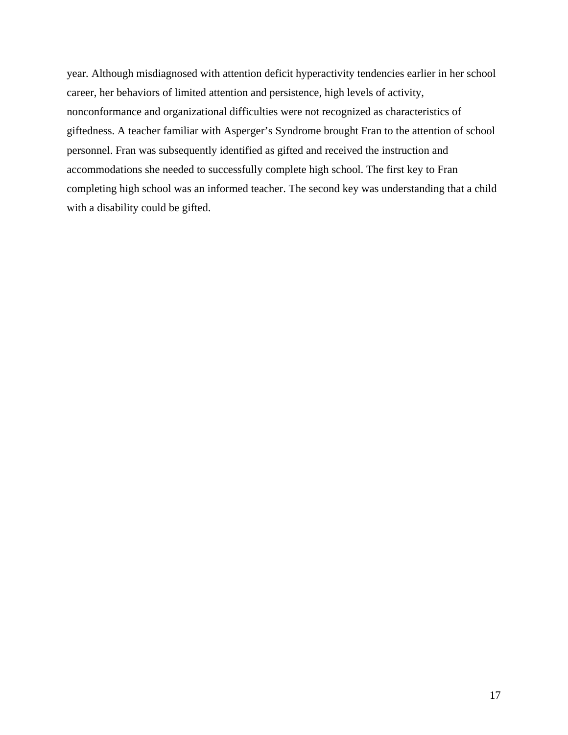year. Although misdiagnosed with attention deficit hyperactivity tendencies earlier in her school career, her behaviors of limited attention and persistence, high levels of activity, nonconformance and organizational difficulties were not recognized as characteristics of giftedness. A teacher familiar with Asperger's Syndrome brought Fran to the attention of school personnel. Fran was subsequently identified as gifted and received the instruction and accommodations she needed to successfully complete high school. The first key to Fran completing high school was an informed teacher. The second key was understanding that a child with a disability could be gifted.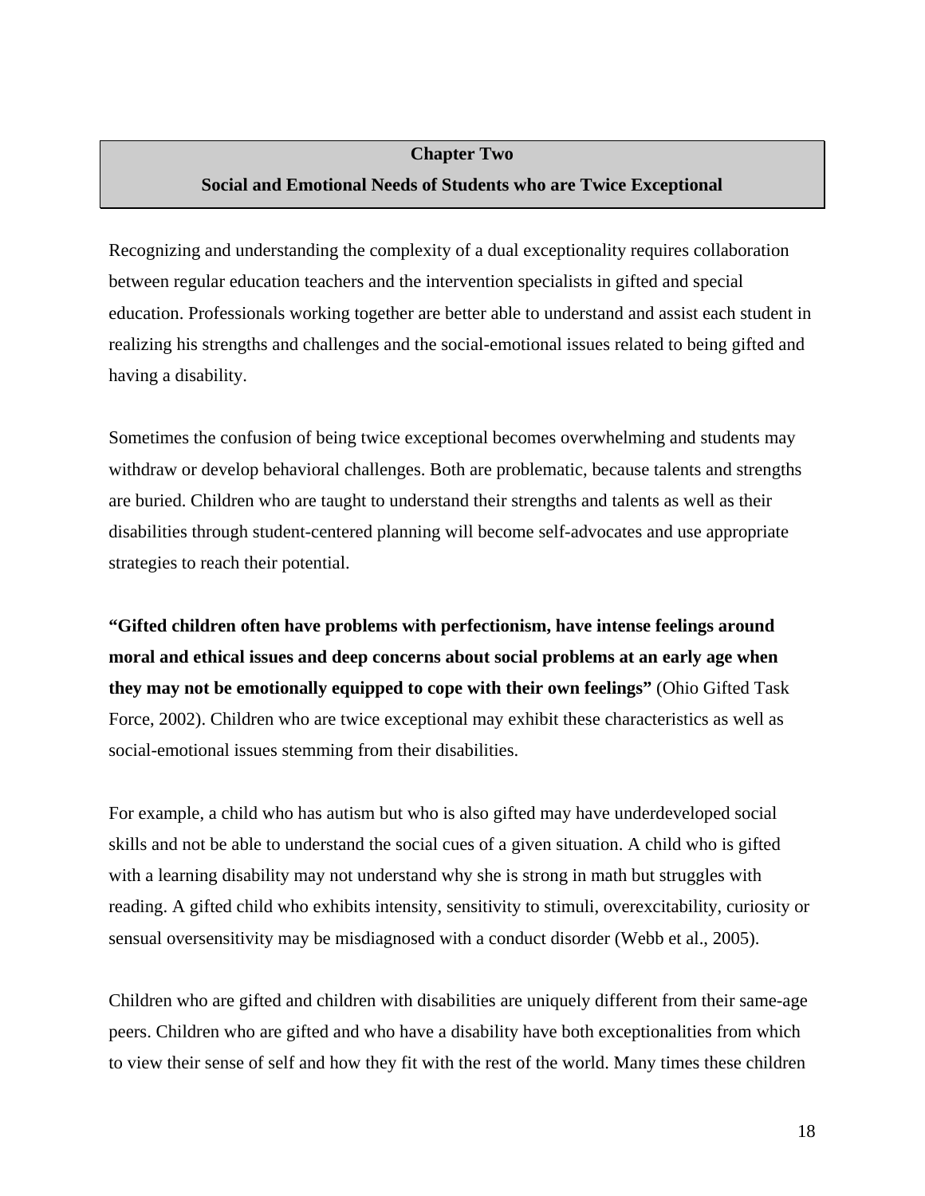# Chapter Two

## Social and Emotional Needs of Students who are Twice Exceptional

Recognizing and understanding the complexity of a dual exceptionality requires collaboration between regular education teachers and the intervention specialists in gifted and special education. Professionals working together are better able to understand and assist each student in realizing his strengths and challenges and the social-emotional issues related to being gifted and having a disability.

Sometimes the confusion of being twice exceptional becomes overwhelming and students may withdraw or develop behavioral challenges. Both are problematic, because talents and strengths are buried. Children who are taught to understand their strengths and talents as well as their disabilities through student-centered planning will become self-advocates and use appropriate strategies to reach their potential.

**"Gifted children often have problems with perfectionism, have intense feelings around moral and ethical issues and deep concerns about social problems at an early age when they may not be emotionally equipped to cope with their own feelings"** (Ohio Gifted Task Force, 2002). Children who are twice exceptional may exhibit these characteristics as well as social-emotional issues stemming from their disabilities.

For example, a child who has autism but who is also gifted may have underdeveloped social skills and not be able to understand the social cues of a given situation. A child who is gifted with a learning disability may not understand why she is strong in math but struggles with reading. A gifted child who exhibits intensity, sensitivity to stimuli, overexcitability, curiosity or sensual oversensitivity may be misdiagnosed with a conduct disorder (Webb et al., 2005).

Children who are gifted and children with disabilities are uniquely different from their same-age peers. Children who are gifted and who have a disability have both exceptionalities from which to view their sense of self and how they fit with the rest of the world. Many times these children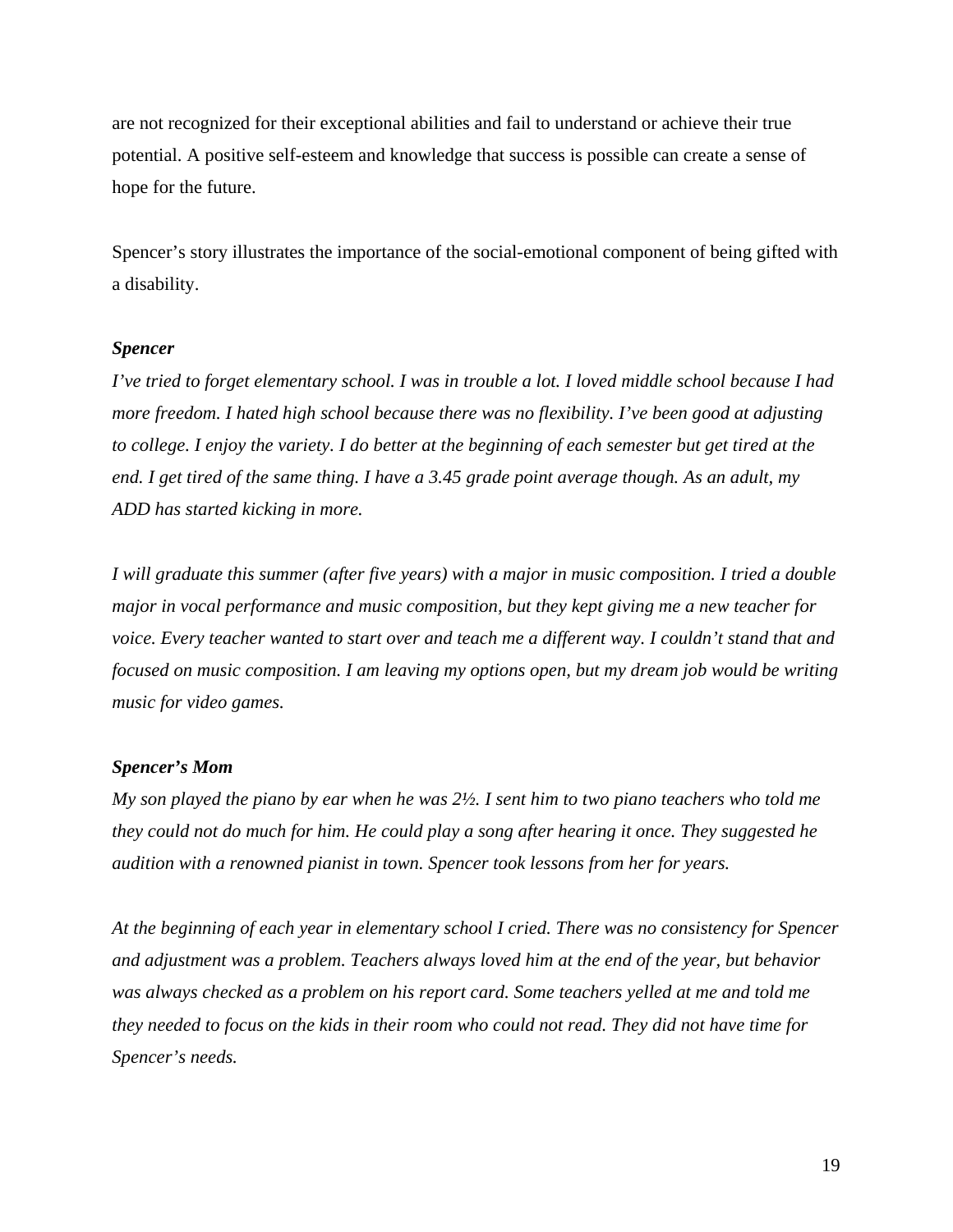are not recognized for their exceptional abilities and fail to understand or achieve their true potential. A positive self-esteem and knowledge that success is possible can create a sense of hope for the future.

Spencer's story illustrates the importance of the social-emotional component of being gifted with a disability.

***Spencer***

*I've tried to forget elementary school. I was in trouble a lot. I loved middle school because I had more freedom. I hated high school because there was no flexibility. I've been good at adjusting to college. I enjoy the variety. I do better at the beginning of each semester but get tired at the end. I get tired of the same thing. I have a 3.45 grade point average though. As an adult, my ADD has started kicking in more.*

*I will graduate this summer (after five years) with a major in music composition. I tried a double major in vocal performance and music composition, but they kept giving me a new teacher for voice. Every teacher wanted to start over and teach me a different way. I couldn't stand that and focused on music composition. I am leaving my options open, but my dream job would be writing music for video games.*

***Spencer's Mom***

*My son played the piano by ear when he was 2½. I sent him to two piano teachers who told me they could not do much for him. He could play a song after hearing it once. They suggested he audition with a renowned pianist in town. Spencer took lessons from her for years.*

*At the beginning of each year in elementary school I cried. There was no consistency for Spencer and adjustment was a problem. Teachers always loved him at the end of the year, but behavior was always checked as a problem on his report card. Some teachers yelled at me and told me they needed to focus on the kids in their room who could not read. They did not have time for Spencer's needs.*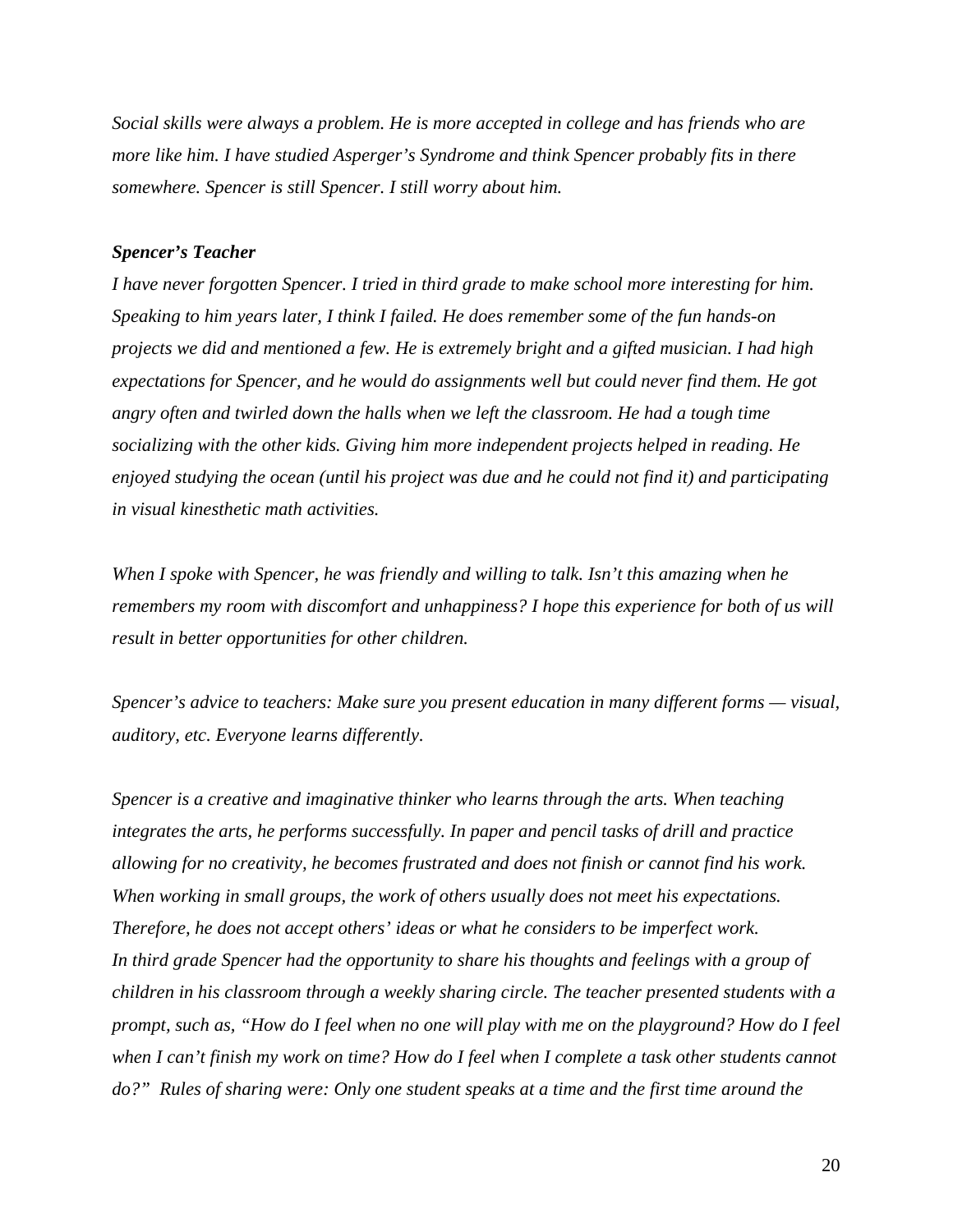*Social skills were always a problem. He is more accepted in college and has friends who are more like him. I have studied Asperger's Syndrome and think Spencer probably fits in there somewhere. Spencer is still Spencer. I still worry about him.*

***Spencer's Teacher***

*I have never forgotten Spencer. I tried in third grade to make school more interesting for him. Speaking to him years later, I think I failed. He does remember some of the fun hands-on projects we did and mentioned a few. He is extremely bright and a gifted musician. I had high expectations for Spencer, and he would do assignments well but could never find them. He got angry often and twirled down the halls when we left the classroom. He had a tough time socializing with the other kids. Giving him more independent projects helped in reading. He enjoyed studying the ocean (until his project was due and he could not find it) and participating in visual kinesthetic math activities.*

*When I spoke with Spencer, he was friendly and willing to talk. Isn't this amazing when he remembers my room with discomfort and unhappiness? I hope this experience for both of us will result in better opportunities for other children.*

*Spencer's advice to teachers: Make sure you present education in many different forms — visual, auditory, etc. Everyone learns differently.*

*Spencer is a creative and imaginative thinker who learns through the arts. When teaching integrates the arts, he performs successfully. In paper and pencil tasks of drill and practice allowing for no creativity, he becomes frustrated and does not finish or cannot find his work. When working in small groups, the work of others usually does not meet his expectations. Therefore, he does not accept others' ideas or what he considers to be imperfect work.*
*In third grade Spencer had the opportunity to share his thoughts and feelings with a group of children in his classroom through a weekly sharing circle. The teacher presented students with a prompt, such as, "How do I feel when no one will play with me on the playground? How do I feel when I can't finish my work on time? How do I feel when I complete a task other students cannot do?" Rules of sharing were: Only one student speaks at a time and the first time around the*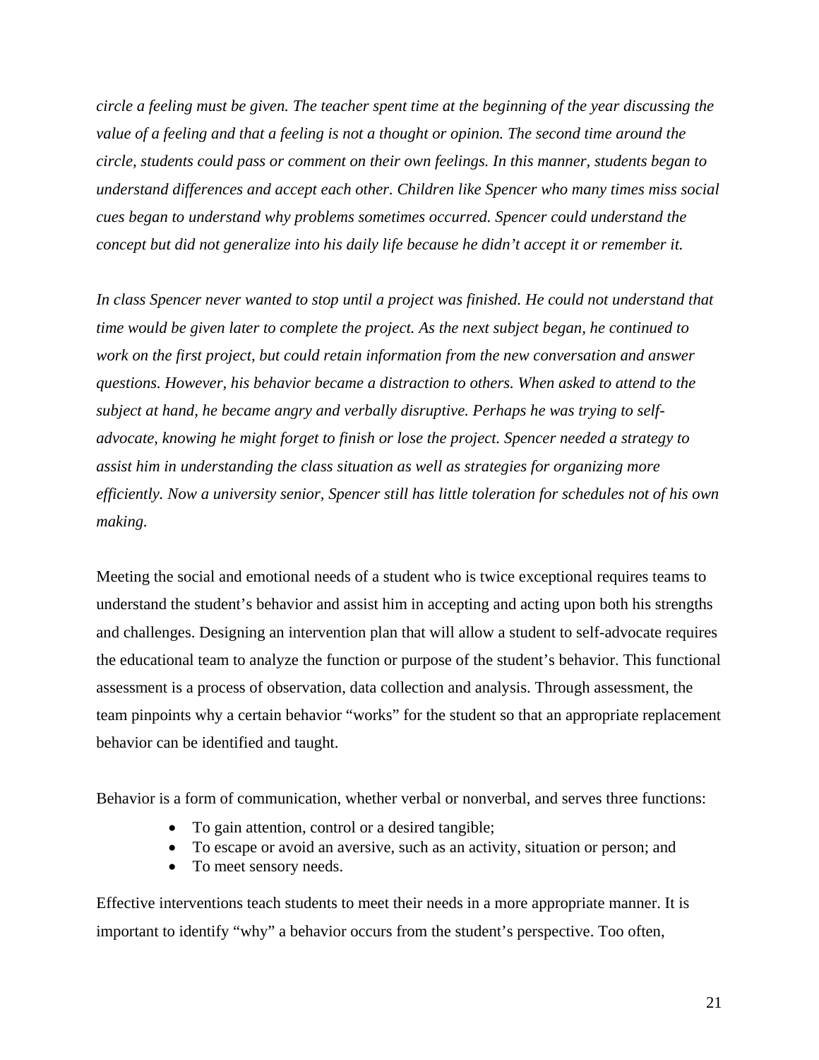*circle a feeling must be given. The teacher spent time at the beginning of the year discussing the value of a feeling and that a feeling is not a thought or opinion. The second time around the circle, students could pass or comment on their own feelings. In this manner, students began to understand differences and accept each other. Children like Spencer who many times miss social cues began to understand why problems sometimes occurred. Spencer could understand the concept but did not generalize into his daily life because he didn't accept it or remember it.*

*In class Spencer never wanted to stop until a project was finished. He could not understand that time would be given later to complete the project. As the next subject began, he continued to work on the first project, but could retain information from the new conversation and answer questions. However, his behavior became a distraction to others. When asked to attend to the subject at hand, he became angry and verbally disruptive. Perhaps he was trying to self-advocate, knowing he might forget to finish or lose the project. Spencer needed a strategy to assist him in understanding the class situation as well as strategies for organizing more efficiently. Now a university senior, Spencer still has little toleration for schedules not of his own making.*

Meeting the social and emotional needs of a student who is twice exceptional requires teams to understand the student's behavior and assist him in accepting and acting upon both his strengths and challenges. Designing an intervention plan that will allow a student to self-advocate requires the educational team to analyze the function or purpose of the student's behavior. This functional assessment is a process of observation, data collection and analysis. Through assessment, the team pinpoints why a certain behavior "works" for the student so that an appropriate replacement behavior can be identified and taught.

Behavior is a form of communication, whether verbal or nonverbal, and serves three functions:

- To gain attention, control or a desired tangible;
- To escape or avoid an aversive, such as an activity, situation or person; and
- To meet sensory needs.

Effective interventions teach students to meet their needs in a more appropriate manner. It is important to identify "why" a behavior occurs from the student's perspective. Too often,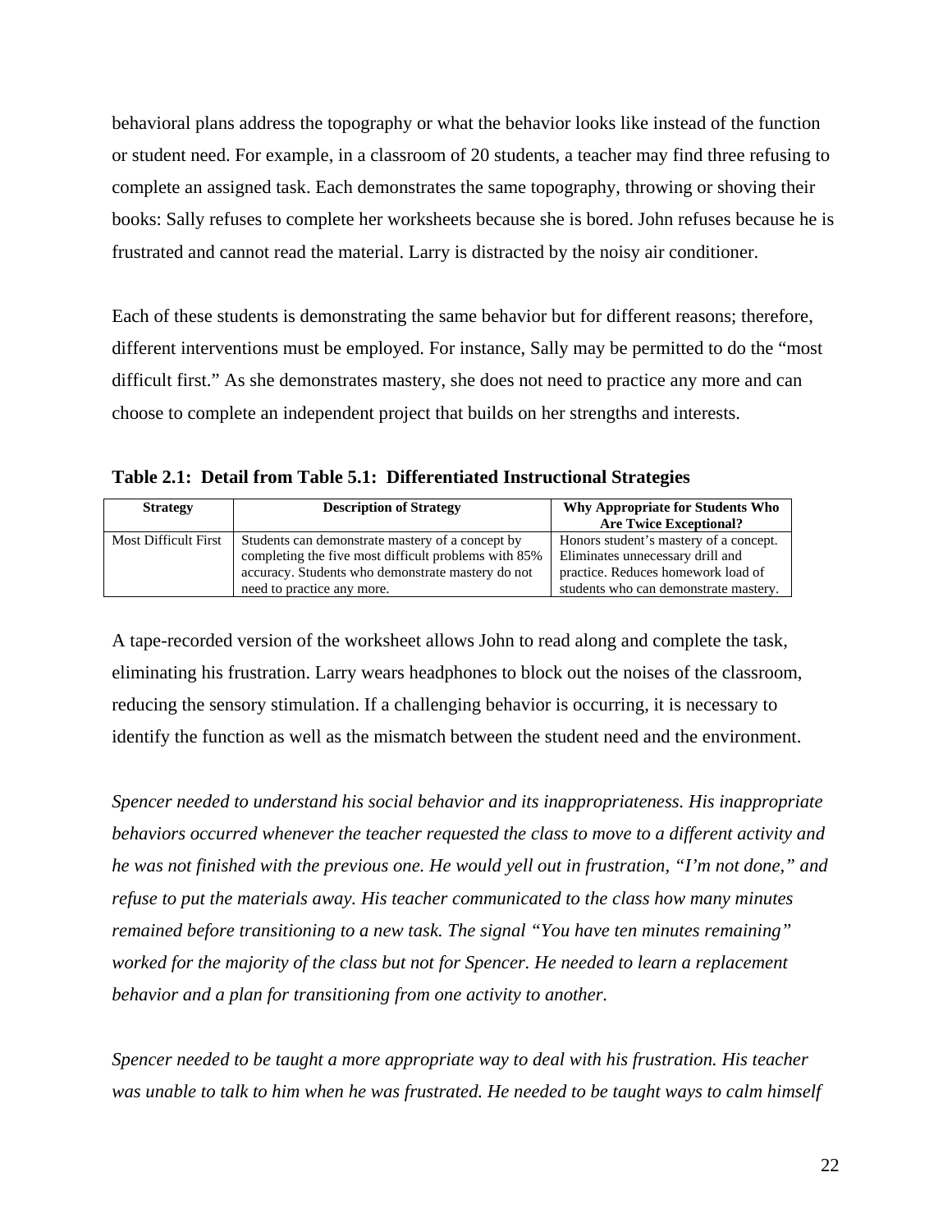behavioral plans address the topography or what the behavior looks like instead of the function or student need. For example, in a classroom of 20 students, a teacher may find three refusing to complete an assigned task. Each demonstrates the same topography, throwing or shoving their books: Sally refuses to complete her worksheets because she is bored. John refuses because he is frustrated and cannot read the material. Larry is distracted by the noisy air conditioner.

Each of these students is demonstrating the same behavior but for different reasons; therefore, different interventions must be employed. For instance, Sally may be permitted to do the "most difficult first." As she demonstrates mastery, she does not need to practice any more and can choose to complete an independent project that builds on her strengths and interests.

**Table 2.1: Detail from Table 5.1: Differentiated Instructional Strategies**

| Strategy | Description of Strategy | Why Appropriate for Students Who Are Twice Exceptional? |
|---|---|---|
| Most Difficult First | Students can demonstrate mastery of a concept by completing the five most difficult problems with 85% accuracy. Students who demonstrate mastery do not need to practice any more. | Honors student's mastery of a concept. Eliminates unnecessary drill and practice. Reduces homework load of students who can demonstrate mastery. |

A tape-recorded version of the worksheet allows John to read along and complete the task, eliminating his frustration. Larry wears headphones to block out the noises of the classroom, reducing the sensory stimulation. If a challenging behavior is occurring, it is necessary to identify the function as well as the mismatch between the student need and the environment.

*Spencer needed to understand his social behavior and its inappropriateness. His inappropriate behaviors occurred whenever the teacher requested the class to move to a different activity and he was not finished with the previous one. He would yell out in frustration, "I'm not done," and refuse to put the materials away. His teacher communicated to the class how many minutes remained before transitioning to a new task. The signal "You have ten minutes remaining" worked for the majority of the class but not for Spencer. He needed to learn a replacement behavior and a plan for transitioning from one activity to another.*

*Spencer needed to be taught a more appropriate way to deal with his frustration. His teacher was unable to talk to him when he was frustrated. He needed to be taught ways to calm himself*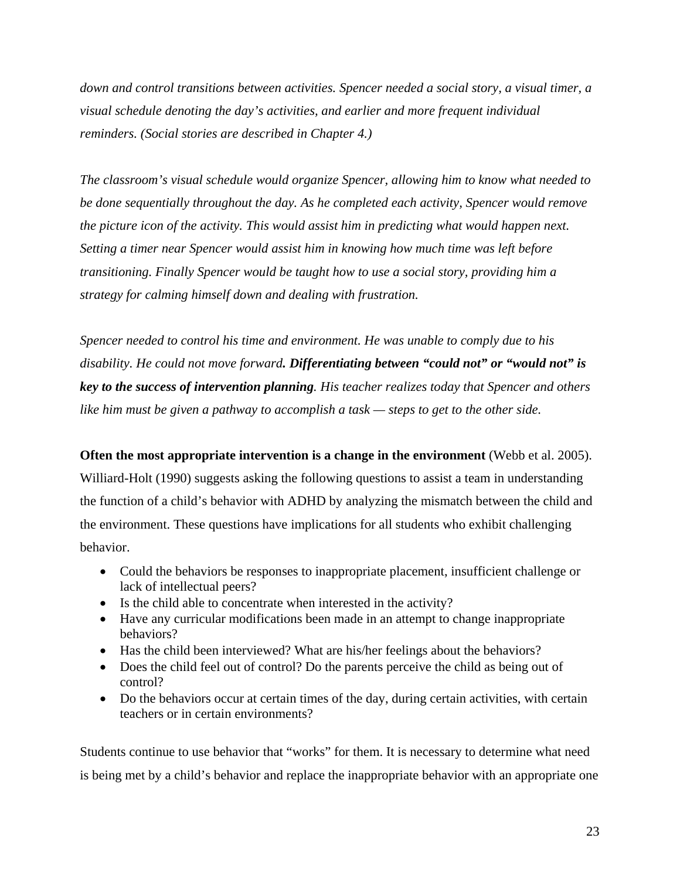*down and control transitions between activities. Spencer needed a social story, a visual timer, a visual schedule denoting the day's activities, and earlier and more frequent individual reminders. (Social stories are described in Chapter 4.)*

*The classroom's visual schedule would organize Spencer, allowing him to know what needed to be done sequentially throughout the day. As he completed each activity, Spencer would remove the picture icon of the activity. This would assist him in predicting what would happen next. Setting a timer near Spencer would assist him in knowing how much time was left before transitioning. Finally Spencer would be taught how to use a social story, providing him a strategy for calming himself down and dealing with frustration.*

*Spencer needed to control his time and environment. He was unable to comply due to his disability. He could not move forward**. Differentiating between "could not" or "would not" is key to the success of intervention planning**. His teacher realizes today that Spencer and others like him must be given a pathway to accomplish a task — steps to get to the other side.*

**Often the most appropriate intervention is a change in the environment** (Webb et al. 2005). Williard-Holt (1990) suggests asking the following questions to assist a team in understanding the function of a child's behavior with ADHD by analyzing the mismatch between the child and the environment. These questions have implications for all students who exhibit challenging behavior.

- Could the behaviors be responses to inappropriate placement, insufficient challenge or lack of intellectual peers?
- Is the child able to concentrate when interested in the activity?
- Have any curricular modifications been made in an attempt to change inappropriate behaviors?
- Has the child been interviewed? What are his/her feelings about the behaviors?
- Does the child feel out of control? Do the parents perceive the child as being out of control?
- Do the behaviors occur at certain times of the day, during certain activities, with certain teachers or in certain environments?

Students continue to use behavior that "works" for them. It is necessary to determine what need is being met by a child's behavior and replace the inappropriate behavior with an appropriate one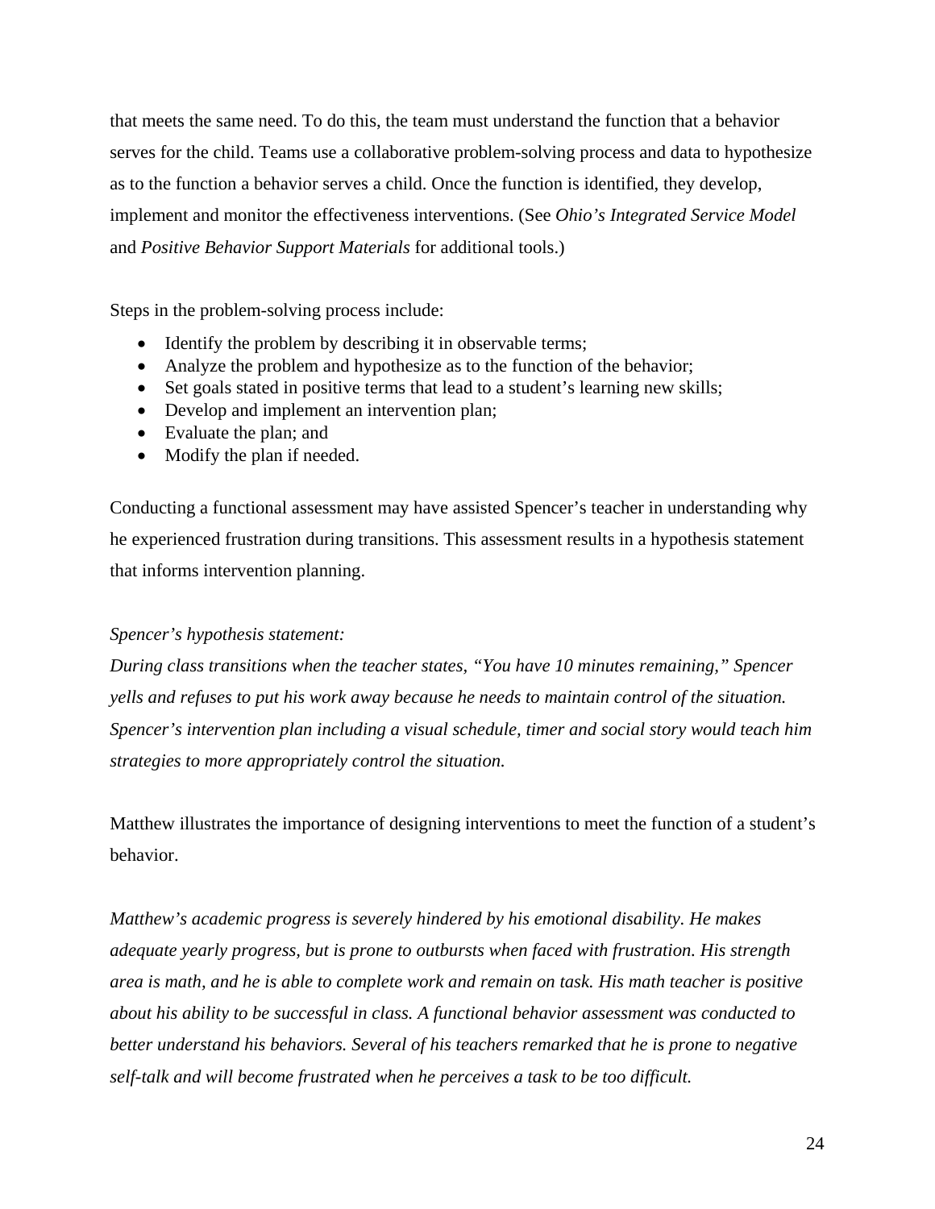that meets the same need. To do this, the team must understand the function that a behavior serves for the child. Teams use a collaborative problem-solving process and data to hypothesize as to the function a behavior serves a child. Once the function is identified, they develop, implement and monitor the effectiveness interventions. (See *Ohio's Integrated Service Model* and *Positive Behavior Support Materials* for additional tools.)

Steps in the problem-solving process include:

- Identify the problem by describing it in observable terms;
- Analyze the problem and hypothesize as to the function of the behavior;
- Set goals stated in positive terms that lead to a student's learning new skills;
- Develop and implement an intervention plan;
- Evaluate the plan; and
- Modify the plan if needed.

Conducting a functional assessment may have assisted Spencer's teacher in understanding why he experienced frustration during transitions. This assessment results in a hypothesis statement that informs intervention planning.

*Spencer's hypothesis statement:*

*During class transitions when the teacher states, "You have 10 minutes remaining," Spencer yells and refuses to put his work away because he needs to maintain control of the situation. Spencer's intervention plan including a visual schedule, timer and social story would teach him strategies to more appropriately control the situation.*

Matthew illustrates the importance of designing interventions to meet the function of a student's behavior.

*Matthew's academic progress is severely hindered by his emotional disability. He makes adequate yearly progress, but is prone to outbursts when faced with frustration. His strength area is math, and he is able to complete work and remain on task. His math teacher is positive about his ability to be successful in class. A functional behavior assessment was conducted to better understand his behaviors. Several of his teachers remarked that he is prone to negative self-talk and will become frustrated when he perceives a task to be too difficult.*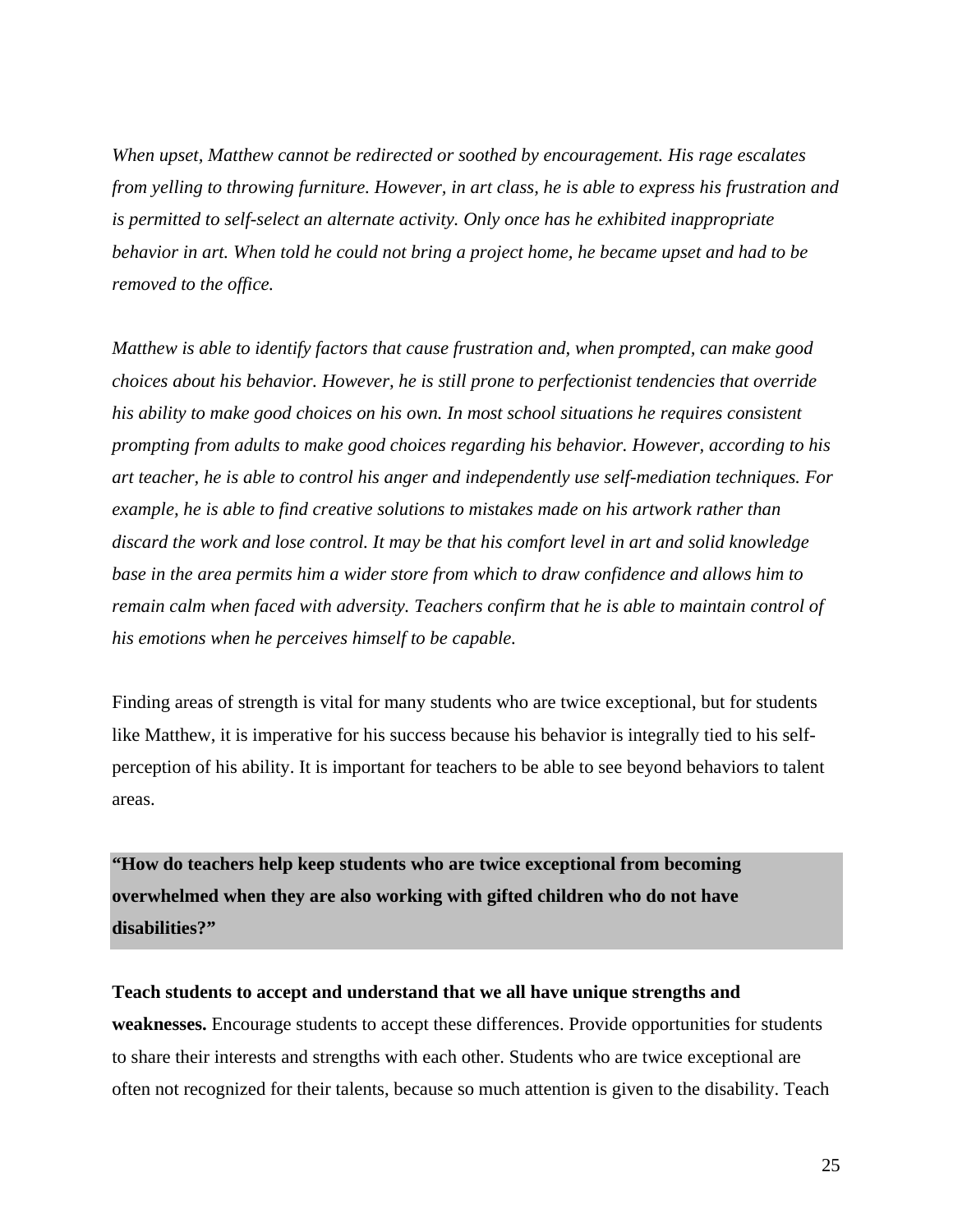*When upset, Matthew cannot be redirected or soothed by encouragement. His rage escalates from yelling to throwing furniture. However, in art class, he is able to express his frustration and is permitted to self-select an alternate activity. Only once has he exhibited inappropriate behavior in art. When told he could not bring a project home, he became upset and had to be removed to the office.*

*Matthew is able to identify factors that cause frustration and, when prompted, can make good choices about his behavior. However, he is still prone to perfectionist tendencies that override his ability to make good choices on his own. In most school situations he requires consistent prompting from adults to make good choices regarding his behavior. However, according to his art teacher, he is able to control his anger and independently use self-mediation techniques. For example, he is able to find creative solutions to mistakes made on his artwork rather than discard the work and lose control. It may be that his comfort level in art and solid knowledge base in the area permits him a wider store from which to draw confidence and allows him to remain calm when faced with adversity. Teachers confirm that he is able to maintain control of his emotions when he perceives himself to be capable.*

Finding areas of strength is vital for many students who are twice exceptional, but for students like Matthew, it is imperative for his success because his behavior is integrally tied to his self-perception of his ability. It is important for teachers to be able to see beyond behaviors to talent areas.

**"How do teachers help keep students who are twice exceptional from becoming overwhelmed when they are also working with gifted children who do not have disabilities?"**

**Teach students to accept and understand that we all have unique strengths and weaknesses.** Encourage students to accept these differences. Provide opportunities for students to share their interests and strengths with each other. Students who are twice exceptional are often not recognized for their talents, because so much attention is given to the disability. Teach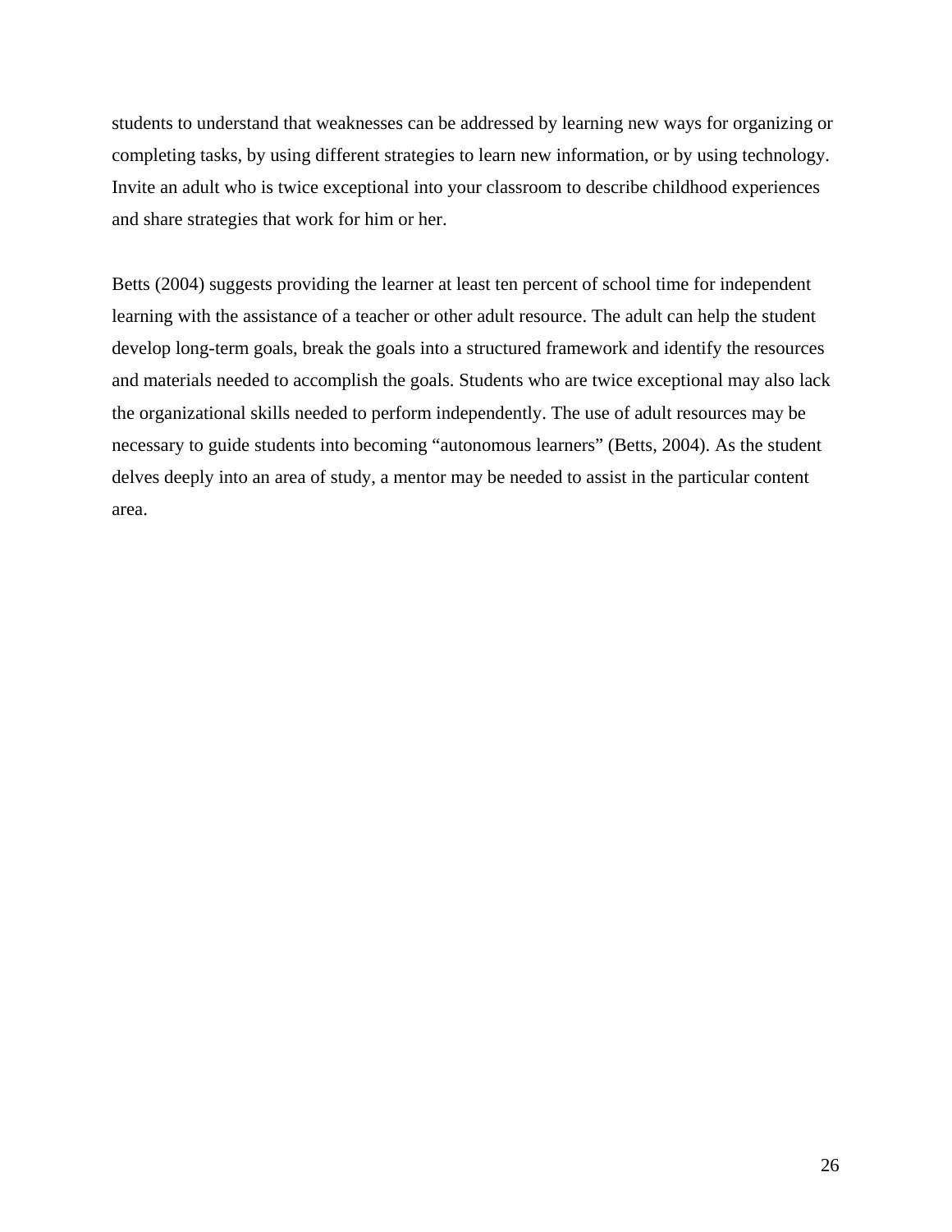students to understand that weaknesses can be addressed by learning new ways for organizing or completing tasks, by using different strategies to learn new information, or by using technology. Invite an adult who is twice exceptional into your classroom to describe childhood experiences and share strategies that work for him or her.

Betts (2004) suggests providing the learner at least ten percent of school time for independent learning with the assistance of a teacher or other adult resource. The adult can help the student develop long-term goals, break the goals into a structured framework and identify the resources and materials needed to accomplish the goals. Students who are twice exceptional may also lack the organizational skills needed to perform independently. The use of adult resources may be necessary to guide students into becoming "autonomous learners" (Betts, 2004). As the student delves deeply into an area of study, a mentor may be needed to assist in the particular content area.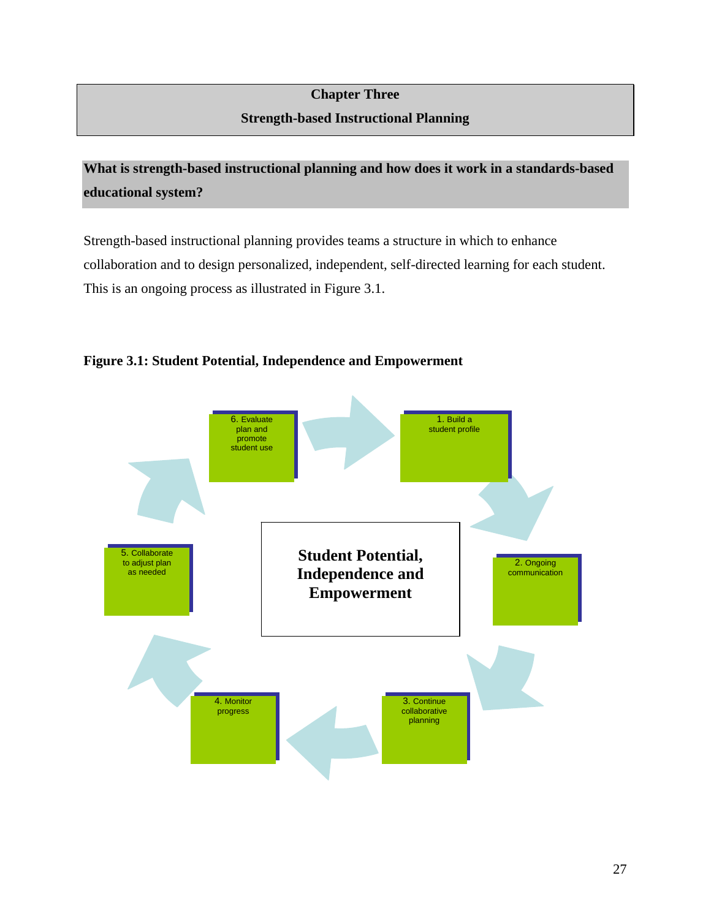# Chapter Three

## Strength-based Instructional Planning

**What is strength-based instructional planning and how does it work in a standards-based educational system?**

Strength-based instructional planning provides teams a structure in which to enhance collaboration and to design personalized, independent, self-directed learning for each student. This is an ongoing process as illustrated in Figure 3.1.

**Figure 3.1: Student Potential, Independence and Empowerment**

**Student Potential, Independence and Empowerment**

1. Build a student profile
2. Ongoing communication
3. Continue collaborative planning
4. Monitor progress
5. Collaborate to adjust plan as needed
6. Evaluate plan and promote student use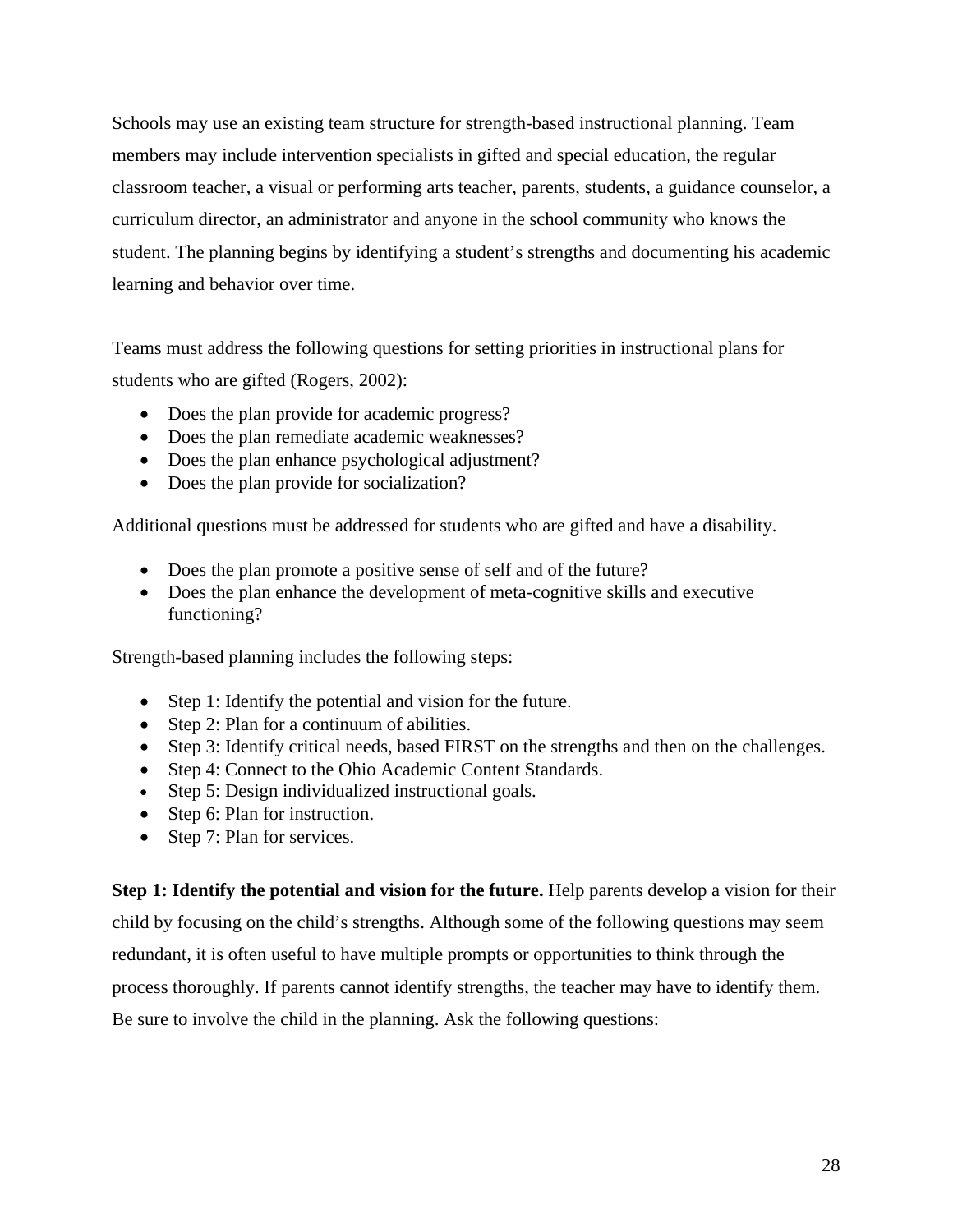Schools may use an existing team structure for strength-based instructional planning. Team members may include intervention specialists in gifted and special education, the regular classroom teacher, a visual or performing arts teacher, parents, students, a guidance counselor, a curriculum director, an administrator and anyone in the school community who knows the student. The planning begins by identifying a student's strengths and documenting his academic learning and behavior over time.

Teams must address the following questions for setting priorities in instructional plans for students who are gifted (Rogers, 2002):

- Does the plan provide for academic progress?
- Does the plan remediate academic weaknesses?
- Does the plan enhance psychological adjustment?
- Does the plan provide for socialization?

Additional questions must be addressed for students who are gifted and have a disability.

- Does the plan promote a positive sense of self and of the future?
- Does the plan enhance the development of meta-cognitive skills and executive functioning?

Strength-based planning includes the following steps:

- Step 1: Identify the potential and vision for the future.
- Step 2: Plan for a continuum of abilities.
- Step 3: Identify critical needs, based FIRST on the strengths and then on the challenges.
- Step 4: Connect to the Ohio Academic Content Standards.
- Step 5: Design individualized instructional goals.
- Step 6: Plan for instruction.
- Step 7: Plan for services.

**Step 1: Identify the potential and vision for the future.** Help parents develop a vision for their child by focusing on the child's strengths. Although some of the following questions may seem redundant, it is often useful to have multiple prompts or opportunities to think through the process thoroughly. If parents cannot identify strengths, the teacher may have to identify them. Be sure to involve the child in the planning. Ask the following questions: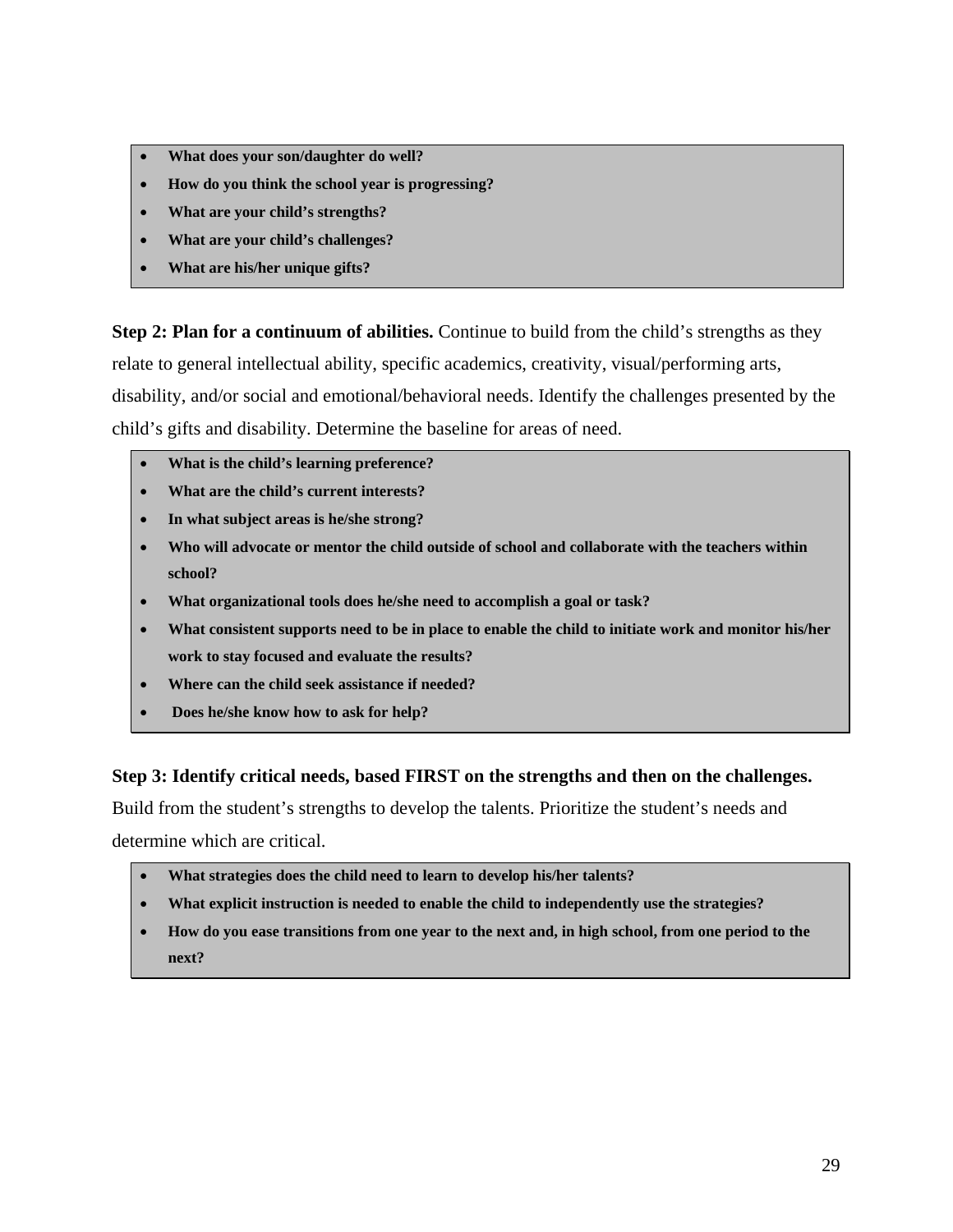- **What does your son/daughter do well?**
- **How do you think the school year is progressing?**
- **What are your child's strengths?**
- **What are your child's challenges?**
- **What are his/her unique gifts?**

**Step 2: Plan for a continuum of abilities.** Continue to build from the child's strengths as they relate to general intellectual ability, specific academics, creativity, visual/performing arts, disability, and/or social and emotional/behavioral needs. Identify the challenges presented by the child's gifts and disability. Determine the baseline for areas of need.

- **What is the child's learning preference?**
- **What are the child's current interests?**
- **In what subject areas is he/she strong?**
- **Who will advocate or mentor the child outside of school and collaborate with the teachers within school?**
- **What organizational tools does he/she need to accomplish a goal or task?**
- **What consistent supports need to be in place to enable the child to initiate work and monitor his/her work to stay focused and evaluate the results?**
- **Where can the child seek assistance if needed?**
- **Does he/she know how to ask for help?**

**Step 3: Identify critical needs, based FIRST on the strengths and then on the challenges.** Build from the student's strengths to develop the talents. Prioritize the student's needs and determine which are critical.

- **What strategies does the child need to learn to develop his/her talents?**
- **What explicit instruction is needed to enable the child to independently use the strategies?**
- **How do you ease transitions from one year to the next and, in high school, from one period to the next?**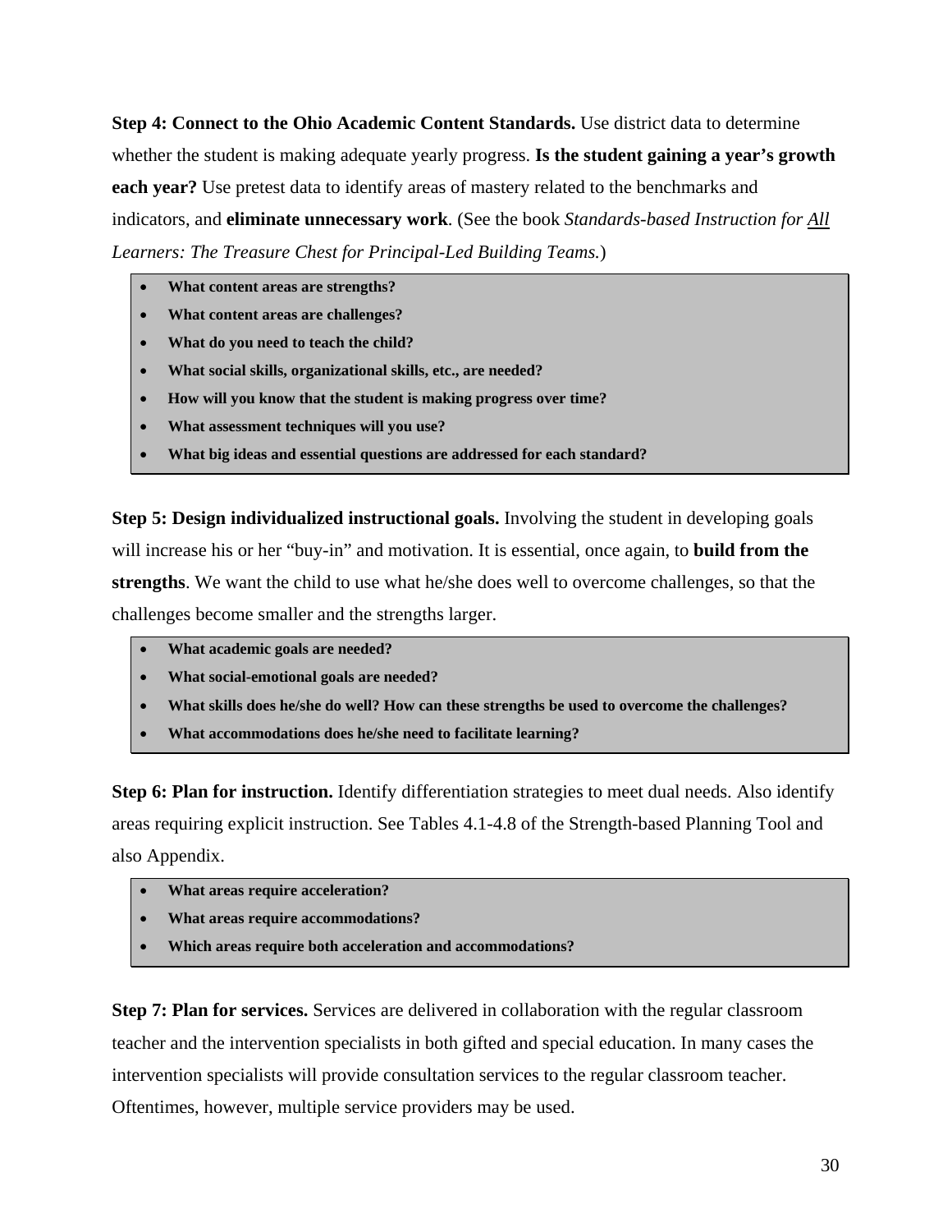**Step 4: Connect to the Ohio Academic Content Standards.** Use district data to determine whether the student is making adequate yearly progress. **Is the student gaining a year's growth each year?** Use pretest data to identify areas of mastery related to the benchmarks and indicators, and **eliminate unnecessary work**. (See the book *Standards-based Instruction for <u>All</u> Learners: The Treasure Chest for Principal-Led Building Teams.*)

- **What content areas are strengths?**
- **What content areas are challenges?**
- **What do you need to teach the child?**
- **What social skills, organizational skills, etc., are needed?**
- **How will you know that the student is making progress over time?**
- **What assessment techniques will you use?**
- **What big ideas and essential questions are addressed for each standard?**

**Step 5: Design individualized instructional goals.** Involving the student in developing goals will increase his or her "buy-in" and motivation. It is essential, once again, to **build from the strengths**. We want the child to use what he/she does well to overcome challenges, so that the challenges become smaller and the strengths larger.

- **What academic goals are needed?**
- **What social-emotional goals are needed?**
- **What skills does he/she do well? How can these strengths be used to overcome the challenges?**
- **What accommodations does he/she need to facilitate learning?**

**Step 6: Plan for instruction.** Identify differentiation strategies to meet dual needs. Also identify areas requiring explicit instruction. See Tables 4.1-4.8 of the Strength-based Planning Tool and also Appendix.

- **What areas require acceleration?**
- **What areas require accommodations?**
- **Which areas require both acceleration and accommodations?**

**Step 7: Plan for services.** Services are delivered in collaboration with the regular classroom teacher and the intervention specialists in both gifted and special education. In many cases the intervention specialists will provide consultation services to the regular classroom teacher. Oftentimes, however, multiple service providers may be used.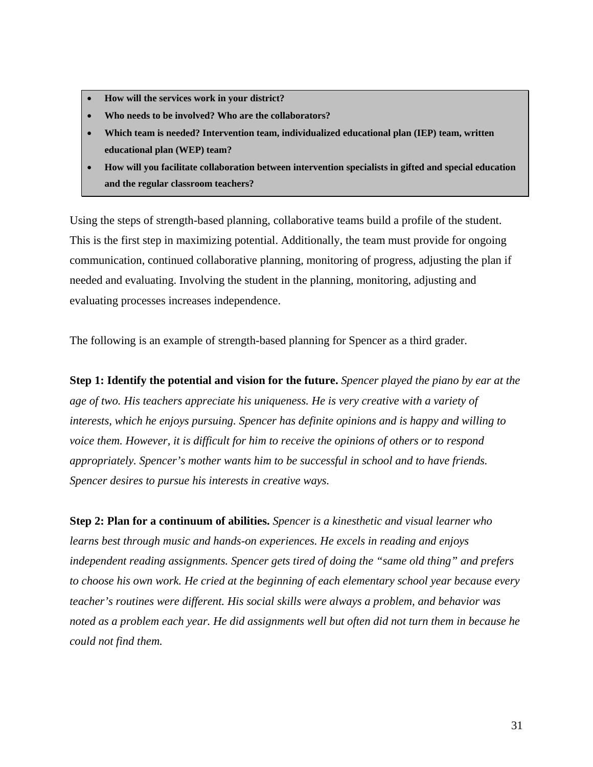- **How will the services work in your district?**
- **Who needs to be involved? Who are the collaborators?**
- **Which team is needed? Intervention team, individualized educational plan (IEP) team, written educational plan (WEP) team?**
- **How will you facilitate collaboration between intervention specialists in gifted and special education and the regular classroom teachers?**

Using the steps of strength-based planning, collaborative teams build a profile of the student. This is the first step in maximizing potential. Additionally, the team must provide for ongoing communication, continued collaborative planning, monitoring of progress, adjusting the plan if needed and evaluating. Involving the student in the planning, monitoring, adjusting and evaluating processes increases independence.

The following is an example of strength-based planning for Spencer as a third grader.

**Step 1: Identify the potential and vision for the future.** *Spencer played the piano by ear at the age of two. His teachers appreciate his uniqueness. He is very creative with a variety of interests, which he enjoys pursuing. Spencer has definite opinions and is happy and willing to voice them. However, it is difficult for him to receive the opinions of others or to respond appropriately. Spencer's mother wants him to be successful in school and to have friends. Spencer desires to pursue his interests in creative ways.*

**Step 2: Plan for a continuum of abilities.** *Spencer is a kinesthetic and visual learner who learns best through music and hands-on experiences. He excels in reading and enjoys independent reading assignments. Spencer gets tired of doing the "same old thing" and prefers to choose his own work. He cried at the beginning of each elementary school year because every teacher's routines were different. His social skills were always a problem, and behavior was noted as a problem each year. He did assignments well but often did not turn them in because he could not find them.*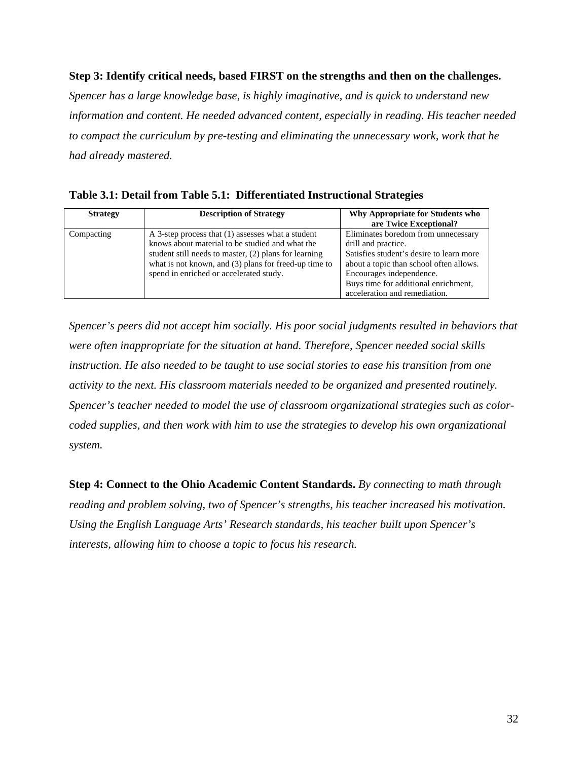**Step 3: Identify critical needs, based FIRST on the strengths and then on the challenges.** *Spencer has a large knowledge base, is highly imaginative, and is quick to understand new information and content. He needed advanced content, especially in reading. His teacher needed to compact the curriculum by pre-testing and eliminating the unnecessary work, work that he had already mastered.*

**Table 3.1: Detail from Table 5.1: Differentiated Instructional Strategies**

| Strategy | Description of Strategy | Why Appropriate for Students who are Twice Exceptional? |
|---|---|---|
| Compacting | A 3-step process that (1) assesses what a student knows about material to be studied and what the student still needs to master, (2) plans for learning what is not known, and (3) plans for freed-up time to spend in enriched or accelerated study. | Eliminates boredom from unnecessary drill and practice. Satisfies student's desire to learn more about a topic than school often allows. Encourages independence. Buys time for additional enrichment, acceleration and remediation. |

*Spencer's peers did not accept him socially. His poor social judgments resulted in behaviors that were often inappropriate for the situation at hand. Therefore, Spencer needed social skills instruction. He also needed to be taught to use social stories to ease his transition from one activity to the next. His classroom materials needed to be organized and presented routinely. Spencer's teacher needed to model the use of classroom organizational strategies such as color-coded supplies, and then work with him to use the strategies to develop his own organizational system.*

**Step 4: Connect to the Ohio Academic Content Standards.** *By connecting to math through reading and problem solving, two of Spencer's strengths, his teacher increased his motivation. Using the English Language Arts' Research standards, his teacher built upon Spencer's interests, allowing him to choose a topic to focus his research.*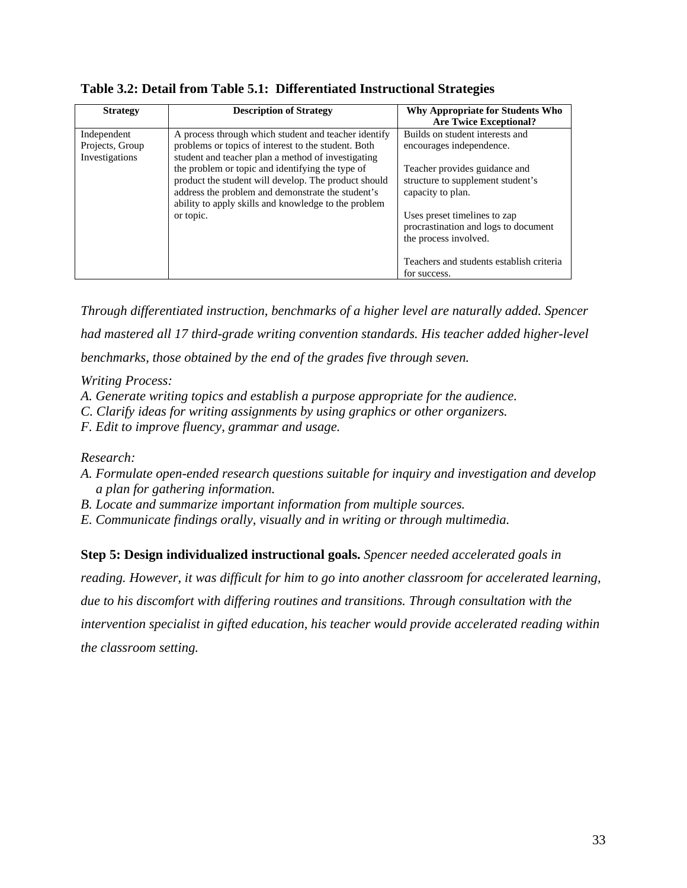**Table 3.2: Detail from Table 5.1: Differentiated Instructional Strategies**

| Strategy | Description of Strategy | Why Appropriate for Students Who Are Twice Exceptional? |
|---|---|---|
| Independent Projects, Group Investigations | A process through which student and teacher identify problems or topics of interest to the student. Both student and teacher plan a method of investigating the problem or topic and identifying the type of product the student will develop. The product should address the problem and demonstrate the student's ability to apply skills and knowledge to the problem or topic. | Builds on student interests and encourages independence.<br><br>Teacher provides guidance and structure to supplement student's capacity to plan.<br><br>Uses preset timelines to zap procrastination and logs to document the process involved.<br><br>Teachers and students establish criteria for success. |

*Through differentiated instruction, benchmarks of a higher level are naturally added. Spencer had mastered all 17 third-grade writing convention standards. His teacher added higher-level benchmarks, those obtained by the end of the grades five through seven.*

*Writing Process:*

*A. Generate writing topics and establish a purpose appropriate for the audience.*
*C. Clarify ideas for writing assignments by using graphics or other organizers.*
*F. Edit to improve fluency, grammar and usage.*

*Research:*

*A. Formulate open-ended research questions suitable for inquiry and investigation and develop a plan for gathering information.*
*B. Locate and summarize important information from multiple sources.*
*E. Communicate findings orally, visually and in writing or through multimedia.*

**Step 5: Design individualized instructional goals.** *Spencer needed accelerated goals in reading. However, it was difficult for him to go into another classroom for accelerated learning, due to his discomfort with differing routines and transitions. Through consultation with the intervention specialist in gifted education, his teacher would provide accelerated reading within the classroom setting.*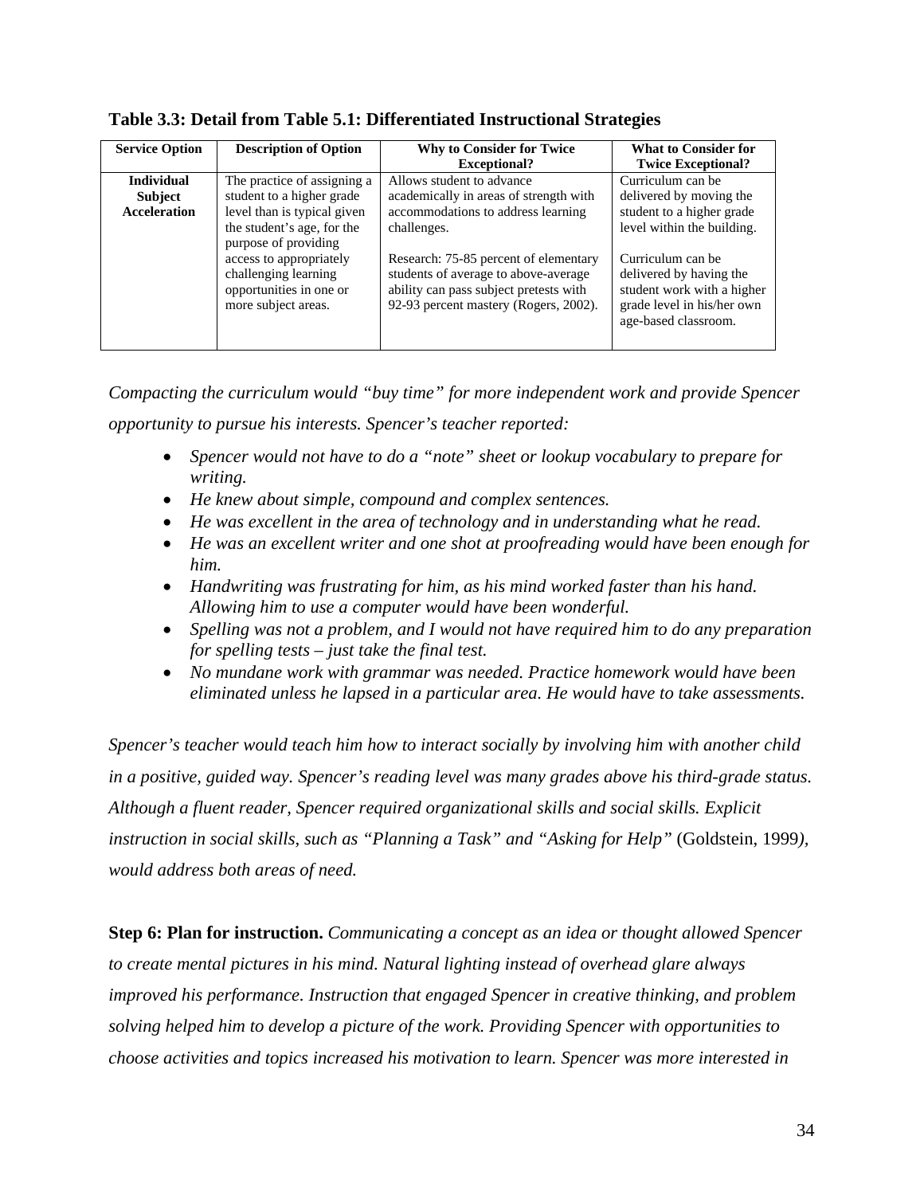**Table 3.3: Detail from Table 5.1: Differentiated Instructional Strategies**

| Service Option | Description of Option | Why to Consider for Twice Exceptional? | What to Consider for Twice Exceptional? |
|---|---|---|---|
| **Individual Subject Acceleration** | The practice of assigning a student to a higher grade level than is typical given the student's age, for the purpose of providing access to appropriately challenging learning opportunities in one or more subject areas. | Allows student to advance academically in areas of strength with accommodations to address learning challenges.<br><br>Research: 75-85 percent of elementary students of average to above-average ability can pass subject pretests with 92-93 percent mastery (Rogers, 2002). | Curriculum can be delivered by moving the student to a higher grade level within the building.<br><br>Curriculum can be delivered by having the student work with a higher grade level in his/her own age-based classroom. |

*Compacting the curriculum would "buy time" for more independent work and provide Spencer opportunity to pursue his interests. Spencer's teacher reported:*

- *Spencer would not have to do a "note" sheet or lookup vocabulary to prepare for writing.*
- *He knew about simple, compound and complex sentences.*
- *He was excellent in the area of technology and in understanding what he read.*
- *He was an excellent writer and one shot at proofreading would have been enough for him.*
- *Handwriting was frustrating for him, as his mind worked faster than his hand. Allowing him to use a computer would have been wonderful.*
- *Spelling was not a problem, and I would not have required him to do any preparation for spelling tests – just take the final test.*
- *No mundane work with grammar was needed. Practice homework would have been eliminated unless he lapsed in a particular area. He would have to take assessments.*

*Spencer's teacher would teach him how to interact socially by involving him with another child in a positive, guided way. Spencer's reading level was many grades above his third-grade status. Although a fluent reader, Spencer required organizational skills and social skills. Explicit instruction in social skills, such as "Planning a Task" and "Asking for Help"* (Goldstein, 1999*), would address both areas of need.*

**Step 6: Plan for instruction.** *Communicating a concept as an idea or thought allowed Spencer to create mental pictures in his mind. Natural lighting instead of overhead glare always improved his performance. Instruction that engaged Spencer in creative thinking, and problem solving helped him to develop a picture of the work. Providing Spencer with opportunities to choose activities and topics increased his motivation to learn. Spencer was more interested in*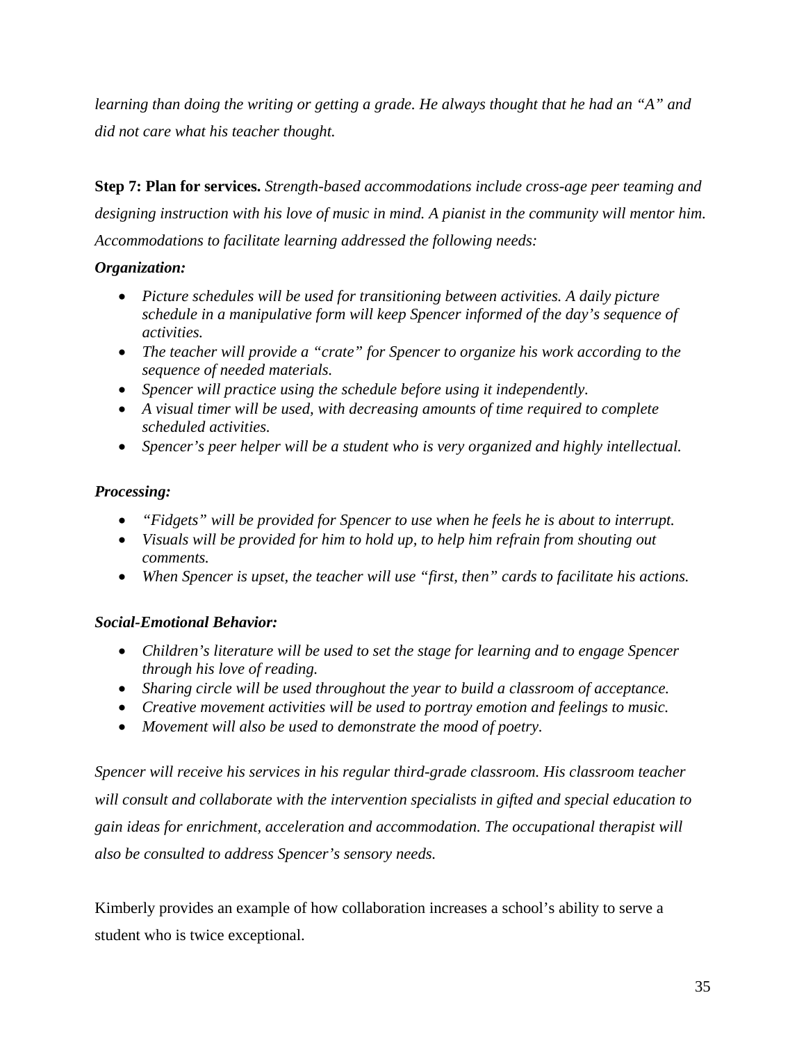*learning than doing the writing or getting a grade. He always thought that he had an "A" and did not care what his teacher thought.*

**Step 7: Plan for services.** *Strength-based accommodations include cross-age peer teaming and designing instruction with his love of music in mind. A pianist in the community will mentor him. Accommodations to facilitate learning addressed the following needs:*

***Organization:***

- *Picture schedules will be used for transitioning between activities. A daily picture schedule in a manipulative form will keep Spencer informed of the day's sequence of activities.*
- *The teacher will provide a "crate" for Spencer to organize his work according to the sequence of needed materials.*
- *Spencer will practice using the schedule before using it independently.*
- *A visual timer will be used, with decreasing amounts of time required to complete scheduled activities.*
- *Spencer's peer helper will be a student who is very organized and highly intellectual.*

***Processing:***

- *"Fidgets" will be provided for Spencer to use when he feels he is about to interrupt.*
- *Visuals will be provided for him to hold up, to help him refrain from shouting out comments.*
- *When Spencer is upset, the teacher will use "first, then" cards to facilitate his actions.*

***Social-Emotional Behavior:***

- *Children's literature will be used to set the stage for learning and to engage Spencer through his love of reading.*
- *Sharing circle will be used throughout the year to build a classroom of acceptance.*
- *Creative movement activities will be used to portray emotion and feelings to music.*
- *Movement will also be used to demonstrate the mood of poetry.*

*Spencer will receive his services in his regular third-grade classroom. His classroom teacher will consult and collaborate with the intervention specialists in gifted and special education to gain ideas for enrichment, acceleration and accommodation. The occupational therapist will also be consulted to address Spencer's sensory needs.*

Kimberly provides an example of how collaboration increases a school's ability to serve a student who is twice exceptional.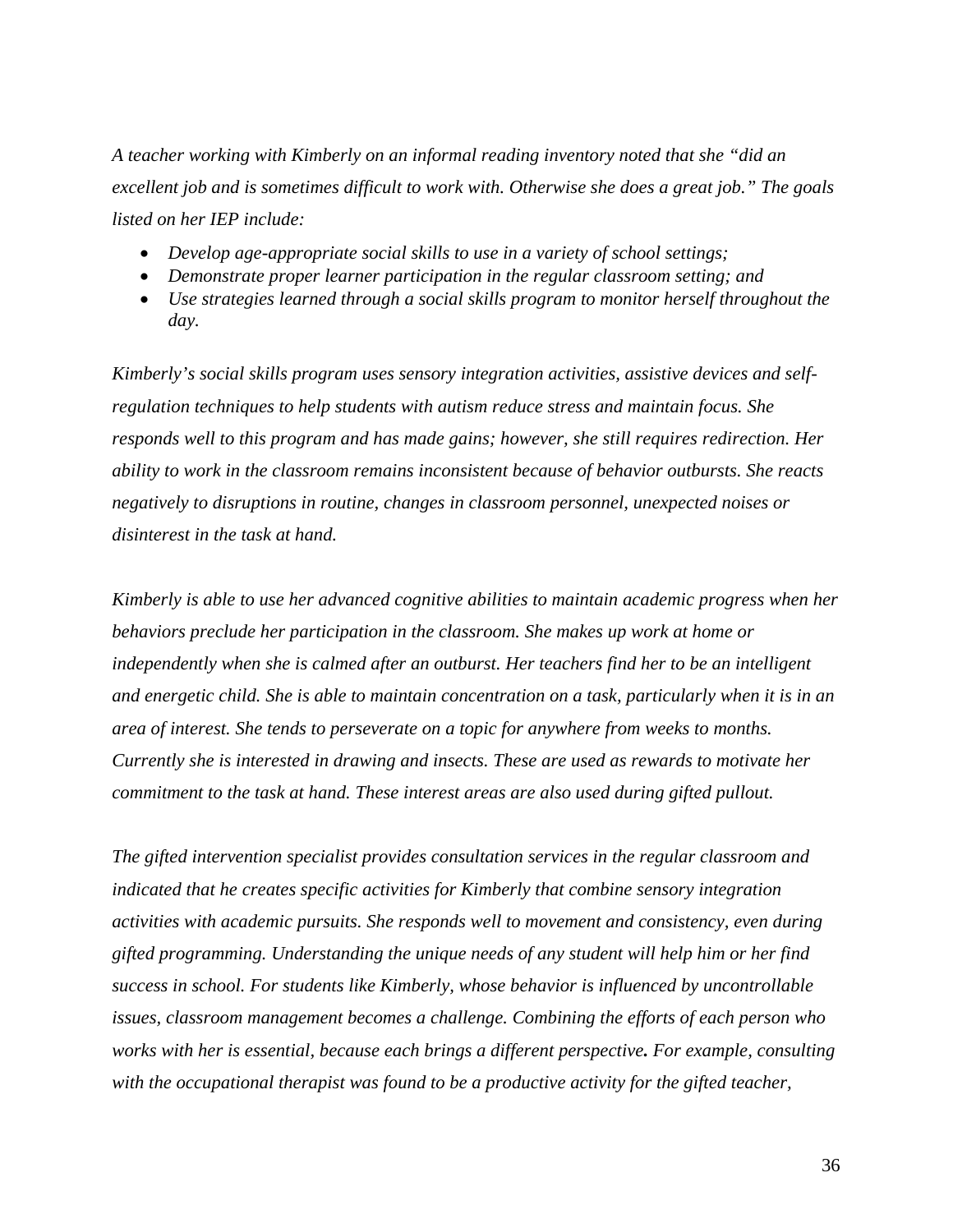*A teacher working with Kimberly on an informal reading inventory noted that she "did an excellent job and is sometimes difficult to work with. Otherwise she does a great job." The goals listed on her IEP include:*

- *Develop age-appropriate social skills to use in a variety of school settings;*
- *Demonstrate proper learner participation in the regular classroom setting; and*
- *Use strategies learned through a social skills program to monitor herself throughout the day.*

*Kimberly's social skills program uses sensory integration activities, assistive devices and self-regulation techniques to help students with autism reduce stress and maintain focus. She responds well to this program and has made gains; however, she still requires redirection. Her ability to work in the classroom remains inconsistent because of behavior outbursts. She reacts negatively to disruptions in routine, changes in classroom personnel, unexpected noises or disinterest in the task at hand.*

*Kimberly is able to use her advanced cognitive abilities to maintain academic progress when her behaviors preclude her participation in the classroom. She makes up work at home or independently when she is calmed after an outburst. Her teachers find her to be an intelligent and energetic child. She is able to maintain concentration on a task, particularly when it is in an area of interest. She tends to perseverate on a topic for anywhere from weeks to months. Currently she is interested in drawing and insects. These are used as rewards to motivate her commitment to the task at hand. These interest areas are also used during gifted pullout.*

*The gifted intervention specialist provides consultation services in the regular classroom and indicated that he creates specific activities for Kimberly that combine sensory integration activities with academic pursuits. She responds well to movement and consistency, even during gifted programming. Understanding the unique needs of any student will help him or her find success in school. For students like Kimberly, whose behavior is influenced by uncontrollable issues, classroom management becomes a challenge. Combining the efforts of each person who works with her is essential, because each brings a different perspective**.** For example, consulting with the occupational therapist was found to be a productive activity for the gifted teacher,*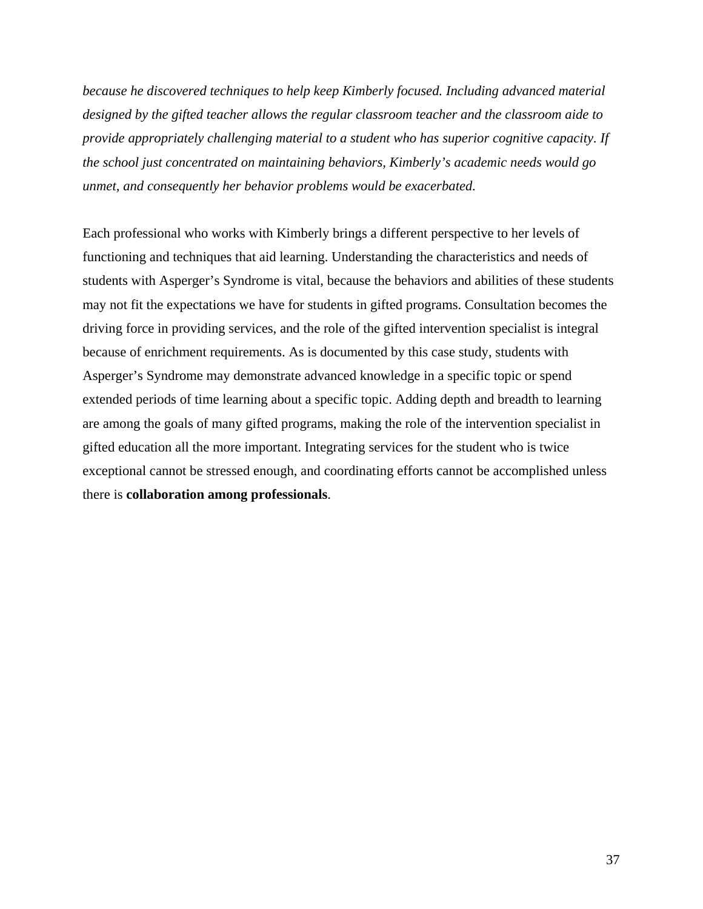*because he discovered techniques to help keep Kimberly focused. Including advanced material designed by the gifted teacher allows the regular classroom teacher and the classroom aide to provide appropriately challenging material to a student who has superior cognitive capacity. If the school just concentrated on maintaining behaviors, Kimberly's academic needs would go unmet, and consequently her behavior problems would be exacerbated.*

Each professional who works with Kimberly brings a different perspective to her levels of functioning and techniques that aid learning. Understanding the characteristics and needs of students with Asperger's Syndrome is vital, because the behaviors and abilities of these students may not fit the expectations we have for students in gifted programs. Consultation becomes the driving force in providing services, and the role of the gifted intervention specialist is integral because of enrichment requirements. As is documented by this case study, students with Asperger's Syndrome may demonstrate advanced knowledge in a specific topic or spend extended periods of time learning about a specific topic. Adding depth and breadth to learning are among the goals of many gifted programs, making the role of the intervention specialist in gifted education all the more important. Integrating services for the student who is twice exceptional cannot be stressed enough, and coordinating efforts cannot be accomplished unless there is **collaboration among professionals**.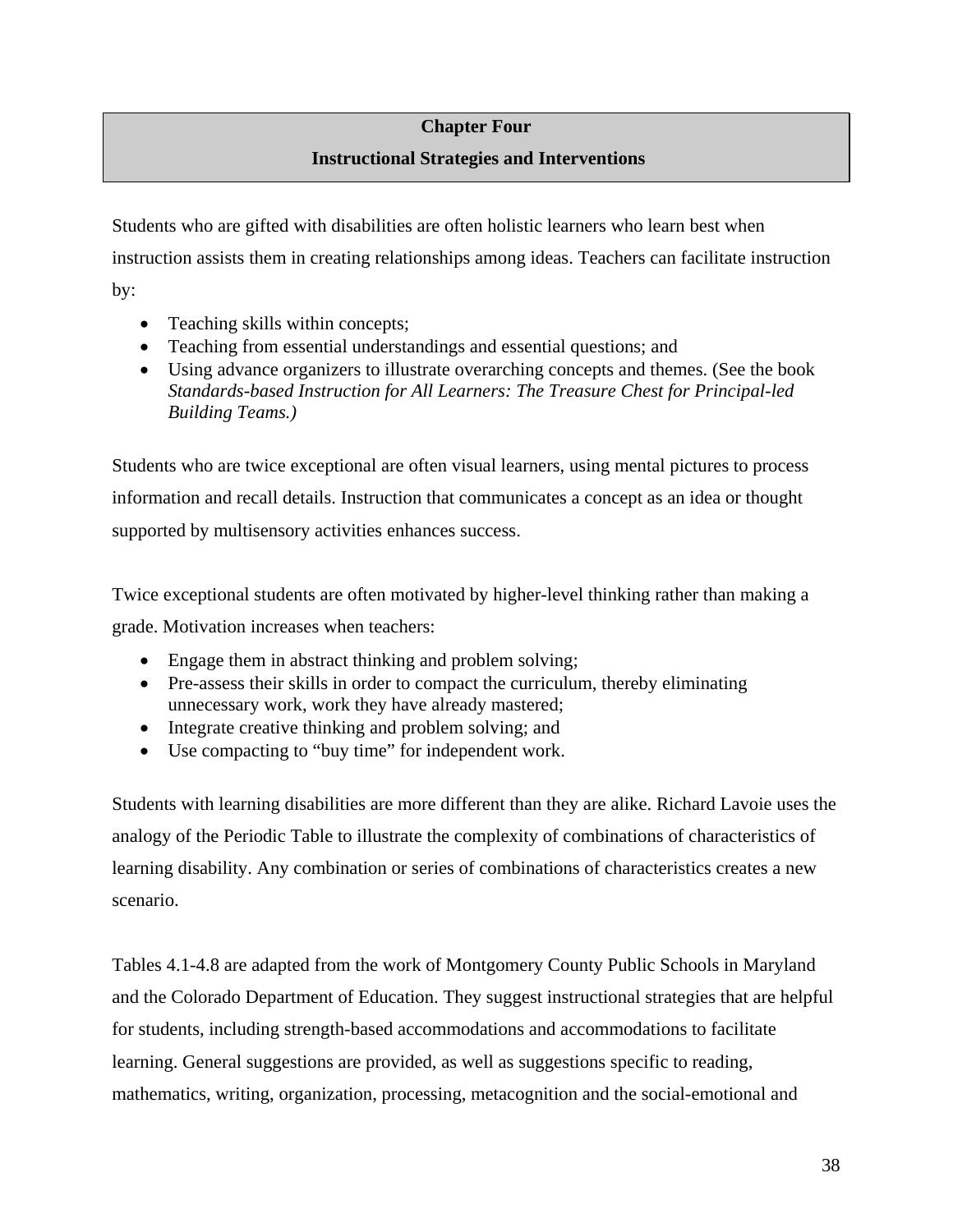# Chapter Four

## Instructional Strategies and Interventions

Students who are gifted with disabilities are often holistic learners who learn best when instruction assists them in creating relationships among ideas. Teachers can facilitate instruction by:

- Teaching skills within concepts;
- Teaching from essential understandings and essential questions; and
- Using advance organizers to illustrate overarching concepts and themes. (See the book *Standards-based Instruction for All Learners: The Treasure Chest for Principal-led Building Teams.)*

Students who are twice exceptional are often visual learners, using mental pictures to process information and recall details. Instruction that communicates a concept as an idea or thought supported by multisensory activities enhances success.

Twice exceptional students are often motivated by higher-level thinking rather than making a grade. Motivation increases when teachers:

- Engage them in abstract thinking and problem solving;
- Pre-assess their skills in order to compact the curriculum, thereby eliminating unnecessary work, work they have already mastered;
- Integrate creative thinking and problem solving; and
- Use compacting to "buy time" for independent work.

Students with learning disabilities are more different than they are alike. Richard Lavoie uses the analogy of the Periodic Table to illustrate the complexity of combinations of characteristics of learning disability. Any combination or series of combinations of characteristics creates a new scenario.

Tables 4.1-4.8 are adapted from the work of Montgomery County Public Schools in Maryland and the Colorado Department of Education. They suggest instructional strategies that are helpful for students, including strength-based accommodations and accommodations to facilitate learning. General suggestions are provided, as well as suggestions specific to reading, mathematics, writing, organization, processing, metacognition and the social-emotional and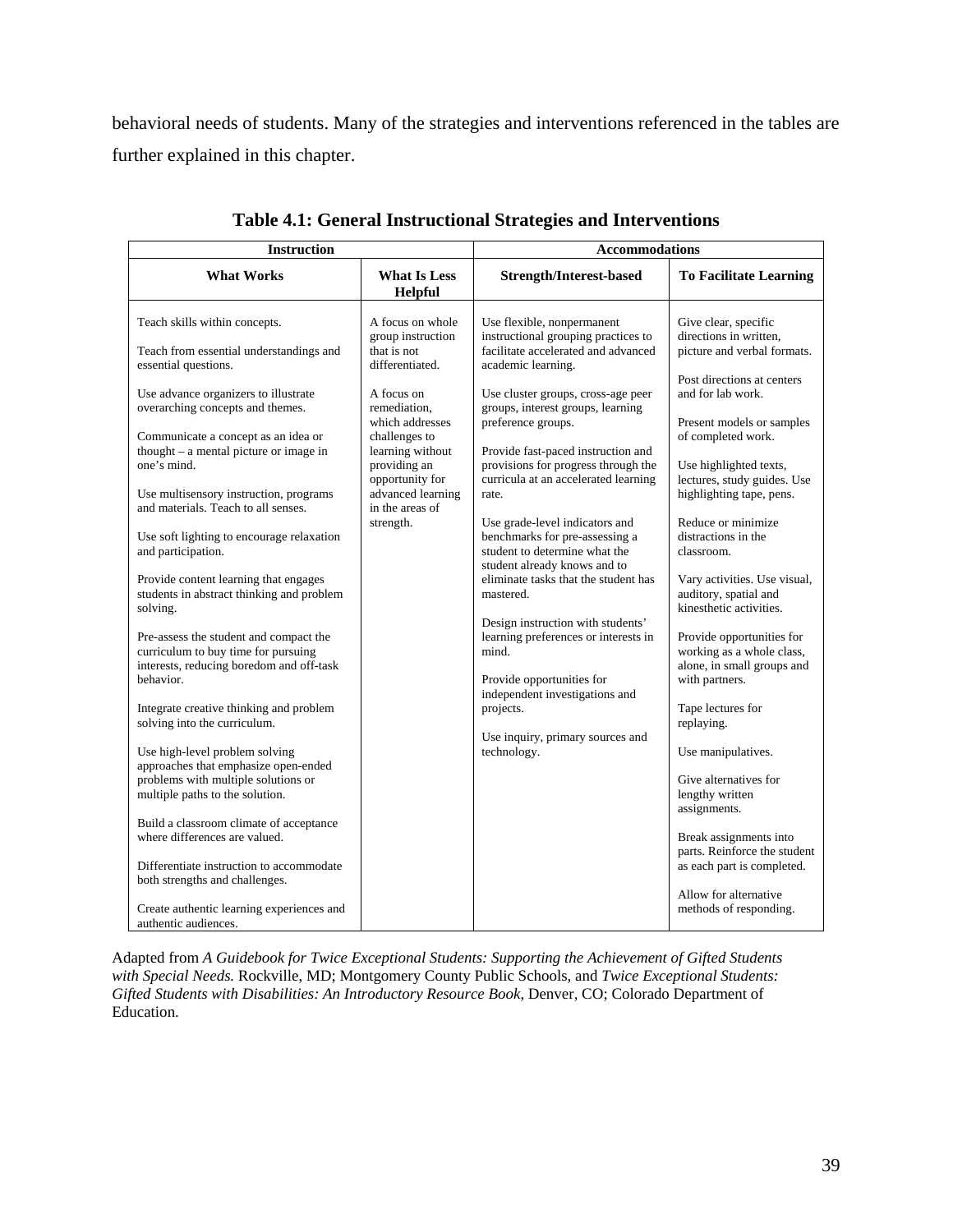behavioral needs of students. Many of the strategies and interventions referenced in the tables are further explained in this chapter.

**Table 4.1: General Instructional Strategies and Interventions**

| Instruction | | Accommodations | |
|---|---|---|---|
| **What Works** | **What Is Less Helpful** | **Strength/Interest-based** | **To Facilitate Learning** |
| Teach skills within concepts.<br><br>Teach from essential understandings and essential questions.<br><br>Use advance organizers to illustrate overarching concepts and themes.<br><br>Communicate a concept as an idea or thought – a mental picture or image in one's mind.<br><br>Use multisensory instruction, programs and materials. Teach to all senses.<br><br>Use soft lighting to encourage relaxation and participation.<br><br>Provide content learning that engages students in abstract thinking and problem solving.<br><br>Pre-assess the student and compact the curriculum to buy time for pursuing interests, reducing boredom and off-task behavior.<br><br>Integrate creative thinking and problem solving into the curriculum.<br><br>Use high-level problem solving approaches that emphasize open-ended problems with multiple solutions or multiple paths to the solution.<br><br>Build a classroom climate of acceptance where differences are valued.<br><br>Differentiate instruction to accommodate both strengths and challenges.<br><br>Create authentic learning experiences and authentic audiences. | A focus on whole group instruction that is not differentiated.<br><br>A focus on remediation, which addresses challenges to learning without providing an opportunity for advanced learning in the areas of strength. | Use flexible, nonpermanent instructional grouping practices to facilitate accelerated and advanced academic learning.<br><br>Use cluster groups, cross-age peer groups, interest groups, learning preference groups.<br><br>Provide fast-paced instruction and provisions for progress through the curricula at an accelerated learning rate.<br><br>Use grade-level indicators and benchmarks for pre-assessing a student to determine what the student already knows and to eliminate tasks that the student has mastered.<br><br>Design instruction with students' learning preferences or interests in mind.<br><br>Provide opportunities for independent investigations and projects.<br><br>Use inquiry, primary sources and technology. | Give clear, specific directions in written, picture and verbal formats.<br><br>Post directions at centers and for lab work.<br><br>Present models or samples of completed work.<br><br>Use highlighted texts, lectures, study guides. Use highlighting tape, pens.<br><br>Reduce or minimize distractions in the classroom.<br><br>Vary activities. Use visual, auditory, spatial and kinesthetic activities.<br><br>Provide opportunities for working as a whole class, alone, in small groups and with partners.<br><br>Tape lectures for replaying.<br><br>Use manipulatives.<br><br>Give alternatives for lengthy written assignments.<br><br>Break assignments into parts. Reinforce the student as each part is completed.<br><br>Allow for alternative methods of responding. |

Adapted from *A Guidebook for Twice Exceptional Students: Supporting the Achievement of Gifted Students with Special Needs.* Rockville, MD; Montgomery County Public Schools, and *Twice Exceptional Students: Gifted Students with Disabilities: An Introductory Resource Book*, Denver, CO; Colorado Department of Education.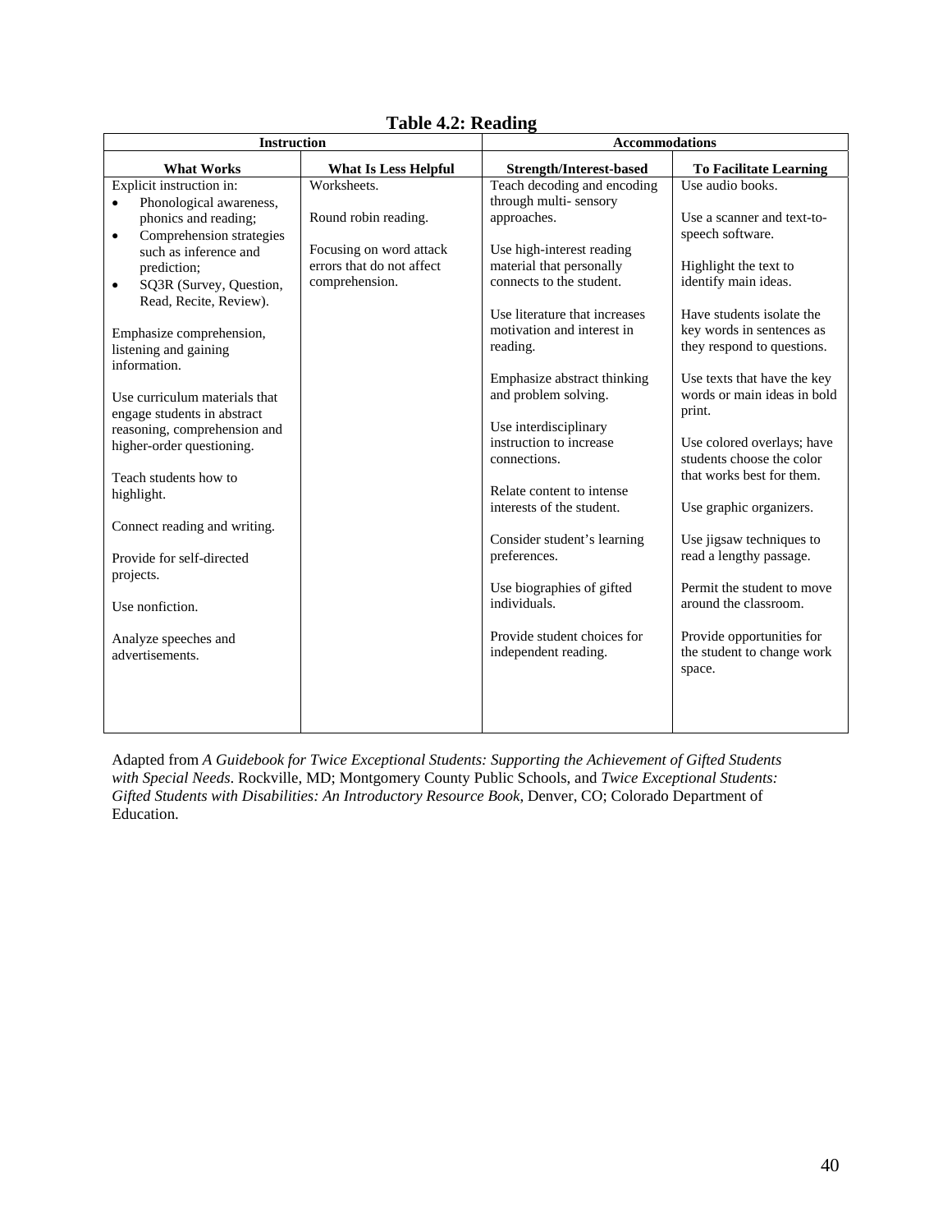**Table 4.2: Reading**

| Instruction | | Accommodations | |
|---|---|---|---|
| **What Works** | **What Is Less Helpful** | **Strength/Interest-based** | **To Facilitate Learning** |
| Explicit instruction in: <br>• Phonological awareness, phonics and reading; <br>• Comprehension strategies such as inference and prediction; <br>• SQ3R (Survey, Question, Read, Recite, Review). | Worksheets. | Teach decoding and encoding through multi- sensory approaches. | Use audio books. |
| Emphasize comprehension, listening and gaining information. | Round robin reading. | Use high-interest reading material that personally connects to the student. | Use a scanner and text-to-speech software. |
| Use curriculum materials that engage students in abstract reasoning, comprehension and higher-order questioning. | Focusing on word attack errors that do not affect comprehension. | Use literature that increases motivation and interest in reading. | Highlight the text to identify main ideas. |
| Teach students how to highlight. | | Emphasize abstract thinking and problem solving. | Have students isolate the key words in sentences as they respond to questions. |
| Connect reading and writing. | | Use interdisciplinary instruction to increase connections. | Use texts that have the key words or main ideas in bold print. |
| Provide for self-directed projects. | | Relate content to intense interests of the student. | Use colored overlays; have students choose the color that works best for them. |
| Use nonfiction. | | Consider student's learning preferences. | Use graphic organizers. |
| Analyze speeches and advertisements. | | Use biographies of gifted individuals. | Use jigsaw techniques to read a lengthy passage. |
| | | Provide student choices for independent reading. | Permit the student to move around the classroom. |
| | | | Provide opportunities for the student to change work space. |

Adapted from *A Guidebook for Twice Exceptional Students: Supporting the Achievement of Gifted Students with Special Needs*. Rockville, MD; Montgomery County Public Schools, and *Twice Exceptional Students: Gifted Students with Disabilities: An Introductory Resource Book*, Denver, CO; Colorado Department of Education.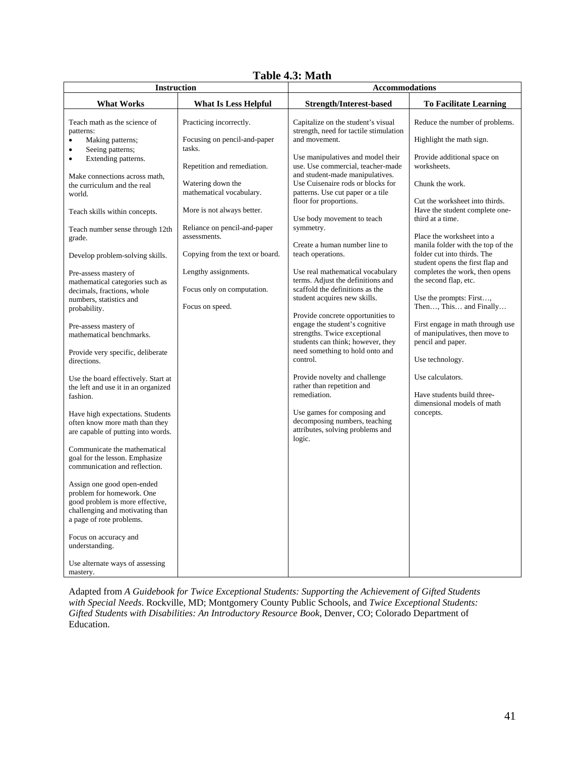# Table 4.3: Math

| Instruction | | Accommodations | |
|---|---|---|---|
| **What Works** | **What Is Less Helpful** | **Strength/Interest-based** | **To Facilitate Learning** |
| Teach math as the science of patterns: • Making patterns; • Seeing patterns; • Extending patterns.<br><br>Make connections across math, the curriculum and the real world.<br><br>Teach skills within concepts.<br><br>Teach number sense through 12th grade.<br><br>Develop problem-solving skills.<br><br>Pre-assess mastery of mathematical categories such as decimals, fractions, whole numbers, statistics and probability.<br><br>Pre-assess mastery of mathematical benchmarks.<br><br>Provide very specific, deliberate directions.<br><br>Use the board effectively. Start at the left and use it in an organized fashion.<br><br>Have high expectations. Students often know more math than they are capable of putting into words.<br><br>Communicate the mathematical goal for the lesson. Emphasize communication and reflection.<br><br>Assign one good open-ended problem for homework. One good problem is more effective, challenging and motivating than a page of rote problems.<br><br>Focus on accuracy and understanding.<br><br>Use alternate ways of assessing mastery. | Practicing incorrectly.<br><br>Focusing on pencil-and-paper tasks.<br><br>Repetition and remediation.<br><br>Watering down the mathematical vocabulary.<br><br>More is not always better.<br><br>Reliance on pencil-and-paper assessments.<br><br>Copying from the text or board.<br><br>Lengthy assignments.<br><br>Focus only on computation.<br><br>Focus on speed. | Capitalize on the student's visual strength, need for tactile stimulation and movement.<br><br>Use manipulatives and model their use. Use commercial, teacher-made and student-made manipulatives. Use Cuisenaire rods or blocks for patterns. Use cut paper or a tile floor for proportions.<br><br>Use body movement to teach symmetry.<br><br>Create a human number line to teach operations.<br><br>Use real mathematical vocabulary terms. Adjust the definitions and scaffold the definitions as the student acquires new skills.<br><br>Provide concrete opportunities to engage the student's cognitive strengths. Twice exceptional students can think; however, they need something to hold onto and control.<br><br>Provide novelty and challenge rather than repetition and remediation.<br><br>Use games for composing and decomposing numbers, teaching attributes, solving problems and logic. | Reduce the number of problems.<br><br>Highlight the math sign.<br><br>Provide additional space on worksheets.<br><br>Chunk the work.<br><br>Cut the worksheet into thirds. Have the student complete one-third at a time.<br><br>Place the worksheet into a manila folder with the top of the folder cut into thirds. The student opens the first flap and completes the work, then opens the second flap, etc.<br><br>Use the prompts: First…, Then…, This… and Finally…<br><br>First engage in math through use of manipulatives, then move to pencil and paper.<br><br>Use technology.<br><br>Use calculators.<br><br>Have students build three-dimensional models of math concepts. |

Adapted from *A Guidebook for Twice Exceptional Students: Supporting the Achievement of Gifted Students with Special Needs*. Rockville, MD; Montgomery County Public Schools, and *Twice Exceptional Students: Gifted Students with Disabilities: An Introductory Resource Book*, Denver, CO; Colorado Department of Education.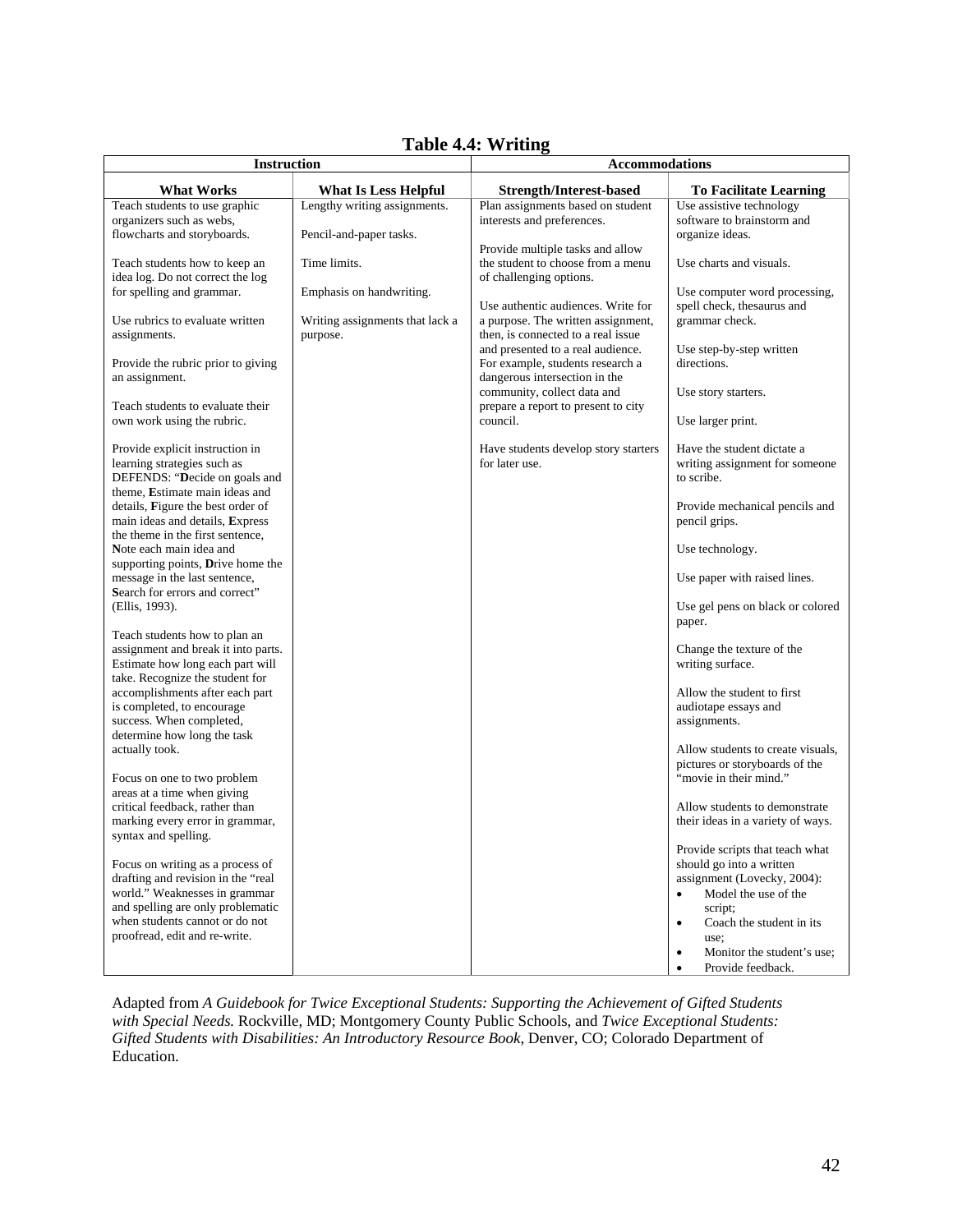# Table 4.4: Writing

| Instruction | | Accommodations | |
|---|---|---|---|
| **What Works** | **What Is Less Helpful** | **Strength/Interest-based** | **To Facilitate Learning** |
| Teach students to use graphic organizers such as webs, flowcharts and storyboards.<br><br>Teach students how to keep an idea log. Do not correct the log for spelling and grammar.<br><br>Use rubrics to evaluate written assignments.<br><br>Provide the rubric prior to giving an assignment.<br><br>Teach students to evaluate their own work using the rubric.<br><br>Provide explicit instruction in learning strategies such as DEFENDS: "**D**ecide on goals and theme, **E**stimate main ideas and details, **F**igure the best order of main ideas and details, **E**xpress the theme in the first sentence, **N**ote each main idea and supporting points, **D**rive home the message in the last sentence, **S**earch for errors and correct" (Ellis, 1993).<br><br>Teach students how to plan an assignment and break it into parts. Estimate how long each part will take. Recognize the student for accomplishments after each part is completed, to encourage success. When completed, determine how long the task actually took.<br><br>Focus on one to two problem areas at a time when giving critical feedback, rather than marking every error in grammar, syntax and spelling.<br><br>Focus on writing as a process of drafting and revision in the "real world." Weaknesses in grammar and spelling are only problematic when students cannot or do not proofread, edit and re-write. | Lengthy writing assignments.<br><br>Pencil-and-paper tasks.<br><br>Time limits.<br><br>Emphasis on handwriting.<br><br>Writing assignments that lack a purpose. | Plan assignments based on student interests and preferences.<br><br>Provide multiple tasks and allow the student to choose from a menu of challenging options.<br><br>Use authentic audiences. Write for a purpose. The written assignment, then, is connected to a real issue and presented to a real audience. For example, students research a dangerous intersection in the community, collect data and prepare a report to present to city council.<br><br>Have students develop story starters for later use. | Use assistive technology software to brainstorm and organize ideas.<br><br>Use charts and visuals.<br><br>Use computer word processing, spell check, thesaurus and grammar check.<br><br>Use step-by-step written directions.<br><br>Use story starters.<br><br>Use larger print.<br><br>Have the student dictate a writing assignment for someone to scribe.<br><br>Provide mechanical pencils and pencil grips.<br><br>Use technology.<br><br>Use paper with raised lines.<br><br>Use gel pens on black or colored paper.<br><br>Change the texture of the writing surface.<br><br>Allow the student to first audiotape essays and assignments.<br><br>Allow students to create visuals, pictures or storyboards of the "movie in their mind."<br><br>Allow students to demonstrate their ideas in a variety of ways.<br><br>Provide scripts that teach what should go into a written assignment (Lovecky, 2004):<br>• Model the use of the script;<br>• Coach the student in its use;<br>• Monitor the student's use;<br>• Provide feedback. |

Adapted from *A Guidebook for Twice Exceptional Students: Supporting the Achievement of Gifted Students with Special Needs.* Rockville, MD; Montgomery County Public Schools, and *Twice Exceptional Students: Gifted Students with Disabilities: An Introductory Resource Book*, Denver, CO; Colorado Department of Education.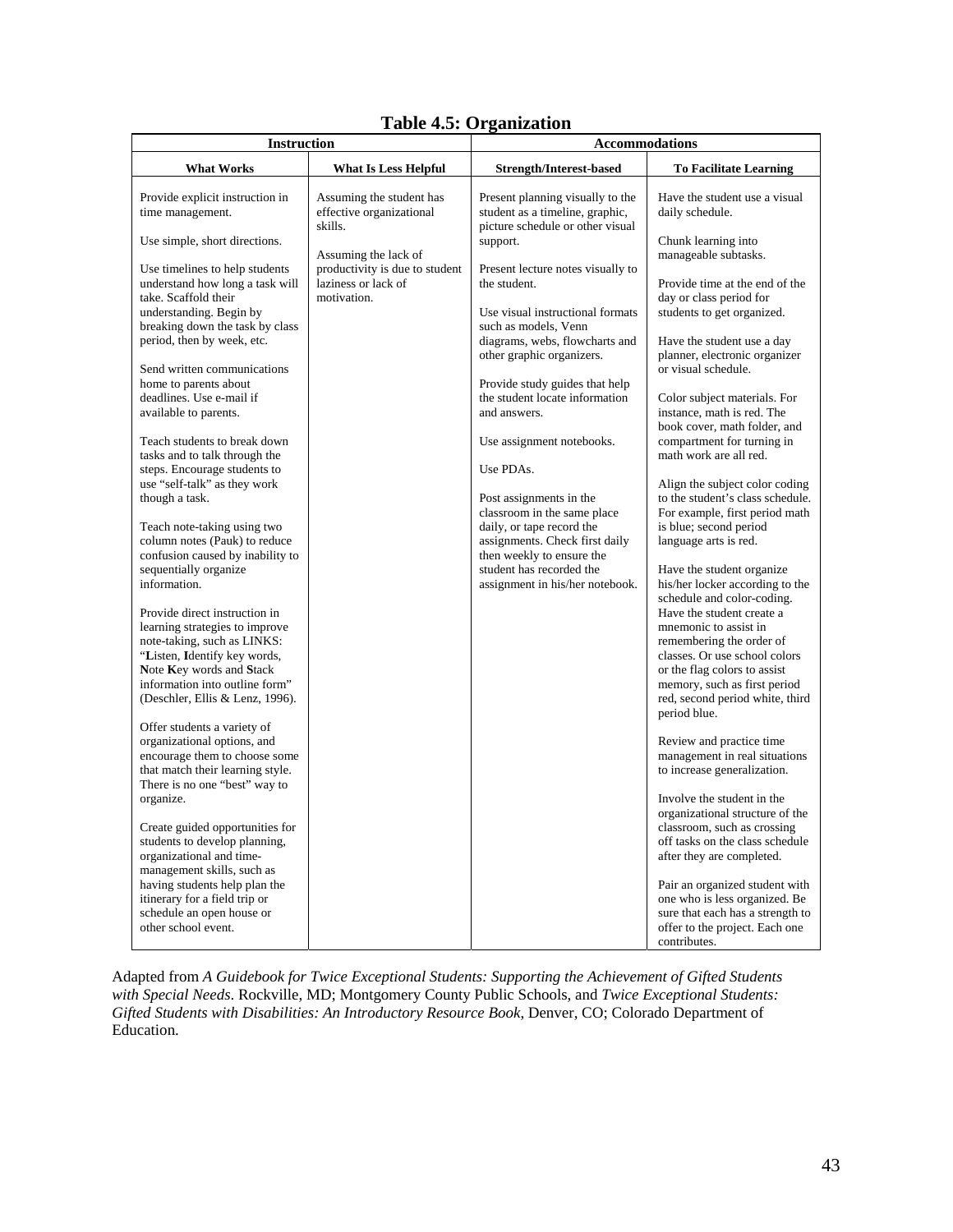# Table 4.5: Organization

| Instruction | | Accommodations | |
|---|---|---|---|
| **What Works** | **What Is Less Helpful** | **Strength/Interest-based** | **To Facilitate Learning** |
| Provide explicit instruction in time management.<br><br>Use simple, short directions.<br><br>Use timelines to help students understand how long a task will take. Scaffold their understanding. Begin by breaking down the task by class period, then by week, etc.<br><br>Send written communications home to parents about deadlines. Use e-mail if available to parents.<br><br>Teach students to break down tasks and to talk through the steps. Encourage students to use "self-talk" as they work though a task.<br><br>Teach note-taking using two column notes (Pauk) to reduce confusion caused by inability to sequentially organize information.<br><br>Provide direct instruction in learning strategies to improve note-taking, such as LINKS: "**L**isten, **I**dentify key words, **N**ote **K**ey words and **S**tack information into outline form" (Deschler, Ellis & Lenz, 1996).<br><br>Offer students a variety of organizational options, and encourage them to choose some that match their learning style. There is no one "best" way to organize.<br><br>Create guided opportunities for students to develop planning, organizational and time-management skills, such as having students help plan the itinerary for a field trip or schedule an open house or other school event. | Assuming the student has effective organizational skills.<br><br>Assuming the lack of productivity is due to student laziness or lack of motivation. | Present planning visually to the student as a timeline, graphic, picture schedule or other visual support.<br><br>Present lecture notes visually to the student.<br><br>Use visual instructional formats such as models, Venn diagrams, webs, flowcharts and other graphic organizers.<br><br>Provide study guides that help the student locate information and answers.<br><br>Use assignment notebooks.<br><br>Use PDAs.<br><br>Post assignments in the classroom in the same place daily, or tape record the assignments. Check first daily then weekly to ensure the student has recorded the assignment in his/her notebook. | Have the student use a visual daily schedule.<br><br>Chunk learning into manageable subtasks.<br><br>Provide time at the end of the day or class period for students to get organized.<br><br>Have the student use a day planner, electronic organizer or visual schedule.<br><br>Color subject materials. For instance, math is red. The book cover, math folder, and compartment for turning in math work are all red.<br><br>Align the subject color coding to the student's class schedule. For example, first period math is blue; second period language arts is red.<br><br>Have the student organize his/her locker according to the schedule and color-coding. Have the student create a mnemonic to assist in remembering the order of classes. Or use school colors or the flag colors to assist memory, such as first period red, second period white, third period blue.<br><br>Review and practice time management in real situations to increase generalization.<br><br>Involve the student in the organizational structure of the classroom, such as crossing off tasks on the class schedule after they are completed.<br><br>Pair an organized student with one who is less organized. Be sure that each has a strength to offer to the project. Each one contributes. |

Adapted from *A Guidebook for Twice Exceptional Students: Supporting the Achievement of Gifted Students with Special Needs*. Rockville, MD; Montgomery County Public Schools, and *Twice Exceptional Students: Gifted Students with Disabilities: An Introductory Resource Book*, Denver, CO; Colorado Department of Education.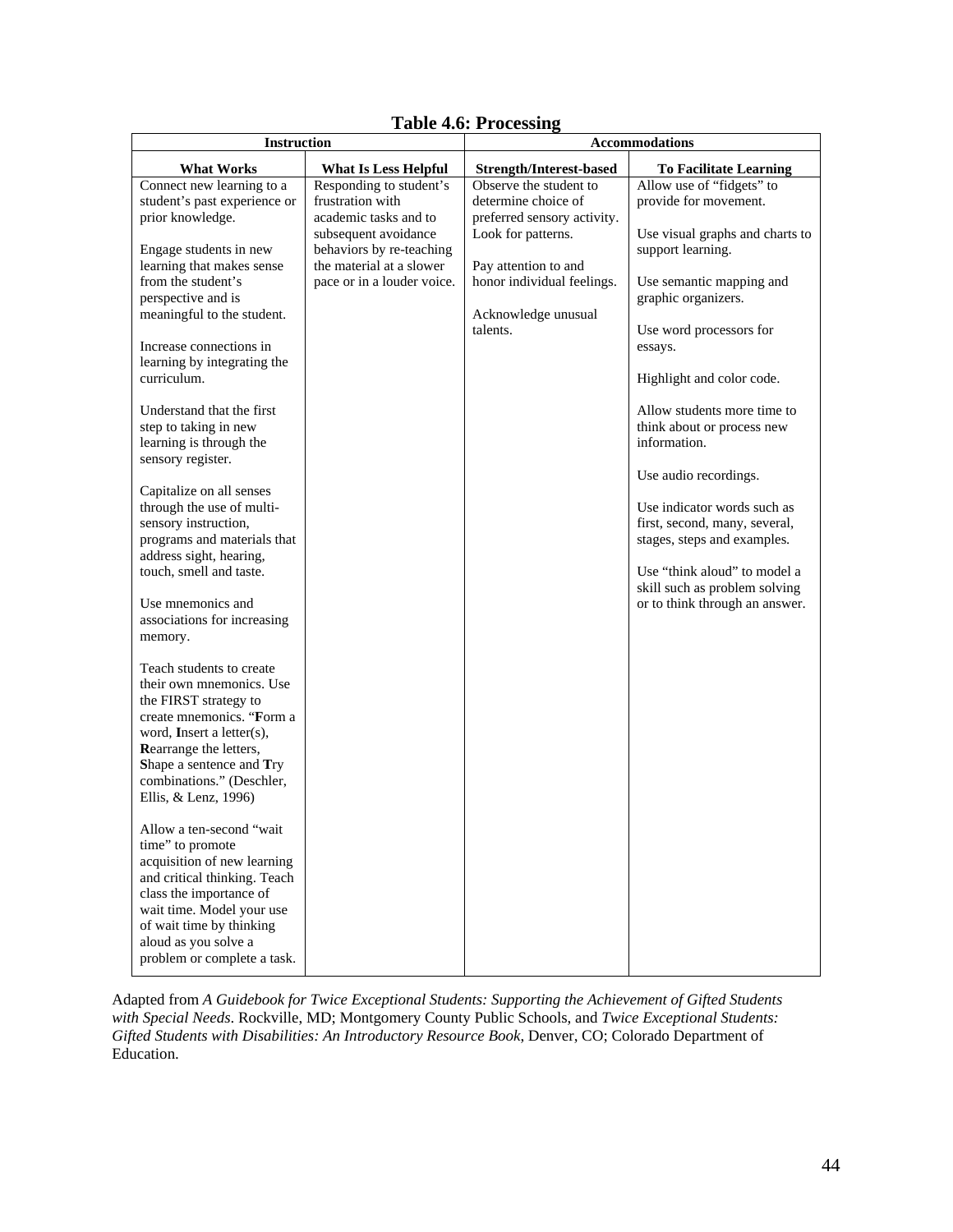**Table 4.6: Processing**

| Instruction | | Accommodations | |
|---|---|---|---|
| **What Works** | **What Is Less Helpful** | **Strength/Interest-based** | **To Facilitate Learning** |
| Connect new learning to a student's past experience or prior knowledge.<br><br>Engage students in new learning that makes sense from the student's perspective and is meaningful to the student.<br><br>Increase connections in learning by integrating the curriculum.<br><br>Understand that the first step to taking in new learning is through the sensory register.<br><br>Capitalize on all senses through the use of multi-sensory instruction, programs and materials that address sight, hearing, touch, smell and taste.<br><br>Use mnemonics and associations for increasing memory.<br><br>Teach students to create their own mnemonics. Use the FIRST strategy to create mnemonics. "**F**orm a word, **I**nsert a letter(s), **R**earrange the letters, **S**hape a sentence and **T**ry combinations." (Deschler, Ellis, & Lenz, 1996)<br><br>Allow a ten-second "wait time" to promote acquisition of new learning and critical thinking. Teach class the importance of wait time. Model your use of wait time by thinking aloud as you solve a problem or complete a task. | Responding to student's frustration with academic tasks and to subsequent avoidance behaviors by re-teaching the material at a slower pace or in a louder voice. | Observe the student to determine choice of preferred sensory activity. Look for patterns.<br><br>Pay attention to and honor individual feelings.<br><br>Acknowledge unusual talents. | Allow use of "fidgets" to provide for movement.<br><br>Use visual graphs and charts to support learning.<br><br>Use semantic mapping and graphic organizers.<br><br>Use word processors for essays.<br><br>Highlight and color code.<br><br>Allow students more time to think about or process new information.<br><br>Use audio recordings.<br><br>Use indicator words such as first, second, many, several, stages, steps and examples.<br><br>Use "think aloud" to model a skill such as problem solving or to think through an answer. |

Adapted from *A Guidebook for Twice Exceptional Students: Supporting the Achievement of Gifted Students with Special Needs*. Rockville, MD; Montgomery County Public Schools, and *Twice Exceptional Students: Gifted Students with Disabilities: An Introductory Resource Book*, Denver, CO; Colorado Department of Education.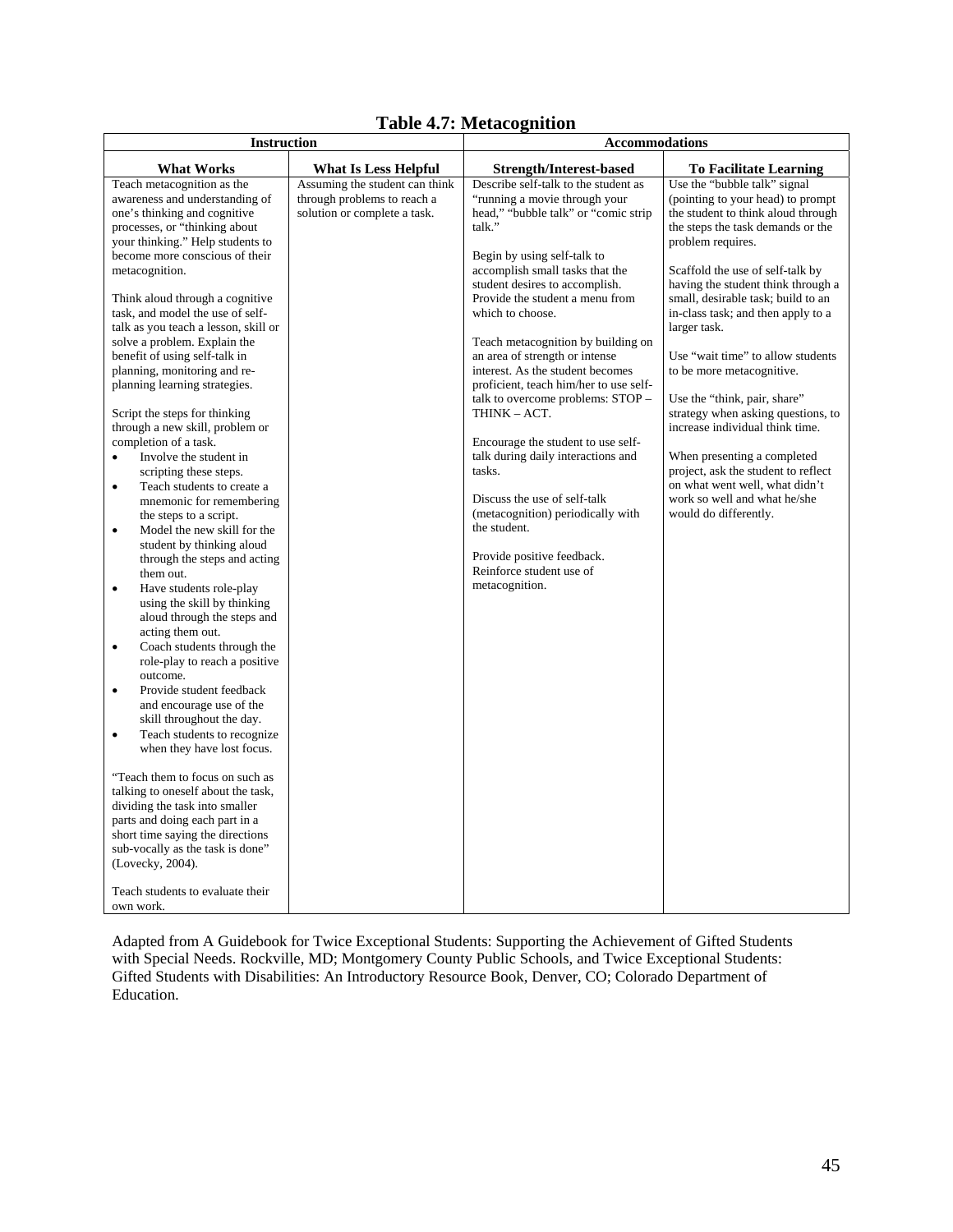# Table 4.7: Metacognition

| Instruction | | Accommodations | |
|---|---|---|---|
| **What Works** | **What Is Less Helpful** | **Strength/Interest-based** | **To Facilitate Learning** |
| Teach metacognition as the awareness and understanding of one's thinking and cognitive processes, or "thinking about your thinking." Help students to become more conscious of their metacognition.<br><br>Think aloud through a cognitive task, and model the use of self-talk as you teach a lesson, skill or solve a problem. Explain the benefit of using self-talk in planning, monitoring and re-planning learning strategies.<br><br>Script the steps for thinking through a new skill, problem or completion of a task.<br>• Involve the student in scripting these steps.<br>• Teach students to create a mnemonic for remembering the steps to a script.<br>• Model the new skill for the student by thinking aloud through the steps and acting them out.<br>• Have students role-play using the skill by thinking aloud through the steps and acting them out.<br>• Coach students through the role-play to reach a positive outcome.<br>• Provide student feedback and encourage use of the skill throughout the day.<br>• Teach students to recognize when they have lost focus.<br><br>"Teach them to focus on such as talking to oneself about the task, dividing the task into smaller parts and doing each part in a short time saying the directions sub-vocally as the task is done" (Lovecky, 2004).<br><br>Teach students to evaluate their own work. | Assuming the student can think through problems to reach a solution or complete a task. | Describe self-talk to the student as "running a movie through your head," "bubble talk" or "comic strip talk."<br><br>Begin by using self-talk to accomplish small tasks that the student desires to accomplish. Provide the student a menu from which to choose.<br><br>Teach metacognition by building on an area of strength or intense interest. As the student becomes proficient, teach him/her to use self-talk to overcome problems: STOP – THINK – ACT.<br><br>Encourage the student to use self-talk during daily interactions and tasks.<br><br>Discuss the use of self-talk (metacognition) periodically with the student.<br><br>Provide positive feedback. Reinforce student use of metacognition. | Use the "bubble talk" signal (pointing to your head) to prompt the student to think aloud through the steps the task demands or the problem requires.<br><br>Scaffold the use of self-talk by having the student think through a small, desirable task; build to an in-class task; and then apply to a larger task.<br><br>Use "wait time" to allow students to be more metacognitive.<br><br>Use the "think, pair, share" strategy when asking questions, to increase individual think time.<br><br>When presenting a completed project, ask the student to reflect on what went well, what didn't work so well and what he/she would do differently. |

Adapted from A Guidebook for Twice Exceptional Students: Supporting the Achievement of Gifted Students with Special Needs. Rockville, MD; Montgomery County Public Schools, and Twice Exceptional Students: Gifted Students with Disabilities: An Introductory Resource Book, Denver, CO; Colorado Department of Education.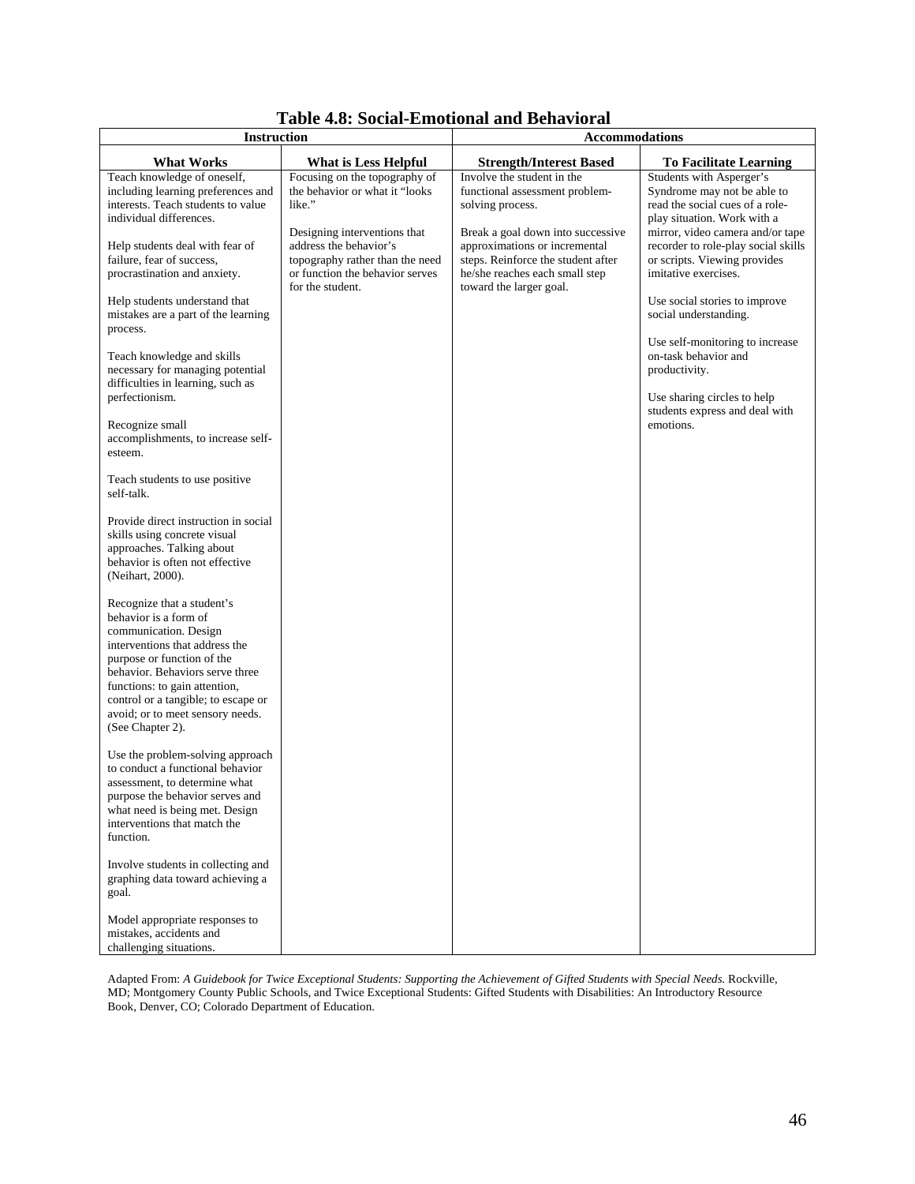# Table 4.8: Social-Emotional and Behavioral

| Instruction | | Accommodations | |
|---|---|---|---|
| **What Works** | **What is Less Helpful** | **Strength/Interest Based** | **To Facilitate Learning** |
| Teach knowledge of oneself, including learning preferences and interests. Teach students to value individual differences.<br><br>Help students deal with fear of failure, fear of success, procrastination and anxiety.<br><br>Help students understand that mistakes are a part of the learning process.<br><br>Teach knowledge and skills necessary for managing potential difficulties in learning, such as perfectionism.<br><br>Recognize small accomplishments, to increase self-esteem.<br><br>Teach students to use positive self-talk.<br><br>Provide direct instruction in social skills using concrete visual approaches. Talking about behavior is often not effective (Neihart, 2000).<br><br>Recognize that a student's behavior is a form of communication. Design interventions that address the purpose or function of the behavior. Behaviors serve three functions: to gain attention, control or a tangible; to escape or avoid; or to meet sensory needs. (See Chapter 2).<br><br>Use the problem-solving approach to conduct a functional behavior assessment, to determine what purpose the behavior serves and what need is being met. Design interventions that match the function.<br><br>Involve students in collecting and graphing data toward achieving a goal.<br><br>Model appropriate responses to mistakes, accidents and challenging situations. | Focusing on the topography of the behavior or what it "looks like."<br><br>Designing interventions that address the behavior's topography rather than the need or function the behavior serves for the student. | Involve the student in the functional assessment problem-solving process.<br><br>Break a goal down into successive approximations or incremental steps. Reinforce the student after he/she reaches each small step toward the larger goal. | Students with Asperger's Syndrome may not be able to read the social cues of a role-play situation. Work with a mirror, video camera and/or tape recorder to role-play social skills or scripts. Viewing provides imitative exercises.<br><br>Use social stories to improve social understanding.<br><br>Use self-monitoring to increase on-task behavior and productivity.<br><br>Use sharing circles to help students express and deal with emotions. |

Adapted From: *A Guidebook for Twice Exceptional Students: Supporting the Achievement of Gifted Students with Special Needs.* Rockville, MD; Montgomery County Public Schools, and Twice Exceptional Students: Gifted Students with Disabilities: An Introductory Resource Book, Denver, CO; Colorado Department of Education.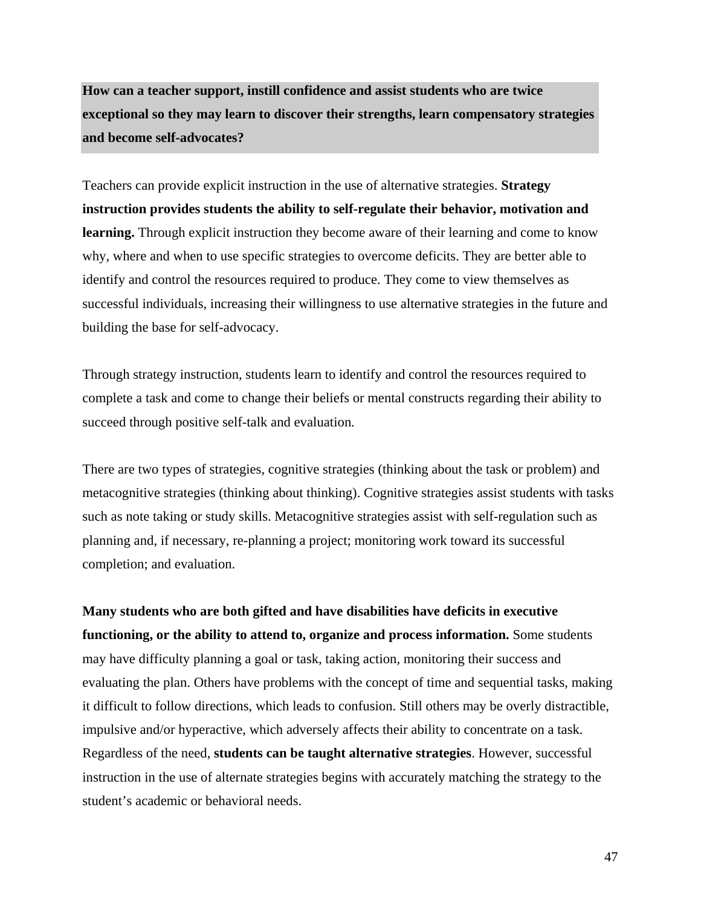**How can a teacher support, instill confidence and assist students who are twice exceptional so they may learn to discover their strengths, learn compensatory strategies and become self-advocates?**

Teachers can provide explicit instruction in the use of alternative strategies. **Strategy instruction provides students the ability to self-regulate their behavior, motivation and learning.** Through explicit instruction they become aware of their learning and come to know why, where and when to use specific strategies to overcome deficits. They are better able to identify and control the resources required to produce. They come to view themselves as successful individuals, increasing their willingness to use alternative strategies in the future and building the base for self-advocacy.

Through strategy instruction, students learn to identify and control the resources required to complete a task and come to change their beliefs or mental constructs regarding their ability to succeed through positive self-talk and evaluation.

There are two types of strategies, cognitive strategies (thinking about the task or problem) and metacognitive strategies (thinking about thinking). Cognitive strategies assist students with tasks such as note taking or study skills. Metacognitive strategies assist with self-regulation such as planning and, if necessary, re-planning a project; monitoring work toward its successful completion; and evaluation.

**Many students who are both gifted and have disabilities have deficits in executive functioning, or the ability to attend to, organize and process information.** Some students may have difficulty planning a goal or task, taking action, monitoring their success and evaluating the plan. Others have problems with the concept of time and sequential tasks, making it difficult to follow directions, which leads to confusion. Still others may be overly distractible, impulsive and/or hyperactive, which adversely affects their ability to concentrate on a task. Regardless of the need, **students can be taught alternative strategies**. However, successful instruction in the use of alternate strategies begins with accurately matching the strategy to the student's academic or behavioral needs.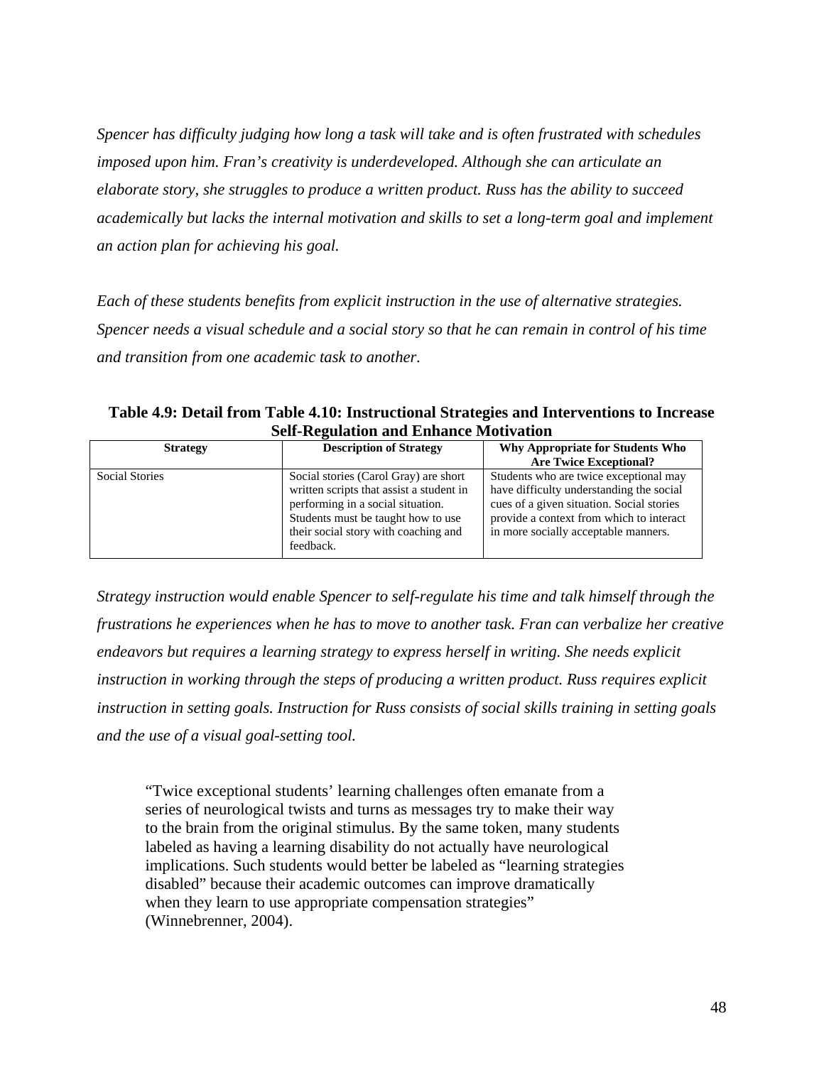*Spencer has difficulty judging how long a task will take and is often frustrated with schedules imposed upon him. Fran's creativity is underdeveloped. Although she can articulate an elaborate story, she struggles to produce a written product. Russ has the ability to succeed academically but lacks the internal motivation and skills to set a long-term goal and implement an action plan for achieving his goal.*

*Each of these students benefits from explicit instruction in the use of alternative strategies. Spencer needs a visual schedule and a social story so that he can remain in control of his time and transition from one academic task to another.*

**Table 4.9: Detail from Table 4.10: Instructional Strategies and Interventions to Increase Self-Regulation and Enhance Motivation**

| Strategy | Description of Strategy | Why Appropriate for Students Who Are Twice Exceptional? |
|---|---|---|
| Social Stories | Social stories (Carol Gray) are short written scripts that assist a student in performing in a social situation. Students must be taught how to use their social story with coaching and feedback. | Students who are twice exceptional may have difficulty understanding the social cues of a given situation. Social stories provide a context from which to interact in more socially acceptable manners. |

*Strategy instruction would enable Spencer to self-regulate his time and talk himself through the frustrations he experiences when he has to move to another task. Fran can verbalize her creative endeavors but requires a learning strategy to express herself in writing. She needs explicit instruction in working through the steps of producing a written product. Russ requires explicit instruction in setting goals. Instruction for Russ consists of social skills training in setting goals and the use of a visual goal-setting tool.*

> "Twice exceptional students' learning challenges often emanate from a series of neurological twists and turns as messages try to make their way to the brain from the original stimulus. By the same token, many students labeled as having a learning disability do not actually have neurological implications. Such students would better be labeled as "learning strategies disabled" because their academic outcomes can improve dramatically when they learn to use appropriate compensation strategies" (Winnebrenner, 2004).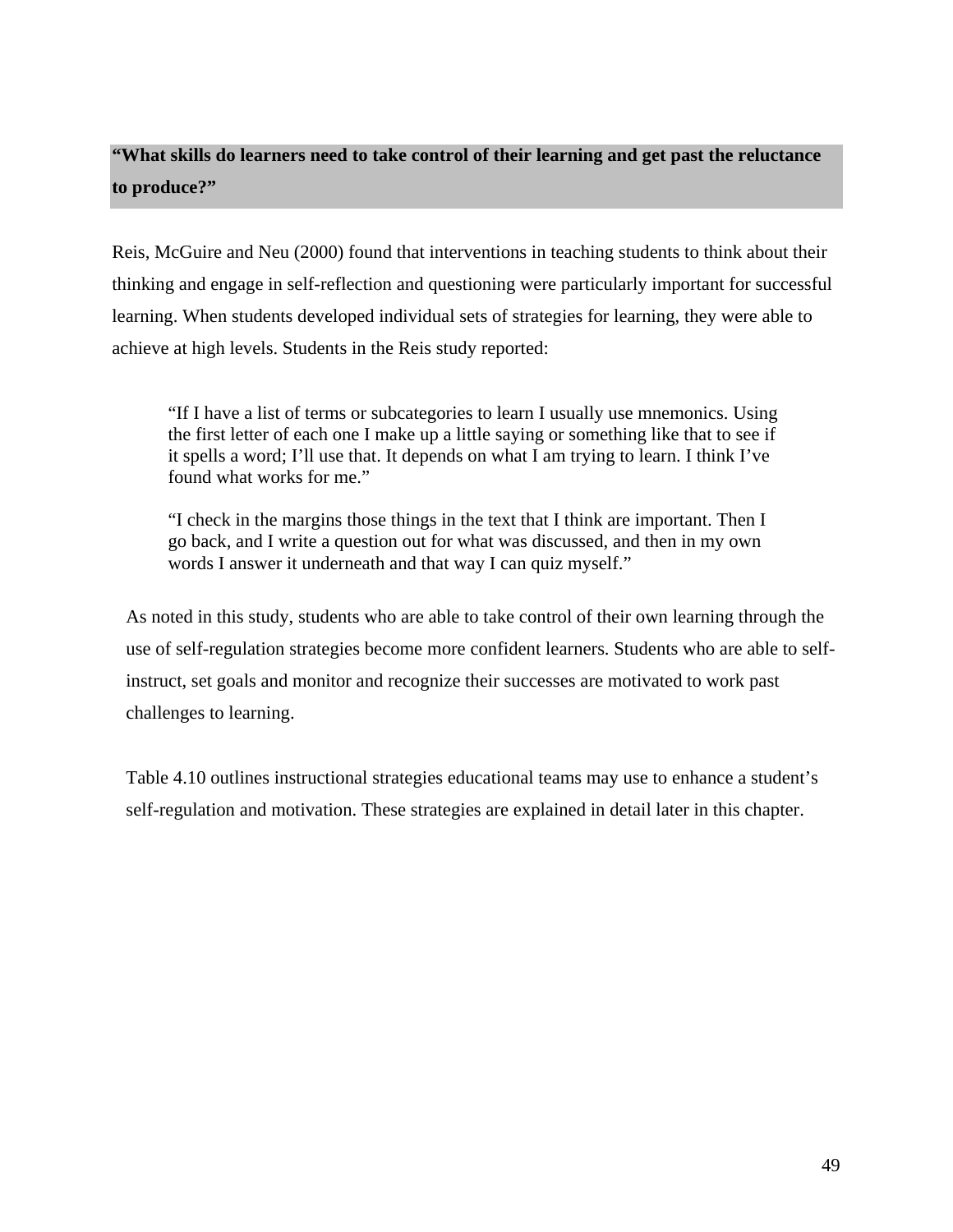**"What skills do learners need to take control of their learning and get past the reluctance to produce?"**

Reis, McGuire and Neu (2000) found that interventions in teaching students to think about their thinking and engage in self-reflection and questioning were particularly important for successful learning. When students developed individual sets of strategies for learning, they were able to achieve at high levels. Students in the Reis study reported:

> "If I have a list of terms or subcategories to learn I usually use mnemonics. Using the first letter of each one I make up a little saying or something like that to see if it spells a word; I'll use that. It depends on what I am trying to learn. I think I've found what works for me."
>
> "I check in the margins those things in the text that I think are important. Then I go back, and I write a question out for what was discussed, and then in my own words I answer it underneath and that way I can quiz myself."

As noted in this study, students who are able to take control of their own learning through the use of self-regulation strategies become more confident learners. Students who are able to self-instruct, set goals and monitor and recognize their successes are motivated to work past challenges to learning.

Table 4.10 outlines instructional strategies educational teams may use to enhance a student's self-regulation and motivation. These strategies are explained in detail later in this chapter.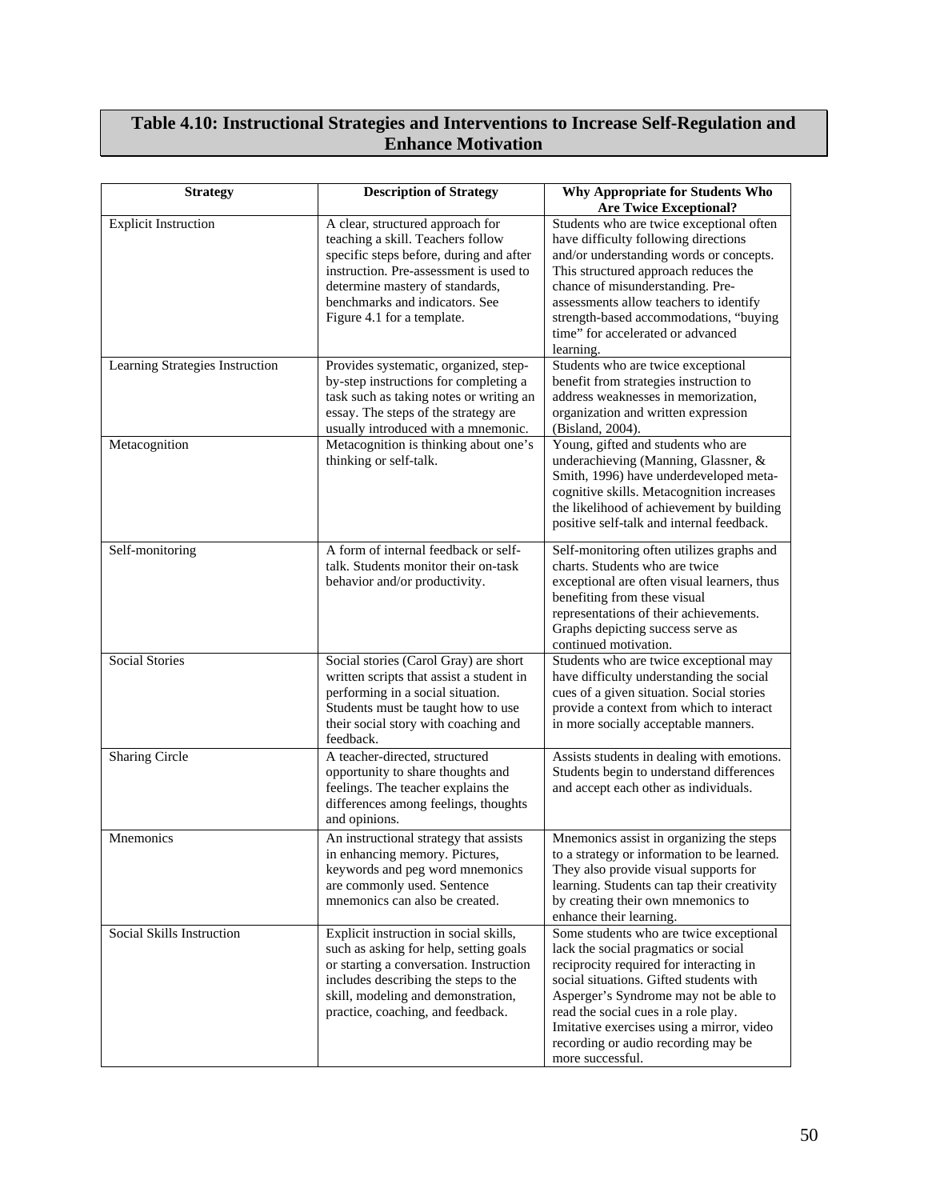## Table 4.10: Instructional Strategies and Interventions to Increase Self-Regulation and Enhance Motivation

| Strategy | Description of Strategy | Why Appropriate for Students Who Are Twice Exceptional? |
|---|---|---|
| Explicit Instruction | A clear, structured approach for teaching a skill. Teachers follow specific steps before, during and after instruction. Pre-assessment is used to determine mastery of standards, benchmarks and indicators. See Figure 4.1 for a template. | Students who are twice exceptional often have difficulty following directions and/or understanding words or concepts. This structured approach reduces the chance of misunderstanding. Pre-assessments allow teachers to identify strength-based accommodations, "buying time" for accelerated or advanced learning. |
| Learning Strategies Instruction | Provides systematic, organized, step-by-step instructions for completing a task such as taking notes or writing an essay. The steps of the strategy are usually introduced with a mnemonic. | Students who are twice exceptional benefit from strategies instruction to address weaknesses in memorization, organization and written expression (Bisland, 2004). |
| Metacognition | Metacognition is thinking about one's thinking or self-talk. | Young, gifted and students who are underachieving (Manning, Glassner, & Smith, 1996) have underdeveloped meta-cognitive skills. Metacognition increases the likelihood of achievement by building positive self-talk and internal feedback. |
| Self-monitoring | A form of internal feedback or self-talk. Students monitor their on-task behavior and/or productivity. | Self-monitoring often utilizes graphs and charts. Students who are twice exceptional are often visual learners, thus benefiting from these visual representations of their achievements. Graphs depicting success serve as continued motivation. |
| Social Stories | Social stories (Carol Gray) are short written scripts that assist a student in performing in a social situation. Students must be taught how to use their social story with coaching and feedback. | Students who are twice exceptional may have difficulty understanding the social cues of a given situation. Social stories provide a context from which to interact in more socially acceptable manners. |
| Sharing Circle | A teacher-directed, structured opportunity to share thoughts and feelings. The teacher explains the differences among feelings, thoughts and opinions. | Assists students in dealing with emotions. Students begin to understand differences and accept each other as individuals. |
| Mnemonics | An instructional strategy that assists in enhancing memory. Pictures, keywords and peg word mnemonics are commonly used. Sentence mnemonics can also be created. | Mnemonics assist in organizing the steps to a strategy or information to be learned. They also provide visual supports for learning. Students can tap their creativity by creating their own mnemonics to enhance their learning. |
| Social Skills Instruction | Explicit instruction in social skills, such as asking for help, setting goals or starting a conversation. Instruction includes describing the steps to the skill, modeling and demonstration, practice, coaching, and feedback. | Some students who are twice exceptional lack the social pragmatics or social reciprocity required for interacting in social situations. Gifted students with Asperger's Syndrome may not be able to read the social cues in a role play. Imitative exercises using a mirror, video recording or audio recording may be more successful. |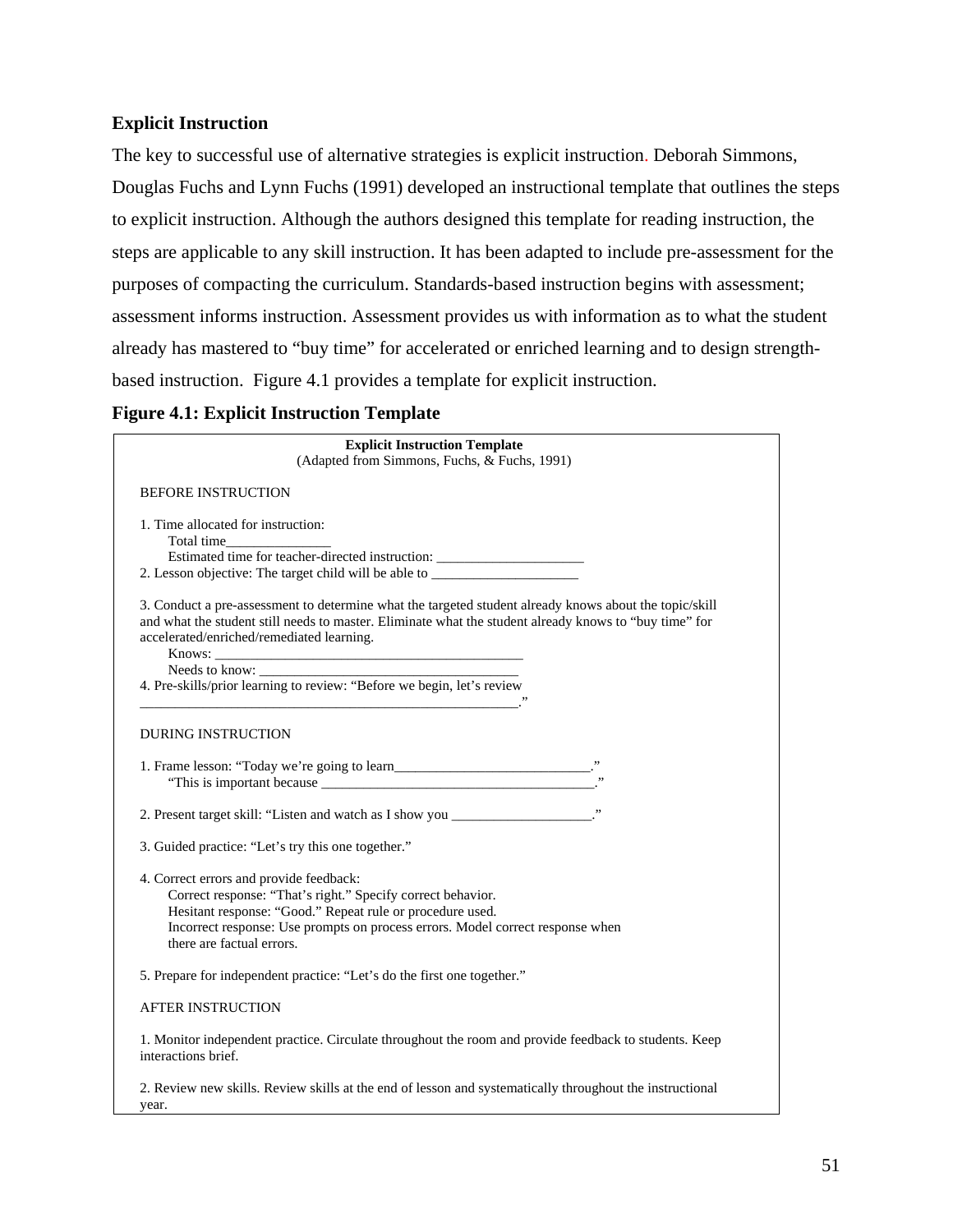### Explicit Instruction

The key to successful use of alternative strategies is explicit instruction. Deborah Simmons, Douglas Fuchs and Lynn Fuchs (1991) developed an instructional template that outlines the steps to explicit instruction. Although the authors designed this template for reading instruction, the steps are applicable to any skill instruction. It has been adapted to include pre-assessment for the purposes of compacting the curriculum. Standards-based instruction begins with assessment; assessment informs instruction. Assessment provides us with information as to what the student already has mastered to "buy time" for accelerated or enriched learning and to design strength-based instruction. Figure 4.1 provides a template for explicit instruction.

**Figure 4.1: Explicit Instruction Template**

**Explicit Instruction Template**
(Adapted from Simmons, Fuchs, & Fuchs, 1991)

BEFORE INSTRUCTION

1. Time allocated for instruction:
   Total time_______________
   Estimated time for teacher-directed instruction: _____________________
2. Lesson objective: The target child will be able to _____________________

3. Conduct a pre-assessment to determine what the targeted student already knows about the topic/skill and what the student still needs to master. Eliminate what the student already knows to "buy time" for accelerated/enriched/remediated learning.
   Knows: ____________________________________________
   Needs to know: _____________________________________
4. Pre-skills/prior learning to review: "Before we begin, let's review _______________________________________________________."

DURING INSTRUCTION

1. Frame lesson: "Today we're going to learn____________________________."
   "This is important because _______________________________________."

2. Present target skill: "Listen and watch as I show you ____________________."

3. Guided practice: "Let's try this one together."

4. Correct errors and provide feedback:
   Correct response: "That's right." Specify correct behavior.
   Hesitant response: "Good." Repeat rule or procedure used.
   Incorrect response: Use prompts on process errors. Model correct response when there are factual errors.

5. Prepare for independent practice: "Let's do the first one together."

AFTER INSTRUCTION

1. Monitor independent practice. Circulate throughout the room and provide feedback to students. Keep interactions brief.

2. Review new skills. Review skills at the end of lesson and systematically throughout the instructional year.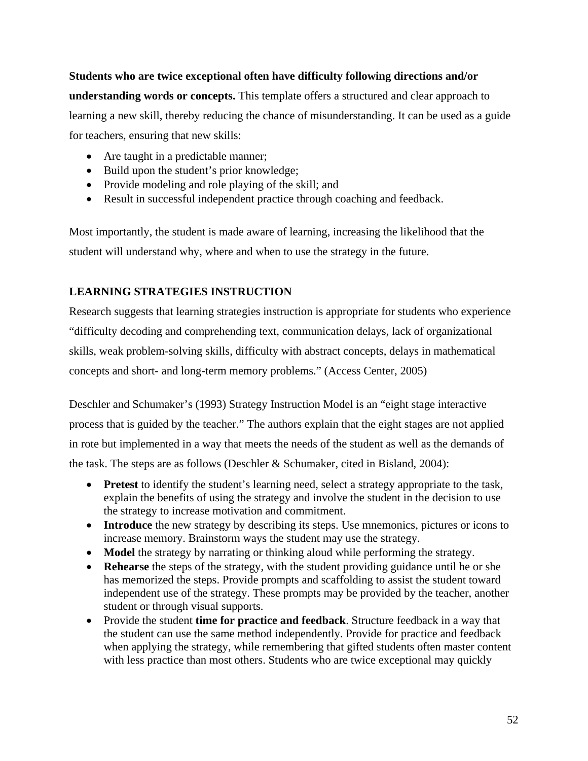**Students who are twice exceptional often have difficulty following directions and/or understanding words or concepts.** This template offers a structured and clear approach to learning a new skill, thereby reducing the chance of misunderstanding. It can be used as a guide for teachers, ensuring that new skills:

- Are taught in a predictable manner;
- Build upon the student's prior knowledge;
- Provide modeling and role playing of the skill; and
- Result in successful independent practice through coaching and feedback.

Most importantly, the student is made aware of learning, increasing the likelihood that the student will understand why, where and when to use the strategy in the future.

## LEARNING STRATEGIES INSTRUCTION

Research suggests that learning strategies instruction is appropriate for students who experience "difficulty decoding and comprehending text, communication delays, lack of organizational skills, weak problem-solving skills, difficulty with abstract concepts, delays in mathematical concepts and short- and long-term memory problems." (Access Center, 2005)

Deschler and Schumaker's (1993) Strategy Instruction Model is an "eight stage interactive process that is guided by the teacher." The authors explain that the eight stages are not applied in rote but implemented in a way that meets the needs of the student as well as the demands of the task. The steps are as follows (Deschler & Schumaker, cited in Bisland, 2004):

- **Pretest** to identify the student's learning need, select a strategy appropriate to the task, explain the benefits of using the strategy and involve the student in the decision to use the strategy to increase motivation and commitment.
- **Introduce** the new strategy by describing its steps. Use mnemonics, pictures or icons to increase memory. Brainstorm ways the student may use the strategy.
- **Model** the strategy by narrating or thinking aloud while performing the strategy.
- **Rehearse** the steps of the strategy, with the student providing guidance until he or she has memorized the steps. Provide prompts and scaffolding to assist the student toward independent use of the strategy. These prompts may be provided by the teacher, another student or through visual supports.
- Provide the student **time for practice and feedback**. Structure feedback in a way that the student can use the same method independently. Provide for practice and feedback when applying the strategy, while remembering that gifted students often master content with less practice than most others. Students who are twice exceptional may quickly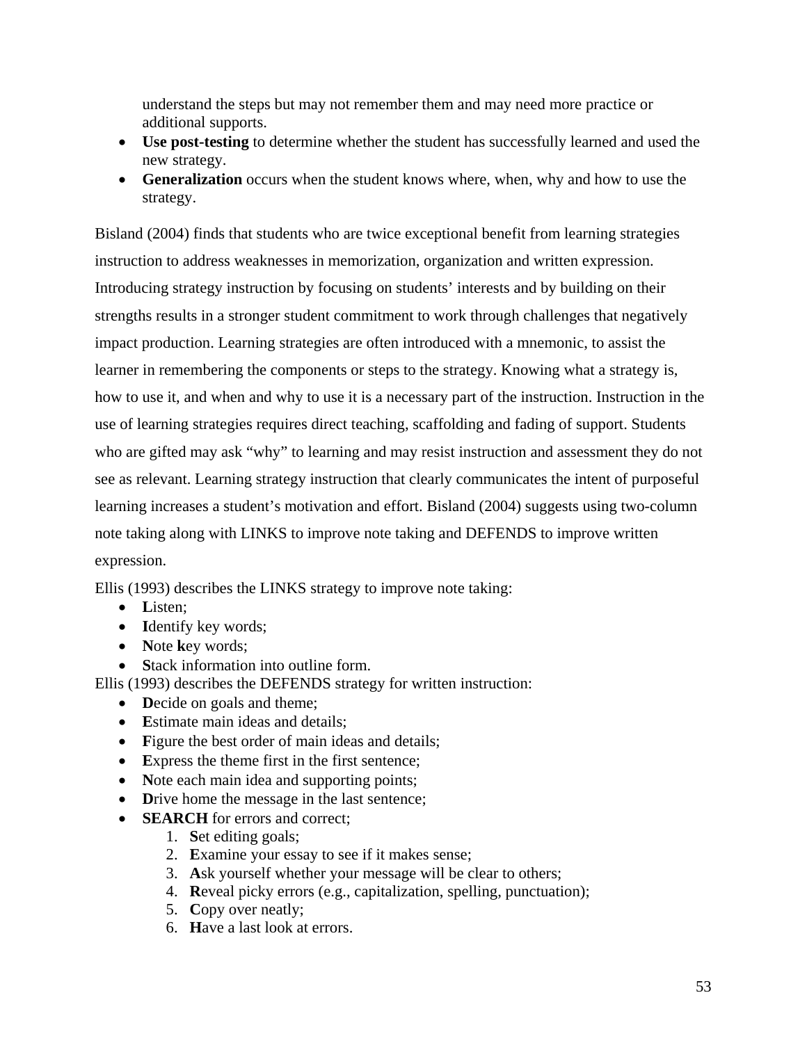understand the steps but may not remember them and may need more practice or additional supports.

- **Use post-testing** to determine whether the student has successfully learned and used the new strategy.
- **Generalization** occurs when the student knows where, when, why and how to use the strategy.

Bisland (2004) finds that students who are twice exceptional benefit from learning strategies instruction to address weaknesses in memorization, organization and written expression. Introducing strategy instruction by focusing on students' interests and by building on their strengths results in a stronger student commitment to work through challenges that negatively impact production. Learning strategies are often introduced with a mnemonic, to assist the learner in remembering the components or steps to the strategy. Knowing what a strategy is, how to use it, and when and why to use it is a necessary part of the instruction. Instruction in the use of learning strategies requires direct teaching, scaffolding and fading of support. Students who are gifted may ask "why" to learning and may resist instruction and assessment they do not see as relevant. Learning strategy instruction that clearly communicates the intent of purposeful learning increases a student's motivation and effort. Bisland (2004) suggests using two-column note taking along with LINKS to improve note taking and DEFENDS to improve written expression.

Ellis (1993) describes the LINKS strategy to improve note taking:

- **L**isten;
- **I**dentify key words;
- **N**ote **k**ey words;
- **S**tack information into outline form.

Ellis (1993) describes the DEFENDS strategy for written instruction:

- **D**ecide on goals and theme;
- **E**stimate main ideas and details;
- **F**igure the best order of main ideas and details;
- **E**xpress the theme first in the first sentence;
- **N**ote each main idea and supporting points;
- **D**rive home the message in the last sentence;
- **SEARCH** for errors and correct;
  1. **S**et editing goals;
  2. **E**xamine your essay to see if it makes sense;
  3. **A**sk yourself whether your message will be clear to others;
  4. **R**eveal picky errors (e.g., capitalization, spelling, punctuation);
  5. **C**opy over neatly;
  6. **H**ave a last look at errors.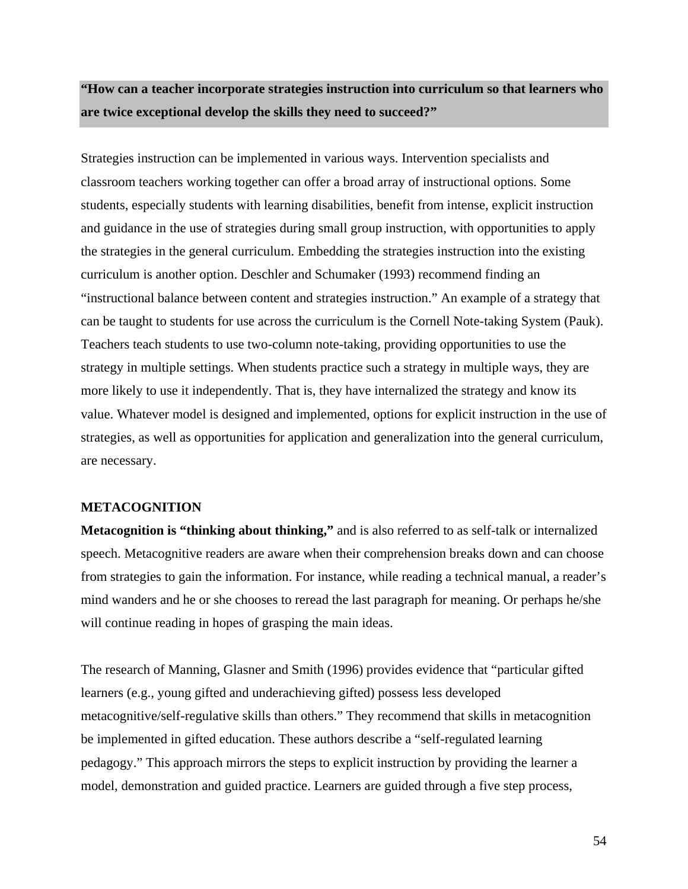**“How can a teacher incorporate strategies instruction into curriculum so that learners who are twice exceptional develop the skills they need to succeed?”**

Strategies instruction can be implemented in various ways. Intervention specialists and classroom teachers working together can offer a broad array of instructional options. Some students, especially students with learning disabilities, benefit from intense, explicit instruction and guidance in the use of strategies during small group instruction, with opportunities to apply the strategies in the general curriculum. Embedding the strategies instruction into the existing curriculum is another option. Deschler and Schumaker (1993) recommend finding an “instructional balance between content and strategies instruction.” An example of a strategy that can be taught to students for use across the curriculum is the Cornell Note-taking System (Pauk). Teachers teach students to use two-column note-taking, providing opportunities to use the strategy in multiple settings. When students practice such a strategy in multiple ways, they are more likely to use it independently. That is, they have internalized the strategy and know its value. Whatever model is designed and implemented, options for explicit instruction in the use of strategies, as well as opportunities for application and generalization into the general curriculum, are necessary.

## METACOGNITION

**Metacognition is “thinking about thinking,”** and is also referred to as self-talk or internalized speech. Metacognitive readers are aware when their comprehension breaks down and can choose from strategies to gain the information. For instance, while reading a technical manual, a reader’s mind wanders and he or she chooses to reread the last paragraph for meaning. Or perhaps he/she will continue reading in hopes of grasping the main ideas.

The research of Manning, Glasner and Smith (1996) provides evidence that “particular gifted learners (e.g., young gifted and underachieving gifted) possess less developed metacognitive/self-regulative skills than others.” They recommend that skills in metacognition be implemented in gifted education. These authors describe a “self-regulated learning pedagogy.” This approach mirrors the steps to explicit instruction by providing the learner a model, demonstration and guided practice. Learners are guided through a five step process,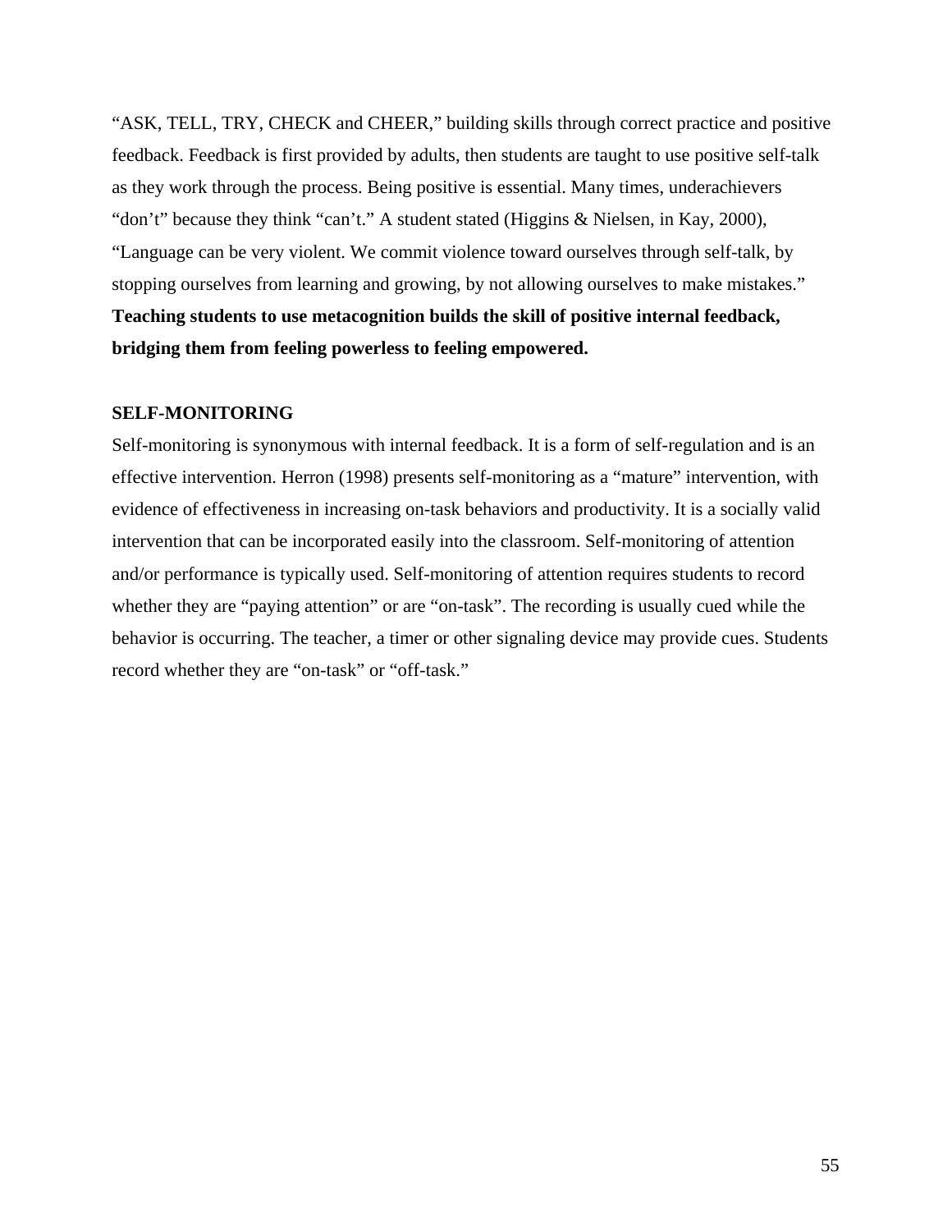“ASK, TELL, TRY, CHECK and CHEER,” building skills through correct practice and positive feedback. Feedback is first provided by adults, then students are taught to use positive self-talk as they work through the process. Being positive is essential. Many times, underachievers “don’t” because they think “can’t.” A student stated (Higgins & Nielsen, in Kay, 2000), “Language can be very violent. We commit violence toward ourselves through self-talk, by stopping ourselves from learning and growing, by not allowing ourselves to make mistakes.” **Teaching students to use metacognition builds the skill of positive internal feedback, bridging them from feeling powerless to feeling empowered.**

**SELF-MONITORING**

Self-monitoring is synonymous with internal feedback. It is a form of self-regulation and is an effective intervention. Herron (1998) presents self-monitoring as a “mature” intervention, with evidence of effectiveness in increasing on-task behaviors and productivity. It is a socially valid intervention that can be incorporated easily into the classroom. Self-monitoring of attention and/or performance is typically used. Self-monitoring of attention requires students to record whether they are “paying attention” or are “on-task”. The recording is usually cued while the behavior is occurring. The teacher, a timer or other signaling device may provide cues. Students record whether they are “on-task” or “off-task.”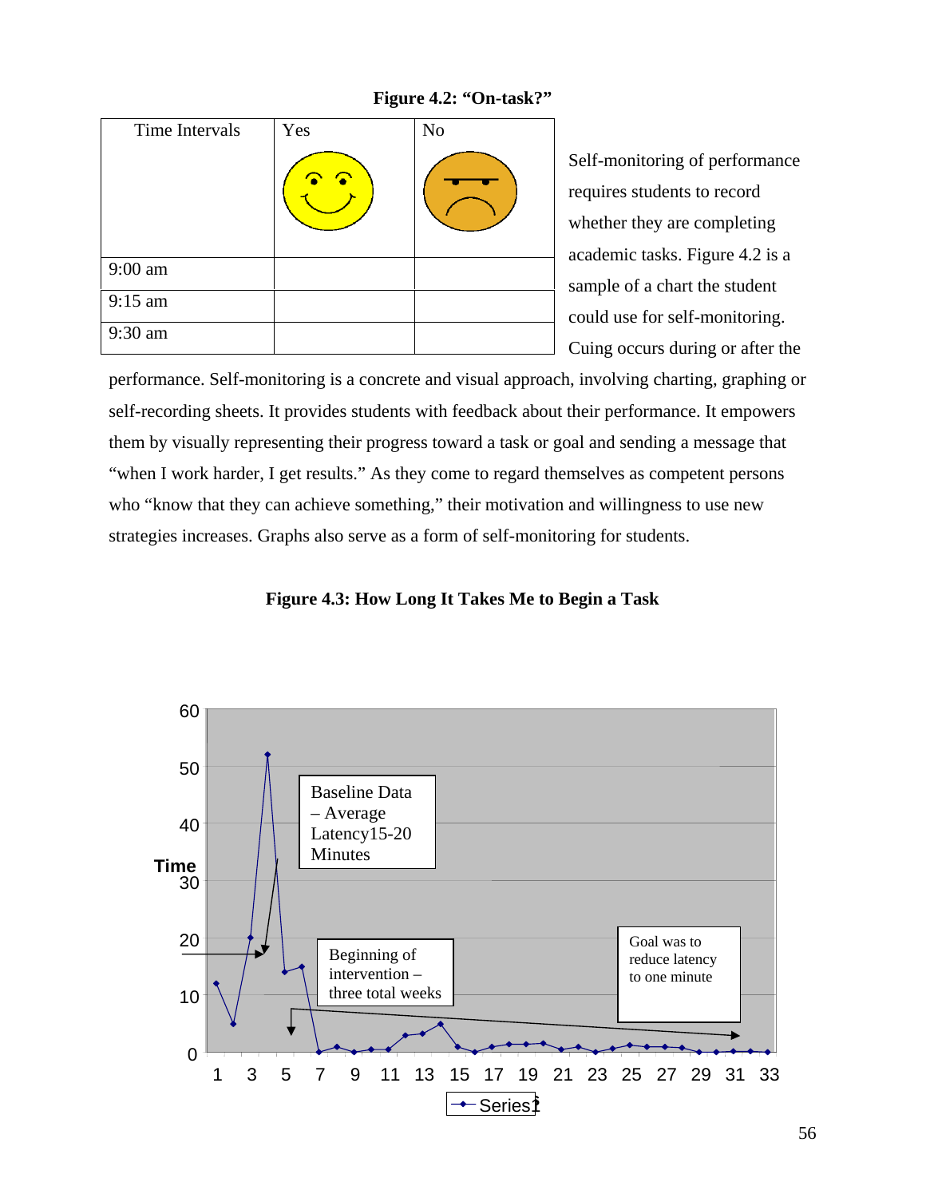**Figure 4.2: "On-task?"**

| Time Intervals | Yes | No |
|---|---|---|
| | ☺ | ☹ |
| 9:00 am | | |
| 9:15 am | | |
| 9:30 am | | |

Self-monitoring of performance requires students to record whether they are completing academic tasks. Figure 4.2 is a sample of a chart the student could use for self-monitoring. Cuing occurs during or after the performance. Self-monitoring is a concrete and visual approach, involving charting, graphing or self-recording sheets. It provides students with feedback about their performance. It empowers them by visually representing their progress toward a task or goal and sending a message that "when I work harder, I get results." As they come to regard themselves as competent persons who "know that they can achieve something," their motivation and willingness to use new strategies increases. Graphs also serve as a form of self-monitoring for students.

**Figure 4.3: How Long It Takes Me to Begin a Task**

Baseline Data – Average Latency15-20 Minutes

Beginning of intervention – three total weeks

Goal was to reduce latency to one minute

Time

Series1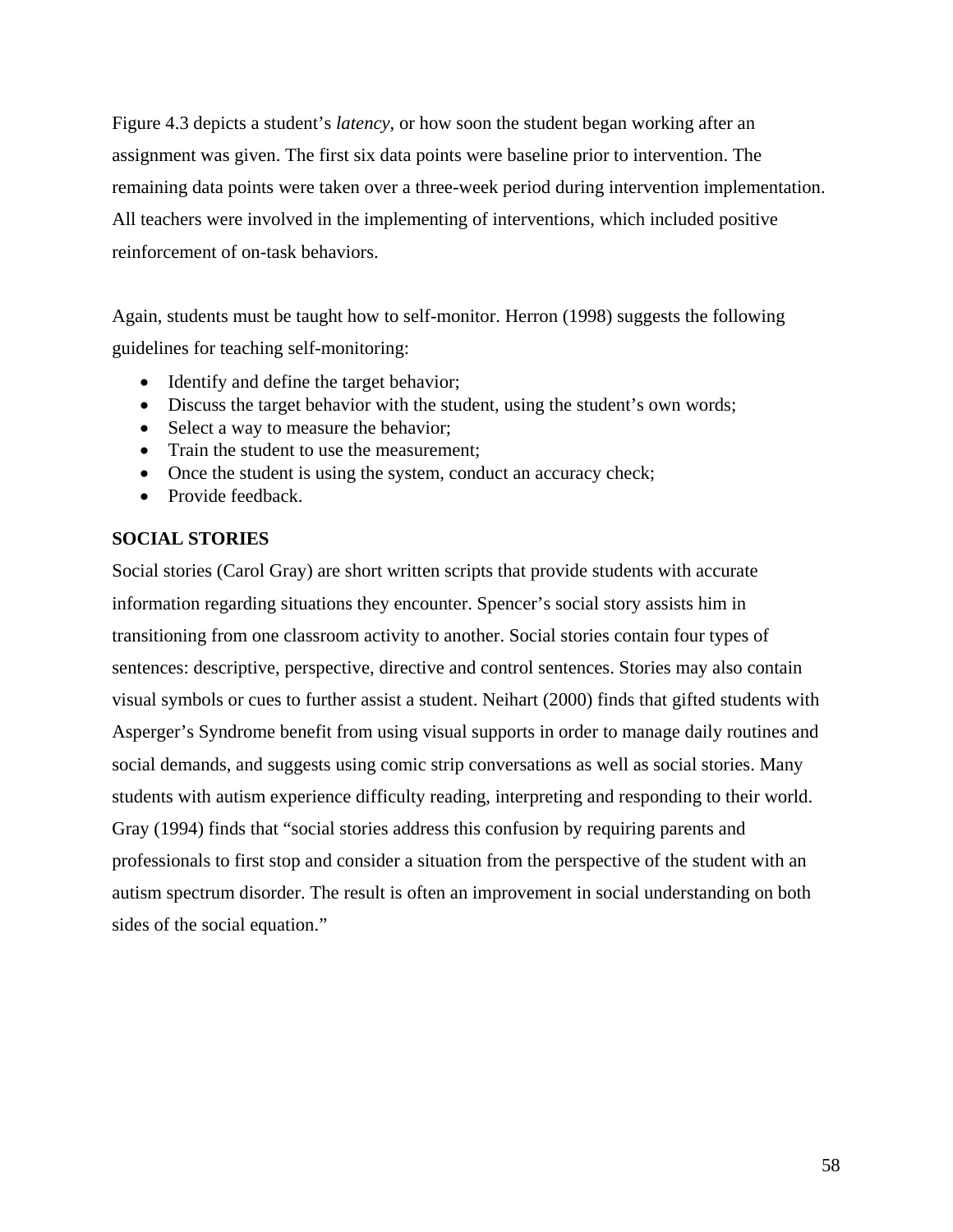Figure 4.3 depicts a student's *latency*, or how soon the student began working after an assignment was given. The first six data points were baseline prior to intervention. The remaining data points were taken over a three-week period during intervention implementation. All teachers were involved in the implementing of interventions, which included positive reinforcement of on-task behaviors.

Again, students must be taught how to self-monitor. Herron (1998) suggests the following guidelines for teaching self-monitoring:

- Identify and define the target behavior;
- Discuss the target behavior with the student, using the student's own words;
- Select a way to measure the behavior;
- Train the student to use the measurement;
- Once the student is using the system, conduct an accuracy check;
- Provide feedback.

**SOCIAL STORIES**

Social stories (Carol Gray) are short written scripts that provide students with accurate information regarding situations they encounter. Spencer's social story assists him in transitioning from one classroom activity to another. Social stories contain four types of sentences: descriptive, perspective, directive and control sentences. Stories may also contain visual symbols or cues to further assist a student. Neihart (2000) finds that gifted students with Asperger's Syndrome benefit from using visual supports in order to manage daily routines and social demands, and suggests using comic strip conversations as well as social stories. Many students with autism experience difficulty reading, interpreting and responding to their world. Gray (1994) finds that "social stories address this confusion by requiring parents and professionals to first stop and consider a situation from the perspective of the student with an autism spectrum disorder. The result is often an improvement in social understanding on both sides of the social equation."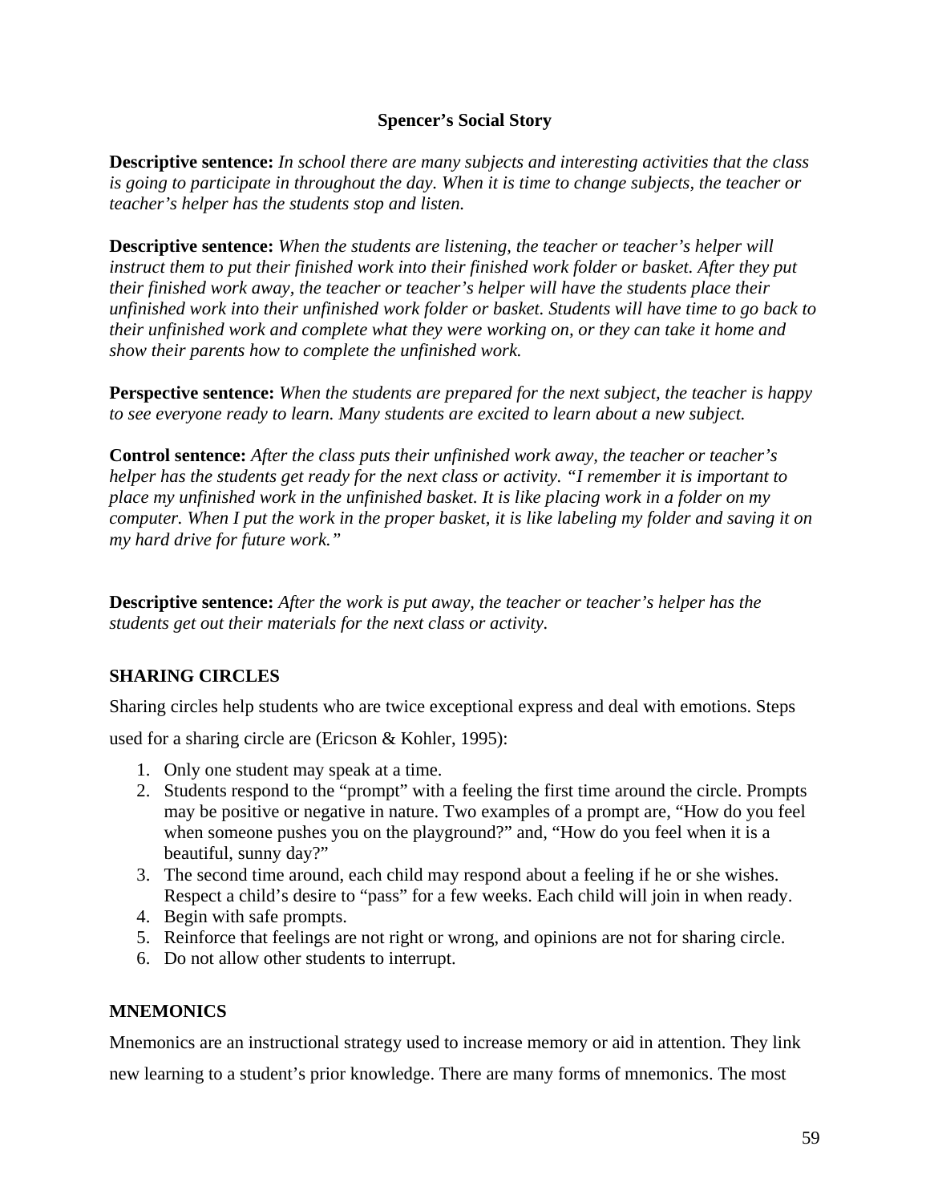**Spencer's Social Story**

**Descriptive sentence:** *In school there are many subjects and interesting activities that the class is going to participate in throughout the day. When it is time to change subjects, the teacher or teacher's helper has the students stop and listen.*

**Descriptive sentence:** *When the students are listening, the teacher or teacher's helper will instruct them to put their finished work into their finished work folder or basket. After they put their finished work away, the teacher or teacher's helper will have the students place their unfinished work into their unfinished work folder or basket. Students will have time to go back to their unfinished work and complete what they were working on, or they can take it home and show their parents how to complete the unfinished work.*

**Perspective sentence:** *When the students are prepared for the next subject, the teacher is happy to see everyone ready to learn. Many students are excited to learn about a new subject.*

**Control sentence:** *After the class puts their unfinished work away, the teacher or teacher's helper has the students get ready for the next class or activity. "I remember it is important to place my unfinished work in the unfinished basket. It is like placing work in a folder on my computer. When I put the work in the proper basket, it is like labeling my folder and saving it on my hard drive for future work."*

**Descriptive sentence:** *After the work is put away, the teacher or teacher's helper has the students get out their materials for the next class or activity.*

## SHARING CIRCLES

Sharing circles help students who are twice exceptional express and deal with emotions. Steps used for a sharing circle are (Ericson & Kohler, 1995):

1. Only one student may speak at a time.
2. Students respond to the "prompt" with a feeling the first time around the circle. Prompts may be positive or negative in nature. Two examples of a prompt are, "How do you feel when someone pushes you on the playground?" and, "How do you feel when it is a beautiful, sunny day?"
3. The second time around, each child may respond about a feeling if he or she wishes. Respect a child's desire to "pass" for a few weeks. Each child will join in when ready.
4. Begin with safe prompts.
5. Reinforce that feelings are not right or wrong, and opinions are not for sharing circle.
6. Do not allow other students to interrupt.

## MNEMONICS

Mnemonics are an instructional strategy used to increase memory or aid in attention. They link new learning to a student's prior knowledge. There are many forms of mnemonics. The most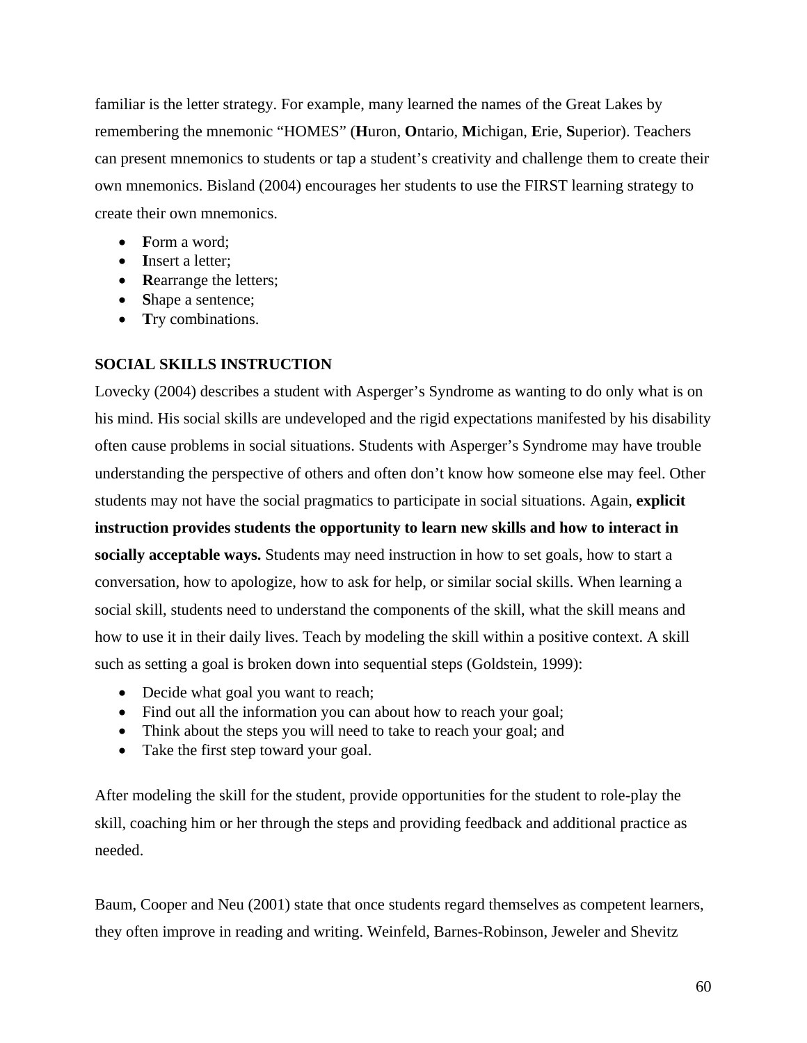familiar is the letter strategy. For example, many learned the names of the Great Lakes by remembering the mnemonic "HOMES" (**H**uron, **O**ntario, **M**ichigan, **E**rie, **S**uperior). Teachers can present mnemonics to students or tap a student's creativity and challenge them to create their own mnemonics. Bisland (2004) encourages her students to use the FIRST learning strategy to create their own mnemonics.

- **F**orm a word;
- **I**nsert a letter;
- **R**earrange the letters;
- **S**hape a sentence;
- **T**ry combinations.

### SOCIAL SKILLS INSTRUCTION

Lovecky (2004) describes a student with Asperger's Syndrome as wanting to do only what is on his mind. His social skills are undeveloped and the rigid expectations manifested by his disability often cause problems in social situations. Students with Asperger's Syndrome may have trouble understanding the perspective of others and often don't know how someone else may feel. Other students may not have the social pragmatics to participate in social situations. Again, **explicit instruction provides students the opportunity to learn new skills and how to interact in socially acceptable ways.** Students may need instruction in how to set goals, how to start a conversation, how to apologize, how to ask for help, or similar social skills. When learning a social skill, students need to understand the components of the skill, what the skill means and how to use it in their daily lives. Teach by modeling the skill within a positive context. A skill such as setting a goal is broken down into sequential steps (Goldstein, 1999):

- Decide what goal you want to reach;
- Find out all the information you can about how to reach your goal;
- Think about the steps you will need to take to reach your goal; and
- Take the first step toward your goal.

After modeling the skill for the student, provide opportunities for the student to role-play the skill, coaching him or her through the steps and providing feedback and additional practice as needed.

Baum, Cooper and Neu (2001) state that once students regard themselves as competent learners, they often improve in reading and writing. Weinfeld, Barnes-Robinson, Jeweler and Shevitz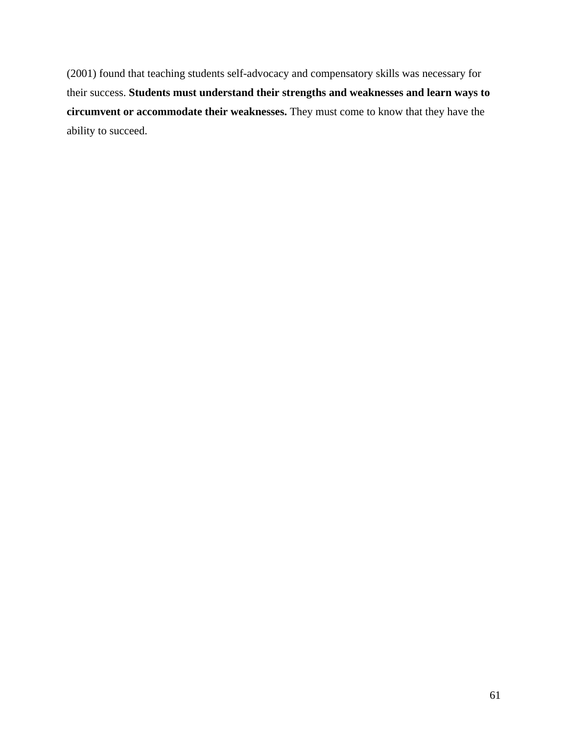(2001) found that teaching students self-advocacy and compensatory skills was necessary for their success. **Students must understand their strengths and weaknesses and learn ways to circumvent or accommodate their weaknesses.** They must come to know that they have the ability to succeed.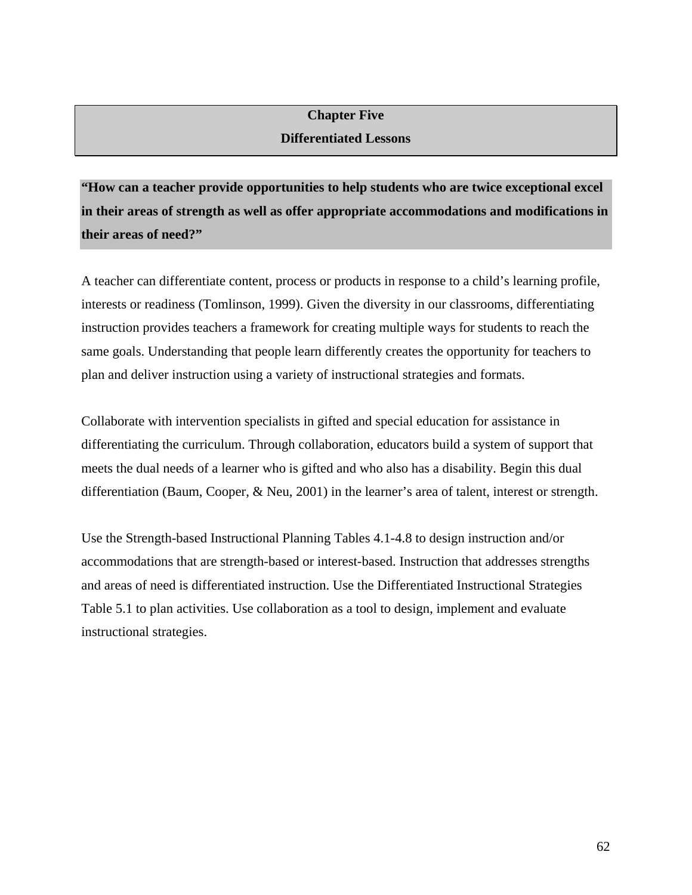# Chapter Five
# Differentiated Lessons

**"How can a teacher provide opportunities to help students who are twice exceptional excel in their areas of strength as well as offer appropriate accommodations and modifications in their areas of need?"**

A teacher can differentiate content, process or products in response to a child's learning profile, interests or readiness (Tomlinson, 1999). Given the diversity in our classrooms, differentiating instruction provides teachers a framework for creating multiple ways for students to reach the same goals. Understanding that people learn differently creates the opportunity for teachers to plan and deliver instruction using a variety of instructional strategies and formats.

Collaborate with intervention specialists in gifted and special education for assistance in differentiating the curriculum. Through collaboration, educators build a system of support that meets the dual needs of a learner who is gifted and who also has a disability. Begin this dual differentiation (Baum, Cooper, & Neu, 2001) in the learner's area of talent, interest or strength.

Use the Strength-based Instructional Planning Tables 4.1-4.8 to design instruction and/or accommodations that are strength-based or interest-based. Instruction that addresses strengths and areas of need is differentiated instruction. Use the Differentiated Instructional Strategies Table 5.1 to plan activities. Use collaboration as a tool to design, implement and evaluate instructional strategies.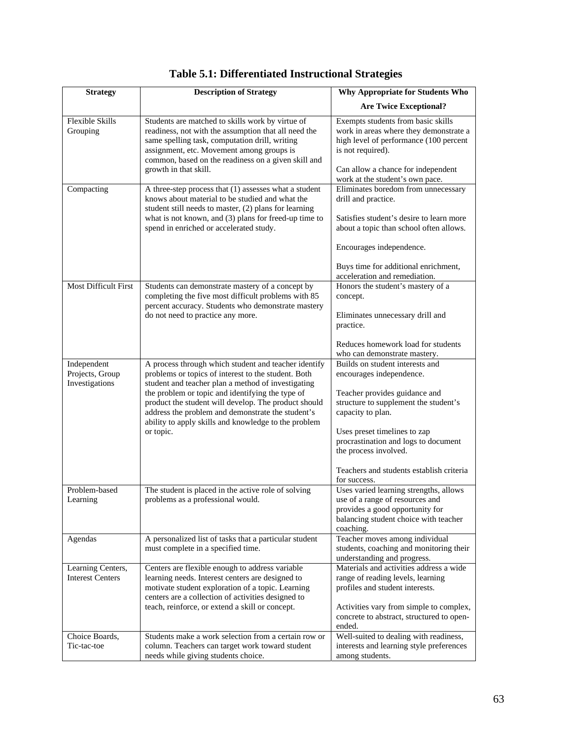# Table 5.1: Differentiated Instructional Strategies

| Strategy | Description of Strategy | Why Appropriate for Students Who Are Twice Exceptional? |
|---|---|---|
| Flexible Skills Grouping | Students are matched to skills work by virtue of readiness, not with the assumption that all need the same spelling task, computation drill, writing assignment, etc. Movement among groups is common, based on the readiness on a given skill and growth in that skill. | Exempts students from basic skills work in areas where they demonstrate a high level of performance (100 percent is not required).<br><br>Can allow a chance for independent work at the student's own pace. |
| Compacting | A three-step process that (1) assesses what a student knows about material to be studied and what the student still needs to master, (2) plans for learning what is not known, and (3) plans for freed-up time to spend in enriched or accelerated study. | Eliminates boredom from unnecessary drill and practice.<br><br>Satisfies student's desire to learn more about a topic than school often allows.<br><br>Encourages independence.<br><br>Buys time for additional enrichment, acceleration and remediation. |
| Most Difficult First | Students can demonstrate mastery of a concept by completing the five most difficult problems with 85 percent accuracy. Students who demonstrate mastery do not need to practice any more. | Honors the student's mastery of a concept.<br><br>Eliminates unnecessary drill and practice.<br><br>Reduces homework load for students who can demonstrate mastery. |
| Independent Projects, Group Investigations | A process through which student and teacher identify problems or topics of interest to the student. Both student and teacher plan a method of investigating the problem or topic and identifying the type of product the student will develop. The product should address the problem and demonstrate the student's ability to apply skills and knowledge to the problem or topic. | Builds on student interests and encourages independence.<br><br>Teacher provides guidance and structure to supplement the student's capacity to plan.<br><br>Uses preset timelines to zap procrastination and logs to document the process involved.<br><br>Teachers and students establish criteria for success. |
| Problem-based Learning | The student is placed in the active role of solving problems as a professional would. | Uses varied learning strengths, allows use of a range of resources and provides a good opportunity for balancing student choice with teacher coaching. |
| Agendas | A personalized list of tasks that a particular student must complete in a specified time. | Teacher moves among individual students, coaching and monitoring their understanding and progress. |
| Learning Centers, Interest Centers | Centers are flexible enough to address variable learning needs. Interest centers are designed to motivate student exploration of a topic. Learning centers are a collection of activities designed to teach, reinforce, or extend a skill or concept. | Materials and activities address a wide range of reading levels, learning profiles and student interests.<br><br>Activities vary from simple to complex, concrete to abstract, structured to open-ended. |
| Choice Boards, Tic-tac-toe | Students make a work selection from a certain row or column. Teachers can target work toward student needs while giving students choice. | Well-suited to dealing with readiness, interests and learning style preferences among students. |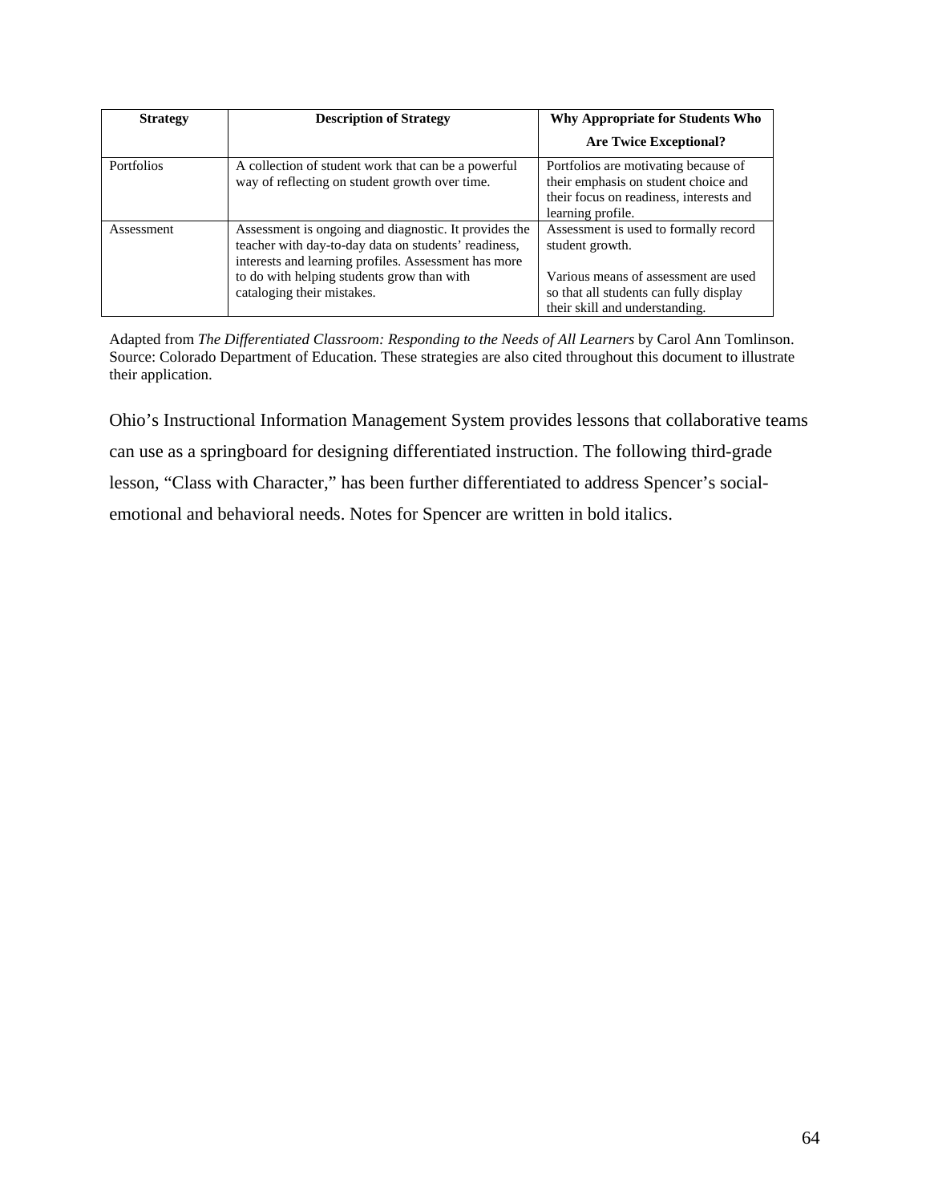| Strategy | Description of Strategy | Why Appropriate for Students Who Are Twice Exceptional? |
|---|---|---|
| Portfolios | A collection of student work that can be a powerful way of reflecting on student growth over time. | Portfolios are motivating because of their emphasis on student choice and their focus on readiness, interests and learning profile. |
| Assessment | Assessment is ongoing and diagnostic. It provides the teacher with day-to-day data on students' readiness, interests and learning profiles. Assessment has more to do with helping students grow than with cataloging their mistakes. | Assessment is used to formally record student growth.<br><br>Various means of assessment are used so that all students can fully display their skill and understanding. |

Adapted from *The Differentiated Classroom: Responding to the Needs of All Learners* by Carol Ann Tomlinson. Source: Colorado Department of Education. These strategies are also cited throughout this document to illustrate their application.

Ohio's Instructional Information Management System provides lessons that collaborative teams can use as a springboard for designing differentiated instruction. The following third-grade lesson, "Class with Character," has been further differentiated to address Spencer's social-emotional and behavioral needs. Notes for Spencer are written in bold italics.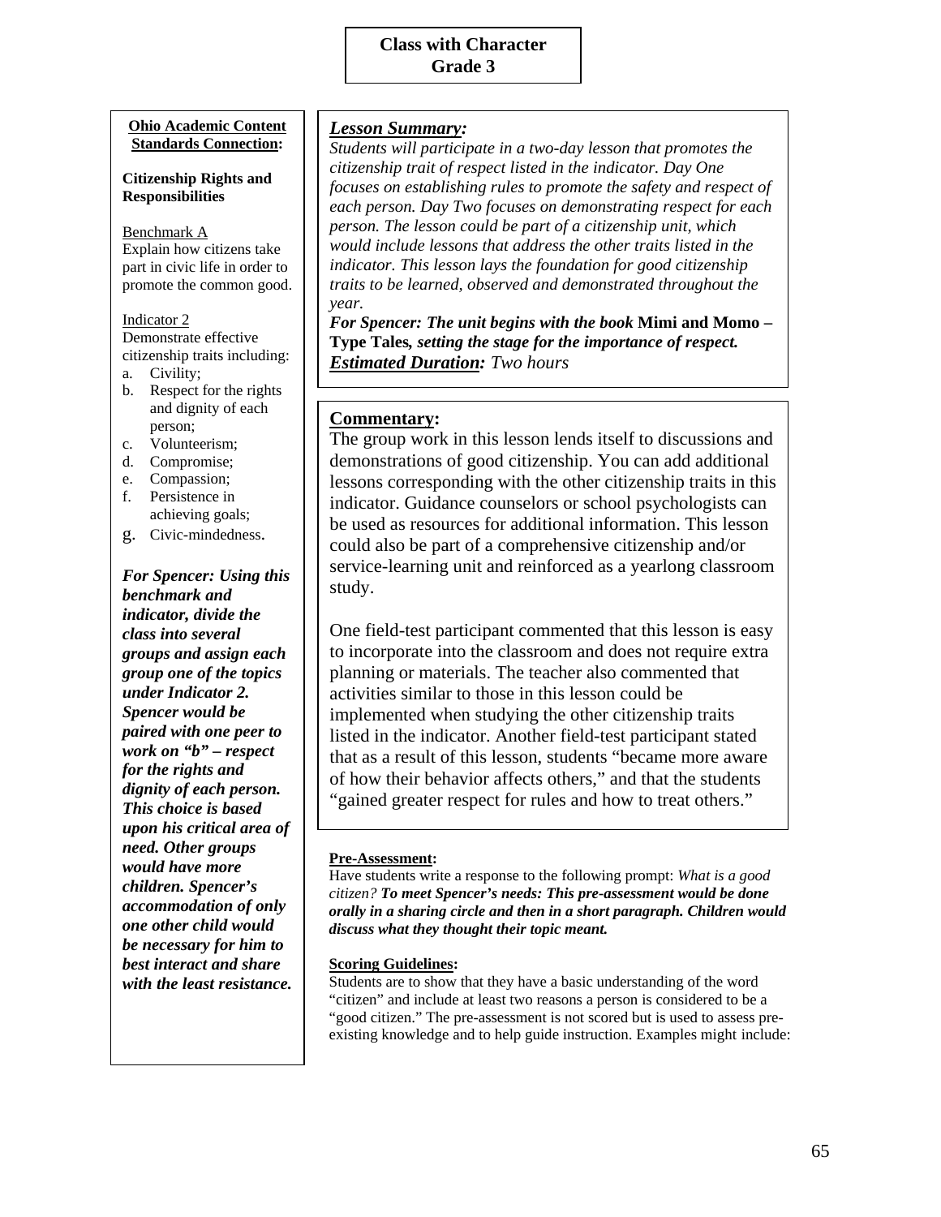**Class with Character**
**Grade 3**

**Ohio Academic Content Standards Connection:**

**Citizenship Rights and Responsibilities**

Benchmark A
Explain how citizens take part in civic life in order to promote the common good.

Indicator 2
Demonstrate effective citizenship traits including:

a. Civility;
b. Respect for the rights and dignity of each person;
c. Volunteerism;
d. Compromise;
e. Compassion;
f. Persistence in achieving goals;
g. Civic-mindedness.

***For Spencer: Using this benchmark and indicator, divide the class into several groups and assign each group one of the topics under Indicator 2. Spencer would be paired with one peer to work on "b" – respect for the rights and dignity of each person. This choice is based upon his critical area of need. Other groups would have more children. Spencer's accommodation of only one other child would be necessary for him to best interact and share with the least resistance.***

***Lesson Summary:***

*Students will participate in a two-day lesson that promotes the citizenship trait of respect listed in the indicator. Day One focuses on establishing rules to promote the safety and respect of each person. Day Two focuses on demonstrating respect for each person. The lesson could be part of a citizenship unit, which would include lessons that address the other traits listed in the indicator. This lesson lays the foundation for good citizenship traits to be learned, observed and demonstrated throughout the year.*

***For Spencer: The unit begins with the book*** **Mimi and Momo – Type Tales*****, setting the stage for the importance of respect.***

***Estimated Duration:*** *Two hours*

**Commentary:**

The group work in this lesson lends itself to discussions and demonstrations of good citizenship. You can add additional lessons corresponding with the other citizenship traits in this indicator. Guidance counselors or school psychologists can be used as resources for additional information. This lesson could also be part of a comprehensive citizenship and/or service-learning unit and reinforced as a yearlong classroom study.

One field-test participant commented that this lesson is easy to incorporate into the classroom and does not require extra planning or materials. The teacher also commented that activities similar to those in this lesson could be implemented when studying the other citizenship traits listed in the indicator. Another field-test participant stated that as a result of this lesson, students "became more aware of how their behavior affects others," and that the students "gained greater respect for rules and how to treat others."

**Pre-Assessment:**

Have students write a response to the following prompt: *What is a good citizen?* ***To meet Spencer's needs: This pre-assessment would be done orally in a sharing circle and then in a short paragraph. Children would discuss what they thought their topic meant.***

**Scoring Guidelines:**

Students are to show that they have a basic understanding of the word "citizen" and include at least two reasons a person is considered to be a "good citizen." The pre-assessment is not scored but is used to assess pre-existing knowledge and to help guide instruction. Examples might include: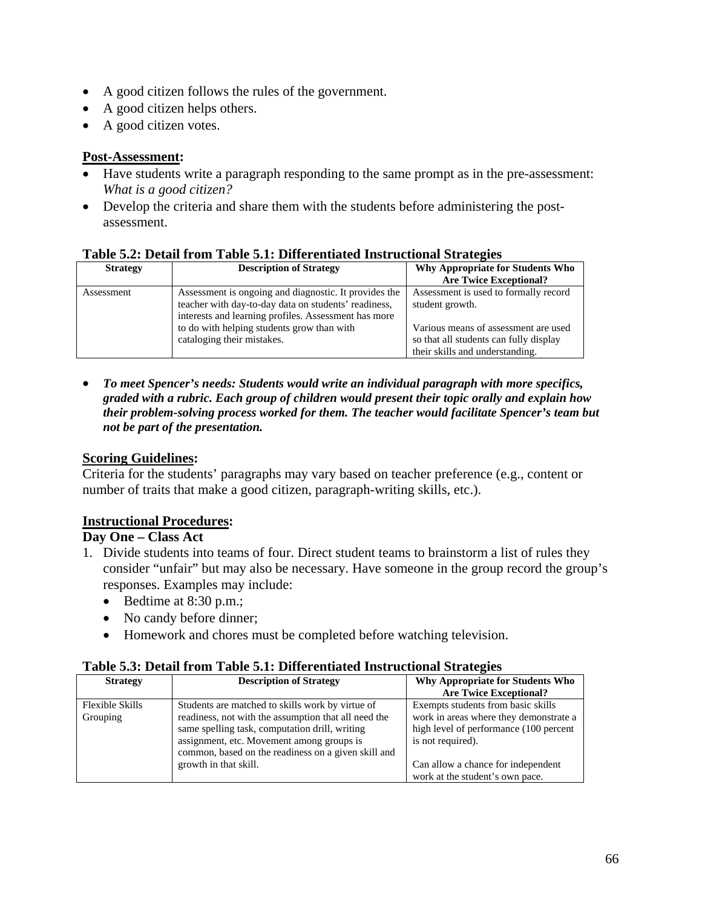- A good citizen follows the rules of the government.
- A good citizen helps others.
- A good citizen votes.

**<u>Post-Assessment</u>:**

- Have students write a paragraph responding to the same prompt as in the pre-assessment: *What is a good citizen?*
- Develop the criteria and share them with the students before administering the post-assessment.

**Table 5.2: Detail from Table 5.1: Differentiated Instructional Strategies**

| Strategy | Description of Strategy | Why Appropriate for Students Who Are Twice Exceptional? |
|---|---|---|
| Assessment | Assessment is ongoing and diagnostic. It provides the teacher with day-to-day data on students' readiness, interests and learning profiles. Assessment has more to do with helping students grow than with cataloging their mistakes. | Assessment is used to formally record student growth.<br><br>Various means of assessment are used so that all students can fully display their skills and understanding. |

- ***To meet Spencer's needs: Students would write an individual paragraph with more specifics, graded with a rubric. Each group of children would present their topic orally and explain how their problem-solving process worked for them. The teacher would facilitate Spencer's team but not be part of the presentation.***

**<u>Scoring Guidelines</u>:**

Criteria for the students' paragraphs may vary based on teacher preference (e.g., content or number of traits that make a good citizen, paragraph-writing skills, etc.).

**<u>Instructional Procedures</u>:**

**Day One – Class Act**

1. Divide students into teams of four. Direct student teams to brainstorm a list of rules they consider "unfair" but may also be necessary. Have someone in the group record the group's responses. Examples may include:
   - Bedtime at 8:30 p.m.;
   - No candy before dinner;
   - Homework and chores must be completed before watching television.

**Table 5.3: Detail from Table 5.1: Differentiated Instructional Strategies**

| Strategy | Description of Strategy | Why Appropriate for Students Who Are Twice Exceptional? |
|---|---|---|
| Flexible Skills Grouping | Students are matched to skills work by virtue of readiness, not with the assumption that all need the same spelling task, computation drill, writing assignment, etc. Movement among groups is common, based on the readiness on a given skill and growth in that skill. | Exempts students from basic skills work in areas where they demonstrate a high level of performance (100 percent is not required).<br><br>Can allow a chance for independent work at the student's own pace. |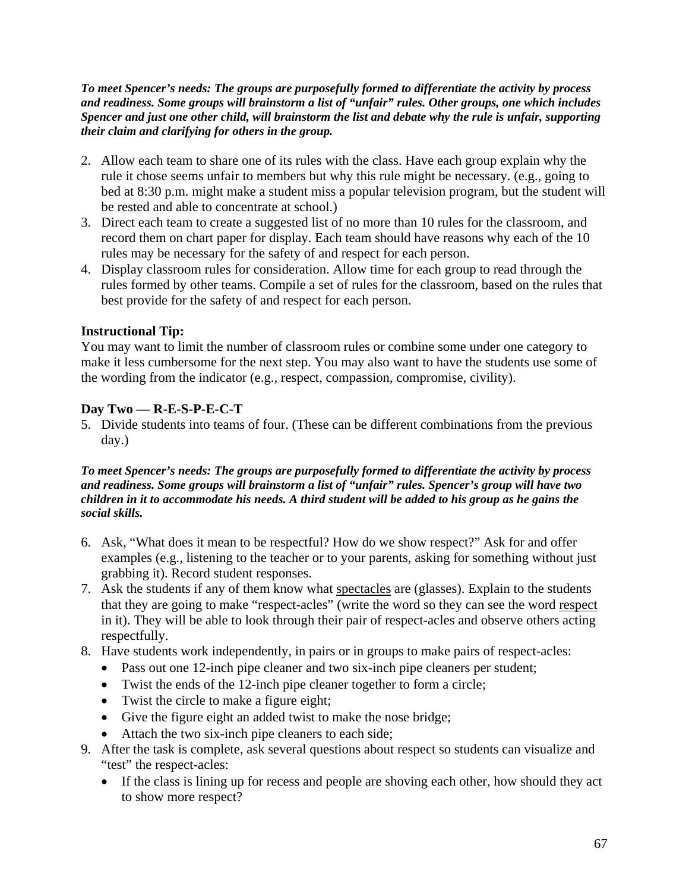***To meet Spencer's needs: The groups are purposefully formed to differentiate the activity by process and readiness. Some groups will brainstorm a list of "unfair" rules. Other groups, one which includes Spencer and just one other child, will brainstorm the list and debate why the rule is unfair, supporting their claim and clarifying for others in the group.***

2. Allow each team to share one of its rules with the class. Have each group explain why the rule it chose seems unfair to members but why this rule might be necessary. (e.g., going to bed at 8:30 p.m. might make a student miss a popular television program, but the student will be rested and able to concentrate at school.)
3. Direct each team to create a suggested list of no more than 10 rules for the classroom, and record them on chart paper for display. Each team should have reasons why each of the 10 rules may be necessary for the safety of and respect for each person.
4. Display classroom rules for consideration. Allow time for each group to read through the rules formed by other teams. Compile a set of rules for the classroom, based on the rules that best provide for the safety of and respect for each person.

**Instructional Tip:**
You may want to limit the number of classroom rules or combine some under one category to make it less cumbersome for the next step. You may also want to have the students use some of the wording from the indicator (e.g., respect, compassion, compromise, civility).

**Day Two — R-E-S-P-E-C-T**

5. Divide students into teams of four. (These can be different combinations from the previous day.)

***To meet Spencer's needs: The groups are purposefully formed to differentiate the activity by process and readiness. Some groups will brainstorm a list of "unfair" rules. Spencer's group will have two children in it to accommodate his needs. A third student will be added to his group as he gains the social skills.***

6. Ask, "What does it mean to be respectful? How do we show respect?" Ask for and offer examples (e.g., listening to the teacher or to your parents, asking for something without just grabbing it). Record student responses.
7. Ask the students if any of them know what <u>spectacles</u> are (glasses). Explain to the students that they are going to make "respect-acles" (write the word so they can see the word <u>respect</u> in it). They will be able to look through their pair of respect-acles and observe others acting respectfully.
8. Have students work independently, in pairs or in groups to make pairs of respect-acles:
   - Pass out one 12-inch pipe cleaner and two six-inch pipe cleaners per student;
   - Twist the ends of the 12-inch pipe cleaner together to form a circle;
   - Twist the circle to make a figure eight;
   - Give the figure eight an added twist to make the nose bridge;
   - Attach the two six-inch pipe cleaners to each side;
9. After the task is complete, ask several questions about respect so students can visualize and "test" the respect-acles:
   - If the class is lining up for recess and people are shoving each other, how should they act to show more respect?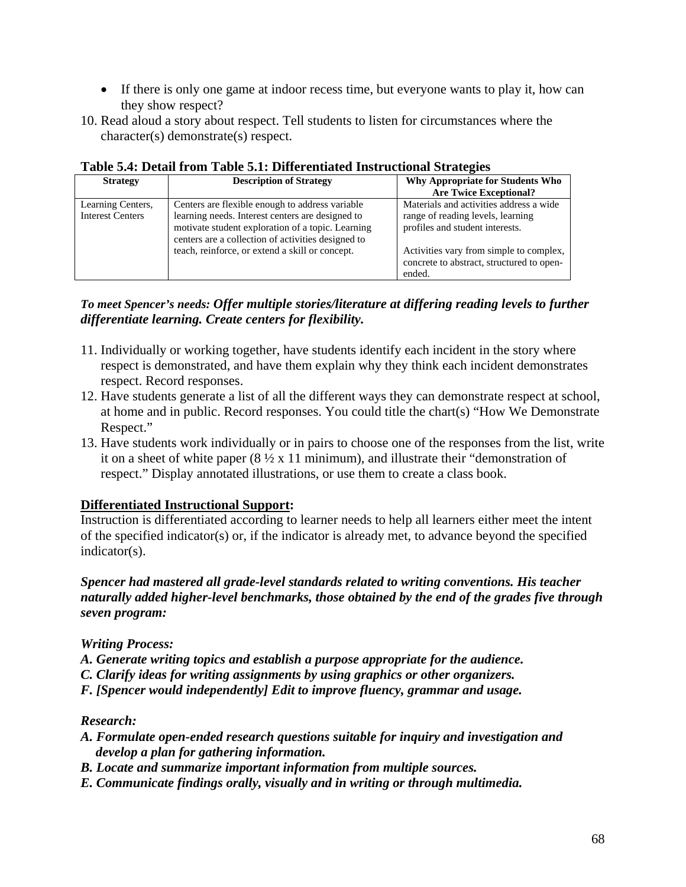- If there is only one game at indoor recess time, but everyone wants to play it, how can they show respect?

10. Read aloud a story about respect. Tell students to listen for circumstances where the character(s) demonstrate(s) respect.

**Table 5.4: Detail from Table 5.1: Differentiated Instructional Strategies**

| Strategy | Description of Strategy | Why Appropriate for Students Who Are Twice Exceptional? |
|---|---|---|
| Learning Centers, Interest Centers | Centers are flexible enough to address variable learning needs. Interest centers are designed to motivate student exploration of a topic. Learning centers are a collection of activities designed to teach, reinforce, or extend a skill or concept. | Materials and activities address a wide range of reading levels, learning profiles and student interests.<br><br>Activities vary from simple to complex, concrete to abstract, structured to open-ended. |

***To meet Spencer's needs: Offer multiple stories/literature at differing reading levels to further differentiate learning. Create centers for flexibility.***

11. Individually or working together, have students identify each incident in the story where respect is demonstrated, and have them explain why they think each incident demonstrates respect. Record responses.
12. Have students generate a list of all the different ways they can demonstrate respect at school, at home and in public. Record responses. You could title the chart(s) "How We Demonstrate Respect."
13. Have students work individually or in pairs to choose one of the responses from the list, write it on a sheet of white paper (8 ½ x 11 minimum), and illustrate their "demonstration of respect." Display annotated illustrations, or use them to create a class book.

**<u>Differentiated Instructional Support</u>:**

Instruction is differentiated according to learner needs to help all learners either meet the intent of the specified indicator(s) or, if the indicator is already met, to advance beyond the specified indicator(s).

***Spencer had mastered all grade-level standards related to writing conventions. His teacher naturally added higher-level benchmarks, those obtained by the end of the grades five through seven program:***

***Writing Process:***

***A. Generate writing topics and establish a purpose appropriate for the audience.***
***C. Clarify ideas for writing assignments by using graphics or other organizers.***
***F. [Spencer would independently] Edit to improve fluency, grammar and usage.***

***Research:***

***A. Formulate open-ended research questions suitable for inquiry and investigation and develop a plan for gathering information.***
***B. Locate and summarize important information from multiple sources.***
***E. Communicate findings orally, visually and in writing or through multimedia.***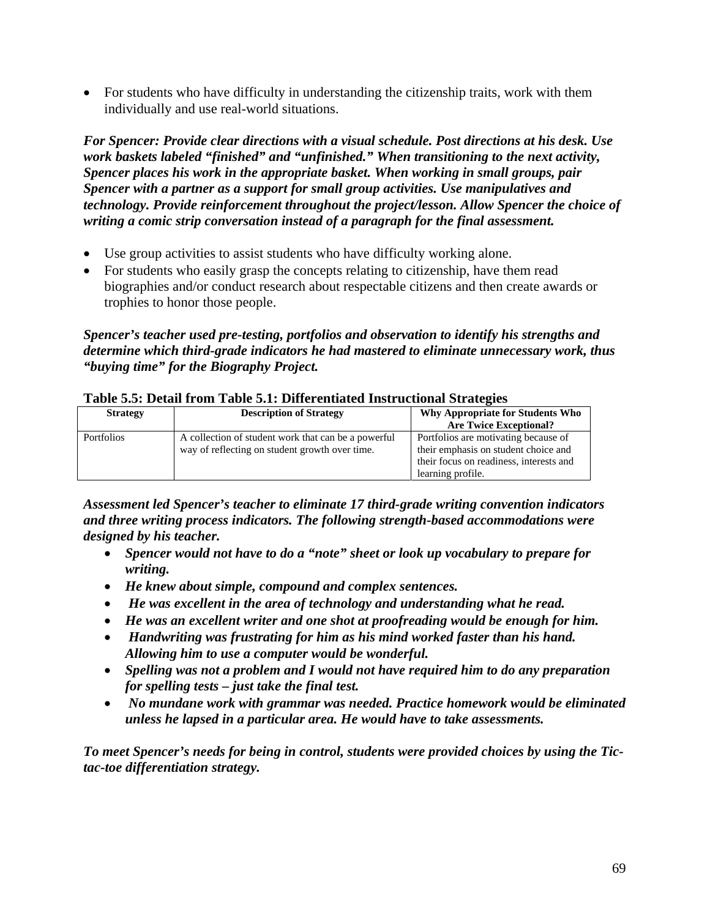- For students who have difficulty in understanding the citizenship traits, work with them individually and use real-world situations.

***For Spencer: Provide clear directions with a visual schedule. Post directions at his desk. Use work baskets labeled "finished" and "unfinished." When transitioning to the next activity, Spencer places his work in the appropriate basket. When working in small groups, pair Spencer with a partner as a support for small group activities. Use manipulatives and technology. Provide reinforcement throughout the project/lesson. Allow Spencer the choice of writing a comic strip conversation instead of a paragraph for the final assessment.***

- Use group activities to assist students who have difficulty working alone.
- For students who easily grasp the concepts relating to citizenship, have them read biographies and/or conduct research about respectable citizens and then create awards or trophies to honor those people.

***Spencer's teacher used pre-testing, portfolios and observation to identify his strengths and determine which third-grade indicators he had mastered to eliminate unnecessary work, thus "buying time" for the Biography Project.***

**Table 5.5: Detail from Table 5.1: Differentiated Instructional Strategies**

| Strategy | Description of Strategy | Why Appropriate for Students Who Are Twice Exceptional? |
|---|---|---|
| Portfolios | A collection of student work that can be a powerful way of reflecting on student growth over time. | Portfolios are motivating because of their emphasis on student choice and their focus on readiness, interests and learning profile. |

***Assessment led Spencer's teacher to eliminate 17 third-grade writing convention indicators and three writing process indicators. The following strength-based accommodations were designed by his teacher.***

- ***Spencer would not have to do a "note" sheet or look up vocabulary to prepare for writing.***
- ***He knew about simple, compound and complex sentences.***
- ***He was excellent in the area of technology and understanding what he read.***
- ***He was an excellent writer and one shot at proofreading would be enough for him.***
- ***Handwriting was frustrating for him as his mind worked faster than his hand. Allowing him to use a computer would be wonderful.***
- ***Spelling was not a problem and I would not have required him to do any preparation for spelling tests – just take the final test.***
- ***No mundane work with grammar was needed. Practice homework would be eliminated unless he lapsed in a particular area. He would have to take assessments.***

***To meet Spencer's needs for being in control, students were provided choices by using the Tic-tac-toe differentiation strategy.***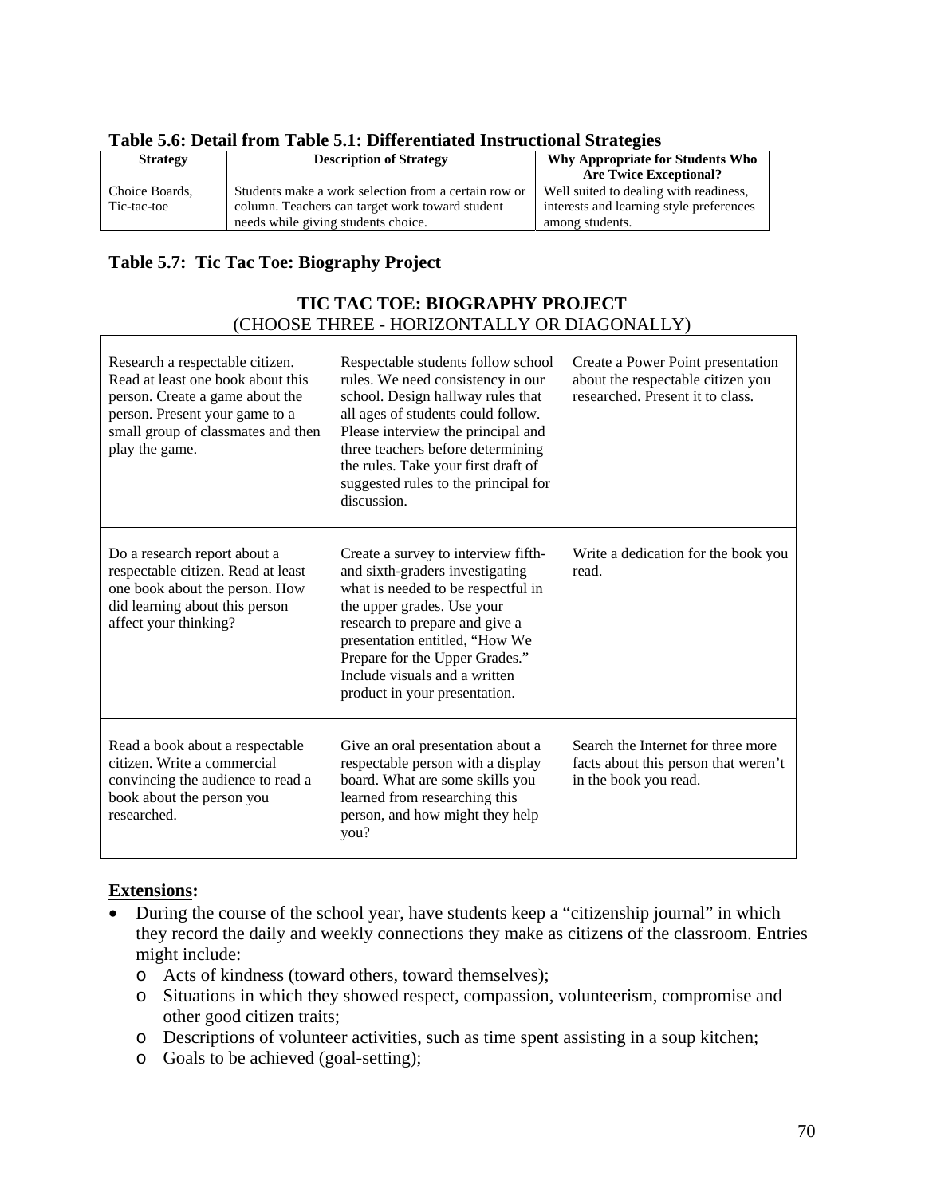**Table 5.6: Detail from Table 5.1: Differentiated Instructional Strategies**

| Strategy | Description of Strategy | Why Appropriate for Students Who Are Twice Exceptional? |
|---|---|---|
| Choice Boards, Tic-tac-toe | Students make a work selection from a certain row or column. Teachers can target work toward student needs while giving students choice. | Well suited to dealing with readiness, interests and learning style preferences among students. |

**Table 5.7: Tic Tac Toe: Biography Project**

**TIC TAC TOE: BIOGRAPHY PROJECT**
(CHOOSE THREE - HORIZONTALLY OR DIAGONALLY)

| | | |
|---|---|---|
| Research a respectable citizen. Read at least one book about this person. Create a game about the person. Present your game to a small group of classmates and then play the game. | Respectable students follow school rules. We need consistency in our school. Design hallway rules that all ages of students could follow. Please interview the principal and three teachers before determining the rules. Take your first draft of suggested rules to the principal for discussion. | Create a Power Point presentation about the respectable citizen you researched. Present it to class. |
| Do a research report about a respectable citizen. Read at least one book about the person. How did learning about this person affect your thinking? | Create a survey to interview fifth- and sixth-graders investigating what is needed to be respectful in the upper grades. Use your research to prepare and give a presentation entitled, "How We Prepare for the Upper Grades." Include visuals and a written product in your presentation. | Write a dedication for the book you read. |
| Read a book about a respectable citizen. Write a commercial convincing the audience to read a book about the person you researched. | Give an oral presentation about a respectable person with a display board. What are some skills you learned from researching this person, and how might they help you? | Search the Internet for three more facts about this person that weren't in the book you read. |

**Extensions:**

- During the course of the school year, have students keep a "citizenship journal" in which they record the daily and weekly connections they make as citizens of the classroom. Entries might include:
  - Acts of kindness (toward others, toward themselves);
  - Situations in which they showed respect, compassion, volunteerism, compromise and other good citizen traits;
  - Descriptions of volunteer activities, such as time spent assisting in a soup kitchen;
  - Goals to be achieved (goal-setting);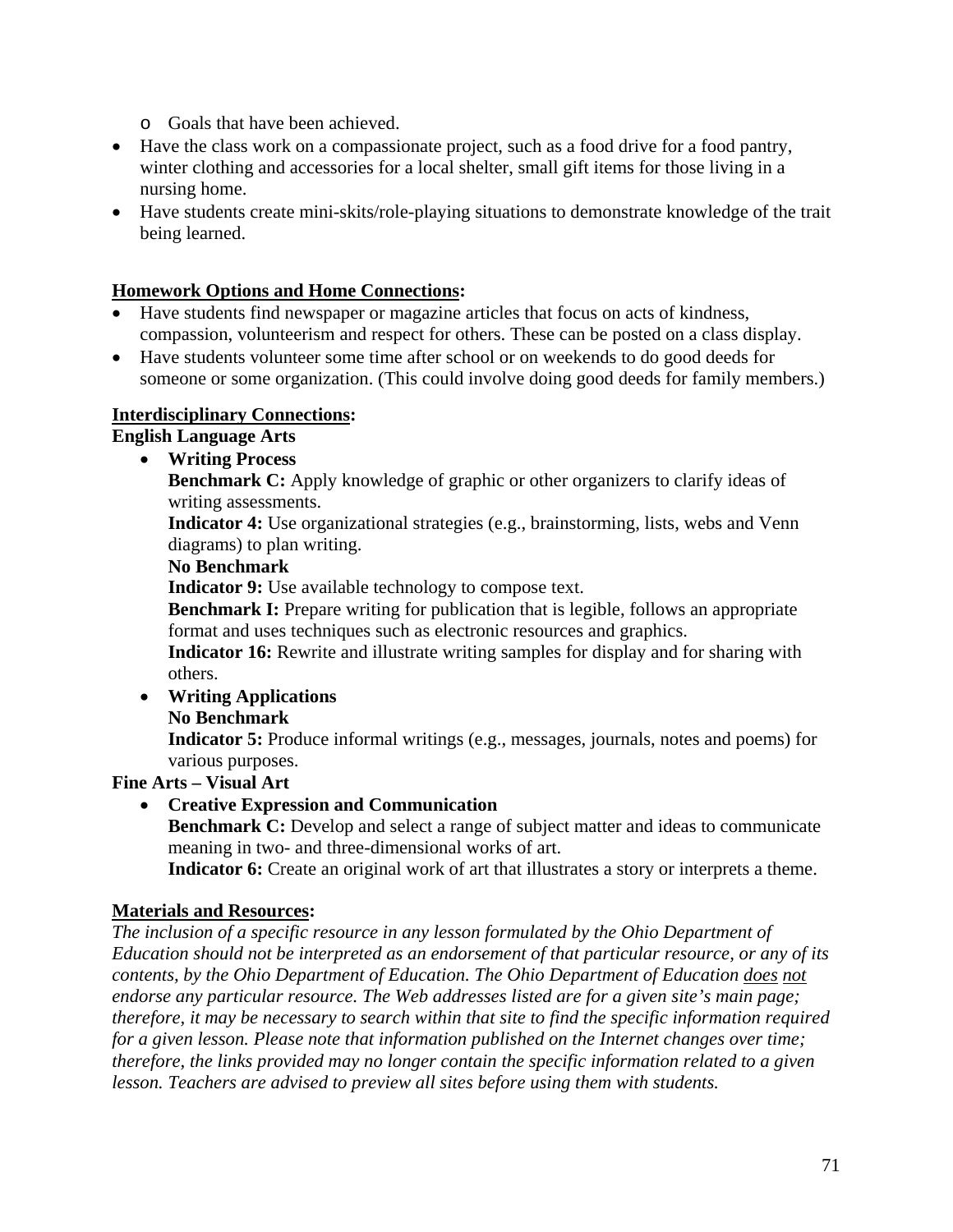- Goals that have been achieved.
- Have the class work on a compassionate project, such as a food drive for a food pantry, winter clothing and accessories for a local shelter, small gift items for those living in a nursing home.
- Have students create mini-skits/role-playing situations to demonstrate knowledge of the trait being learned.

**Homework Options and Home Connections:**

- Have students find newspaper or magazine articles that focus on acts of kindness, compassion, volunteerism and respect for others. These can be posted on a class display.
- Have students volunteer some time after school or on weekends to do good deeds for someone or some organization. (This could involve doing good deeds for family members.)

**Interdisciplinary Connections:**

**English Language Arts**

- **Writing Process**
  **Benchmark C:** Apply knowledge of graphic or other organizers to clarify ideas of writing assessments.
  **Indicator 4:** Use organizational strategies (e.g., brainstorming, lists, webs and Venn diagrams) to plan writing.
  **No Benchmark**
  **Indicator 9:** Use available technology to compose text.
  **Benchmark I:** Prepare writing for publication that is legible, follows an appropriate format and uses techniques such as electronic resources and graphics.
  **Indicator 16:** Rewrite and illustrate writing samples for display and for sharing with others.
- **Writing Applications**
  **No Benchmark**
  **Indicator 5:** Produce informal writings (e.g., messages, journals, notes and poems) for various purposes.

**Fine Arts – Visual Art**

- **Creative Expression and Communication**
  **Benchmark C:** Develop and select a range of subject matter and ideas to communicate meaning in two- and three-dimensional works of art.
  **Indicator 6:** Create an original work of art that illustrates a story or interprets a theme.

**Materials and Resources:**

*The inclusion of a specific resource in any lesson formulated by the Ohio Department of Education should not be interpreted as an endorsement of that particular resource, or any of its contents, by the Ohio Department of Education. The Ohio Department of Education does not endorse any particular resource. The Web addresses listed are for a given site's main page; therefore, it may be necessary to search within that site to find the specific information required for a given lesson. Please note that information published on the Internet changes over time; therefore, the links provided may no longer contain the specific information related to a given lesson. Teachers are advised to preview all sites before using them with students.*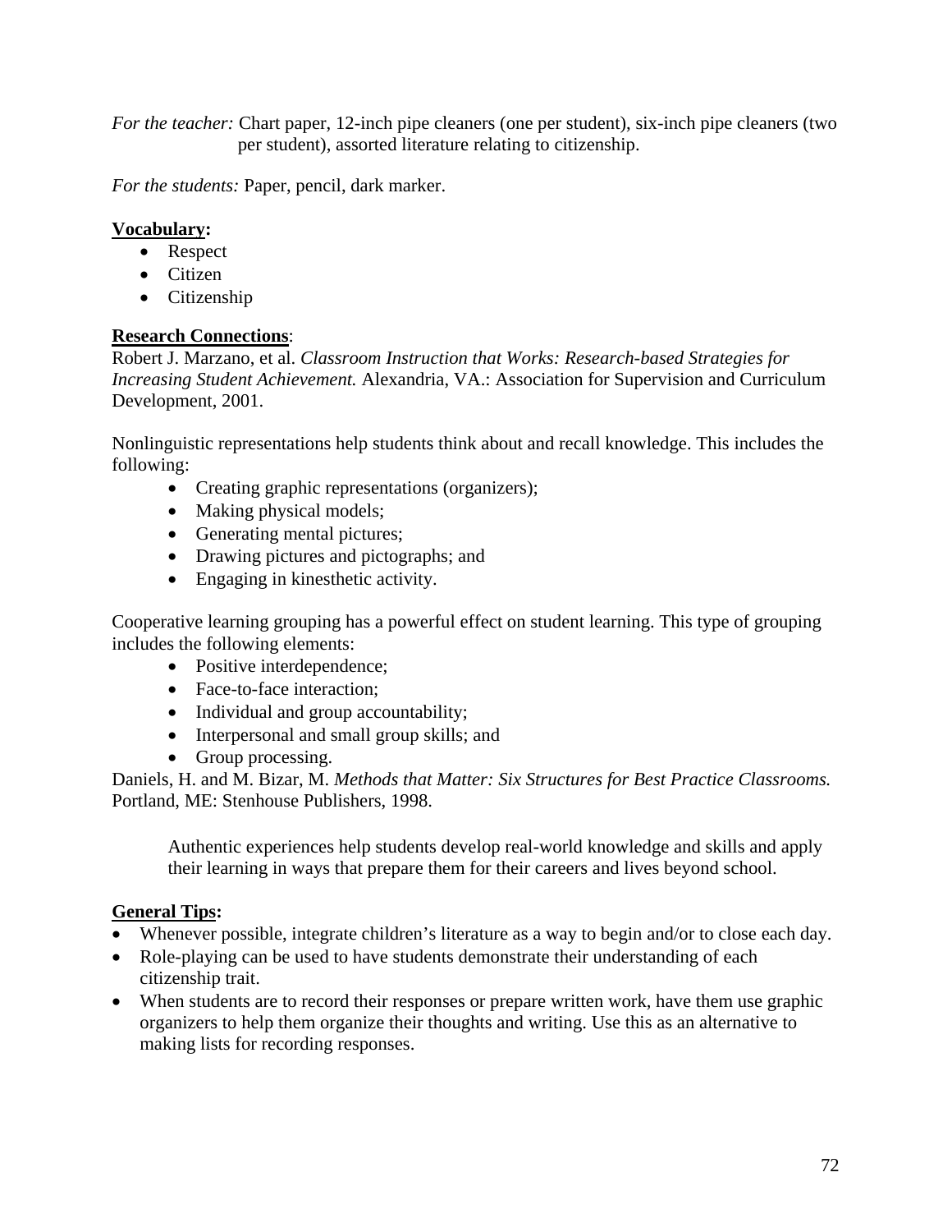*For the teacher:* Chart paper, 12-inch pipe cleaners (one per student), six-inch pipe cleaners (two per student), assorted literature relating to citizenship.

*For the students:* Paper, pencil, dark marker.

**Vocabulary:**

- Respect
- Citizen
- Citizenship

**Research Connections**:

Robert J. Marzano, et al. *Classroom Instruction that Works: Research-based Strategies for Increasing Student Achievement.* Alexandria, VA.: Association for Supervision and Curriculum Development, 2001.

Nonlinguistic representations help students think about and recall knowledge. This includes the following:

- Creating graphic representations (organizers);
- Making physical models;
- Generating mental pictures;
- Drawing pictures and pictographs; and
- Engaging in kinesthetic activity.

Cooperative learning grouping has a powerful effect on student learning. This type of grouping includes the following elements:

- Positive interdependence;
- Face-to-face interaction;
- Individual and group accountability;
- Interpersonal and small group skills; and
- Group processing.

Daniels, H. and M. Bizar, M. *Methods that Matter: Six Structures for Best Practice Classrooms.* Portland, ME: Stenhouse Publishers, 1998.

> Authentic experiences help students develop real-world knowledge and skills and apply their learning in ways that prepare them for their careers and lives beyond school.

**General Tips:**

- Whenever possible, integrate children's literature as a way to begin and/or to close each day.
- Role-playing can be used to have students demonstrate their understanding of each citizenship trait.
- When students are to record their responses or prepare written work, have them use graphic organizers to help them organize their thoughts and writing. Use this as an alternative to making lists for recording responses.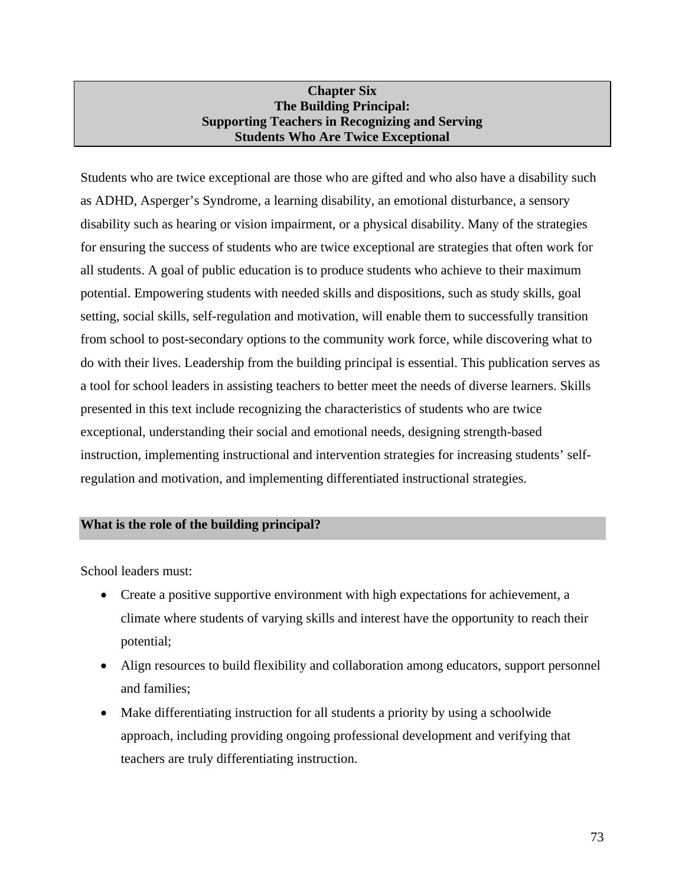# Chapter Six
# The Building Principal:
# Supporting Teachers in Recognizing and Serving Students Who Are Twice Exceptional

Students who are twice exceptional are those who are gifted and who also have a disability such as ADHD, Asperger's Syndrome, a learning disability, an emotional disturbance, a sensory disability such as hearing or vision impairment, or a physical disability. Many of the strategies for ensuring the success of students who are twice exceptional are strategies that often work for all students. A goal of public education is to produce students who achieve to their maximum potential. Empowering students with needed skills and dispositions, such as study skills, goal setting, social skills, self-regulation and motivation, will enable them to successfully transition from school to post-secondary options to the community work force, while discovering what to do with their lives. Leadership from the building principal is essential. This publication serves as a tool for school leaders in assisting teachers to better meet the needs of diverse learners. Skills presented in this text include recognizing the characteristics of students who are twice exceptional, understanding their social and emotional needs, designing strength-based instruction, implementing instructional and intervention strategies for increasing students' self-regulation and motivation, and implementing differentiated instructional strategies.

## What is the role of the building principal?

School leaders must:

- Create a positive supportive environment with high expectations for achievement, a climate where students of varying skills and interest have the opportunity to reach their potential;
- Align resources to build flexibility and collaboration among educators, support personnel and families;
- Make differentiating instruction for all students a priority by using a schoolwide approach, including providing ongoing professional development and verifying that teachers are truly differentiating instruction.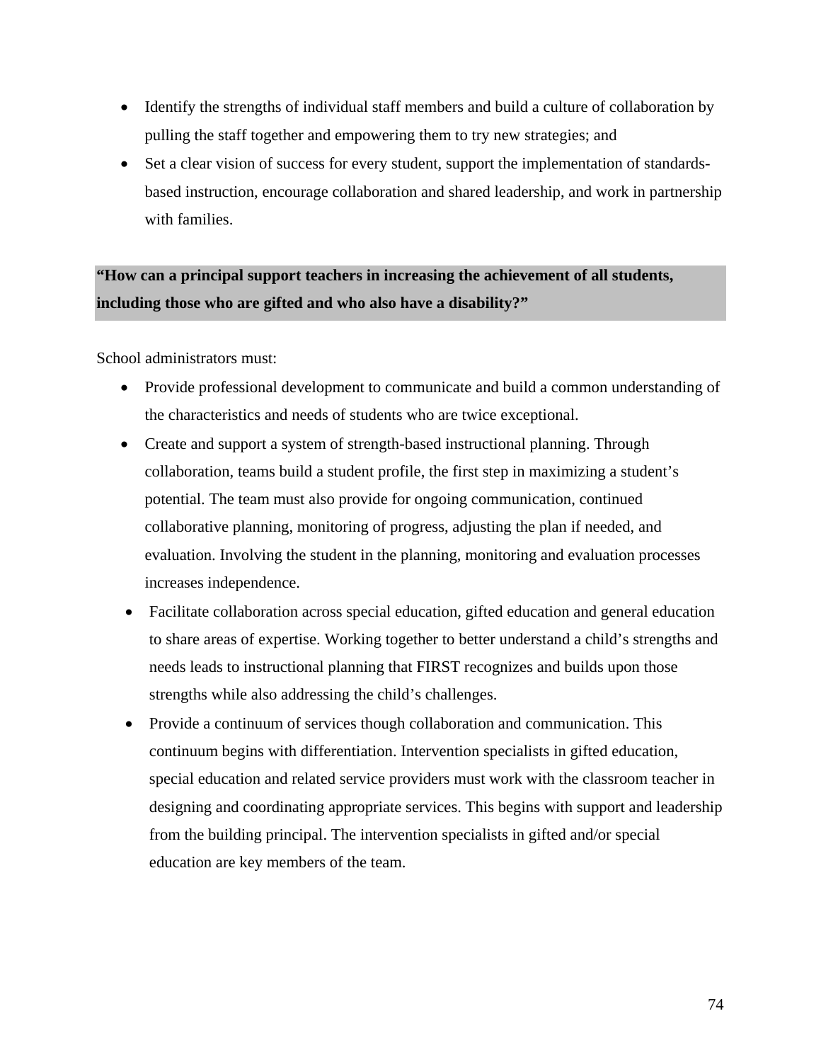- Identify the strengths of individual staff members and build a culture of collaboration by pulling the staff together and empowering them to try new strategies; and
- Set a clear vision of success for every student, support the implementation of standards-based instruction, encourage collaboration and shared leadership, and work in partnership with families.

**"How can a principal support teachers in increasing the achievement of all students, including those who are gifted and who also have a disability?"**

School administrators must:

- Provide professional development to communicate and build a common understanding of the characteristics and needs of students who are twice exceptional.
- Create and support a system of strength-based instructional planning. Through collaboration, teams build a student profile, the first step in maximizing a student's potential. The team must also provide for ongoing communication, continued collaborative planning, monitoring of progress, adjusting the plan if needed, and evaluation. Involving the student in the planning, monitoring and evaluation processes increases independence.
- Facilitate collaboration across special education, gifted education and general education to share areas of expertise. Working together to better understand a child's strengths and needs leads to instructional planning that FIRST recognizes and builds upon those strengths while also addressing the child's challenges.
- Provide a continuum of services though collaboration and communication. This continuum begins with differentiation. Intervention specialists in gifted education, special education and related service providers must work with the classroom teacher in designing and coordinating appropriate services. This begins with support and leadership from the building principal. The intervention specialists in gifted and/or special education are key members of the team.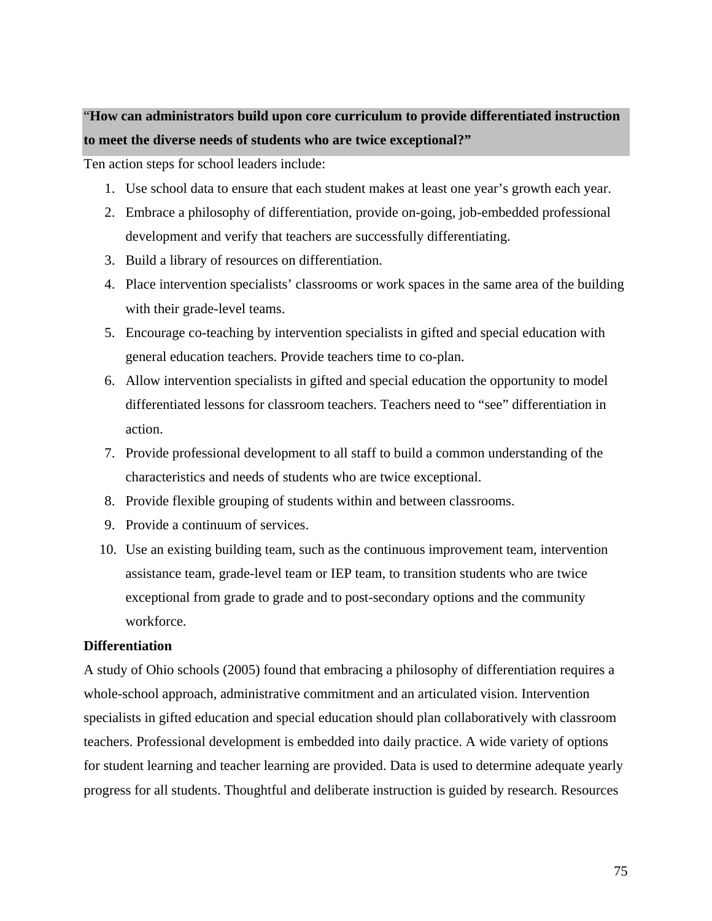**"How can administrators build upon core curriculum to provide differentiated instruction to meet the diverse needs of students who are twice exceptional?"**

Ten action steps for school leaders include:

1. Use school data to ensure that each student makes at least one year's growth each year.
2. Embrace a philosophy of differentiation, provide on-going, job-embedded professional development and verify that teachers are successfully differentiating.
3. Build a library of resources on differentiation.
4. Place intervention specialists' classrooms or work spaces in the same area of the building with their grade-level teams.
5. Encourage co-teaching by intervention specialists in gifted and special education with general education teachers. Provide teachers time to co-plan.
6. Allow intervention specialists in gifted and special education the opportunity to model differentiated lessons for classroom teachers. Teachers need to "see" differentiation in action.
7. Provide professional development to all staff to build a common understanding of the characteristics and needs of students who are twice exceptional.
8. Provide flexible grouping of students within and between classrooms.
9. Provide a continuum of services.
10. Use an existing building team, such as the continuous improvement team, intervention assistance team, grade-level team or IEP team, to transition students who are twice exceptional from grade to grade and to post-secondary options and the community workforce.

**Differentiation**

A study of Ohio schools (2005) found that embracing a philosophy of differentiation requires a whole-school approach, administrative commitment and an articulated vision. Intervention specialists in gifted education and special education should plan collaboratively with classroom teachers. Professional development is embedded into daily practice. A wide variety of options for student learning and teacher learning are provided. Data is used to determine adequate yearly progress for all students. Thoughtful and deliberate instruction is guided by research. Resources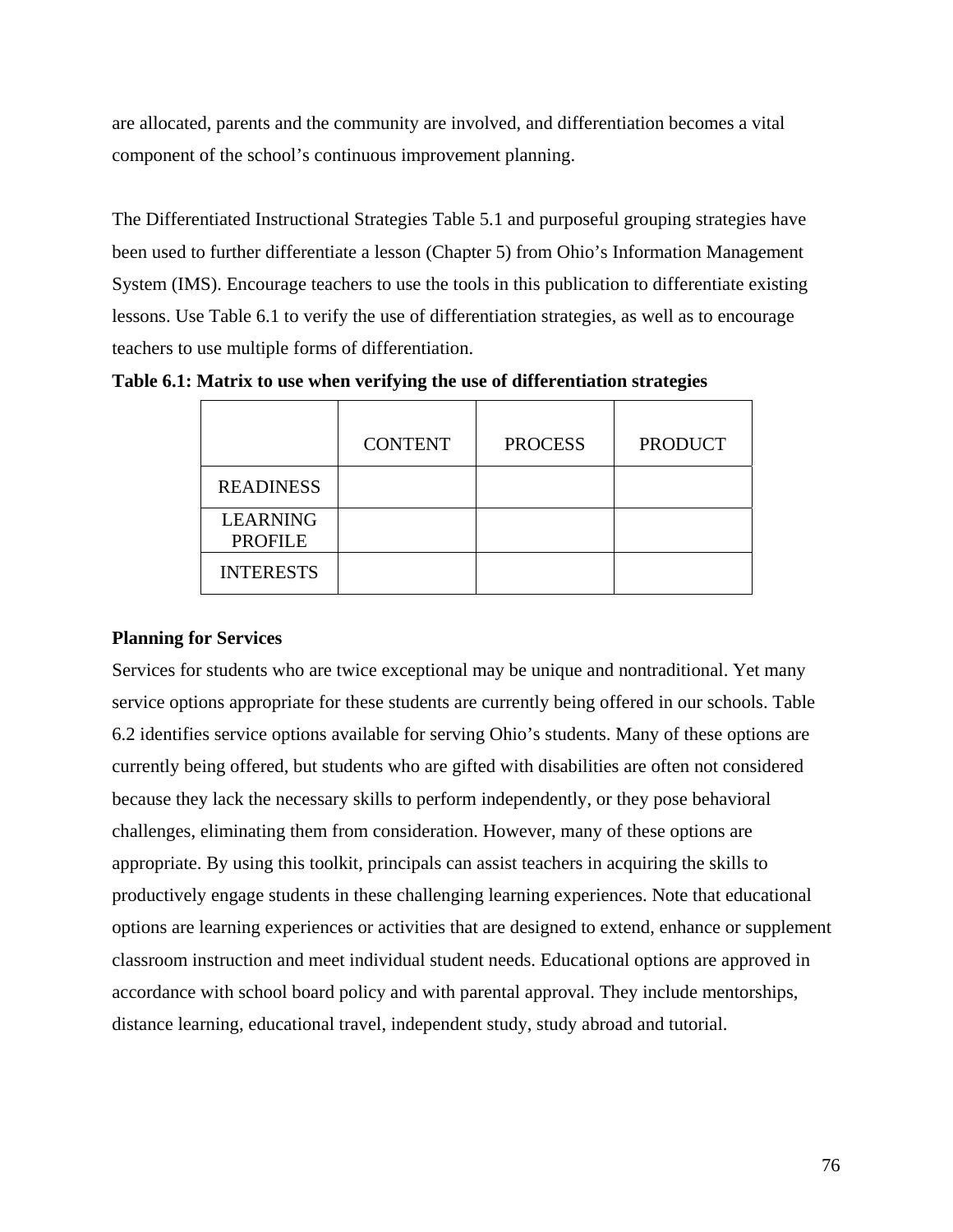are allocated, parents and the community are involved, and differentiation becomes a vital component of the school's continuous improvement planning.

The Differentiated Instructional Strategies Table 5.1 and purposeful grouping strategies have been used to further differentiate a lesson (Chapter 5) from Ohio's Information Management System (IMS). Encourage teachers to use the tools in this publication to differentiate existing lessons. Use Table 6.1 to verify the use of differentiation strategies, as well as to encourage teachers to use multiple forms of differentiation.

**Table 6.1: Matrix to use when verifying the use of differentiation strategies**

| | CONTENT | PROCESS | PRODUCT |
|---|---|---|---|
| READINESS | | | |
| LEARNING PROFILE | | | |
| INTERESTS | | | |

**Planning for Services**

Services for students who are twice exceptional may be unique and nontraditional. Yet many service options appropriate for these students are currently being offered in our schools. Table 6.2 identifies service options available for serving Ohio's students. Many of these options are currently being offered, but students who are gifted with disabilities are often not considered because they lack the necessary skills to perform independently, or they pose behavioral challenges, eliminating them from consideration. However, many of these options are appropriate. By using this toolkit, principals can assist teachers in acquiring the skills to productively engage students in these challenging learning experiences. Note that educational options are learning experiences or activities that are designed to extend, enhance or supplement classroom instruction and meet individual student needs. Educational options are approved in accordance with school board policy and with parental approval. They include mentorships, distance learning, educational travel, independent study, study abroad and tutorial.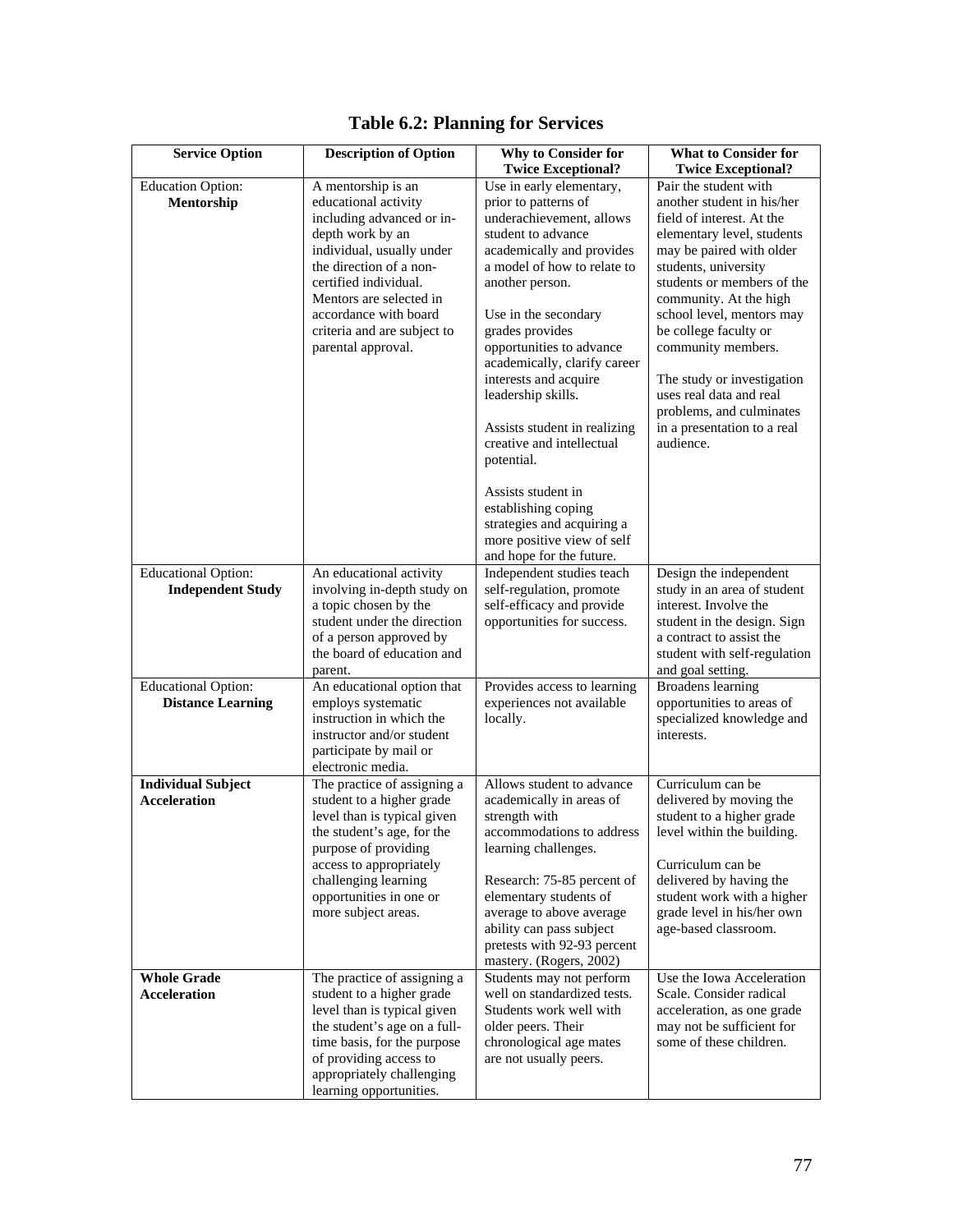# Table 6.2: Planning for Services

| Service Option | Description of Option | Why to Consider for Twice Exceptional? | What to Consider for Twice Exceptional? |
|---|---|---|---|
| Education Option: **Mentorship** | A mentorship is an educational activity including advanced or in-depth work by an individual, usually under the direction of a non-certified individual. Mentors are selected in accordance with board criteria and are subject to parental approval. | Use in early elementary, prior to patterns of underachievement, allows student to advance academically and provides a model of how to relate to another person.<br><br>Use in the secondary grades provides opportunities to advance academically, clarify career interests and acquire leadership skills.<br><br>Assists student in realizing creative and intellectual potential.<br><br>Assists student in establishing coping strategies and acquiring a more positive view of self and hope for the future. | Pair the student with another student in his/her field of interest. At the elementary level, students may be paired with older students, university students or members of the community. At the high school level, mentors may be college faculty or community members.<br><br>The study or investigation uses real data and real problems, and culminates in a presentation to a real audience. |
| Educational Option: **Independent Study** | An educational activity involving in-depth study on a topic chosen by the student under the direction of a person approved by the board of education and parent. | Independent studies teach self-regulation, promote self-efficacy and provide opportunities for success. | Design the independent study in an area of student interest. Involve the student in the design. Sign a contract to assist the student with self-regulation and goal setting. |
| Educational Option: **Distance Learning** | An educational option that employs systematic instruction in which the instructor and/or student participate by mail or electronic media. | Provides access to learning experiences not available locally. | Broadens learning opportunities to areas of specialized knowledge and interests. |
| **Individual Subject Acceleration** | The practice of assigning a student to a higher grade level than is typical given the student's age, for the purpose of providing access to appropriately challenging learning opportunities in one or more subject areas. | Allows student to advance academically in areas of strength with accommodations to address learning challenges.<br><br>Research: 75-85 percent of elementary students of average to above average ability can pass subject pretests with 92-93 percent mastery. (Rogers, 2002) | Curriculum can be delivered by moving the student to a higher grade level within the building.<br><br>Curriculum can be delivered by having the student work with a higher grade level in his/her own age-based classroom. |
| **Whole Grade Acceleration** | The practice of assigning a student to a higher grade level than is typical given the student's age on a full-time basis, for the purpose of providing access to appropriately challenging learning opportunities. | Students may not perform well on standardized tests. Students work well with older peers. Their chronological age mates are not usually peers. | Use the Iowa Acceleration Scale. Consider radical acceleration, as one grade may not be sufficient for some of these children. |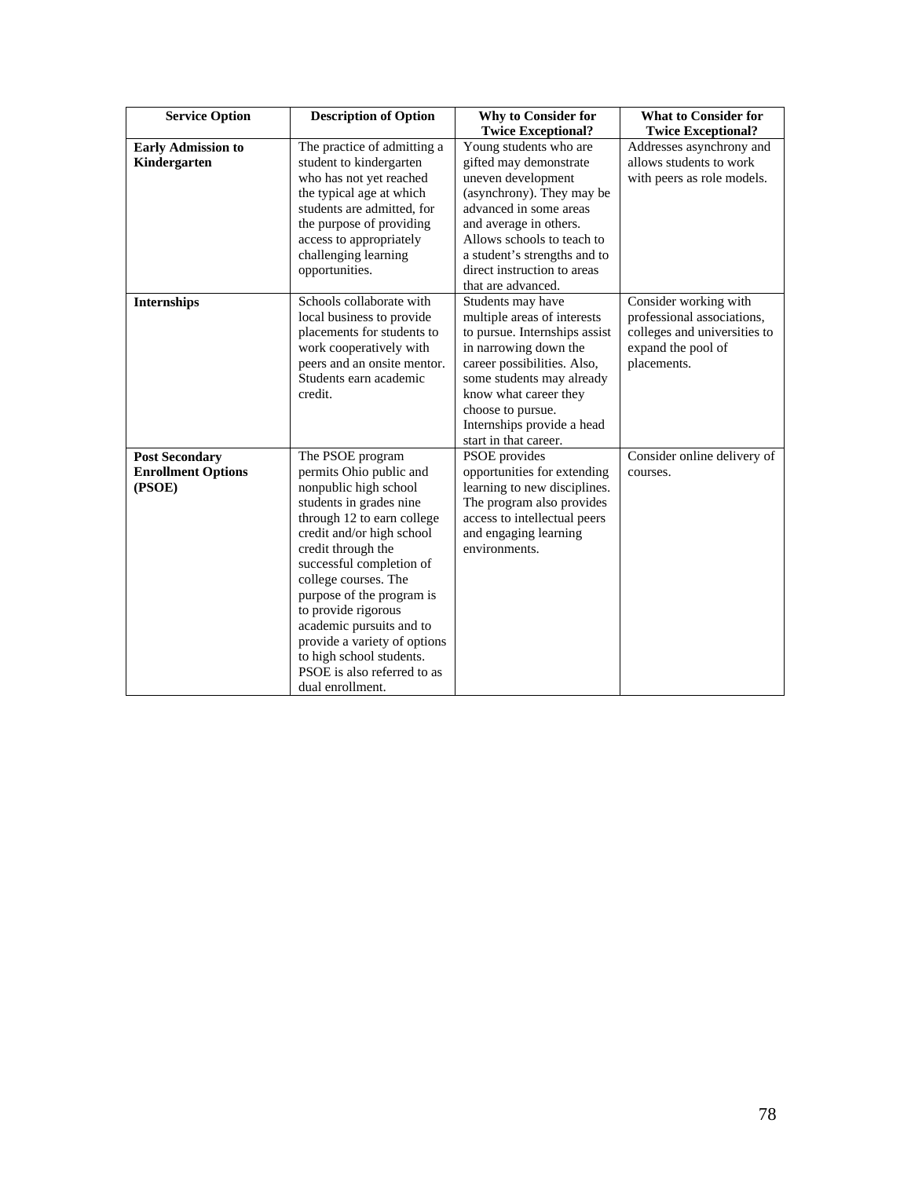| Service Option | Description of Option | Why to Consider for Twice Exceptional? | What to Consider for Twice Exceptional? |
|---|---|---|---|
| **Early Admission to Kindergarten** | The practice of admitting a student to kindergarten who has not yet reached the typical age at which students are admitted, for the purpose of providing access to appropriately challenging learning opportunities. | Young students who are gifted may demonstrate uneven development (asynchrony). They may be advanced in some areas and average in others. Allows schools to teach to a student's strengths and to direct instruction to areas that are advanced. | Addresses asynchrony and allows students to work with peers as role models. |
| **Internships** | Schools collaborate with local business to provide placements for students to work cooperatively with peers and an onsite mentor. Students earn academic credit. | Students may have multiple areas of interests to pursue. Internships assist in narrowing down the career possibilities. Also, some students may already know what career they choose to pursue. Internships provide a head start in that career. | Consider working with professional associations, colleges and universities to expand the pool of placements. |
| **Post Secondary Enrollment Options (PSOE)** | The PSOE program permits Ohio public and nonpublic high school students in grades nine through 12 to earn college credit and/or high school credit through the successful completion of college courses. The purpose of the program is to provide rigorous academic pursuits and to provide a variety of options to high school students. PSOE is also referred to as dual enrollment. | PSOE provides opportunities for extending learning to new disciplines. The program also provides access to intellectual peers and engaging learning environments. | Consider online delivery of courses. |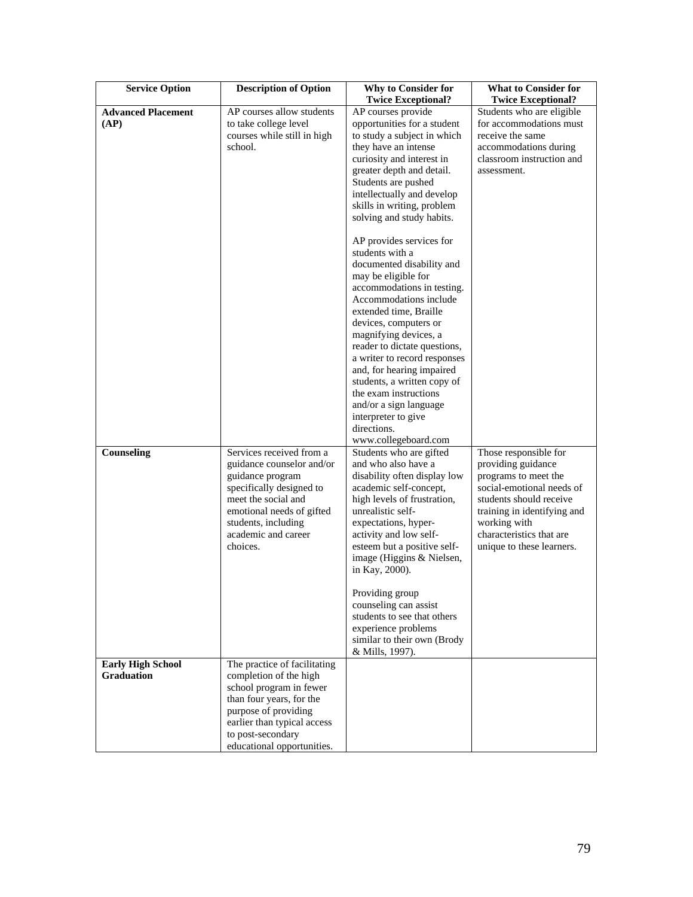| Service Option | Description of Option | Why to Consider for Twice Exceptional? | What to Consider for Twice Exceptional? |
|---|---|---|---|
| **Advanced Placement (AP)** | AP courses allow students to take college level courses while still in high school. | AP courses provide opportunities for a student to study a subject in which they have an intense curiosity and interest in greater depth and detail. Students are pushed intellectually and develop skills in writing, problem solving and study habits.<br><br>AP provides services for students with a documented disability and may be eligible for accommodations in testing. Accommodations include extended time, Braille devices, computers or magnifying devices, a reader to dictate questions, a writer to record responses and, for hearing impaired students, a written copy of the exam instructions and/or a sign language interpreter to give directions. www.collegeboard.com | Students who are eligible for accommodations must receive the same accommodations during classroom instruction and assessment. |
| **Counseling** | Services received from a guidance counselor and/or guidance program specifically designed to meet the social and emotional needs of gifted students, including academic and career choices. | Students who are gifted and who also have a disability often display low academic self-concept, high levels of frustration, unrealistic self-expectations, hyper-activity and low self-esteem but a positive self-image (Higgins & Nielsen, in Kay, 2000).<br><br>Providing group counseling can assist students to see that others experience problems similar to their own (Brody & Mills, 1997). | Those responsible for providing guidance programs to meet the social-emotional needs of students should receive training in identifying and working with characteristics that are unique to these learners. |
| **Early High School Graduation** | The practice of facilitating completion of the high school program in fewer than four years, for the purpose of providing earlier than typical access to post-secondary educational opportunities. | | |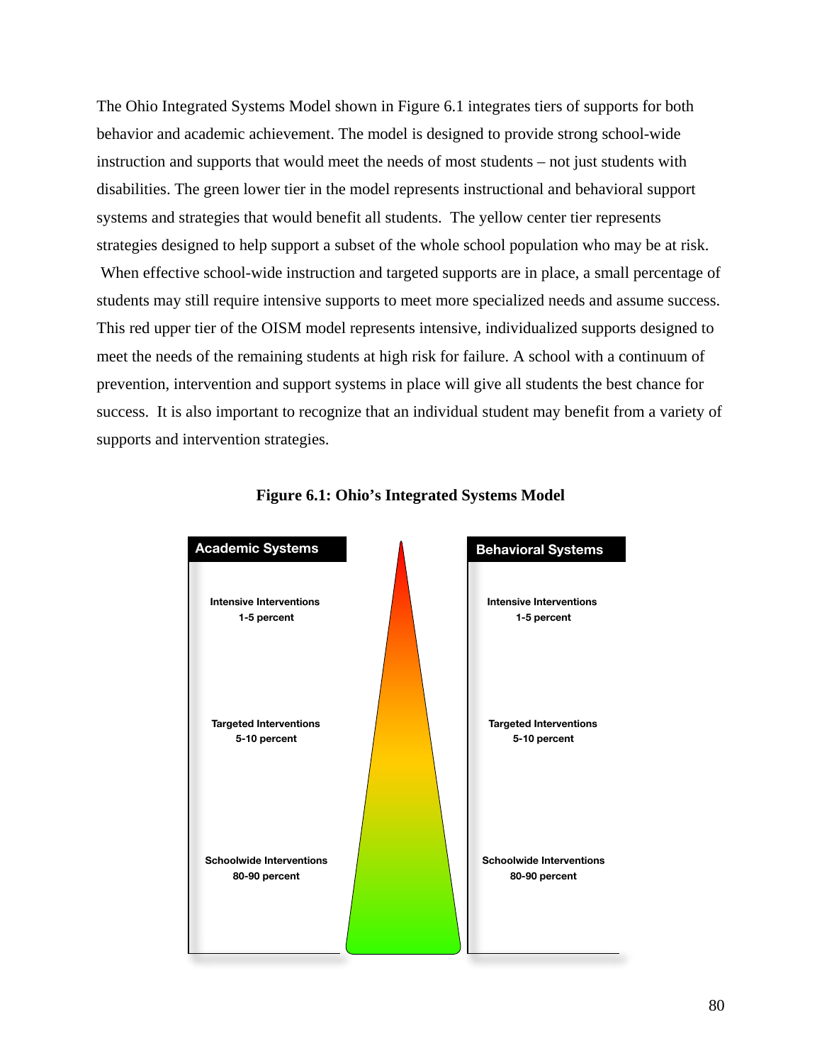The Ohio Integrated Systems Model shown in Figure 6.1 integrates tiers of supports for both behavior and academic achievement. The model is designed to provide strong school-wide instruction and supports that would meet the needs of most students – not just students with disabilities. The green lower tier in the model represents instructional and behavioral support systems and strategies that would benefit all students. The yellow center tier represents strategies designed to help support a subset of the whole school population who may be at risk. When effective school-wide instruction and targeted supports are in place, a small percentage of students may still require intensive supports to meet more specialized needs and assume success. This red upper tier of the OISM model represents intensive, individualized supports designed to meet the needs of the remaining students at high risk for failure. A school with a continuum of prevention, intervention and support systems in place will give all students the best chance for success. It is also important to recognize that an individual student may benefit from a variety of supports and intervention strategies.

**Figure 6.1: Ohio's Integrated Systems Model**

| Academic Systems | Behavioral Systems |
| --- | --- |
| **Intensive Interventions** 1-5 percent | **Intensive Interventions** 1-5 percent |
| **Targeted Interventions** 5-10 percent | **Targeted Interventions** 5-10 percent |
| **Schoolwide Interventions** 80-90 percent | **Schoolwide Interventions** 80-90 percent |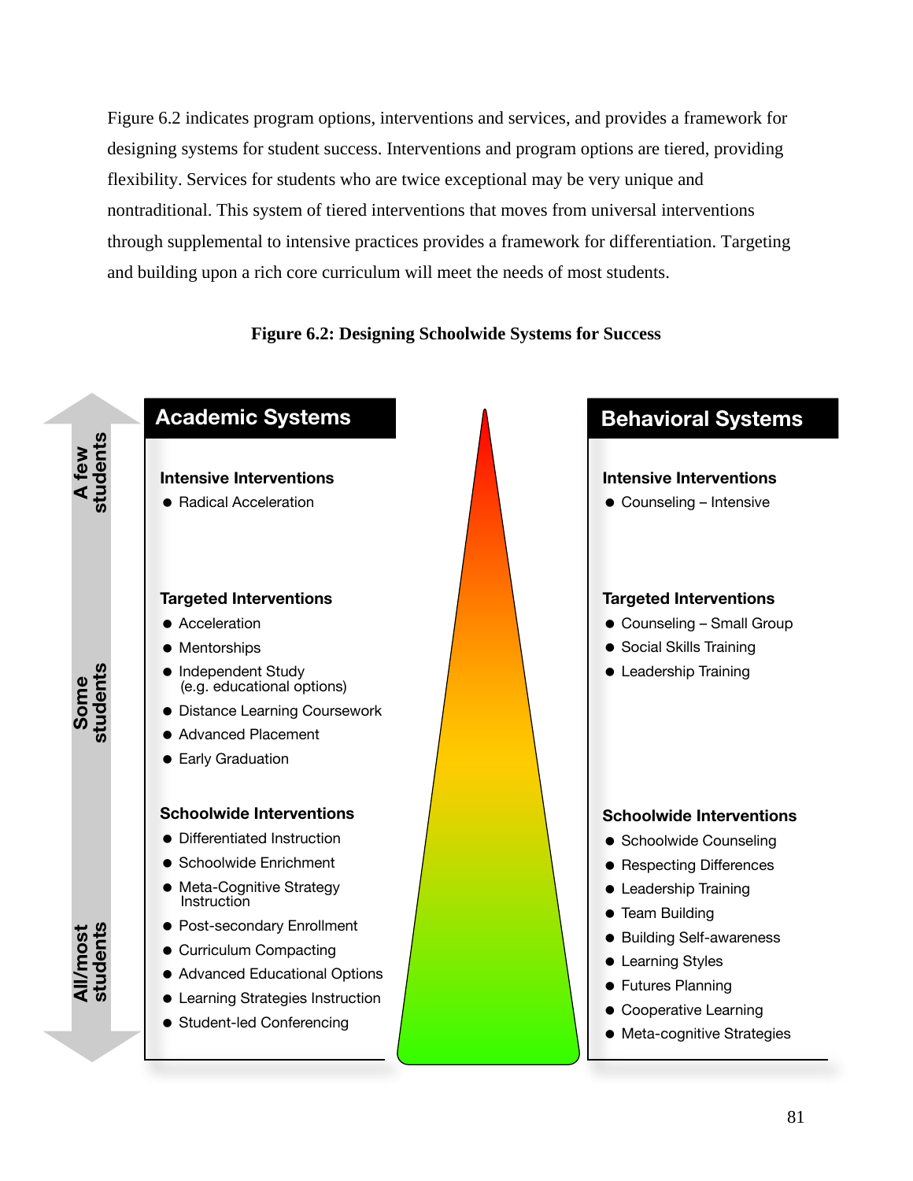Figure 6.2 indicates program options, interventions and services, and provides a framework for designing systems for student success. Interventions and program options are tiered, providing flexibility. Services for students who are twice exceptional may be very unique and nontraditional. This system of tiered interventions that moves from universal interventions through supplemental to intensive practices provides a framework for differentiation. Targeting and building upon a rich core curriculum will meet the needs of most students.

**Figure 6.2: Designing Schoolwide Systems for Success**

| | Academic Systems | Behavioral Systems |
|---|---|---|
| A few students | **Intensive Interventions**<br>• Radical Acceleration | **Intensive Interventions**<br>• Counseling – Intensive |
| Some students | **Targeted Interventions**<br>• Acceleration<br>• Mentorships<br>• Independent Study (e.g. educational options)<br>• Distance Learning Coursework<br>• Advanced Placement<br>• Early Graduation | **Targeted Interventions**<br>• Counseling – Small Group<br>• Social Skills Training<br>• Leadership Training |
| All/most students | **Schoolwide Interventions**<br>• Differentiated Instruction<br>• Schoolwide Enrichment<br>• Meta-Cognitive Strategy Instruction<br>• Post-secondary Enrollment<br>• Curriculum Compacting<br>• Advanced Educational Options<br>• Learning Strategies Instruction<br>• Student-led Conferencing | **Schoolwide Interventions**<br>• Schoolwide Counseling<br>• Respecting Differences<br>• Leadership Training<br>• Team Building<br>• Building Self-awareness<br>• Learning Styles<br>• Futures Planning<br>• Cooperative Learning<br>• Meta-cognitive Strategies |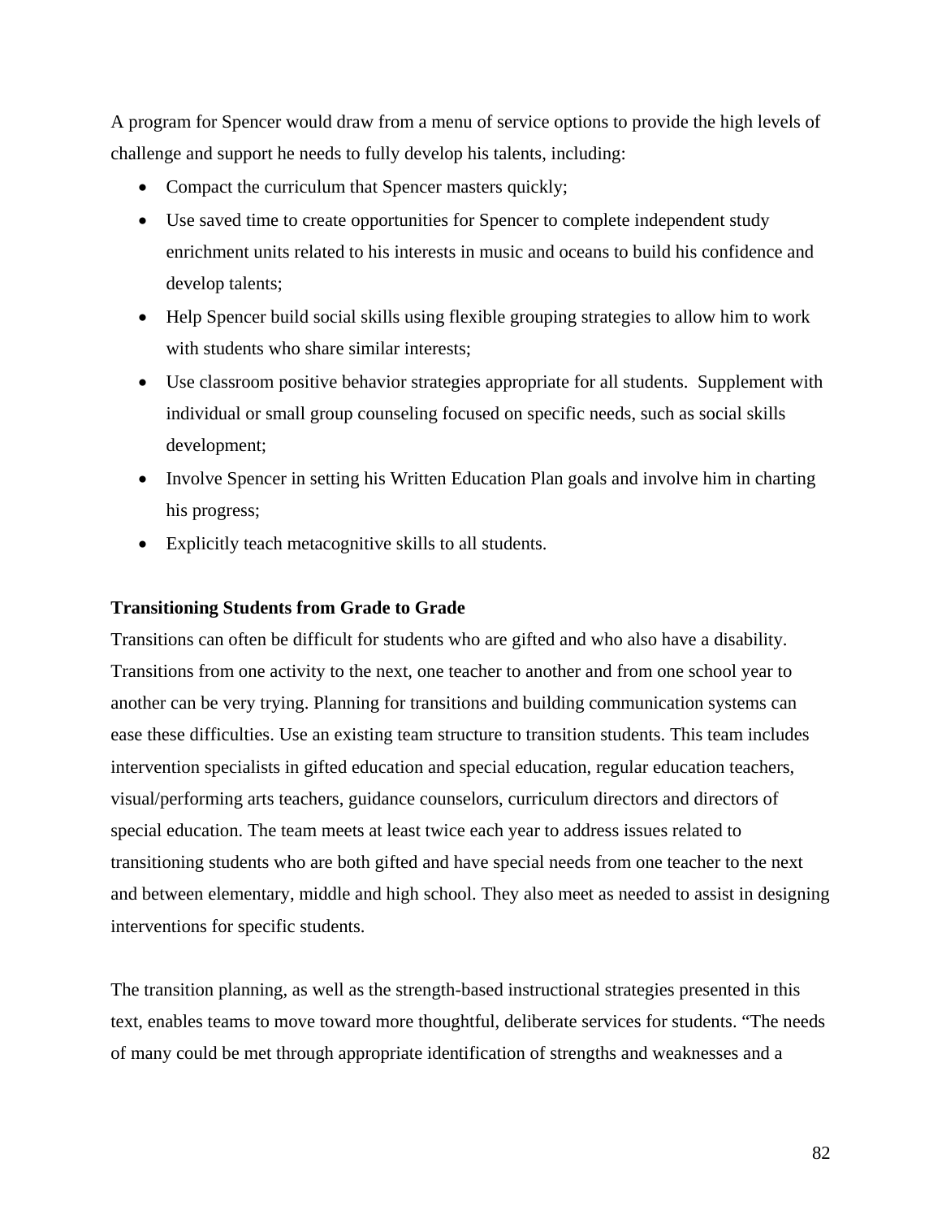A program for Spencer would draw from a menu of service options to provide the high levels of challenge and support he needs to fully develop his talents, including:

- Compact the curriculum that Spencer masters quickly;
- Use saved time to create opportunities for Spencer to complete independent study enrichment units related to his interests in music and oceans to build his confidence and develop talents;
- Help Spencer build social skills using flexible grouping strategies to allow him to work with students who share similar interests;
- Use classroom positive behavior strategies appropriate for all students. Supplement with individual or small group counseling focused on specific needs, such as social skills development;
- Involve Spencer in setting his Written Education Plan goals and involve him in charting his progress;
- Explicitly teach metacognitive skills to all students.

**Transitioning Students from Grade to Grade**

Transitions can often be difficult for students who are gifted and who also have a disability. Transitions from one activity to the next, one teacher to another and from one school year to another can be very trying. Planning for transitions and building communication systems can ease these difficulties. Use an existing team structure to transition students. This team includes intervention specialists in gifted education and special education, regular education teachers, visual/performing arts teachers, guidance counselors, curriculum directors and directors of special education. The team meets at least twice each year to address issues related to transitioning students who are both gifted and have special needs from one teacher to the next and between elementary, middle and high school. They also meet as needed to assist in designing interventions for specific students.

The transition planning, as well as the strength-based instructional strategies presented in this text, enables teams to move toward more thoughtful, deliberate services for students. "The needs of many could be met through appropriate identification of strengths and weaknesses and a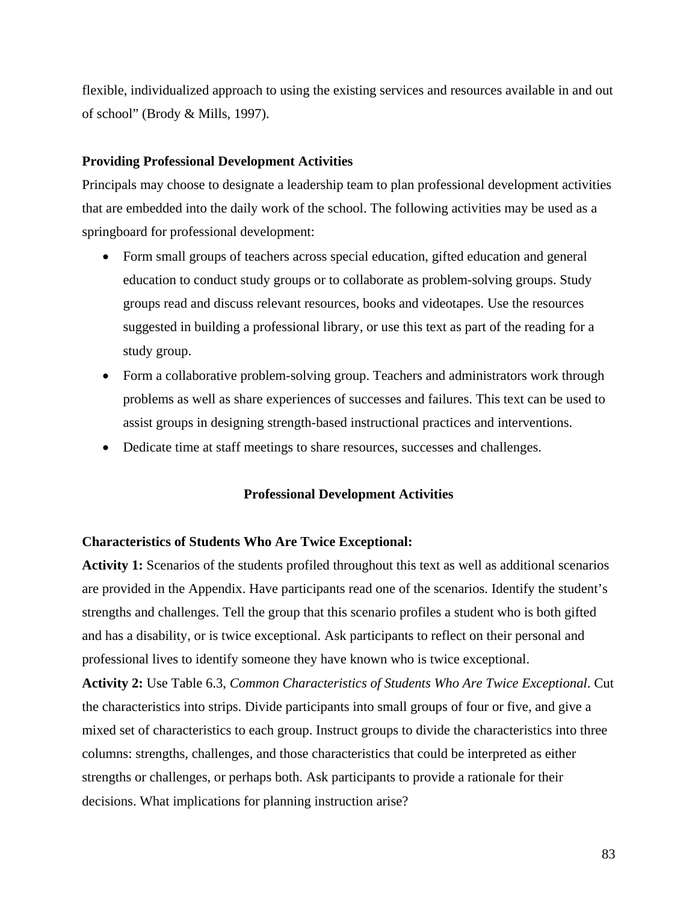flexible, individualized approach to using the existing services and resources available in and out of school" (Brody & Mills, 1997).

### Providing Professional Development Activities

Principals may choose to designate a leadership team to plan professional development activities that are embedded into the daily work of the school. The following activities may be used as a springboard for professional development:

- Form small groups of teachers across special education, gifted education and general education to conduct study groups or to collaborate as problem-solving groups. Study groups read and discuss relevant resources, books and videotapes. Use the resources suggested in building a professional library, or use this text as part of the reading for a study group.
- Form a collaborative problem-solving group. Teachers and administrators work through problems as well as share experiences of successes and failures. This text can be used to assist groups in designing strength-based instructional practices and interventions.
- Dedicate time at staff meetings to share resources, successes and challenges.

## Professional Development Activities

### Characteristics of Students Who Are Twice Exceptional:

**Activity 1:** Scenarios of the students profiled throughout this text as well as additional scenarios are provided in the Appendix. Have participants read one of the scenarios. Identify the student's strengths and challenges. Tell the group that this scenario profiles a student who is both gifted and has a disability, or is twice exceptional. Ask participants to reflect on their personal and professional lives to identify someone they have known who is twice exceptional.

**Activity 2:** Use Table 6.3, *Common Characteristics of Students Who Are Twice Exceptional*. Cut the characteristics into strips. Divide participants into small groups of four or five, and give a mixed set of characteristics to each group. Instruct groups to divide the characteristics into three columns: strengths, challenges, and those characteristics that could be interpreted as either strengths or challenges, or perhaps both. Ask participants to provide a rationale for their decisions. What implications for planning instruction arise?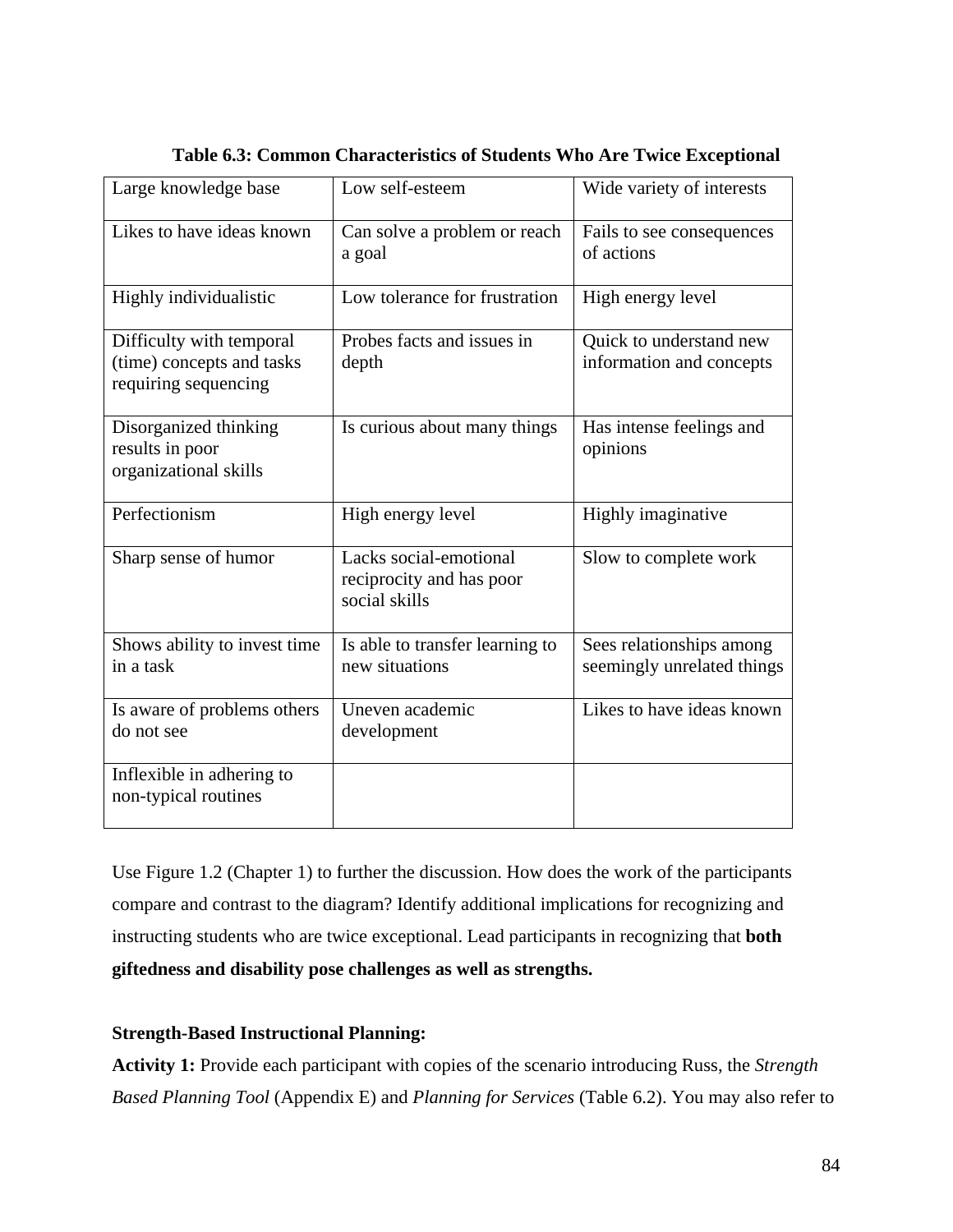**Table 6.3: Common Characteristics of Students Who Are Twice Exceptional**

| | | |
|---|---|---|
| Large knowledge base | Low self-esteem | Wide variety of interests |
| Likes to have ideas known | Can solve a problem or reach a goal | Fails to see consequences of actions |
| Highly individualistic | Low tolerance for frustration | High energy level |
| Difficulty with temporal (time) concepts and tasks requiring sequencing | Probes facts and issues in depth | Quick to understand new information and concepts |
| Disorganized thinking results in poor organizational skills | Is curious about many things | Has intense feelings and opinions |
| Perfectionism | High energy level | Highly imaginative |
| Sharp sense of humor | Lacks social-emotional reciprocity and has poor social skills | Slow to complete work |
| Shows ability to invest time in a task | Is able to transfer learning to new situations | Sees relationships among seemingly unrelated things |
| Is aware of problems others do not see | Uneven academic development | Likes to have ideas known |
| Inflexible in adhering to non-typical routines | | |

Use Figure 1.2 (Chapter 1) to further the discussion. How does the work of the participants compare and contrast to the diagram? Identify additional implications for recognizing and instructing students who are twice exceptional. Lead participants in recognizing that **both giftedness and disability pose challenges as well as strengths.**

**Strength-Based Instructional Planning:**

**Activity 1:** Provide each participant with copies of the scenario introducing Russ, the *Strength Based Planning Tool* (Appendix E) and *Planning for Services* (Table 6.2). You may also refer to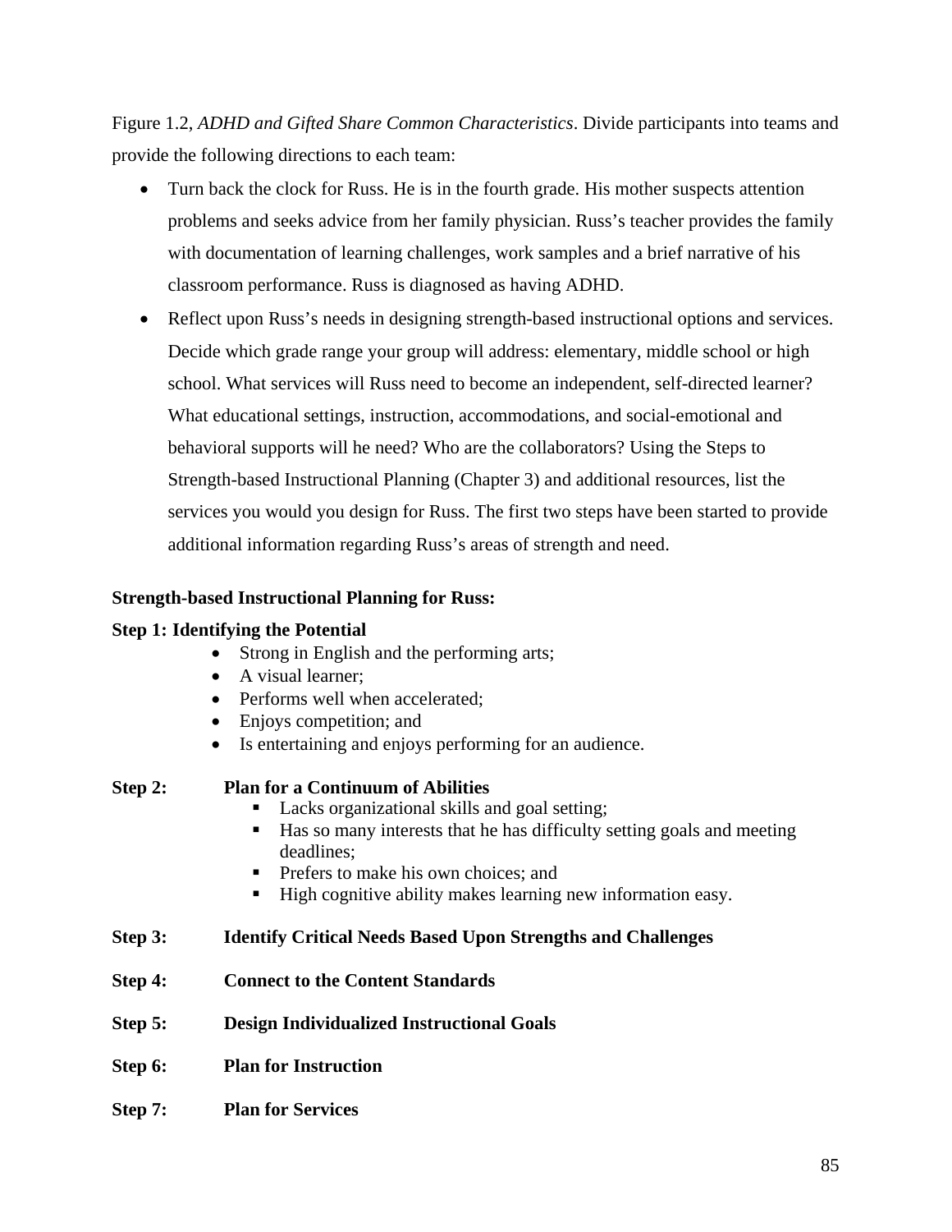Figure 1.2, *ADHD and Gifted Share Common Characteristics*. Divide participants into teams and provide the following directions to each team:

- Turn back the clock for Russ. He is in the fourth grade. His mother suspects attention problems and seeks advice from her family physician. Russ's teacher provides the family with documentation of learning challenges, work samples and a brief narrative of his classroom performance. Russ is diagnosed as having ADHD.
- Reflect upon Russ's needs in designing strength-based instructional options and services. Decide which grade range your group will address: elementary, middle school or high school. What services will Russ need to become an independent, self-directed learner? What educational settings, instruction, accommodations, and social-emotional and behavioral supports will he need? Who are the collaborators? Using the Steps to Strength-based Instructional Planning (Chapter 3) and additional resources, list the services you would you design for Russ. The first two steps have been started to provide additional information regarding Russ's areas of strength and need.

**Strength-based Instructional Planning for Russ:**

**Step 1: Identifying the Potential**

- Strong in English and the performing arts;
- A visual learner;
- Performs well when accelerated;
- Enjoys competition; and
- Is entertaining and enjoys performing for an audience.

**Step 2: Plan for a Continuum of Abilities**

- Lacks organizational skills and goal setting;
- Has so many interests that he has difficulty setting goals and meeting deadlines;
- Prefers to make his own choices; and
- High cognitive ability makes learning new information easy.

**Step 3: Identify Critical Needs Based Upon Strengths and Challenges**

**Step 4: Connect to the Content Standards**

**Step 5: Design Individualized Instructional Goals**

**Step 6: Plan for Instruction**

**Step 7: Plan for Services**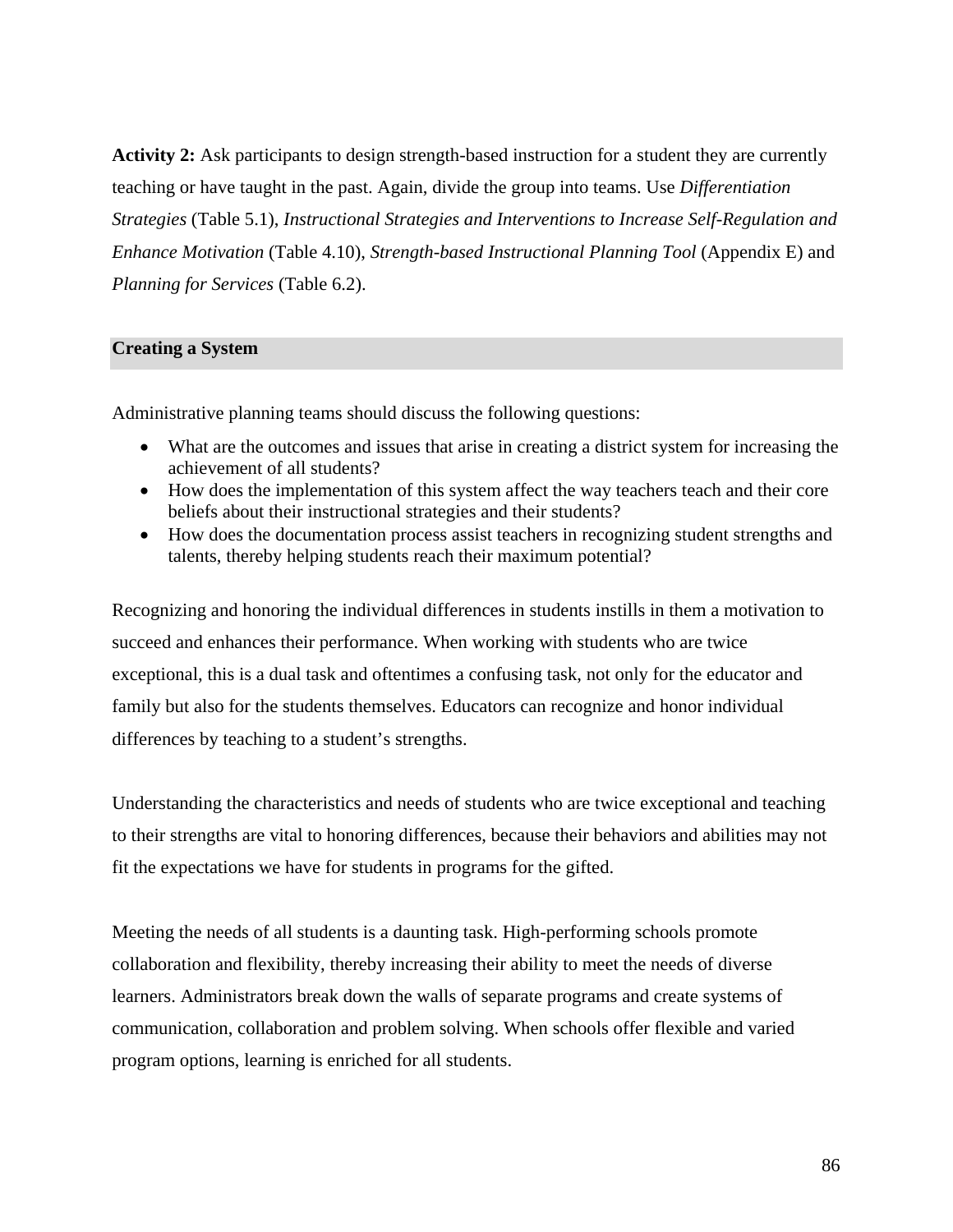**Activity 2:** Ask participants to design strength-based instruction for a student they are currently teaching or have taught in the past. Again, divide the group into teams. Use *Differentiation Strategies* (Table 5.1), *Instructional Strategies and Interventions to Increase Self-Regulation and Enhance Motivation* (Table 4.10), *Strength-based Instructional Planning Tool* (Appendix E) and *Planning for Services* (Table 6.2).

## Creating a System

Administrative planning teams should discuss the following questions:

- What are the outcomes and issues that arise in creating a district system for increasing the achievement of all students?
- How does the implementation of this system affect the way teachers teach and their core beliefs about their instructional strategies and their students?
- How does the documentation process assist teachers in recognizing student strengths and talents, thereby helping students reach their maximum potential?

Recognizing and honoring the individual differences in students instills in them a motivation to succeed and enhances their performance. When working with students who are twice exceptional, this is a dual task and oftentimes a confusing task, not only for the educator and family but also for the students themselves. Educators can recognize and honor individual differences by teaching to a student's strengths.

Understanding the characteristics and needs of students who are twice exceptional and teaching to their strengths are vital to honoring differences, because their behaviors and abilities may not fit the expectations we have for students in programs for the gifted.

Meeting the needs of all students is a daunting task. High-performing schools promote collaboration and flexibility, thereby increasing their ability to meet the needs of diverse learners. Administrators break down the walls of separate programs and create systems of communication, collaboration and problem solving. When schools offer flexible and varied program options, learning is enriched for all students.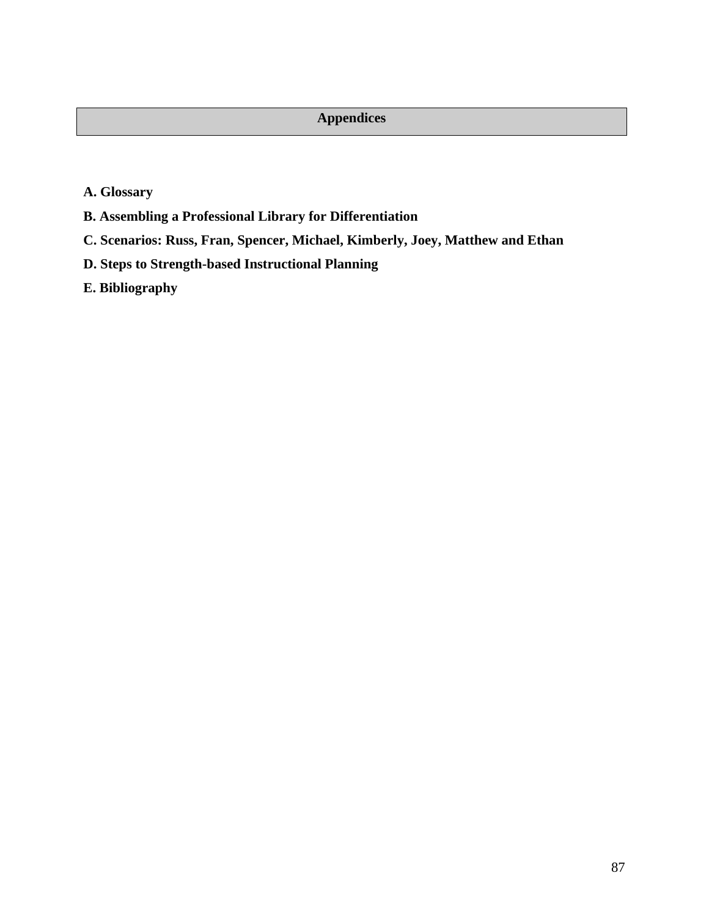# Appendices

**A. Glossary**

**B. Assembling a Professional Library for Differentiation**

**C. Scenarios: Russ, Fran, Spencer, Michael, Kimberly, Joey, Matthew and Ethan**

**D. Steps to Strength-based Instructional Planning**

**E. Bibliography**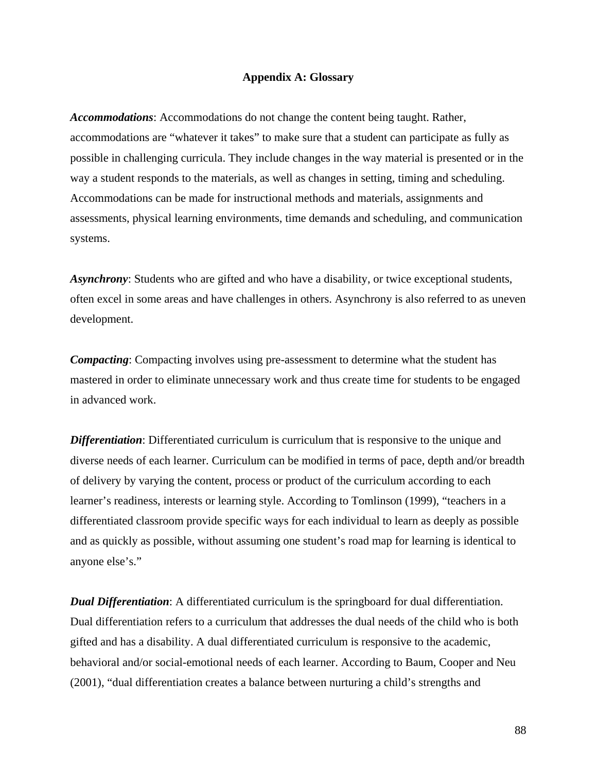## Appendix A: Glossary

***Accommodations***: Accommodations do not change the content being taught. Rather, accommodations are "whatever it takes" to make sure that a student can participate as fully as possible in challenging curricula. They include changes in the way material is presented or in the way a student responds to the materials, as well as changes in setting, timing and scheduling. Accommodations can be made for instructional methods and materials, assignments and assessments, physical learning environments, time demands and scheduling, and communication systems.

***Asynchrony***: Students who are gifted and who have a disability, or twice exceptional students, often excel in some areas and have challenges in others. Asynchrony is also referred to as uneven development.

***Compacting***: Compacting involves using pre-assessment to determine what the student has mastered in order to eliminate unnecessary work and thus create time for students to be engaged in advanced work.

***Differentiation***: Differentiated curriculum is curriculum that is responsive to the unique and diverse needs of each learner. Curriculum can be modified in terms of pace, depth and/or breadth of delivery by varying the content, process or product of the curriculum according to each learner's readiness, interests or learning style. According to Tomlinson (1999), "teachers in a differentiated classroom provide specific ways for each individual to learn as deeply as possible and as quickly as possible, without assuming one student's road map for learning is identical to anyone else's."

***Dual Differentiation***: A differentiated curriculum is the springboard for dual differentiation. Dual differentiation refers to a curriculum that addresses the dual needs of the child who is both gifted and has a disability. A dual differentiated curriculum is responsive to the academic, behavioral and/or social-emotional needs of each learner. According to Baum, Cooper and Neu (2001), "dual differentiation creates a balance between nurturing a child's strengths and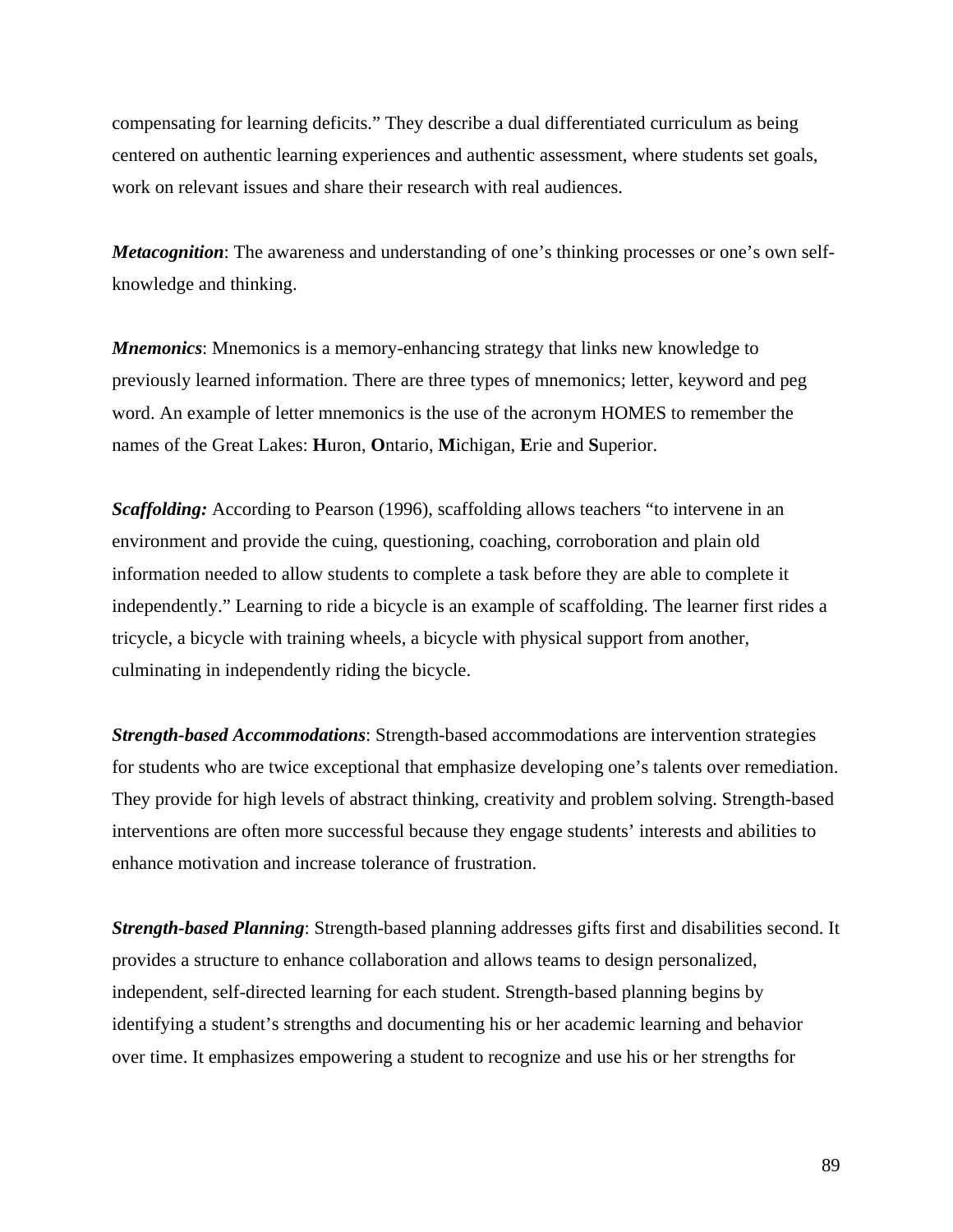compensating for learning deficits." They describe a dual differentiated curriculum as being centered on authentic learning experiences and authentic assessment, where students set goals, work on relevant issues and share their research with real audiences.

***Metacognition***: The awareness and understanding of one's thinking processes or one's own self-knowledge and thinking.

***Mnemonics***: Mnemonics is a memory-enhancing strategy that links new knowledge to previously learned information. There are three types of mnemonics; letter, keyword and peg word. An example of letter mnemonics is the use of the acronym HOMES to remember the names of the Great Lakes: **H**uron, **O**ntario, **M**ichigan, **E**rie and **S**uperior.

***Scaffolding:*** According to Pearson (1996), scaffolding allows teachers "to intervene in an environment and provide the cuing, questioning, coaching, corroboration and plain old information needed to allow students to complete a task before they are able to complete it independently." Learning to ride a bicycle is an example of scaffolding. The learner first rides a tricycle, a bicycle with training wheels, a bicycle with physical support from another, culminating in independently riding the bicycle.

***Strength-based Accommodations***: Strength-based accommodations are intervention strategies for students who are twice exceptional that emphasize developing one's talents over remediation. They provide for high levels of abstract thinking, creativity and problem solving. Strength-based interventions are often more successful because they engage students' interests and abilities to enhance motivation and increase tolerance of frustration.

***Strength-based Planning***: Strength-based planning addresses gifts first and disabilities second. It provides a structure to enhance collaboration and allows teams to design personalized, independent, self-directed learning for each student. Strength-based planning begins by identifying a student's strengths and documenting his or her academic learning and behavior over time. It emphasizes empowering a student to recognize and use his or her strengths for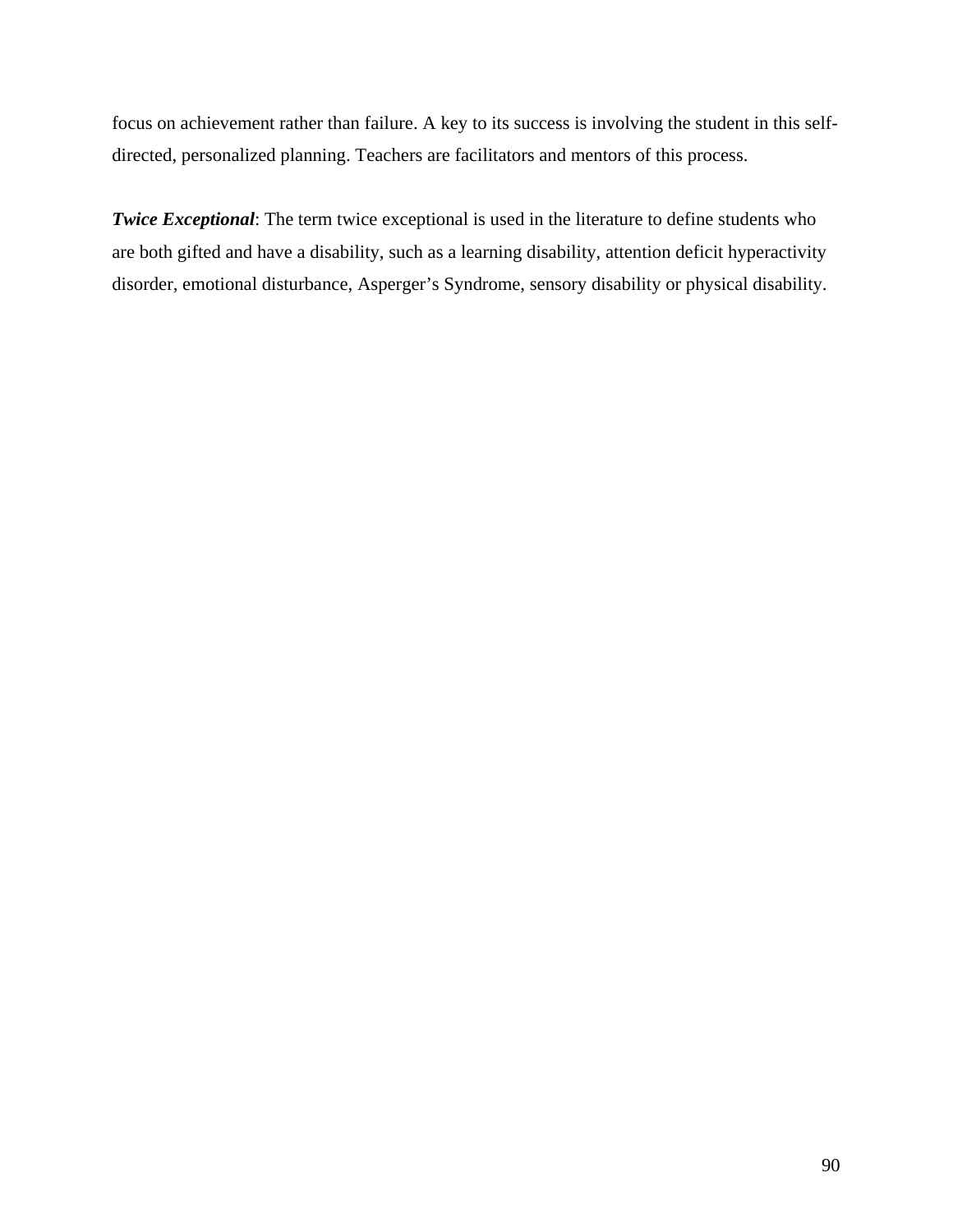focus on achievement rather than failure. A key to its success is involving the student in this self-directed, personalized planning. Teachers are facilitators and mentors of this process.

***Twice Exceptional***: The term twice exceptional is used in the literature to define students who are both gifted and have a disability, such as a learning disability, attention deficit hyperactivity disorder, emotional disturbance, Asperger's Syndrome, sensory disability or physical disability.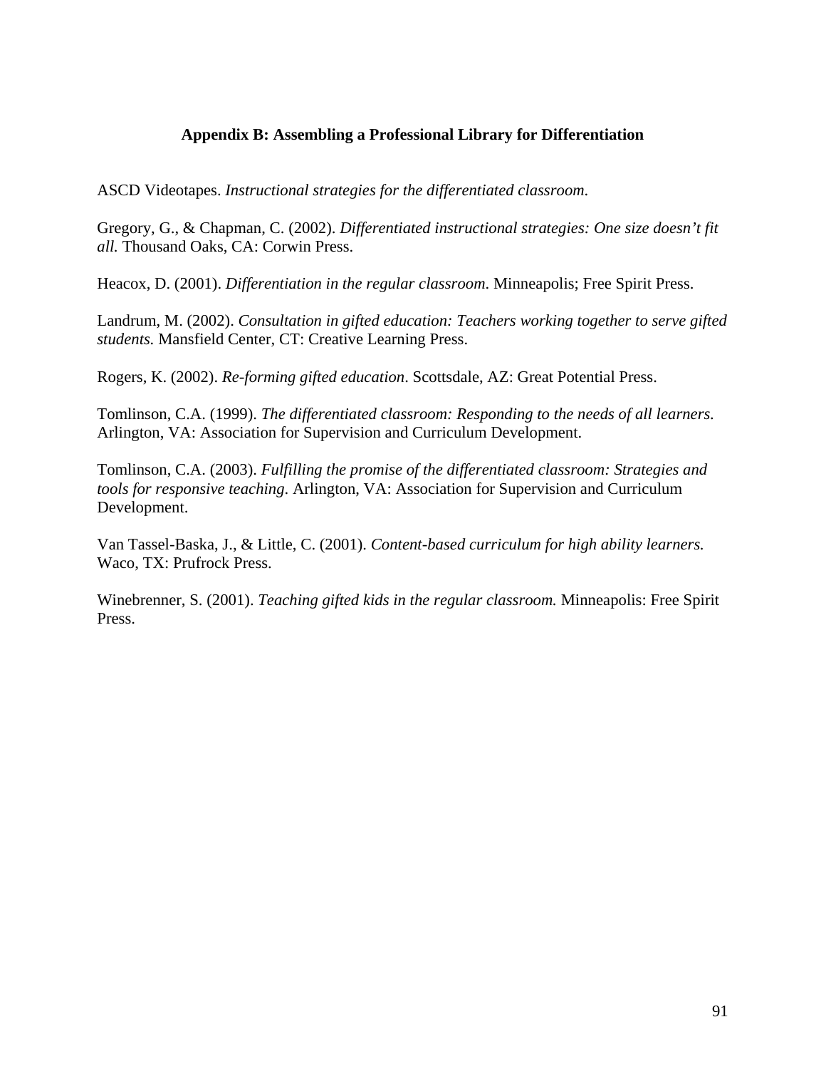## Appendix B: Assembling a Professional Library for Differentiation

ASCD Videotapes. *Instructional strategies for the differentiated classroom*.

Gregory, G., & Chapman, C. (2002). *Differentiated instructional strategies: One size doesn't fit all.* Thousand Oaks, CA: Corwin Press.

Heacox, D. (2001). *Differentiation in the regular classroom*. Minneapolis; Free Spirit Press.

Landrum, M. (2002). *Consultation in gifted education: Teachers working together to serve gifted students.* Mansfield Center, CT: Creative Learning Press.

Rogers, K. (2002). *Re-forming gifted education*. Scottsdale, AZ: Great Potential Press.

Tomlinson, C.A. (1999). *The differentiated classroom: Responding to the needs of all learners.* Arlington, VA: Association for Supervision and Curriculum Development.

Tomlinson, C.A. (2003). *Fulfilling the promise of the differentiated classroom: Strategies and tools for responsive teaching*. Arlington, VA: Association for Supervision and Curriculum Development.

Van Tassel-Baska, J., & Little, C. (2001). *Content-based curriculum for high ability learners.* Waco, TX: Prufrock Press.

Winebrenner, S. (2001). *Teaching gifted kids in the regular classroom.* Minneapolis: Free Spirit Press.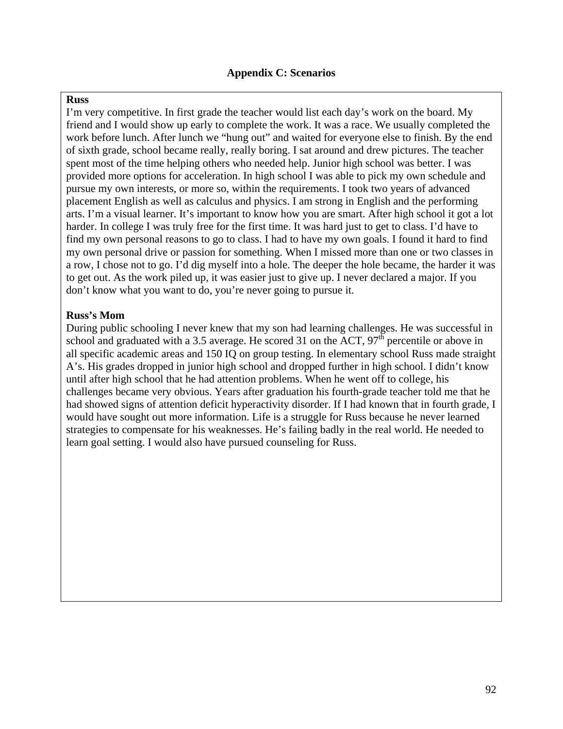## Appendix C: Scenarios

**Russ**

I'm very competitive. In first grade the teacher would list each day's work on the board. My friend and I would show up early to complete the work. It was a race. We usually completed the work before lunch. After lunch we "hung out" and waited for everyone else to finish. By the end of sixth grade, school became really, really boring. I sat around and drew pictures. The teacher spent most of the time helping others who needed help. Junior high school was better. I was provided more options for acceleration. In high school I was able to pick my own schedule and pursue my own interests, or more so, within the requirements. I took two years of advanced placement English as well as calculus and physics. I am strong in English and the performing arts. I'm a visual learner. It's important to know how you are smart. After high school it got a lot harder. In college I was truly free for the first time. It was hard just to get to class. I'd have to find my own personal reasons to go to class. I had to have my own goals. I found it hard to find my own personal drive or passion for something. When I missed more than one or two classes in a row, I chose not to go. I'd dig myself into a hole. The deeper the hole became, the harder it was to get out. As the work piled up, it was easier just to give up. I never declared a major. If you don't know what you want to do, you're never going to pursue it.

**Russ's Mom**

During public schooling I never knew that my son had learning challenges. He was successful in school and graduated with a 3.5 average. He scored 31 on the ACT, 97th percentile or above in all specific academic areas and 150 IQ on group testing. In elementary school Russ made straight A's. His grades dropped in junior high school and dropped further in high school. I didn't know until after high school that he had attention problems. When he went off to college, his challenges became very obvious. Years after graduation his fourth-grade teacher told me that he had showed signs of attention deficit hyperactivity disorder. If I had known that in fourth grade, I would have sought out more information. Life is a struggle for Russ because he never learned strategies to compensate for his weaknesses. He's failing badly in the real world. He needed to learn goal setting. I would also have pursued counseling for Russ.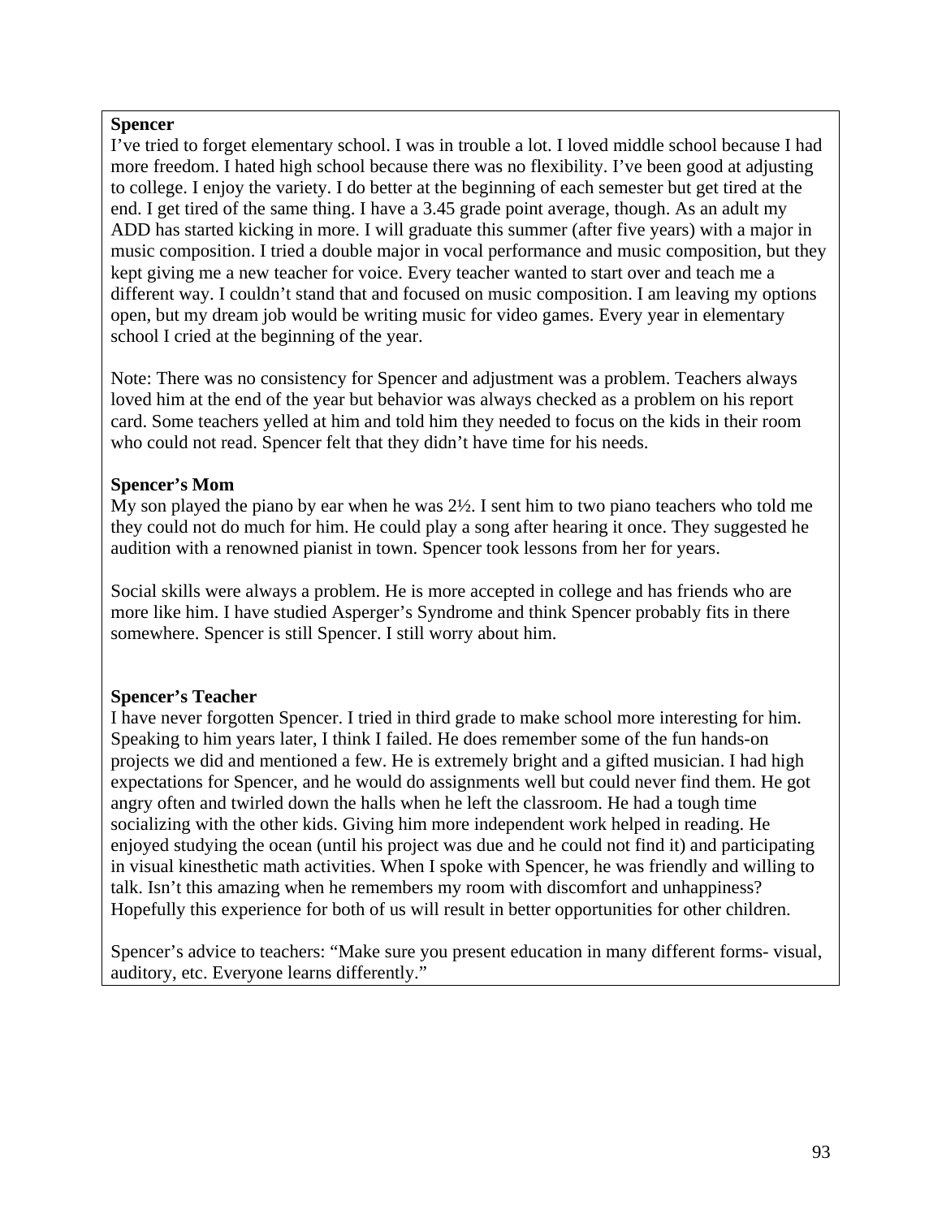**Spencer**

I've tried to forget elementary school. I was in trouble a lot. I loved middle school because I had more freedom. I hated high school because there was no flexibility. I've been good at adjusting to college. I enjoy the variety. I do better at the beginning of each semester but get tired at the end. I get tired of the same thing. I have a 3.45 grade point average, though. As an adult my ADD has started kicking in more. I will graduate this summer (after five years) with a major in music composition. I tried a double major in vocal performance and music composition, but they kept giving me a new teacher for voice. Every teacher wanted to start over and teach me a different way. I couldn't stand that and focused on music composition. I am leaving my options open, but my dream job would be writing music for video games. Every year in elementary school I cried at the beginning of the year.

Note: There was no consistency for Spencer and adjustment was a problem. Teachers always loved him at the end of the year but behavior was always checked as a problem on his report card. Some teachers yelled at him and told him they needed to focus on the kids in their room who could not read. Spencer felt that they didn't have time for his needs.

**Spencer's Mom**

My son played the piano by ear when he was 2½. I sent him to two piano teachers who told me they could not do much for him. He could play a song after hearing it once. They suggested he audition with a renowned pianist in town. Spencer took lessons from her for years.

Social skills were always a problem. He is more accepted in college and has friends who are more like him. I have studied Asperger's Syndrome and think Spencer probably fits in there somewhere. Spencer is still Spencer. I still worry about him.

**Spencer's Teacher**

I have never forgotten Spencer. I tried in third grade to make school more interesting for him. Speaking to him years later, I think I failed. He does remember some of the fun hands-on projects we did and mentioned a few. He is extremely bright and a gifted musician. I had high expectations for Spencer, and he would do assignments well but could never find them. He got angry often and twirled down the halls when he left the classroom. He had a tough time socializing with the other kids. Giving him more independent work helped in reading. He enjoyed studying the ocean (until his project was due and he could not find it) and participating in visual kinesthetic math activities. When I spoke with Spencer, he was friendly and willing to talk. Isn't this amazing when he remembers my room with discomfort and unhappiness? Hopefully this experience for both of us will result in better opportunities for other children.

Spencer's advice to teachers: "Make sure you present education in many different forms- visual, auditory, etc. Everyone learns differently."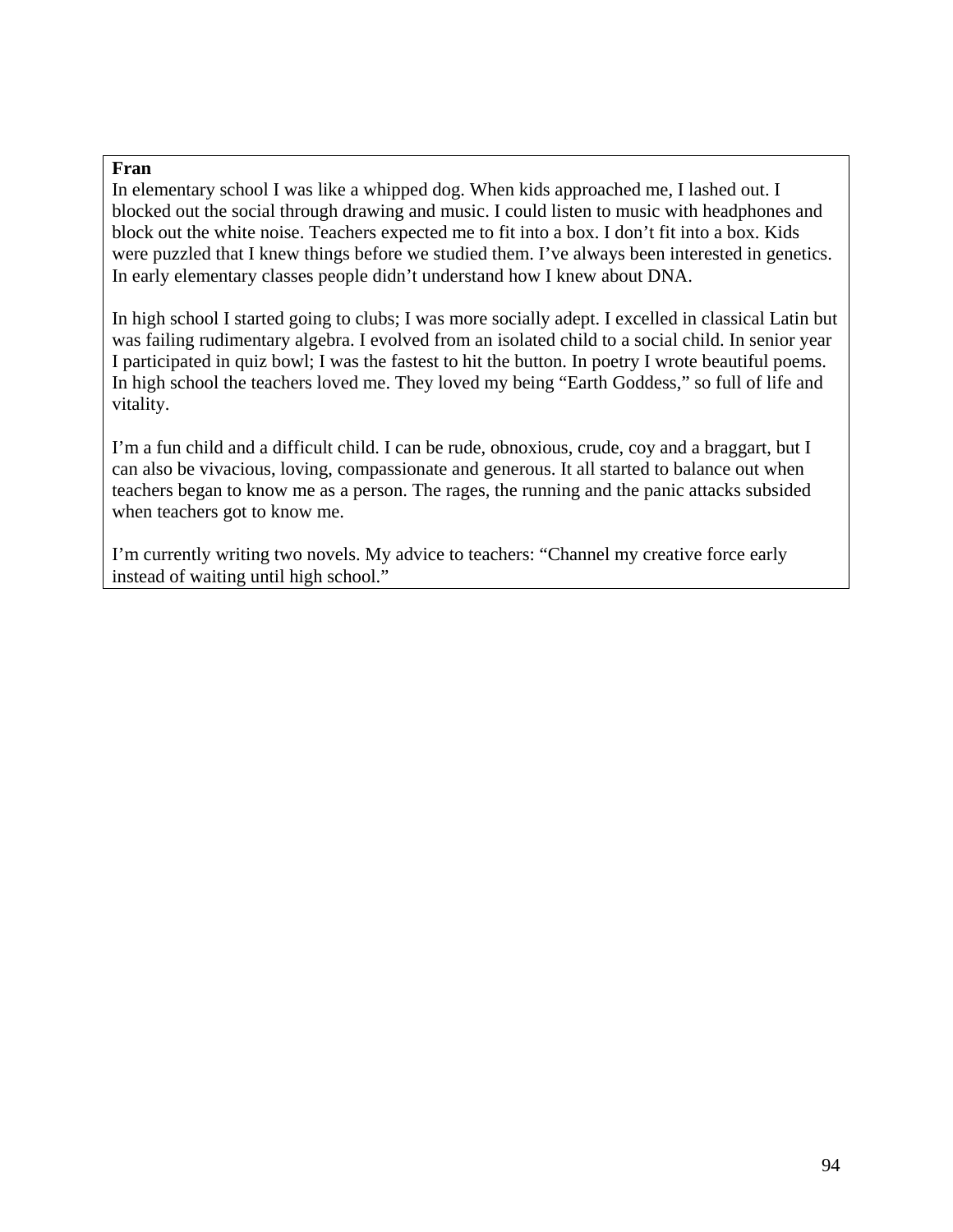**Fran**

In elementary school I was like a whipped dog. When kids approached me, I lashed out. I blocked out the social through drawing and music. I could listen to music with headphones and block out the white noise. Teachers expected me to fit into a box. I don't fit into a box. Kids were puzzled that I knew things before we studied them. I've always been interested in genetics. In early elementary classes people didn't understand how I knew about DNA.

In high school I started going to clubs; I was more socially adept. I excelled in classical Latin but was failing rudimentary algebra. I evolved from an isolated child to a social child. In senior year I participated in quiz bowl; I was the fastest to hit the button. In poetry I wrote beautiful poems. In high school the teachers loved me. They loved my being "Earth Goddess," so full of life and vitality.

I'm a fun child and a difficult child. I can be rude, obnoxious, crude, coy and a braggart, but I can also be vivacious, loving, compassionate and generous. It all started to balance out when teachers began to know me as a person. The rages, the running and the panic attacks subsided when teachers got to know me.

I'm currently writing two novels. My advice to teachers: "Channel my creative force early instead of waiting until high school."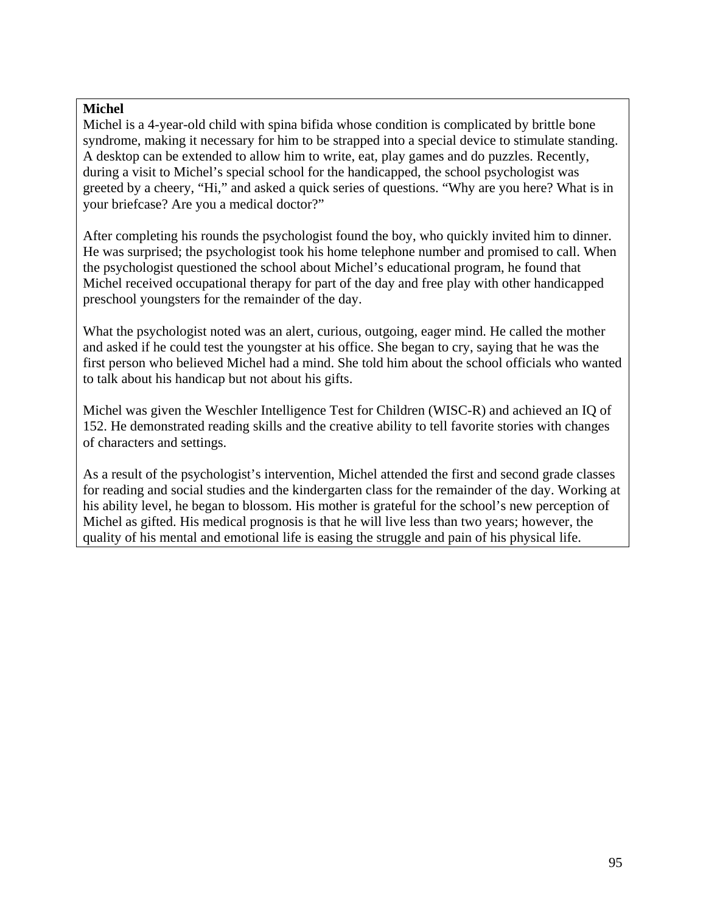**Michel**

Michel is a 4-year-old child with spina bifida whose condition is complicated by brittle bone syndrome, making it necessary for him to be strapped into a special device to stimulate standing. A desktop can be extended to allow him to write, eat, play games and do puzzles. Recently, during a visit to Michel's special school for the handicapped, the school psychologist was greeted by a cheery, "Hi," and asked a quick series of questions. "Why are you here? What is in your briefcase? Are you a medical doctor?"

After completing his rounds the psychologist found the boy, who quickly invited him to dinner. He was surprised; the psychologist took his home telephone number and promised to call. When the psychologist questioned the school about Michel's educational program, he found that Michel received occupational therapy for part of the day and free play with other handicapped preschool youngsters for the remainder of the day.

What the psychologist noted was an alert, curious, outgoing, eager mind. He called the mother and asked if he could test the youngster at his office. She began to cry, saying that he was the first person who believed Michel had a mind. She told him about the school officials who wanted to talk about his handicap but not about his gifts.

Michel was given the Weschler Intelligence Test for Children (WISC-R) and achieved an IQ of 152. He demonstrated reading skills and the creative ability to tell favorite stories with changes of characters and settings.

As a result of the psychologist's intervention, Michel attended the first and second grade classes for reading and social studies and the kindergarten class for the remainder of the day. Working at his ability level, he began to blossom. His mother is grateful for the school's new perception of Michel as gifted. His medical prognosis is that he will live less than two years; however, the quality of his mental and emotional life is easing the struggle and pain of his physical life.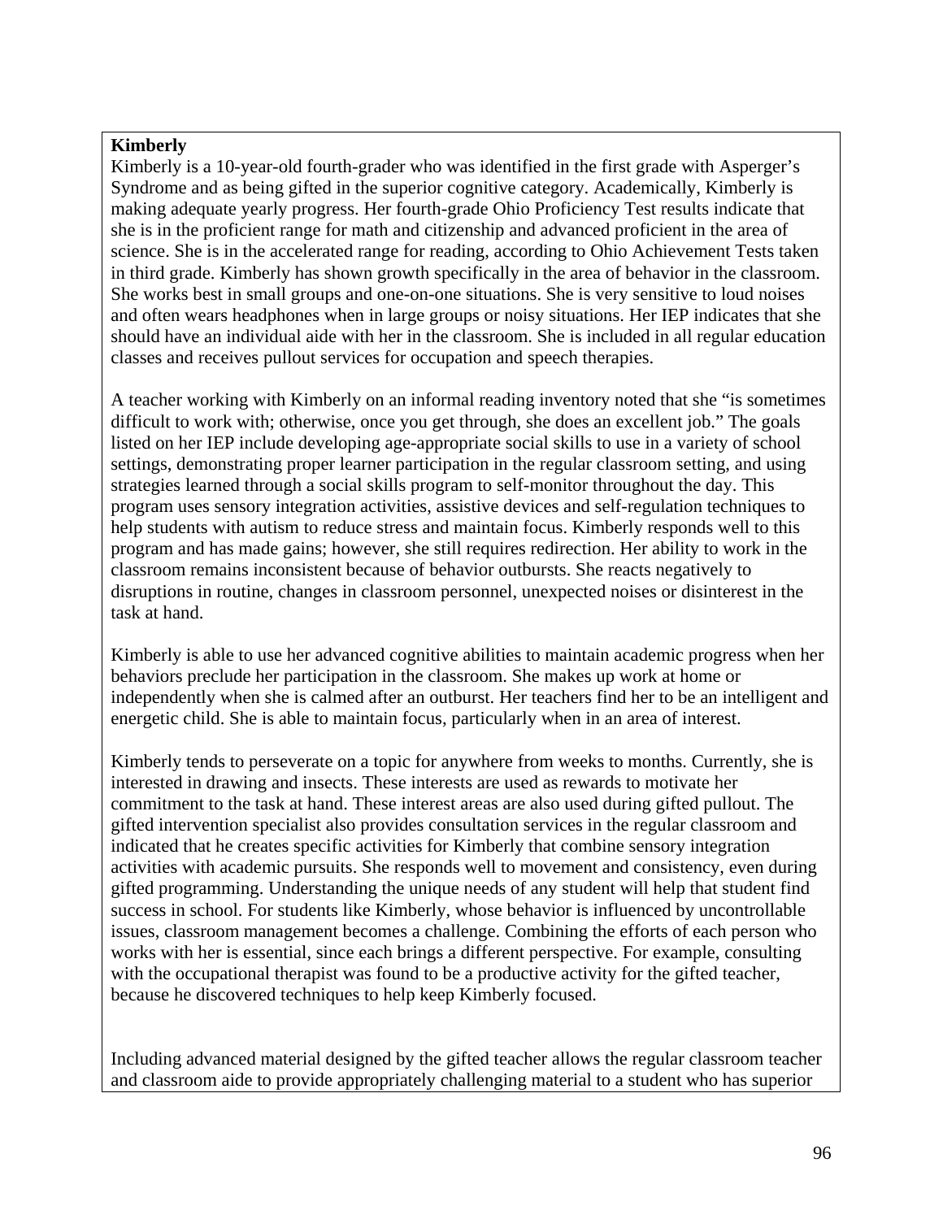**Kimberly**

Kimberly is a 10-year-old fourth-grader who was identified in the first grade with Asperger's Syndrome and as being gifted in the superior cognitive category. Academically, Kimberly is making adequate yearly progress. Her fourth-grade Ohio Proficiency Test results indicate that she is in the proficient range for math and citizenship and advanced proficient in the area of science. She is in the accelerated range for reading, according to Ohio Achievement Tests taken in third grade. Kimberly has shown growth specifically in the area of behavior in the classroom. She works best in small groups and one-on-one situations. She is very sensitive to loud noises and often wears headphones when in large groups or noisy situations. Her IEP indicates that she should have an individual aide with her in the classroom. She is included in all regular education classes and receives pullout services for occupation and speech therapies.

A teacher working with Kimberly on an informal reading inventory noted that she "is sometimes difficult to work with; otherwise, once you get through, she does an excellent job." The goals listed on her IEP include developing age-appropriate social skills to use in a variety of school settings, demonstrating proper learner participation in the regular classroom setting, and using strategies learned through a social skills program to self-monitor throughout the day. This program uses sensory integration activities, assistive devices and self-regulation techniques to help students with autism to reduce stress and maintain focus. Kimberly responds well to this program and has made gains; however, she still requires redirection. Her ability to work in the classroom remains inconsistent because of behavior outbursts. She reacts negatively to disruptions in routine, changes in classroom personnel, unexpected noises or disinterest in the task at hand.

Kimberly is able to use her advanced cognitive abilities to maintain academic progress when her behaviors preclude her participation in the classroom. She makes up work at home or independently when she is calmed after an outburst. Her teachers find her to be an intelligent and energetic child. She is able to maintain focus, particularly when in an area of interest.

Kimberly tends to perseverate on a topic for anywhere from weeks to months. Currently, she is interested in drawing and insects. These interests are used as rewards to motivate her commitment to the task at hand. These interest areas are also used during gifted pullout. The gifted intervention specialist also provides consultation services in the regular classroom and indicated that he creates specific activities for Kimberly that combine sensory integration activities with academic pursuits. She responds well to movement and consistency, even during gifted programming. Understanding the unique needs of any student will help that student find success in school. For students like Kimberly, whose behavior is influenced by uncontrollable issues, classroom management becomes a challenge. Combining the efforts of each person who works with her is essential, since each brings a different perspective. For example, consulting with the occupational therapist was found to be a productive activity for the gifted teacher, because he discovered techniques to help keep Kimberly focused.

Including advanced material designed by the gifted teacher allows the regular classroom teacher and classroom aide to provide appropriately challenging material to a student who has superior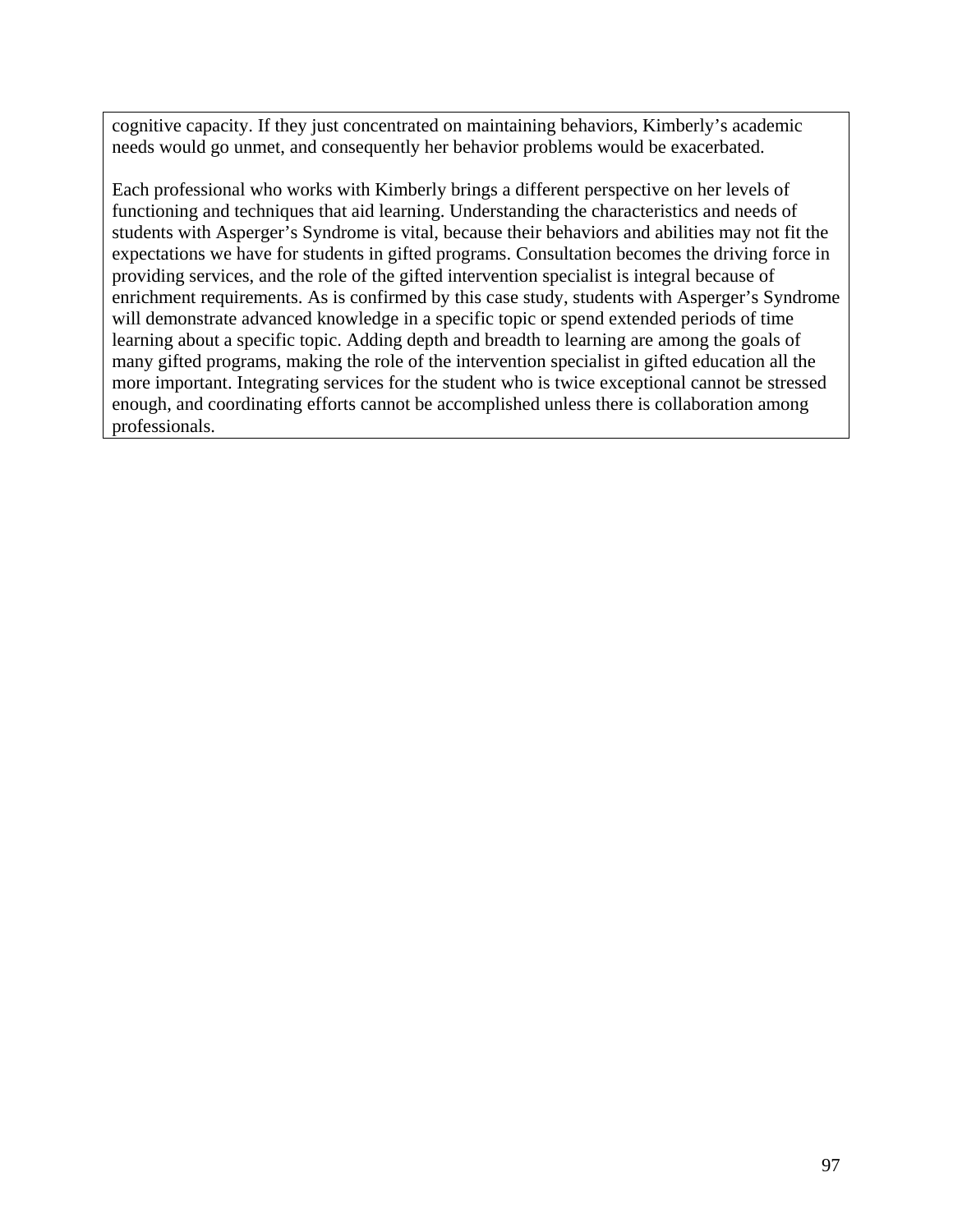cognitive capacity. If they just concentrated on maintaining behaviors, Kimberly's academic needs would go unmet, and consequently her behavior problems would be exacerbated.

Each professional who works with Kimberly brings a different perspective on her levels of functioning and techniques that aid learning. Understanding the characteristics and needs of students with Asperger's Syndrome is vital, because their behaviors and abilities may not fit the expectations we have for students in gifted programs. Consultation becomes the driving force in providing services, and the role of the gifted intervention specialist is integral because of enrichment requirements. As is confirmed by this case study, students with Asperger's Syndrome will demonstrate advanced knowledge in a specific topic or spend extended periods of time learning about a specific topic. Adding depth and breadth to learning are among the goals of many gifted programs, making the role of the intervention specialist in gifted education all the more important. Integrating services for the student who is twice exceptional cannot be stressed enough, and coordinating efforts cannot be accomplished unless there is collaboration among professionals.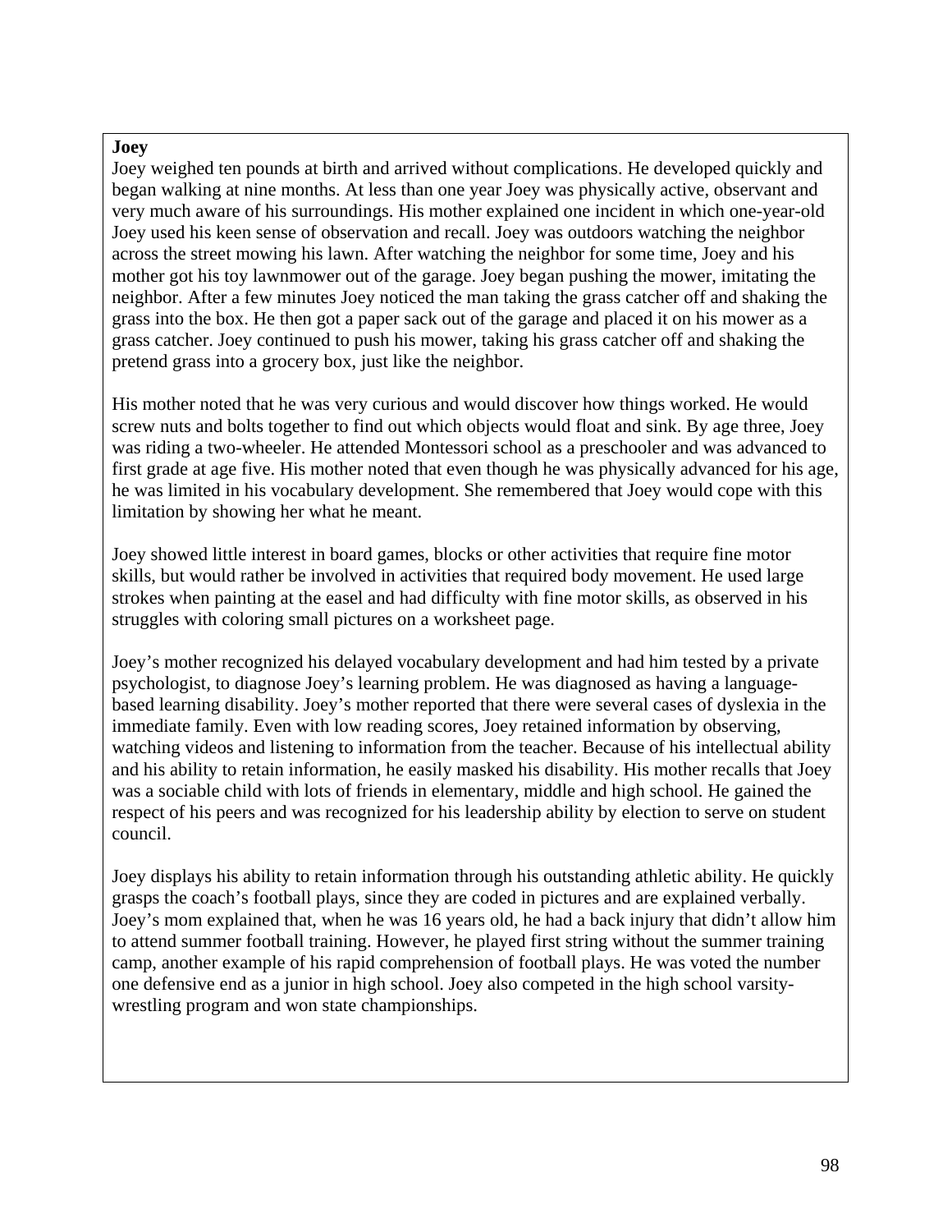**Joey**

Joey weighed ten pounds at birth and arrived without complications. He developed quickly and began walking at nine months. At less than one year Joey was physically active, observant and very much aware of his surroundings. His mother explained one incident in which one-year-old Joey used his keen sense of observation and recall. Joey was outdoors watching the neighbor across the street mowing his lawn. After watching the neighbor for some time, Joey and his mother got his toy lawnmower out of the garage. Joey began pushing the mower, imitating the neighbor. After a few minutes Joey noticed the man taking the grass catcher off and shaking the grass into the box. He then got a paper sack out of the garage and placed it on his mower as a grass catcher. Joey continued to push his mower, taking his grass catcher off and shaking the pretend grass into a grocery box, just like the neighbor.

His mother noted that he was very curious and would discover how things worked. He would screw nuts and bolts together to find out which objects would float and sink. By age three, Joey was riding a two-wheeler. He attended Montessori school as a preschooler and was advanced to first grade at age five. His mother noted that even though he was physically advanced for his age, he was limited in his vocabulary development. She remembered that Joey would cope with this limitation by showing her what he meant.

Joey showed little interest in board games, blocks or other activities that require fine motor skills, but would rather be involved in activities that required body movement. He used large strokes when painting at the easel and had difficulty with fine motor skills, as observed in his struggles with coloring small pictures on a worksheet page.

Joey's mother recognized his delayed vocabulary development and had him tested by a private psychologist, to diagnose Joey's learning problem. He was diagnosed as having a language-based learning disability. Joey's mother reported that there were several cases of dyslexia in the immediate family. Even with low reading scores, Joey retained information by observing, watching videos and listening to information from the teacher. Because of his intellectual ability and his ability to retain information, he easily masked his disability. His mother recalls that Joey was a sociable child with lots of friends in elementary, middle and high school. He gained the respect of his peers and was recognized for his leadership ability by election to serve on student council.

Joey displays his ability to retain information through his outstanding athletic ability. He quickly grasps the coach's football plays, since they are coded in pictures and are explained verbally. Joey's mom explained that, when he was 16 years old, he had a back injury that didn't allow him to attend summer football training. However, he played first string without the summer training camp, another example of his rapid comprehension of football plays. He was voted the number one defensive end as a junior in high school. Joey also competed in the high school varsity-wrestling program and won state championships.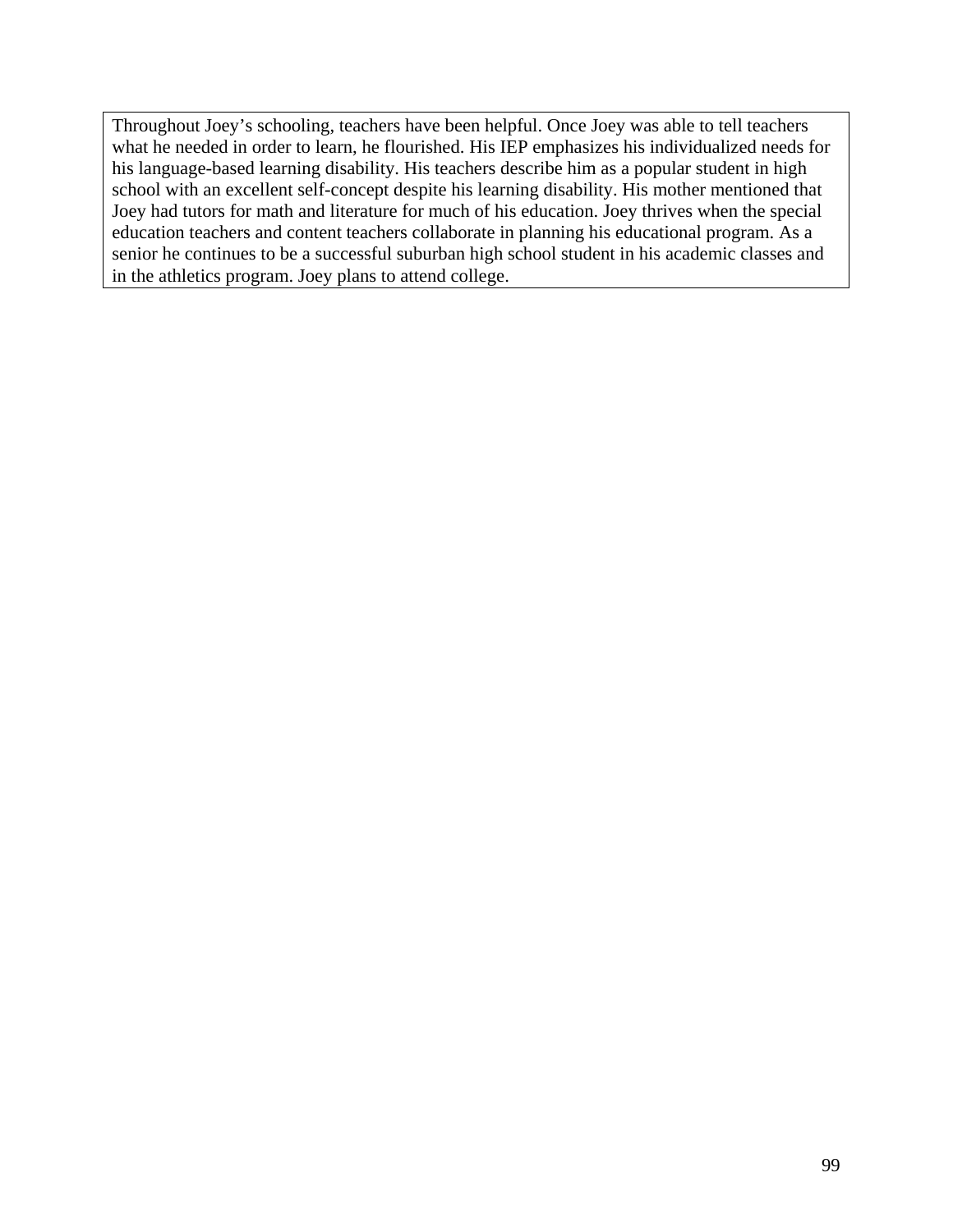Throughout Joey's schooling, teachers have been helpful. Once Joey was able to tell teachers what he needed in order to learn, he flourished. His IEP emphasizes his individualized needs for his language-based learning disability. His teachers describe him as a popular student in high school with an excellent self-concept despite his learning disability. His mother mentioned that Joey had tutors for math and literature for much of his education. Joey thrives when the special education teachers and content teachers collaborate in planning his educational program. As a senior he continues to be a successful suburban high school student in his academic classes and in the athletics program. Joey plans to attend college.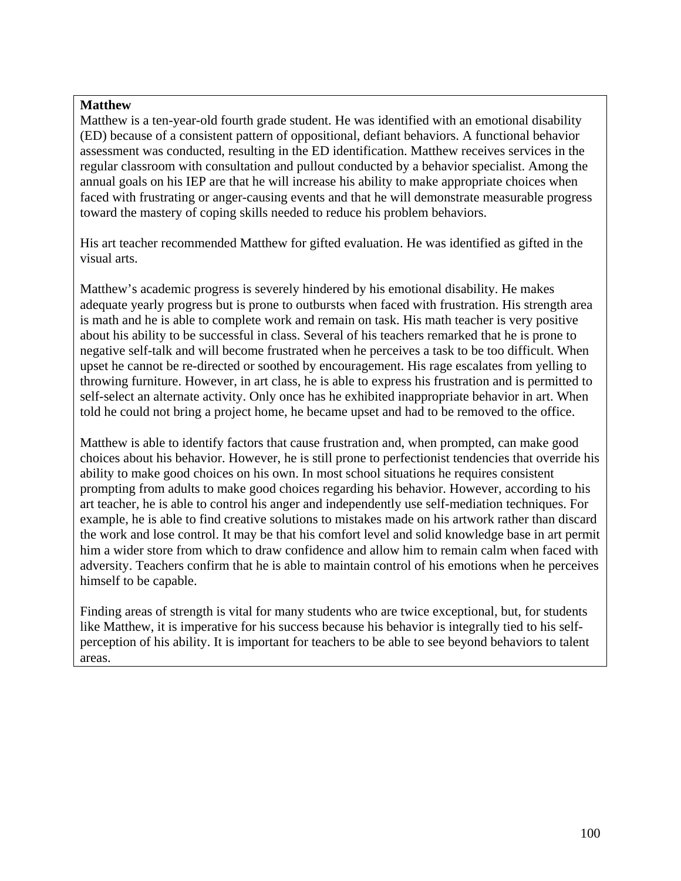**Matthew**

Matthew is a ten-year-old fourth grade student. He was identified with an emotional disability (ED) because of a consistent pattern of oppositional, defiant behaviors. A functional behavior assessment was conducted, resulting in the ED identification. Matthew receives services in the regular classroom with consultation and pullout conducted by a behavior specialist. Among the annual goals on his IEP are that he will increase his ability to make appropriate choices when faced with frustrating or anger-causing events and that he will demonstrate measurable progress toward the mastery of coping skills needed to reduce his problem behaviors.

His art teacher recommended Matthew for gifted evaluation. He was identified as gifted in the visual arts.

Matthew's academic progress is severely hindered by his emotional disability. He makes adequate yearly progress but is prone to outbursts when faced with frustration. His strength area is math and he is able to complete work and remain on task. His math teacher is very positive about his ability to be successful in class. Several of his teachers remarked that he is prone to negative self-talk and will become frustrated when he perceives a task to be too difficult. When upset he cannot be re-directed or soothed by encouragement. His rage escalates from yelling to throwing furniture. However, in art class, he is able to express his frustration and is permitted to self-select an alternate activity. Only once has he exhibited inappropriate behavior in art. When told he could not bring a project home, he became upset and had to be removed to the office.

Matthew is able to identify factors that cause frustration and, when prompted, can make good choices about his behavior. However, he is still prone to perfectionist tendencies that override his ability to make good choices on his own. In most school situations he requires consistent prompting from adults to make good choices regarding his behavior. However, according to his art teacher, he is able to control his anger and independently use self-mediation techniques. For example, he is able to find creative solutions to mistakes made on his artwork rather than discard the work and lose control. It may be that his comfort level and solid knowledge base in art permit him a wider store from which to draw confidence and allow him to remain calm when faced with adversity. Teachers confirm that he is able to maintain control of his emotions when he perceives himself to be capable.

Finding areas of strength is vital for many students who are twice exceptional, but, for students like Matthew, it is imperative for his success because his behavior is integrally tied to his self-perception of his ability. It is important for teachers to be able to see beyond behaviors to talent areas.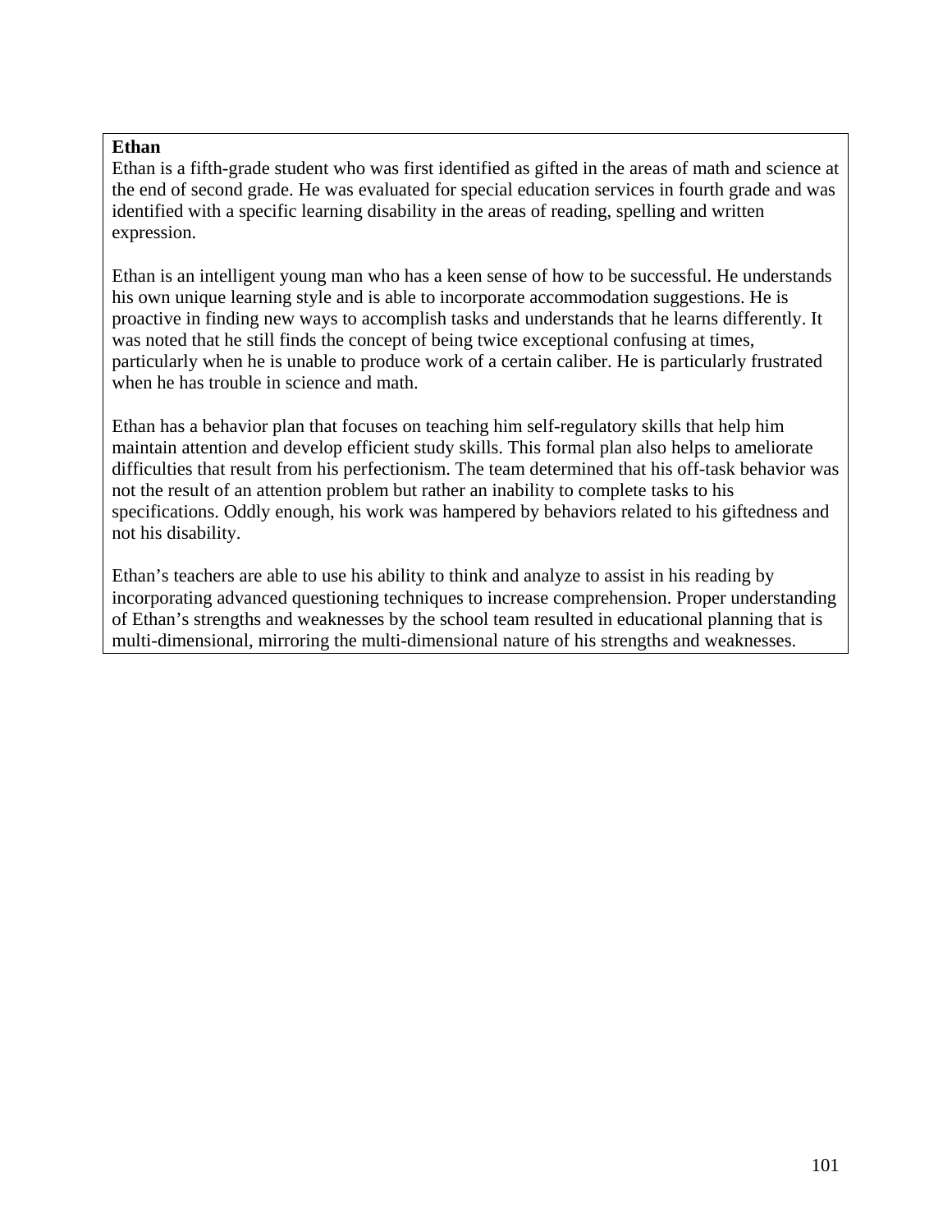**Ethan**

Ethan is a fifth-grade student who was first identified as gifted in the areas of math and science at the end of second grade. He was evaluated for special education services in fourth grade and was identified with a specific learning disability in the areas of reading, spelling and written expression.

Ethan is an intelligent young man who has a keen sense of how to be successful. He understands his own unique learning style and is able to incorporate accommodation suggestions. He is proactive in finding new ways to accomplish tasks and understands that he learns differently. It was noted that he still finds the concept of being twice exceptional confusing at times, particularly when he is unable to produce work of a certain caliber. He is particularly frustrated when he has trouble in science and math.

Ethan has a behavior plan that focuses on teaching him self-regulatory skills that help him maintain attention and develop efficient study skills. This formal plan also helps to ameliorate difficulties that result from his perfectionism. The team determined that his off-task behavior was not the result of an attention problem but rather an inability to complete tasks to his specifications. Oddly enough, his work was hampered by behaviors related to his giftedness and not his disability.

Ethan's teachers are able to use his ability to think and analyze to assist in his reading by incorporating advanced questioning techniques to increase comprehension. Proper understanding of Ethan's strengths and weaknesses by the school team resulted in educational planning that is multi-dimensional, mirroring the multi-dimensional nature of his strengths and weaknesses.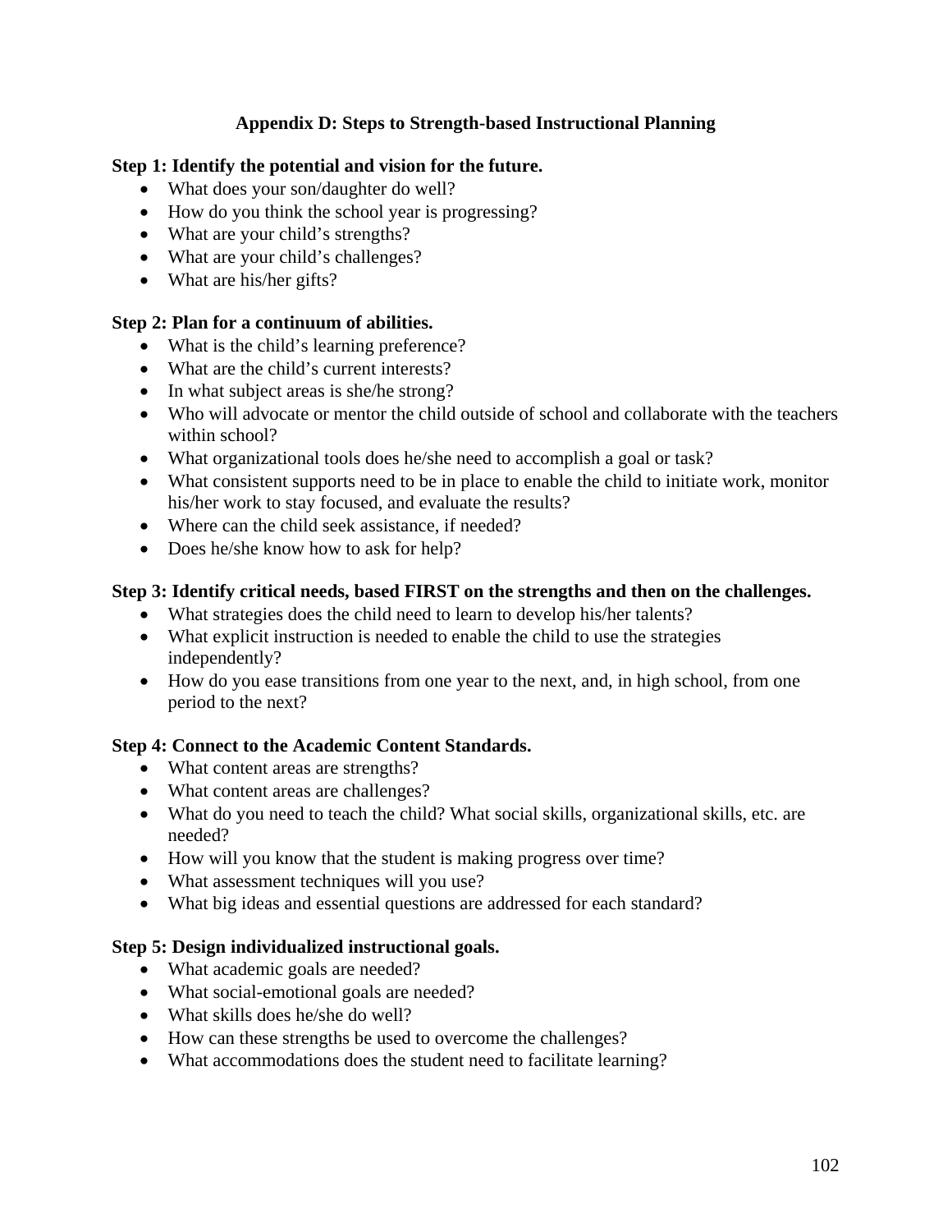## Appendix D: Steps to Strength-based Instructional Planning

**Step 1: Identify the potential and vision for the future.**

- What does your son/daughter do well?
- How do you think the school year is progressing?
- What are your child's strengths?
- What are your child's challenges?
- What are his/her gifts?

**Step 2: Plan for a continuum of abilities.**

- What is the child's learning preference?
- What are the child's current interests?
- In what subject areas is she/he strong?
- Who will advocate or mentor the child outside of school and collaborate with the teachers within school?
- What organizational tools does he/she need to accomplish a goal or task?
- What consistent supports need to be in place to enable the child to initiate work, monitor his/her work to stay focused, and evaluate the results?
- Where can the child seek assistance, if needed?
- Does he/she know how to ask for help?

**Step 3: Identify critical needs, based FIRST on the strengths and then on the challenges.**

- What strategies does the child need to learn to develop his/her talents?
- What explicit instruction is needed to enable the child to use the strategies independently?
- How do you ease transitions from one year to the next, and, in high school, from one period to the next?

**Step 4: Connect to the Academic Content Standards.**

- What content areas are strengths?
- What content areas are challenges?
- What do you need to teach the child? What social skills, organizational skills, etc. are needed?
- How will you know that the student is making progress over time?
- What assessment techniques will you use?
- What big ideas and essential questions are addressed for each standard?

**Step 5: Design individualized instructional goals.**

- What academic goals are needed?
- What social-emotional goals are needed?
- What skills does he/she do well?
- How can these strengths be used to overcome the challenges?
- What accommodations does the student need to facilitate learning?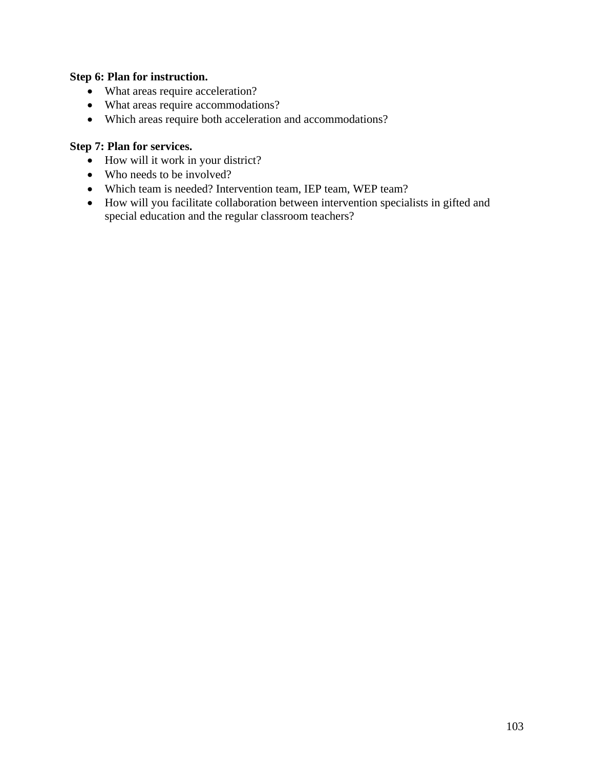**Step 6: Plan for instruction.**

- What areas require acceleration?
- What areas require accommodations?
- Which areas require both acceleration and accommodations?

**Step 7: Plan for services.**

- How will it work in your district?
- Who needs to be involved?
- Which team is needed? Intervention team, IEP team, WEP team?
- How will you facilitate collaboration between intervention specialists in gifted and special education and the regular classroom teachers?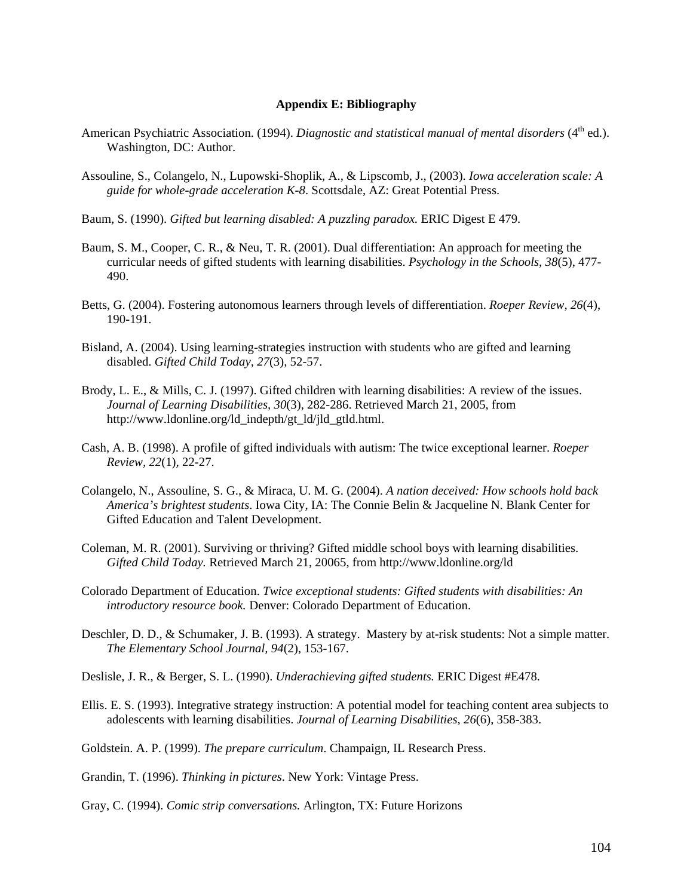**Appendix E: Bibliography**

American Psychiatric Association. (1994). *Diagnostic and statistical manual of mental disorders* (4th ed.). Washington, DC: Author.

Assouline, S., Colangelo, N., Lupowski-Shoplik, A., & Lipscomb, J., (2003). *Iowa acceleration scale: A guide for whole-grade acceleration K-8*. Scottsdale, AZ: Great Potential Press.

Baum, S. (1990). *Gifted but learning disabled: A puzzling paradox.* ERIC Digest E 479.

Baum, S. M., Cooper, C. R., & Neu, T. R. (2001). Dual differentiation: An approach for meeting the curricular needs of gifted students with learning disabilities. *Psychology in the Schools, 38*(5), 477-490.

Betts, G. (2004). Fostering autonomous learners through levels of differentiation. *Roeper Review, 26*(4), 190-191.

Bisland, A. (2004). Using learning-strategies instruction with students who are gifted and learning disabled. *Gifted Child Today, 27*(3), 52-57.

Brody, L. E., & Mills, C. J. (1997). Gifted children with learning disabilities: A review of the issues. *Journal of Learning Disabilities, 30*(3), 282-286. Retrieved March 21, 2005, from http://www.ldonline.org/ld_indepth/gt_ld/jld_gtld.html.

Cash, A. B. (1998). A profile of gifted individuals with autism: The twice exceptional learner. *Roeper Review, 22*(1), 22-27.

Colangelo, N., Assouline, S. G., & Miraca, U. M. G. (2004). *A nation deceived: How schools hold back America's brightest students*. Iowa City, IA: The Connie Belin & Jacqueline N. Blank Center for Gifted Education and Talent Development.

Coleman, M. R. (2001). Surviving or thriving? Gifted middle school boys with learning disabilities. *Gifted Child Today.* Retrieved March 21, 20065, from http://www.ldonline.org/ld

Colorado Department of Education. *Twice exceptional students: Gifted students with disabilities: An introductory resource book.* Denver: Colorado Department of Education.

Deschler, D. D., & Schumaker, J. B. (1993). A strategy. Mastery by at-risk students: Not a simple matter. *The Elementary School Journal, 94*(2), 153-167.

Deslisle, J. R., & Berger, S. L. (1990). *Underachieving gifted students.* ERIC Digest #E478.

Ellis. E. S. (1993). Integrative strategy instruction: A potential model for teaching content area subjects to adolescents with learning disabilities. *Journal of Learning Disabilities, 26*(6), 358-383.

Goldstein. A. P. (1999). *The prepare curriculum*. Champaign, IL Research Press.

Grandin, T. (1996). *Thinking in pictures*. New York: Vintage Press.

Gray, C. (1994). *Comic strip conversations.* Arlington, TX: Future Horizons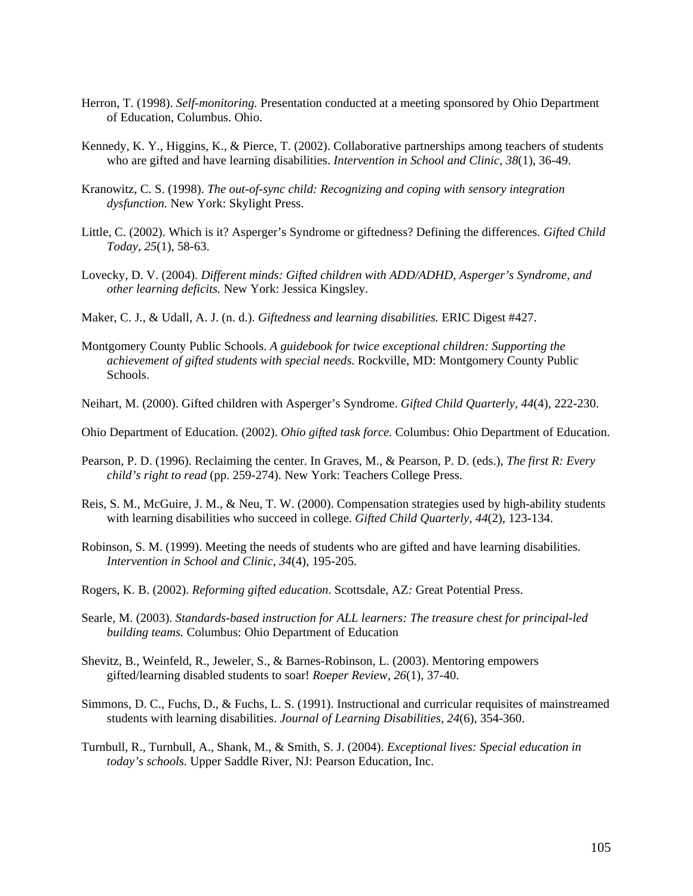Herron, T. (1998). *Self-monitoring*. Presentation conducted at a meeting sponsored by Ohio Department of Education, Columbus. Ohio.

Kennedy, K. Y., Higgins, K., & Pierce, T. (2002). Collaborative partnerships among teachers of students who are gifted and have learning disabilities. *Intervention in School and Clinic, 38*(1), 36-49.

Kranowitz, C. S. (1998). *The out-of-sync child: Recognizing and coping with sensory integration dysfunction.* New York: Skylight Press.

Little, C. (2002). Which is it? Asperger's Syndrome or giftedness? Defining the differences. *Gifted Child Today, 25*(1), 58-63.

Lovecky, D. V. (2004). *Different minds: Gifted children with ADD/ADHD, Asperger's Syndrome, and other learning deficits.* New York: Jessica Kingsley.

Maker, C. J., & Udall, A. J. (n. d.). *Giftedness and learning disabilities.* ERIC Digest #427.

Montgomery County Public Schools. *A guidebook for twice exceptional children: Supporting the achievement of gifted students with special needs.* Rockville, MD: Montgomery County Public Schools.

Neihart, M. (2000). Gifted children with Asperger's Syndrome. *Gifted Child Quarterly, 44*(4), 222-230.

Ohio Department of Education. (2002). *Ohio gifted task force.* Columbus: Ohio Department of Education.

Pearson, P. D. (1996). Reclaiming the center. In Graves, M., & Pearson, P. D. (eds.), *The first R: Every child's right to read* (pp. 259-274). New York: Teachers College Press.

Reis, S. M., McGuire, J. M., & Neu, T. W. (2000). Compensation strategies used by high-ability students with learning disabilities who succeed in college. *Gifted Child Quarterly, 44*(2), 123-134.

Robinson, S. M. (1999). Meeting the needs of students who are gifted and have learning disabilities. *Intervention in School and Clinic, 34*(4), 195-205.

Rogers, K. B. (2002). *Reforming gifted education*. Scottsdale, AZ*:* Great Potential Press.

Searle, M. (2003). *Standards-based instruction for ALL learners: The treasure chest for principal-led building teams.* Columbus: Ohio Department of Education

Shevitz, B., Weinfeld, R., Jeweler, S., & Barnes-Robinson, L. (2003). Mentoring empowers gifted/learning disabled students to soar! *Roeper Review, 26*(1), 37-40.

Simmons, D. C., Fuchs, D., & Fuchs, L. S. (1991). Instructional and curricular requisites of mainstreamed students with learning disabilities. *Journal of Learning Disabilities, 24*(6), 354-360.

Turnbull, R., Turnbull, A., Shank, M., & Smith, S. J. (2004). *Exceptional lives: Special education in today's schools.* Upper Saddle River, NJ: Pearson Education, Inc.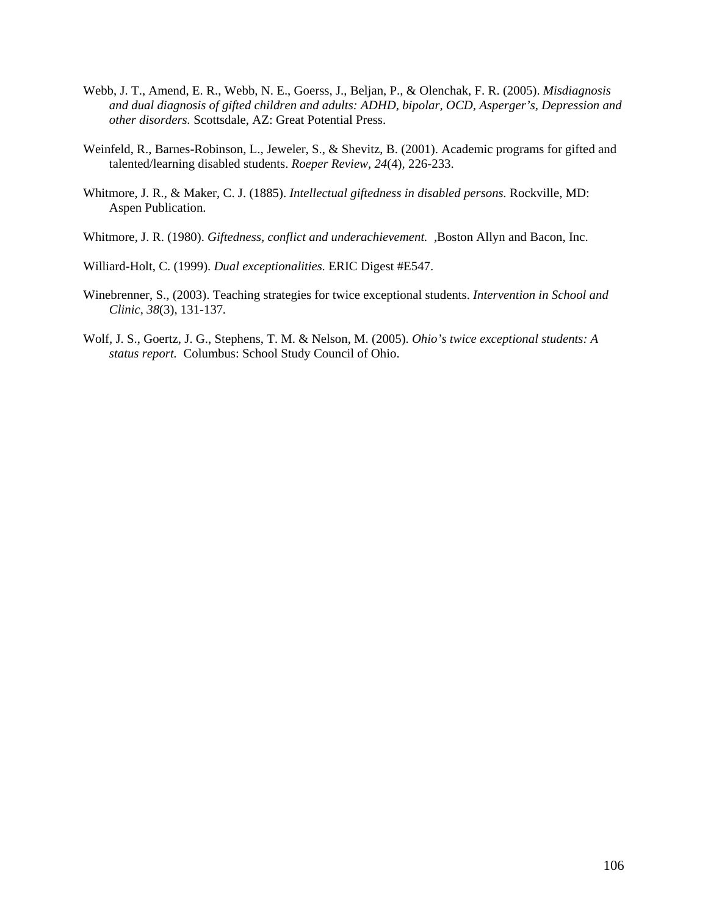Webb, J. T., Amend, E. R., Webb, N. E., Goerss, J., Beljan, P., & Olenchak, F. R. (2005). *Misdiagnosis and dual diagnosis of gifted children and adults: ADHD, bipolar, OCD, Asperger's, Depression and other disorders.* Scottsdale, AZ: Great Potential Press.

Weinfeld, R., Barnes-Robinson, L., Jeweler, S., & Shevitz, B. (2001). Academic programs for gifted and talented/learning disabled students. *Roeper Review, 24*(4), 226-233.

Whitmore, J. R., & Maker, C. J. (1885). *Intellectual giftedness in disabled persons.* Rockville, MD: Aspen Publication.

Whitmore, J. R. (1980). *Giftedness, conflict and underachievement.* ,Boston Allyn and Bacon, Inc.

Williard-Holt, C. (1999). *Dual exceptionalities.* ERIC Digest #E547.

Winebrenner, S., (2003). Teaching strategies for twice exceptional students. *Intervention in School and Clinic, 38*(3), 131-137.

Wolf, J. S., Goertz, J. G., Stephens, T. M. & Nelson, M. (2005). *Ohio's twice exceptional students: A status report.* Columbus: School Study Council of Ohio.